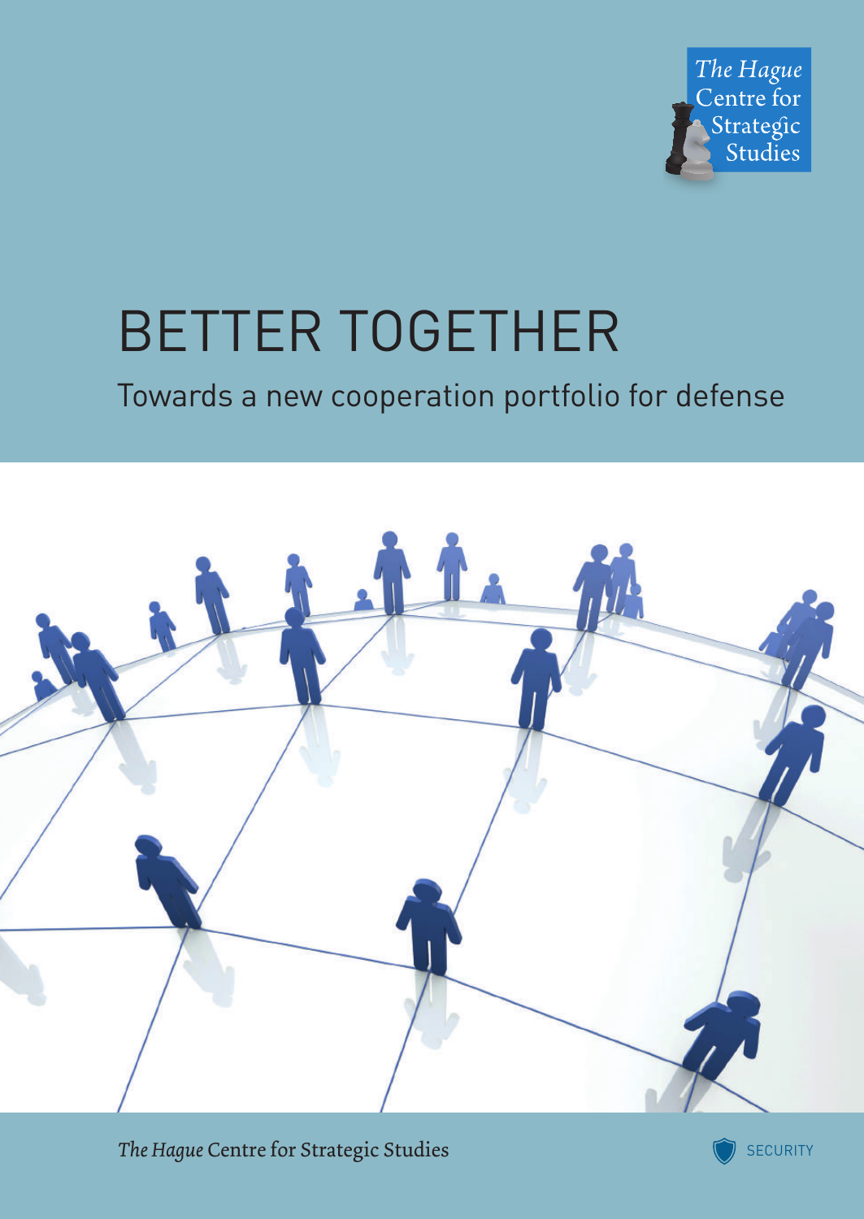The Hague Centre for Strategic Studies

# BETTER TOGETHER

## Towards a new cooperation portfolio for defense

*The Hague* Centre for Strategic Studies

SECURITY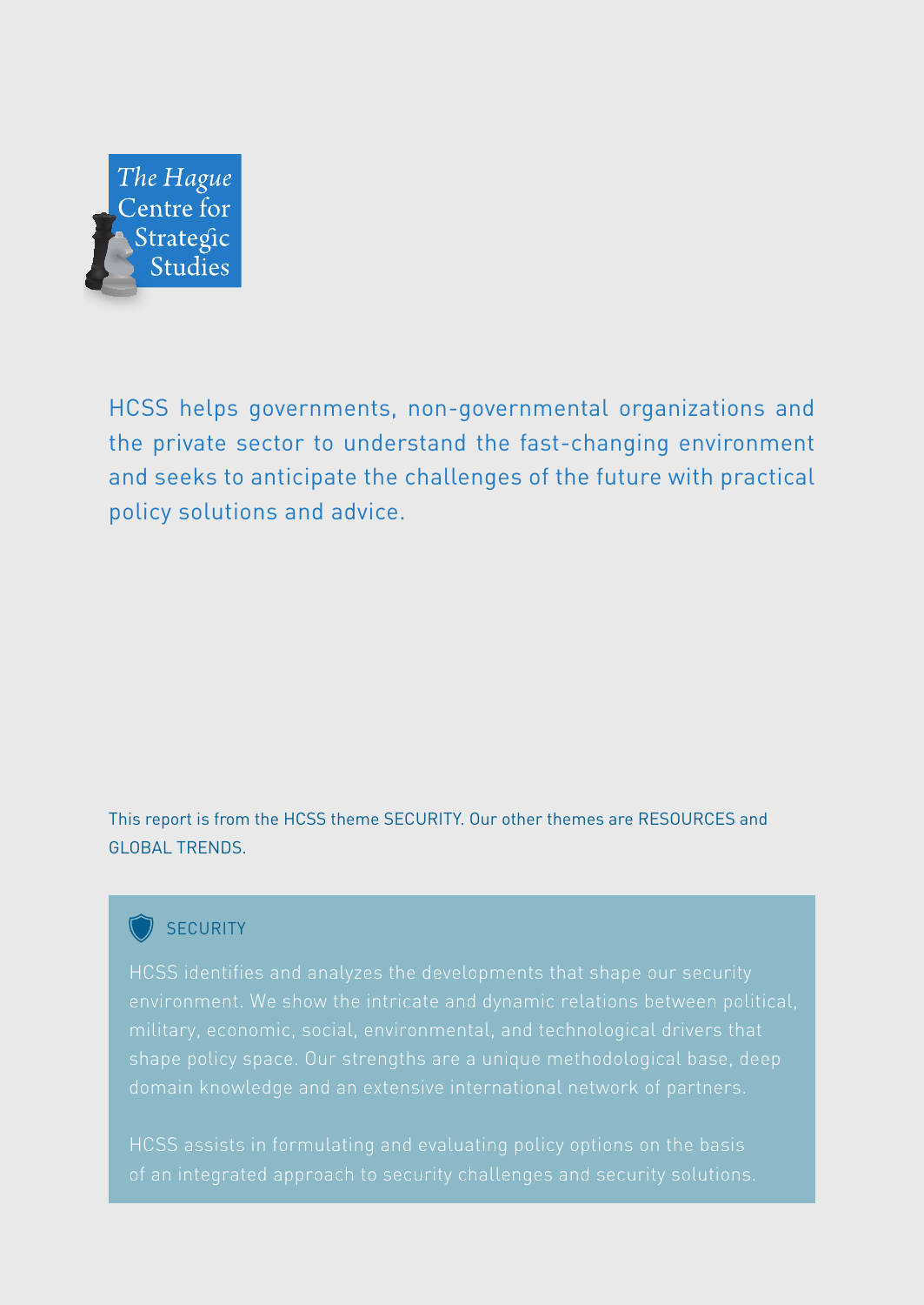The Hague Centre for Strategic Studies

HCSS helps governments, non-governmental organizations and the private sector to understand the fast-changing environment and seeks to anticipate the challenges of the future with practical policy solutions and advice.

This report is from the HCSS theme SECURITY. Our other themes are RESOURCES and GLOBAL TRENDS.

## SECURITY

HCSS identifies and analyzes the developments that shape our security environment. We show the intricate and dynamic relations between political, military, economic, social, environmental, and technological drivers that shape policy space. Our strengths are a unique methodological base, deep domain knowledge and an extensive international network of partners.

HCSS assists in formulating and evaluating policy options on the basis of an integrated approach to security challenges and security solutions.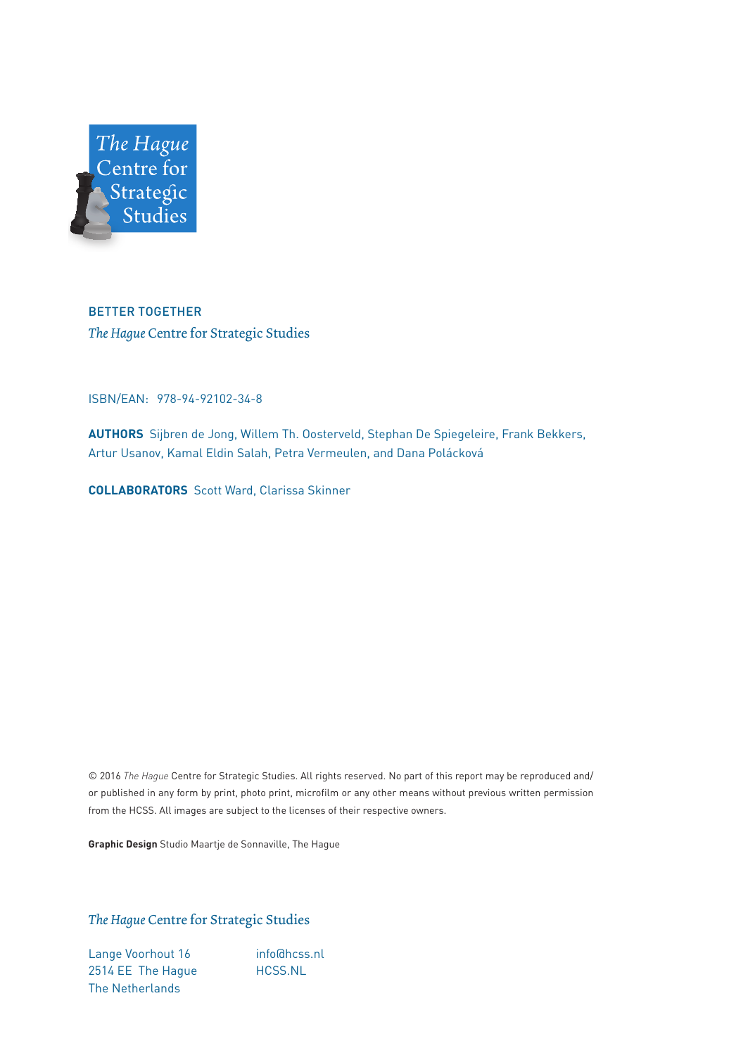The Hague Centre for Strategic Studies

BETTER TOGETHER

*The Hague* Centre for Strategic Studies

ISBN/EAN: 978-94-92102-34-8

**AUTHORS** Sijbren de Jong, Willem Th. Oosterveld, Stephan De Spiegeleire, Frank Bekkers, Artur Usanov, Kamal Eldin Salah, Petra Vermeulen, and Dana Poláčková

**COLLABORATORS** Scott Ward, Clarissa Skinner

© 2016 *The Hague* Centre for Strategic Studies. All rights reserved. No part of this report may be reproduced and/or published in any form by print, photo print, microfilm or any other means without previous written permission from the HCSS. All images are subject to the licenses of their respective owners.

**Graphic Design** Studio Maartje de Sonnaville, The Hague

*The Hague* Centre for Strategic Studies

Lange Voorhout 16
2514 EE The Hague
The Netherlands

info@hcss.nl
HCSS.NL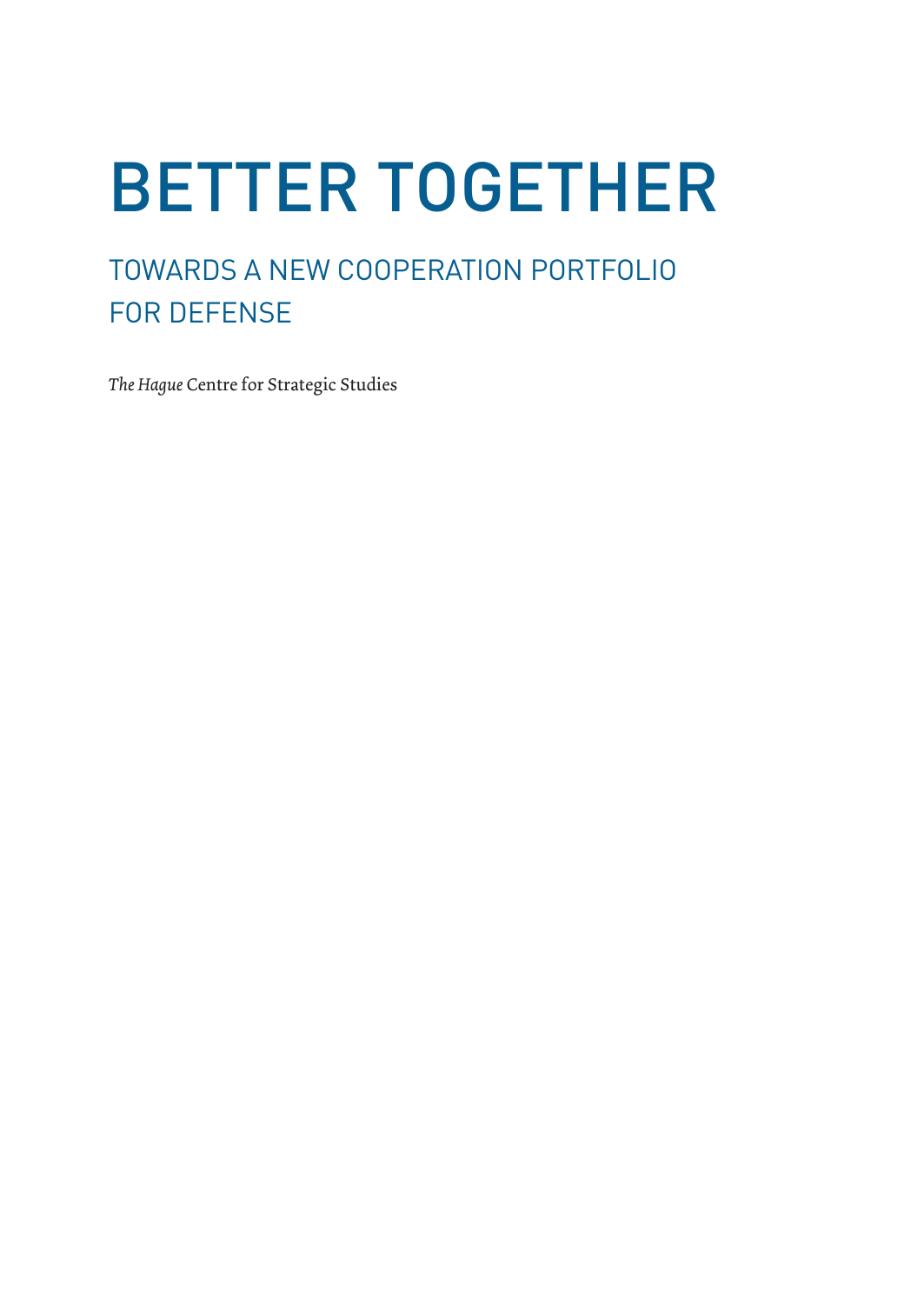# BETTER TOGETHER

## TOWARDS A NEW COOPERATION PORTFOLIO FOR DEFENSE

*The Hague* Centre for Strategic Studies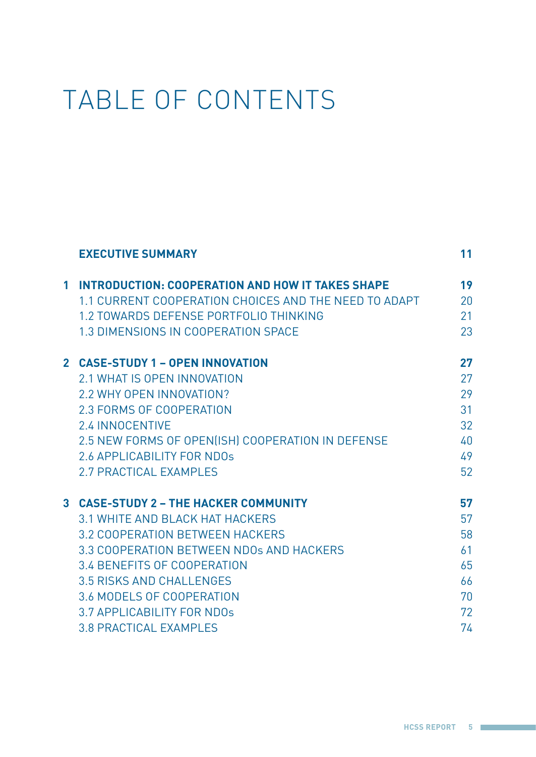# TABLE OF CONTENTS

| | | |
|---|---|---|
| | **EXECUTIVE SUMMARY** | **11** |
| **1** | **INTRODUCTION: COOPERATION AND HOW IT TAKES SHAPE** | **19** |
| | 1.1 CURRENT COOPERATION CHOICES AND THE NEED TO ADAPT | 20 |
| | 1.2 TOWARDS DEFENSE PORTFOLIO THINKING | 21 |
| | 1.3 DIMENSIONS IN COOPERATION SPACE | 23 |
| **2** | **CASE-STUDY 1 – OPEN INNOVATION** | **27** |
| | 2.1 WHAT IS OPEN INNOVATION | 27 |
| | 2.2 WHY OPEN INNOVATION? | 29 |
| | 2.3 FORMS OF COOPERATION | 31 |
| | 2.4 INNOCENTIVE | 32 |
| | 2.5 NEW FORMS OF OPEN(ISH) COOPERATION IN DEFENSE | 40 |
| | 2.6 APPLICABILITY FOR NDOs | 49 |
| | 2.7 PRACTICAL EXAMPLES | 52 |
| **3** | **CASE-STUDY 2 – THE HACKER COMMUNITY** | **57** |
| | 3.1 WHITE AND BLACK HAT HACKERS | 57 |
| | 3.2 COOPERATION BETWEEN HACKERS | 58 |
| | 3.3 COOPERATION BETWEEN NDOs AND HACKERS | 61 |
| | 3.4 BENEFITS OF COOPERATION | 65 |
| | 3.5 RISKS AND CHALLENGES | 66 |
| | 3.6 MODELS OF COOPERATION | 70 |
| | 3.7 APPLICABILITY FOR NDOs | 72 |
| | 3.8 PRACTICAL EXAMPLES | 74 |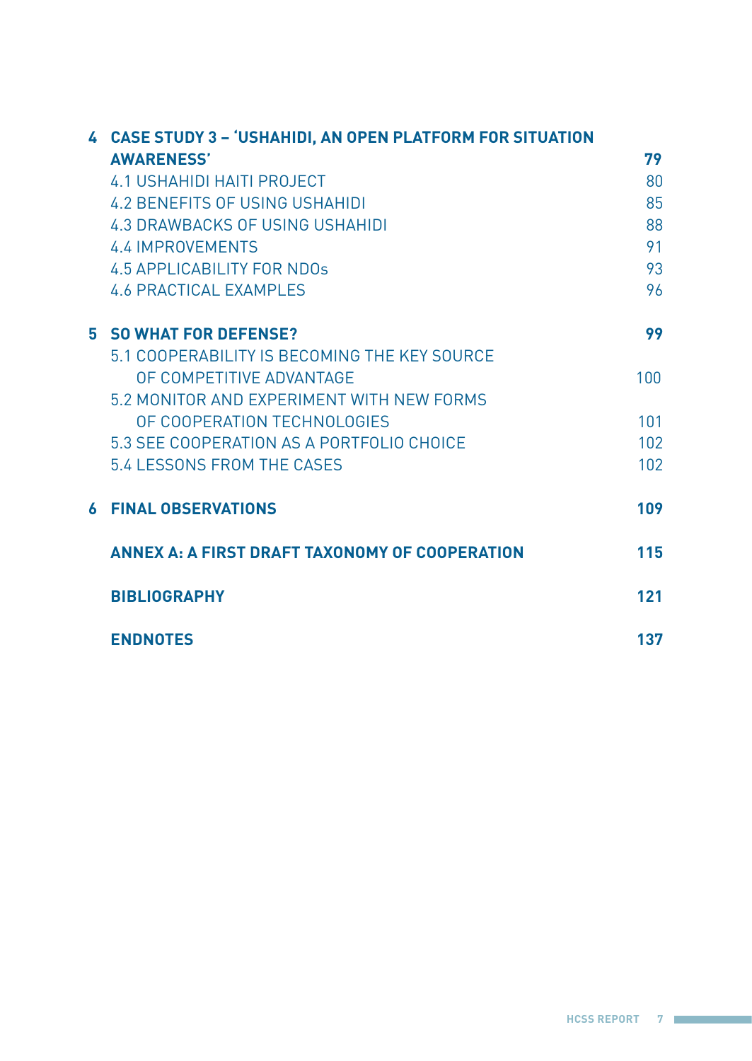**4 CASE STUDY 3 – 'USHAHIDI, AN OPEN PLATFORM FOR SITUATION AWARENESS'** **79**

4.1 USHAHIDI HAITI PROJECT 80

4.2 BENEFITS OF USING USHAHIDI 85

4.3 DRAWBACKS OF USING USHAHIDI 88

4.4 IMPROVEMENTS 91

4.5 APPLICABILITY FOR NDOs 93

4.6 PRACTICAL EXAMPLES 96

**5 SO WHAT FOR DEFENSE?** **99**

5.1 COOPERABILITY IS BECOMING THE KEY SOURCE OF COMPETITIVE ADVANTAGE 100

5.2 MONITOR AND EXPERIMENT WITH NEW FORMS OF COOPERATION TECHNOLOGIES 101

5.3 SEE COOPERATION AS A PORTFOLIO CHOICE 102

5.4 LESSONS FROM THE CASES 102

**6 FINAL OBSERVATIONS** **109**

**ANNEX A: A FIRST DRAFT TAXONOMY OF COOPERATION** **115**

**BIBLIOGRAPHY** **121**

**ENDNOTES** **137**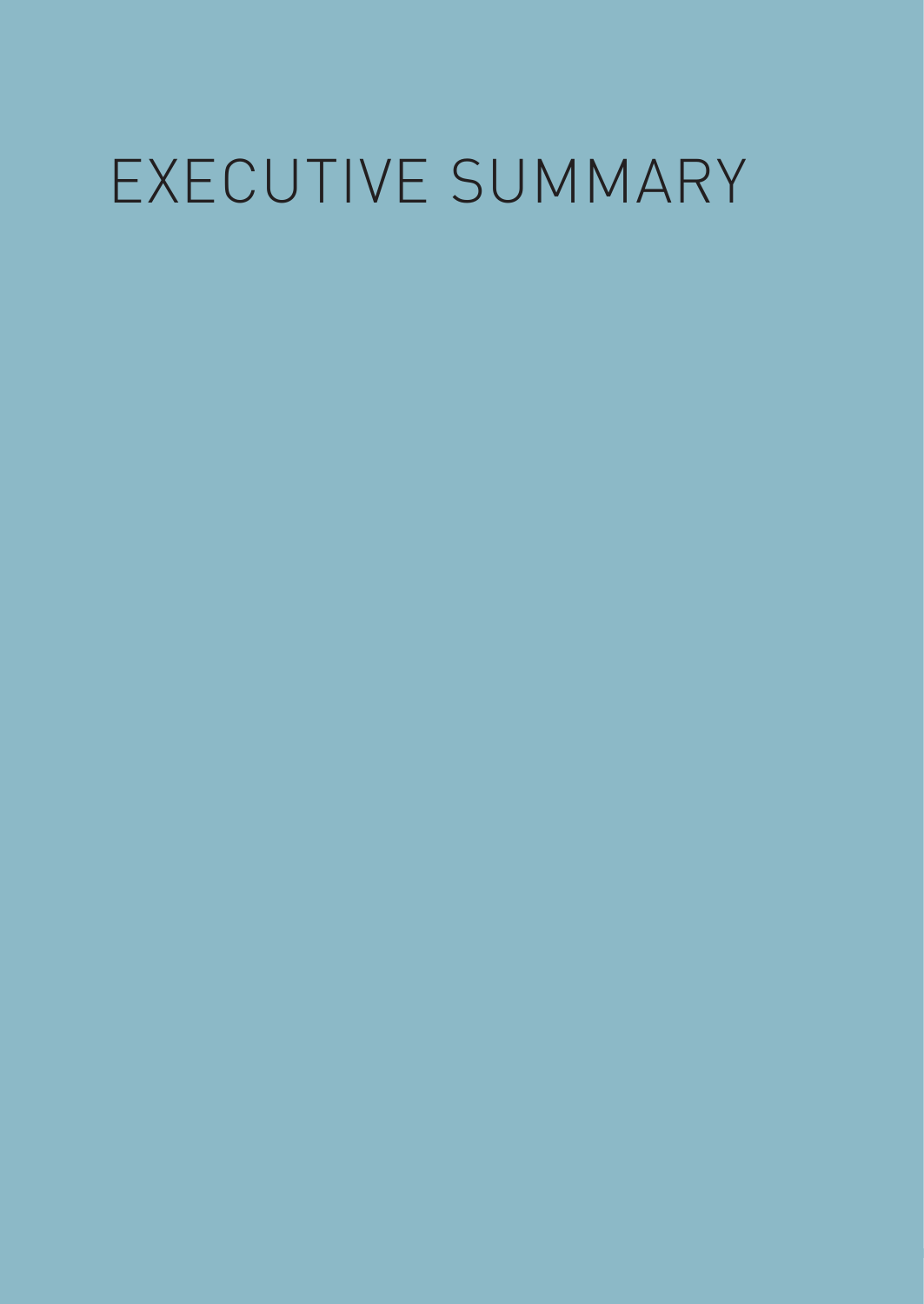# EXECUTIVE SUMMARY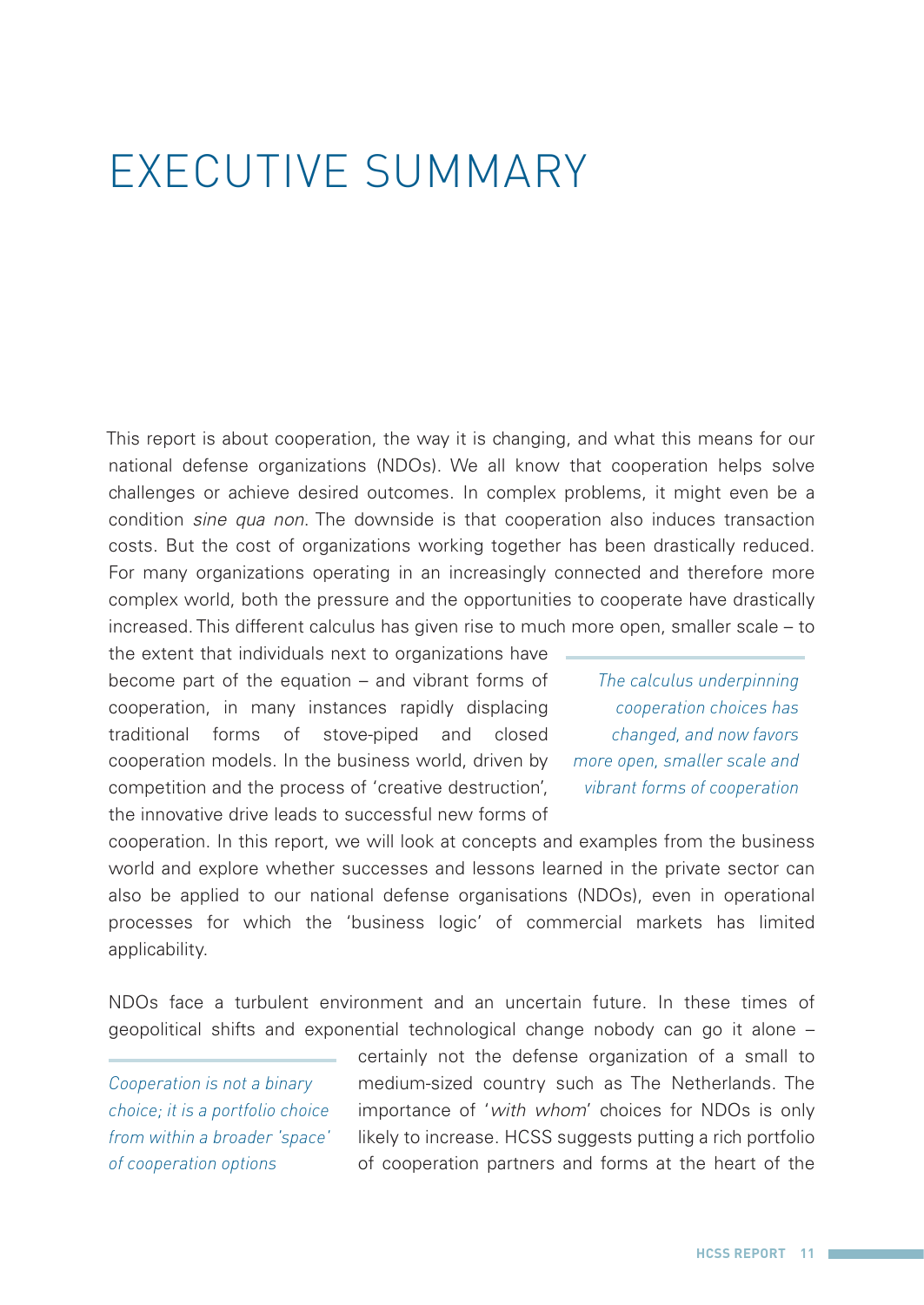# EXECUTIVE SUMMARY

This report is about cooperation, the way it is changing, and what this means for our national defense organizations (NDOs). We all know that cooperation helps solve challenges or achieve desired outcomes. In complex problems, it might even be a condition *sine qua non*. The downside is that cooperation also induces transaction costs. But the cost of organizations working together has been drastically reduced. For many organizations operating in an increasingly connected and therefore more complex world, both the pressure and the opportunities to cooperate have drastically increased. This different calculus has given rise to much more open, smaller scale – to the extent that individuals next to organizations have become part of the equation – and vibrant forms of cooperation, in many instances rapidly displacing traditional forms of stove-piped and closed cooperation models. In the business world, driven by competition and the process of 'creative destruction', the innovative drive leads to successful new forms of cooperation. In this report, we will look at concepts and examples from the business world and explore whether successes and lessons learned in the private sector can also be applied to our national defense organisations (NDOs), even in operational processes for which the 'business logic' of commercial markets has limited applicability.

> *The calculus underpinning cooperation choices has changed, and now favors more open, smaller scale and vibrant forms of cooperation*

NDOs face a turbulent environment and an uncertain future. In these times of geopolitical shifts and exponential technological change nobody can go it alone – certainly not the defense organization of a small to medium-sized country such as The Netherlands. The importance of '*with whom*' choices for NDOs is only likely to increase. HCSS suggests putting a rich portfolio of cooperation partners and forms at the heart of the

> *Cooperation is not a binary choice; it is a portfolio choice from within a broader 'space' of cooperation options*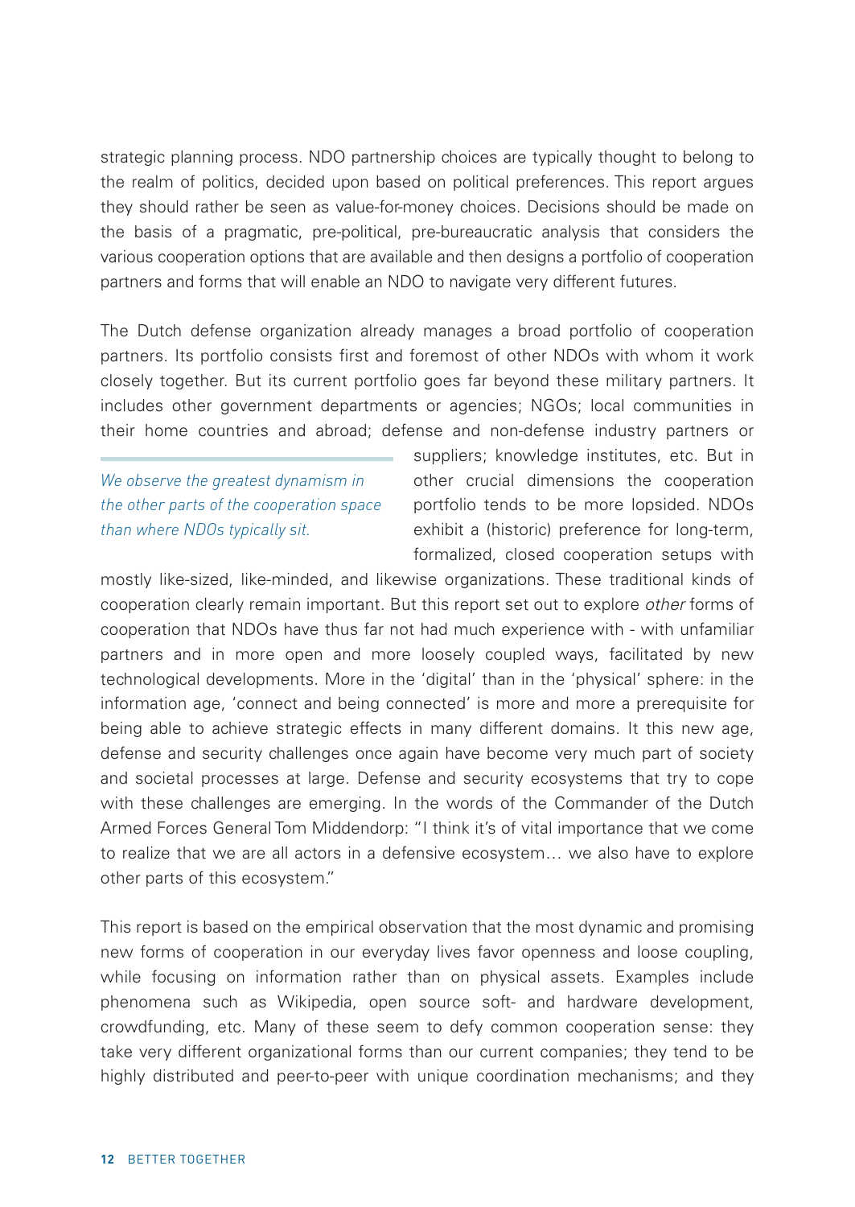strategic planning process. NDO partnership choices are typically thought to belong to the realm of politics, decided upon based on political preferences. This report argues they should rather be seen as value-for-money choices. Decisions should be made on the basis of a pragmatic, pre-political, pre-bureaucratic analysis that considers the various cooperation options that are available and then designs a portfolio of cooperation partners and forms that will enable an NDO to navigate very different futures.

The Dutch defense organization already manages a broad portfolio of cooperation partners. Its portfolio consists first and foremost of other NDOs with whom it work closely together. But its current portfolio goes far beyond these military partners. It includes other government departments or agencies; NGOs; local communities in their home countries and abroad; defense and non-defense industry partners or suppliers; knowledge institutes, etc. But in other crucial dimensions the cooperation portfolio tends to be more lopsided. NDOs exhibit a (historic) preference for long-term, formalized, closed cooperation setups with mostly like-sized, like-minded, and likewise organizations. These traditional kinds of cooperation clearly remain important. But this report set out to explore *other* forms of cooperation that NDOs have thus far not had much experience with - with unfamiliar partners and in more open and more loosely coupled ways, facilitated by new technological developments. More in the 'digital' than in the 'physical' sphere: in the information age, 'connect and being connected' is more and more a prerequisite for being able to achieve strategic effects in many different domains. It this new age, defense and security challenges once again have become very much part of society and societal processes at large. Defense and security ecosystems that try to cope with these challenges are emerging. In the words of the Commander of the Dutch Armed Forces General Tom Middendorp: "I think it's of vital importance that we come to realize that we are all actors in a defensive ecosystem… we also have to explore other parts of this ecosystem."

*We observe the greatest dynamism in the other parts of the cooperation space than where NDOs typically sit.*

This report is based on the empirical observation that the most dynamic and promising new forms of cooperation in our everyday lives favor openness and loose coupling, while focusing on information rather than on physical assets. Examples include phenomena such as Wikipedia, open source soft- and hardware development, crowdfunding, etc. Many of these seem to defy common cooperation sense: they take very different organizational forms than our current companies; they tend to be highly distributed and peer-to-peer with unique coordination mechanisms; and they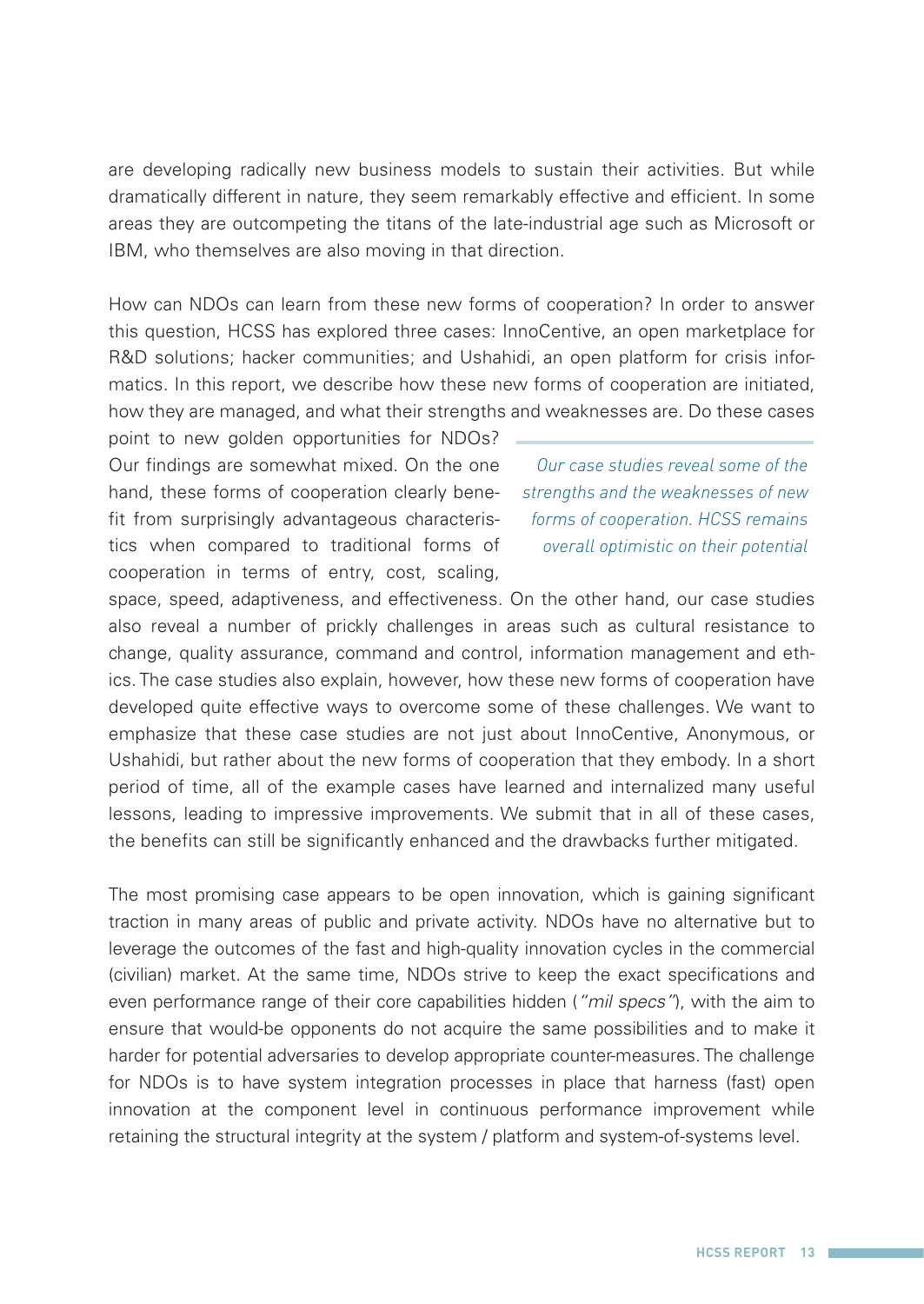are developing radically new business models to sustain their activities. But while dramatically different in nature, they seem remarkably effective and efficient. In some areas they are outcompeting the titans of the late-industrial age such as Microsoft or IBM, who themselves are also moving in that direction.

How can NDOs can learn from these new forms of cooperation? In order to answer this question, HCSS has explored three cases: InnoCentive, an open marketplace for R&D solutions; hacker communities; and Ushahidi, an open platform for crisis informatics. In this report, we describe how these new forms of cooperation are initiated, how they are managed, and what their strengths and weaknesses are. Do these cases point to new golden opportunities for NDOs? Our findings are somewhat mixed. On the one hand, these forms of cooperation clearly benefit from surprisingly advantageous characteristics when compared to traditional forms of cooperation in terms of entry, cost, scaling, space, speed, adaptiveness, and effectiveness. On the other hand, our case studies also reveal a number of prickly challenges in areas such as cultural resistance to change, quality assurance, command and control, information management and ethics. The case studies also explain, however, how these new forms of cooperation have developed quite effective ways to overcome some of these challenges. We want to emphasize that these case studies are not just about InnoCentive, Anonymous, or Ushahidi, but rather about the new forms of cooperation that they embody. In a short period of time, all of the example cases have learned and internalized many useful lessons, leading to impressive improvements. We submit that in all of these cases, the benefits can still be significantly enhanced and the drawbacks further mitigated.

> *Our case studies reveal some of the strengths and the weaknesses of new forms of cooperation. HCSS remains overall optimistic on their potential*

The most promising case appears to be open innovation, which is gaining significant traction in many areas of public and private activity. NDOs have no alternative but to leverage the outcomes of the fast and high-quality innovation cycles in the commercial (civilian) market. At the same time, NDOs strive to keep the exact specifications and even performance range of their core capabilities hidden (*"mil specs"*), with the aim to ensure that would-be opponents do not acquire the same possibilities and to make it harder for potential adversaries to develop appropriate counter-measures. The challenge for NDOs is to have system integration processes in place that harness (fast) open innovation at the component level in continuous performance improvement while retaining the structural integrity at the system / platform and system-of-systems level.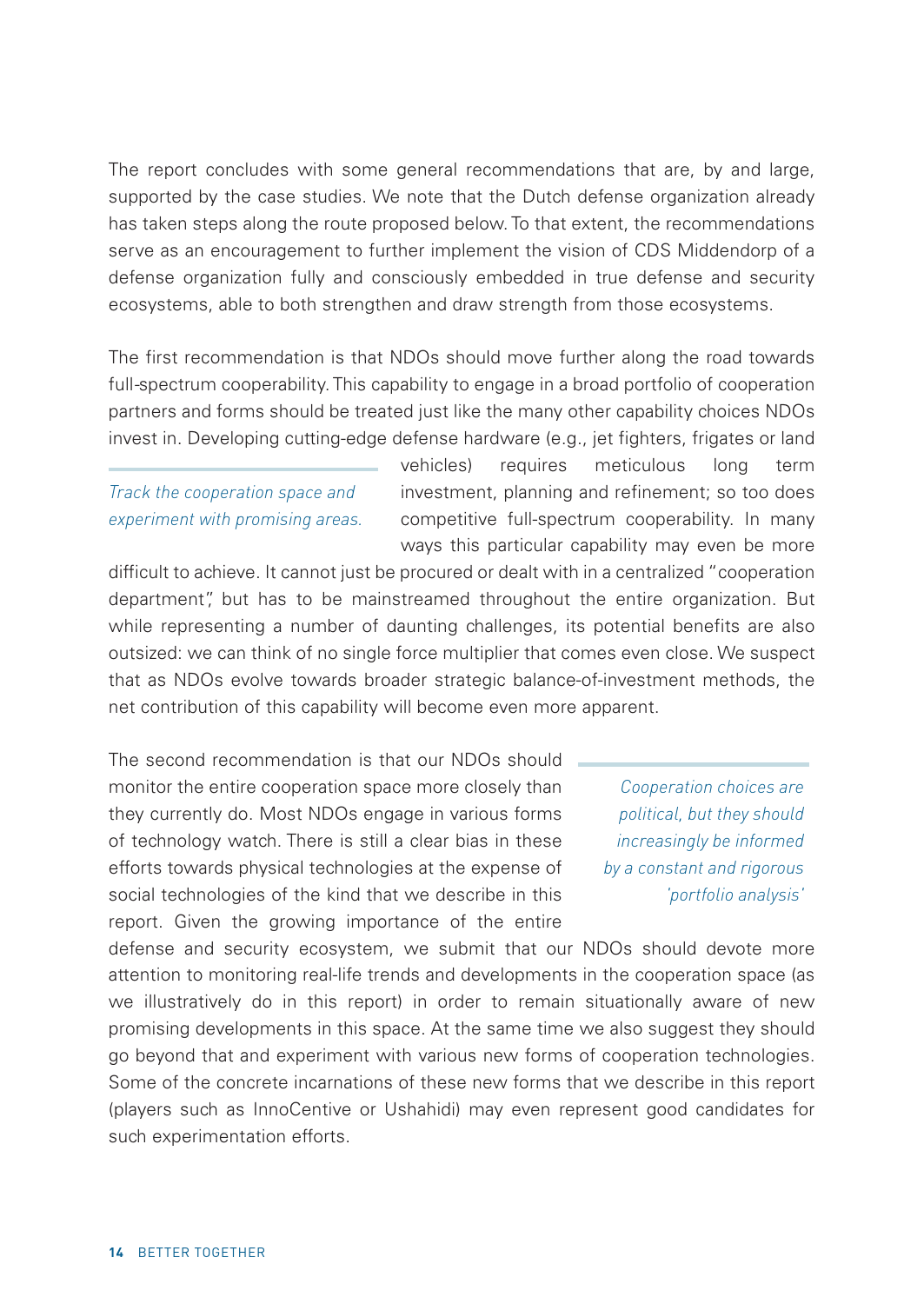The report concludes with some general recommendations that are, by and large, supported by the case studies. We note that the Dutch defense organization already has taken steps along the route proposed below. To that extent, the recommendations serve as an encouragement to further implement the vision of CDS Middendorp of a defense organization fully and consciously embedded in true defense and security ecosystems, able to both strengthen and draw strength from those ecosystems.

The first recommendation is that NDOs should move further along the road towards full-spectrum cooperability. This capability to engage in a broad portfolio of cooperation partners and forms should be treated just like the many other capability choices NDOs invest in. Developing cutting-edge defense hardware (e.g., jet fighters, frigates or land vehicles) requires meticulous long term investment, planning and refinement; so too does competitive full-spectrum cooperability. In many ways this particular capability may even be more difficult to achieve. It cannot just be procured or dealt with in a centralized "cooperation department", but has to be mainstreamed throughout the entire organization. But while representing a number of daunting challenges, its potential benefits are also outsized: we can think of no single force multiplier that comes even close. We suspect that as NDOs evolve towards broader strategic balance-of-investment methods, the net contribution of this capability will become even more apparent.

*Track the cooperation space and experiment with promising areas.*

The second recommendation is that our NDOs should monitor the entire cooperation space more closely than they currently do. Most NDOs engage in various forms of technology watch. There is still a clear bias in these efforts towards physical technologies at the expense of social technologies of the kind that we describe in this report. Given the growing importance of the entire defense and security ecosystem, we submit that our NDOs should devote more attention to monitoring real-life trends and developments in the cooperation space (as we illustratively do in this report) in order to remain situationally aware of new promising developments in this space. At the same time we also suggest they should go beyond that and experiment with various new forms of cooperation technologies. Some of the concrete incarnations of these new forms that we describe in this report (players such as InnoCentive or Ushahidi) may even represent good candidates for such experimentation efforts.

*Cooperation choices are political, but they should increasingly be informed by a constant and rigorous 'portfolio analysis'*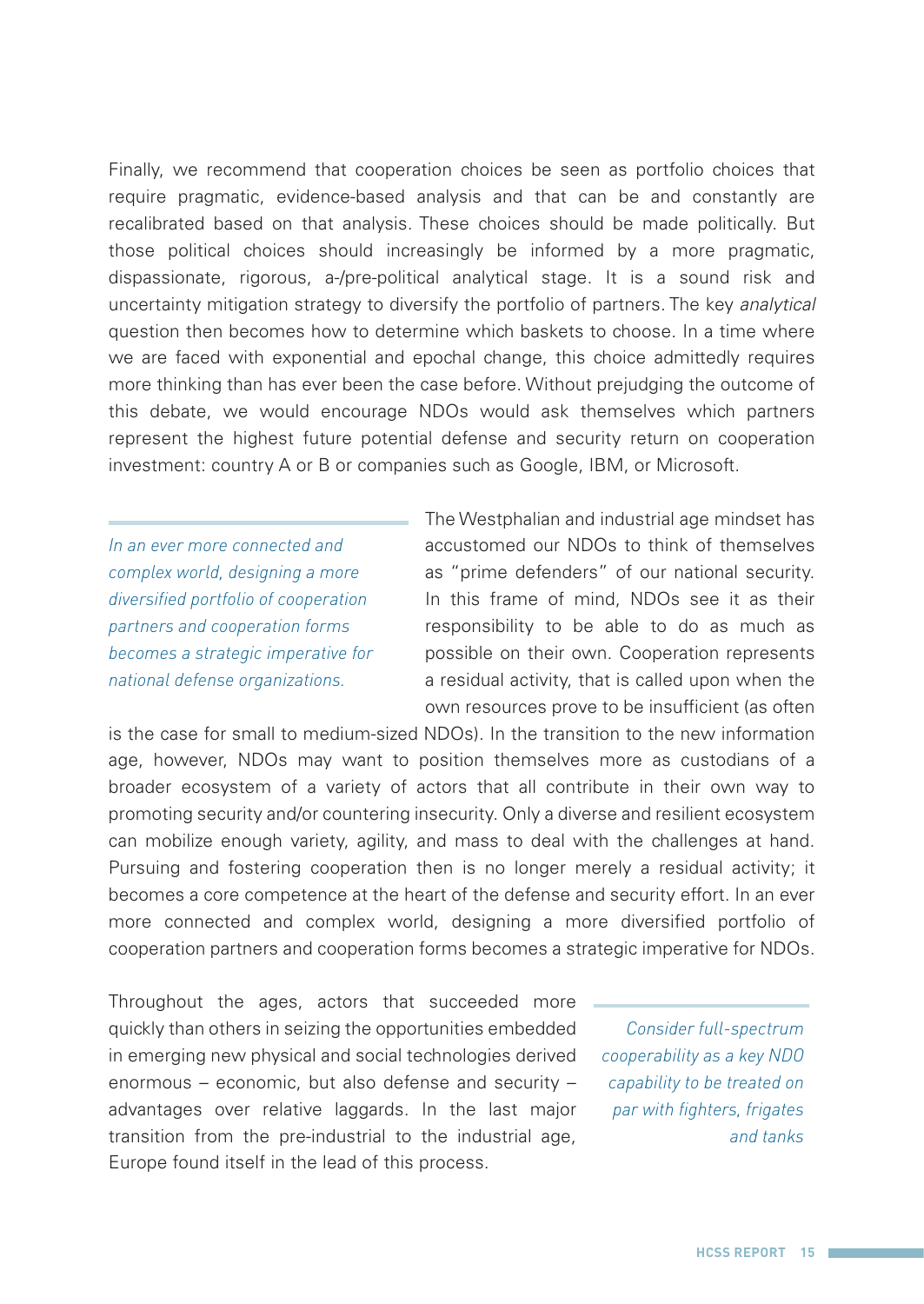Finally, we recommend that cooperation choices be seen as portfolio choices that require pragmatic, evidence-based analysis and that can be and constantly are recalibrated based on that analysis. These choices should be made politically. But those political choices should increasingly be informed by a more pragmatic, dispassionate, rigorous, a-/pre-political analytical stage. It is a sound risk and uncertainty mitigation strategy to diversify the portfolio of partners. The key *analytical* question then becomes how to determine which baskets to choose. In a time where we are faced with exponential and epochal change, this choice admittedly requires more thinking than has ever been the case before. Without prejudging the outcome of this debate, we would encourage NDOs would ask themselves which partners represent the highest future potential defense and security return on cooperation investment: country A or B or companies such as Google, IBM, or Microsoft.

*In an ever more connected and complex world, designing a more diversified portfolio of cooperation partners and cooperation forms becomes a strategic imperative for national defense organizations.*

The Westphalian and industrial age mindset has accustomed our NDOs to think of themselves as "prime defenders" of our national security. In this frame of mind, NDOs see it as their responsibility to be able to do as much as possible on their own. Cooperation represents a residual activity, that is called upon when the own resources prove to be insufficient (as often is the case for small to medium-sized NDOs). In the transition to the new information age, however, NDOs may want to position themselves more as custodians of a broader ecosystem of a variety of actors that all contribute in their own way to promoting security and/or countering insecurity. Only a diverse and resilient ecosystem can mobilize enough variety, agility, and mass to deal with the challenges at hand. Pursuing and fostering cooperation then is no longer merely a residual activity; it becomes a core competence at the heart of the defense and security effort. In an ever more connected and complex world, designing a more diversified portfolio of cooperation partners and cooperation forms becomes a strategic imperative for NDOs.

*Consider full-spectrum cooperability as a key NDO capability to be treated on par with fighters, frigates and tanks*

Throughout the ages, actors that succeeded more quickly than others in seizing the opportunities embedded in emerging new physical and social technologies derived enormous – economic, but also defense and security – advantages over relative laggards. In the last major transition from the pre-industrial to the industrial age, Europe found itself in the lead of this process.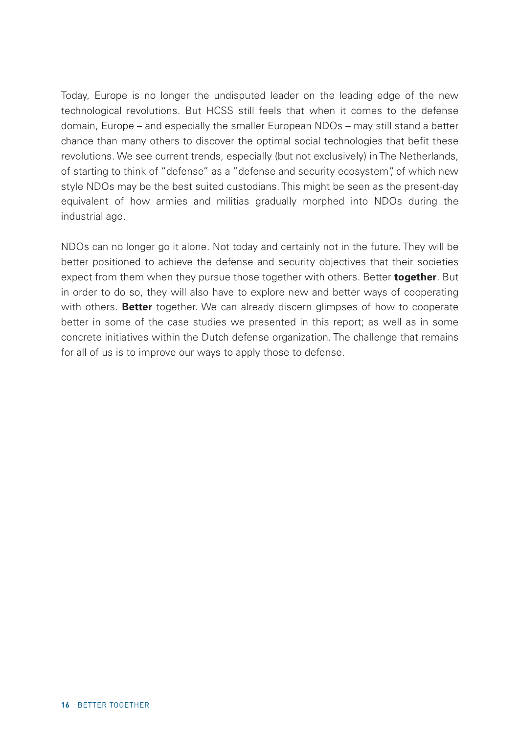Today, Europe is no longer the undisputed leader on the leading edge of the new technological revolutions. But HCSS still feels that when it comes to the defense domain, Europe – and especially the smaller European NDOs – may still stand a better chance than many others to discover the optimal social technologies that befit these revolutions. We see current trends, especially (but not exclusively) in The Netherlands, of starting to think of "defense" as a "defense and security ecosystem", of which new style NDOs may be the best suited custodians. This might be seen as the present-day equivalent of how armies and militias gradually morphed into NDOs during the industrial age.

NDOs can no longer go it alone. Not today and certainly not in the future. They will be better positioned to achieve the defense and security objectives that their societies expect from them when they pursue those together with others. Better **together**. But in order to do so, they will also have to explore new and better ways of cooperating with others. **Better** together. We can already discern glimpses of how to cooperate better in some of the case studies we presented in this report; as well as in some concrete initiatives within the Dutch defense organization. The challenge that remains for all of us is to improve our ways to apply those to defense.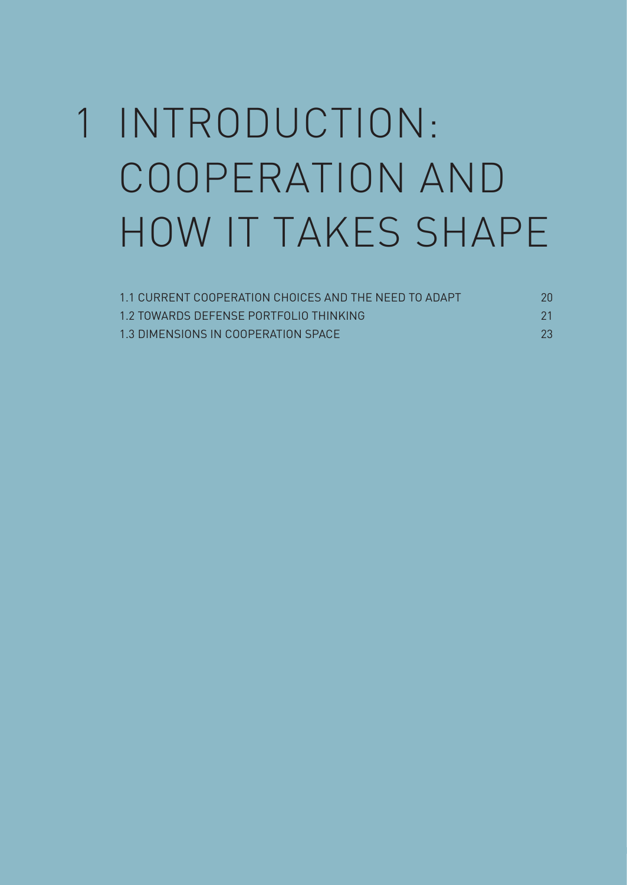# 1 INTRODUCTION: COOPERATION AND HOW IT TAKES SHAPE

| | |
|---|---|
| 1.1 CURRENT COOPERATION CHOICES AND THE NEED TO ADAPT | 20 |
| 1.2 TOWARDS DEFENSE PORTFOLIO THINKING | 21 |
| 1.3 DIMENSIONS IN COOPERATION SPACE | 23 |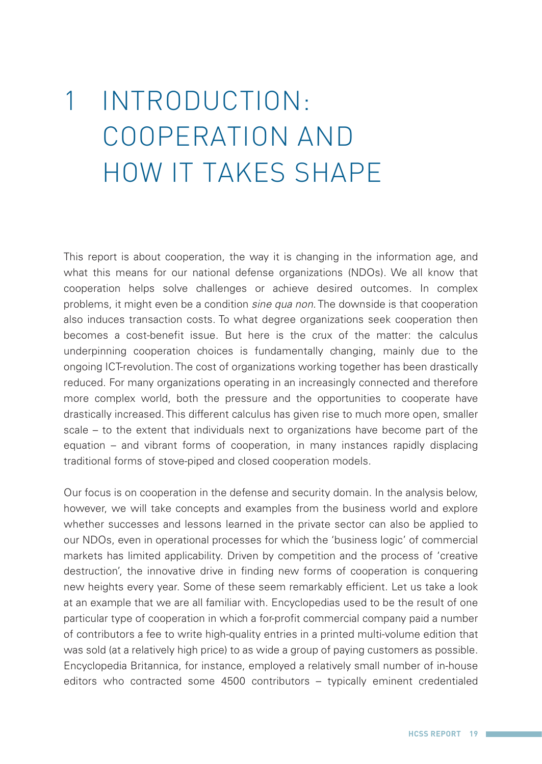# 1 INTRODUCTION: COOPERATION AND HOW IT TAKES SHAPE

This report is about cooperation, the way it is changing in the information age, and what this means for our national defense organizations (NDOs). We all know that cooperation helps solve challenges or achieve desired outcomes. In complex problems, it might even be a condition *sine qua non*. The downside is that cooperation also induces transaction costs. To what degree organizations seek cooperation then becomes a cost-benefit issue. But here is the crux of the matter: the calculus underpinning cooperation choices is fundamentally changing, mainly due to the ongoing ICT-revolution. The cost of organizations working together has been drastically reduced. For many organizations operating in an increasingly connected and therefore more complex world, both the pressure and the opportunities to cooperate have drastically increased. This different calculus has given rise to much more open, smaller scale – to the extent that individuals next to organizations have become part of the equation – and vibrant forms of cooperation, in many instances rapidly displacing traditional forms of stove-piped and closed cooperation models.

Our focus is on cooperation in the defense and security domain. In the analysis below, however, we will take concepts and examples from the business world and explore whether successes and lessons learned in the private sector can also be applied to our NDOs, even in operational processes for which the 'business logic' of commercial markets has limited applicability. Driven by competition and the process of 'creative destruction', the innovative drive in finding new forms of cooperation is conquering new heights every year. Some of these seem remarkably efficient. Let us take a look at an example that we are all familiar with. Encyclopedias used to be the result of one particular type of cooperation in which a for-profit commercial company paid a number of contributors a fee to write high-quality entries in a printed multi-volume edition that was sold (at a relatively high price) to as wide a group of paying customers as possible. Encyclopedia Britannica, for instance, employed a relatively small number of in-house editors who contracted some 4500 contributors – typically eminent credentialed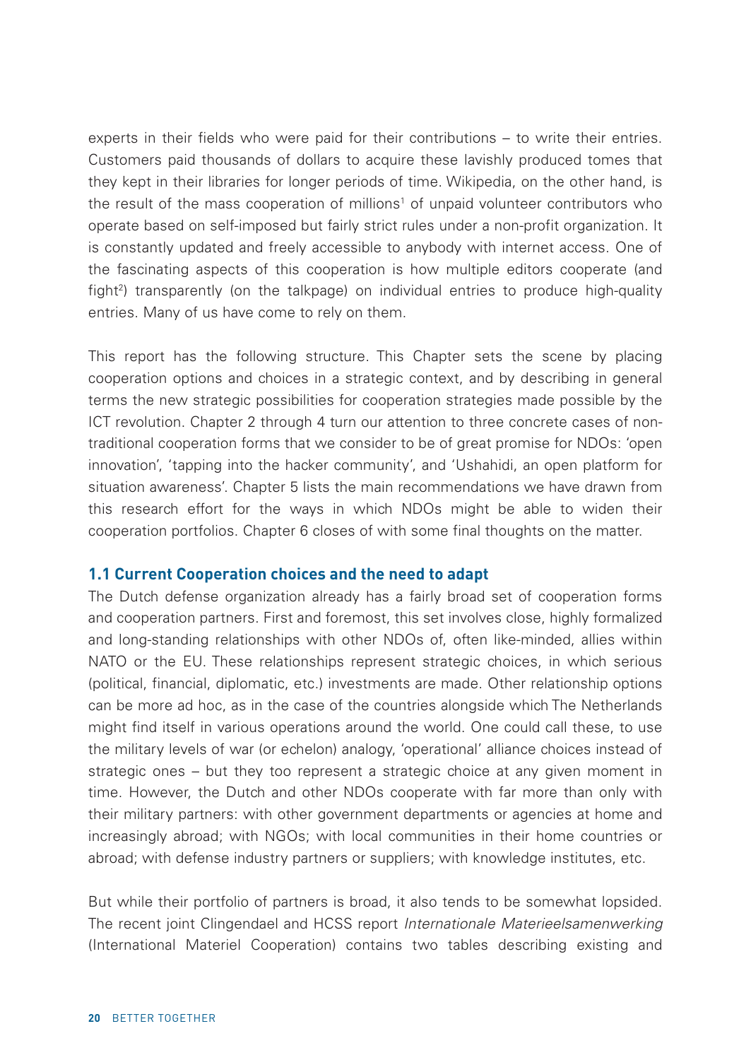experts in their fields who were paid for their contributions – to write their entries. Customers paid thousands of dollars to acquire these lavishly produced tomes that they kept in their libraries for longer periods of time. Wikipedia, on the other hand, is the result of the mass cooperation of millions[1] of unpaid volunteer contributors who operate based on self-imposed but fairly strict rules under a non-profit organization. It is constantly updated and freely accessible to anybody with internet access. One of the fascinating aspects of this cooperation is how multiple editors cooperate (and fight[2]) transparently (on the talkpage) on individual entries to produce high-quality entries. Many of us have come to rely on them.

This report has the following structure. This Chapter sets the scene by placing cooperation options and choices in a strategic context, and by describing in general terms the new strategic possibilities for cooperation strategies made possible by the ICT revolution. Chapter 2 through 4 turn our attention to three concrete cases of non-traditional cooperation forms that we consider to be of great promise for NDOs: 'open innovation', 'tapping into the hacker community', and 'Ushahidi, an open platform for situation awareness'. Chapter 5 lists the main recommendations we have drawn from this research effort for the ways in which NDOs might be able to widen their cooperation portfolios. Chapter 6 closes of with some final thoughts on the matter.

### 1.1 Current Cooperation choices and the need to adapt

The Dutch defense organization already has a fairly broad set of cooperation forms and cooperation partners. First and foremost, this set involves close, highly formalized and long-standing relationships with other NDOs of, often like-minded, allies within NATO or the EU. These relationships represent strategic choices, in which serious (political, financial, diplomatic, etc.) investments are made. Other relationship options can be more ad hoc, as in the case of the countries alongside which The Netherlands might find itself in various operations around the world. One could call these, to use the military levels of war (or echelon) analogy, 'operational' alliance choices instead of strategic ones – but they too represent a strategic choice at any given moment in time. However, the Dutch and other NDOs cooperate with far more than only with their military partners: with other government departments or agencies at home and increasingly abroad; with NGOs; with local communities in their home countries or abroad; with defense industry partners or suppliers; with knowledge institutes, etc.

But while their portfolio of partners is broad, it also tends to be somewhat lopsided. The recent joint Clingendael and HCSS report *Internationale Materieelsamenwerking* (International Materiel Cooperation) contains two tables describing existing and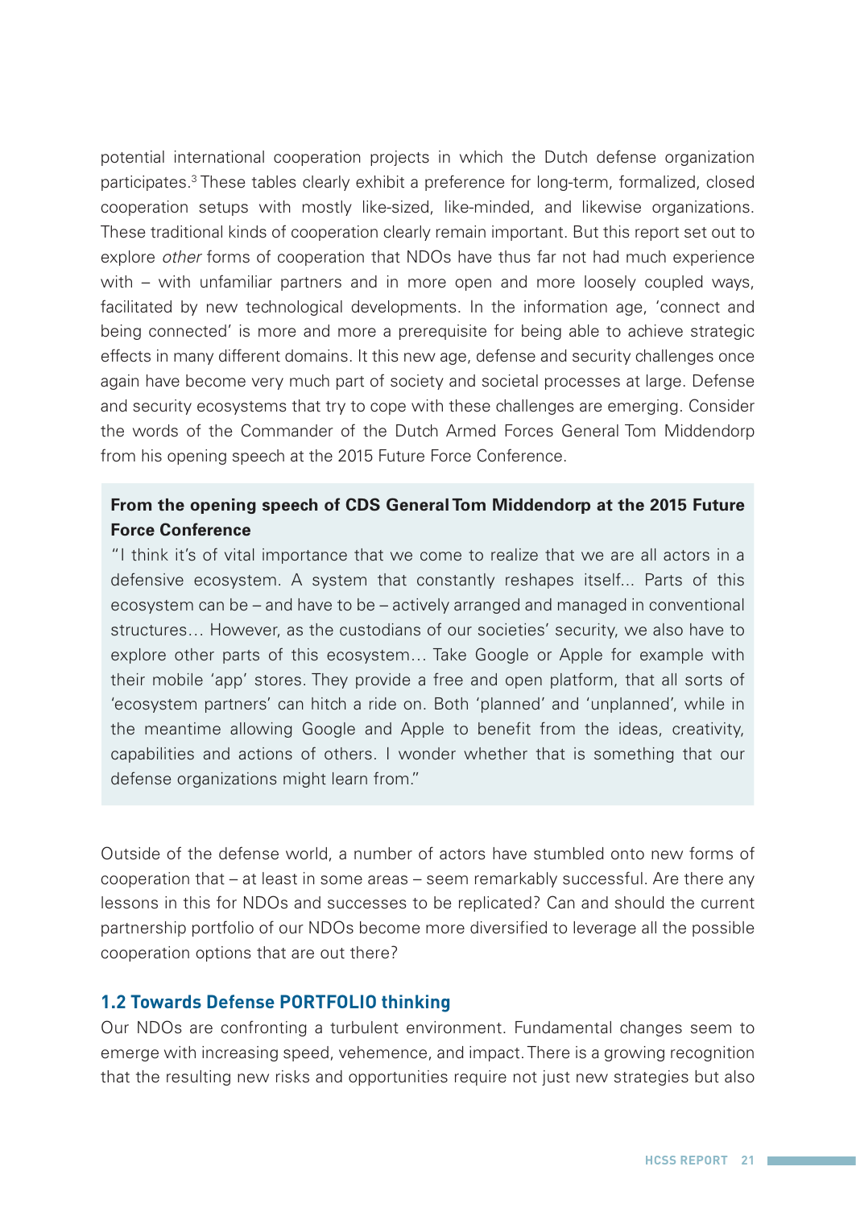potential international cooperation projects in which the Dutch defense organization participates.[3] These tables clearly exhibit a preference for long-term, formalized, closed cooperation setups with mostly like-sized, like-minded, and likewise organizations. These traditional kinds of cooperation clearly remain important. But this report set out to explore *other* forms of cooperation that NDOs have thus far not had much experience with – with unfamiliar partners and in more open and more loosely coupled ways, facilitated by new technological developments. In the information age, 'connect and being connected' is more and more a prerequisite for being able to achieve strategic effects in many different domains. It this new age, defense and security challenges once again have become very much part of society and societal processes at large. Defense and security ecosystems that try to cope with these challenges are emerging. Consider the words of the Commander of the Dutch Armed Forces General Tom Middendorp from his opening speech at the 2015 Future Force Conference.

> **From the opening speech of CDS General Tom Middendorp at the 2015 Future Force Conference**
>
> "I think it's of vital importance that we come to realize that we are all actors in a defensive ecosystem. A system that constantly reshapes itself... Parts of this ecosystem can be – and have to be – actively arranged and managed in conventional structures… However, as the custodians of our societies' security, we also have to explore other parts of this ecosystem… Take Google or Apple for example with their mobile 'app' stores. They provide a free and open platform, that all sorts of 'ecosystem partners' can hitch a ride on. Both 'planned' and 'unplanned', while in the meantime allowing Google and Apple to benefit from the ideas, creativity, capabilities and actions of others. I wonder whether that is something that our defense organizations might learn from."

Outside of the defense world, a number of actors have stumbled onto new forms of cooperation that – at least in some areas – seem remarkably successful. Are there any lessons in this for NDOs and successes to be replicated? Can and should the current partnership portfolio of our NDOs become more diversified to leverage all the possible cooperation options that are out there?

### 1.2 Towards Defense PORTFOLIO thinking

Our NDOs are confronting a turbulent environment. Fundamental changes seem to emerge with increasing speed, vehemence, and impact. There is a growing recognition that the resulting new risks and opportunities require not just new strategies but also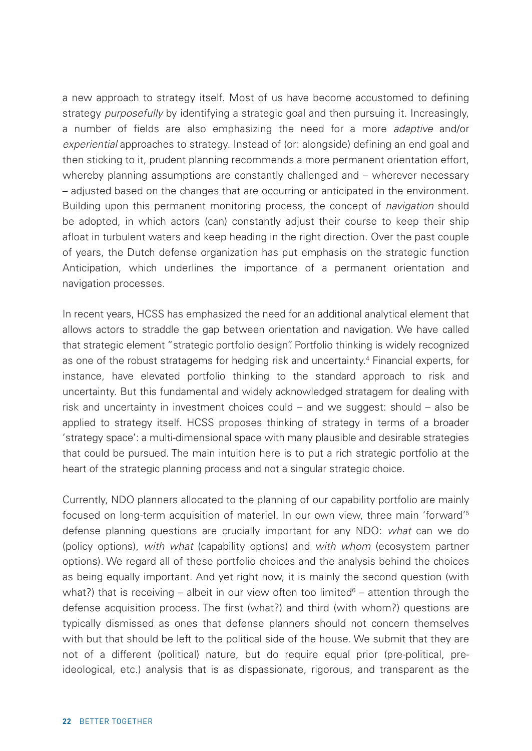a new approach to strategy itself. Most of us have become accustomed to defining strategy *purposefully* by identifying a strategic goal and then pursuing it. Increasingly, a number of fields are also emphasizing the need for a more *adaptive* and/or *experiential* approaches to strategy. Instead of (or: alongside) defining an end goal and then sticking to it, prudent planning recommends a more permanent orientation effort, whereby planning assumptions are constantly challenged and – wherever necessary – adjusted based on the changes that are occurring or anticipated in the environment. Building upon this permanent monitoring process, the concept of *navigation* should be adopted, in which actors (can) constantly adjust their course to keep their ship afloat in turbulent waters and keep heading in the right direction. Over the past couple of years, the Dutch defense organization has put emphasis on the strategic function Anticipation, which underlines the importance of a permanent orientation and navigation processes.

In recent years, HCSS has emphasized the need for an additional analytical element that allows actors to straddle the gap between orientation and navigation. We have called that strategic element "strategic portfolio design". Portfolio thinking is widely recognized as one of the robust stratagems for hedging risk and uncertainty.[4] Financial experts, for instance, have elevated portfolio thinking to the standard approach to risk and uncertainty. But this fundamental and widely acknowledged stratagem for dealing with risk and uncertainty in investment choices could – and we suggest: should – also be applied to strategy itself. HCSS proposes thinking of strategy in terms of a broader 'strategy space': a multi-dimensional space with many plausible and desirable strategies that could be pursued. The main intuition here is to put a rich strategic portfolio at the heart of the strategic planning process and not a singular strategic choice.

Currently, NDO planners allocated to the planning of our capability portfolio are mainly focused on long-term acquisition of materiel. In our own view, three main 'forward'[5] defense planning questions are crucially important for any NDO: *what* can we do (policy options), *with what* (capability options) and *with whom* (ecosystem partner options). We regard all of these portfolio choices and the analysis behind the choices as being equally important. And yet right now, it is mainly the second question (with what?) that is receiving – albeit in our view often too limited[6] – attention through the defense acquisition process. The first (what?) and third (with whom?) questions are typically dismissed as ones that defense planners should not concern themselves with but that should be left to the political side of the house. We submit that they are not of a different (political) nature, but do require equal prior (pre-political, pre-ideological, etc.) analysis that is as dispassionate, rigorous, and transparent as the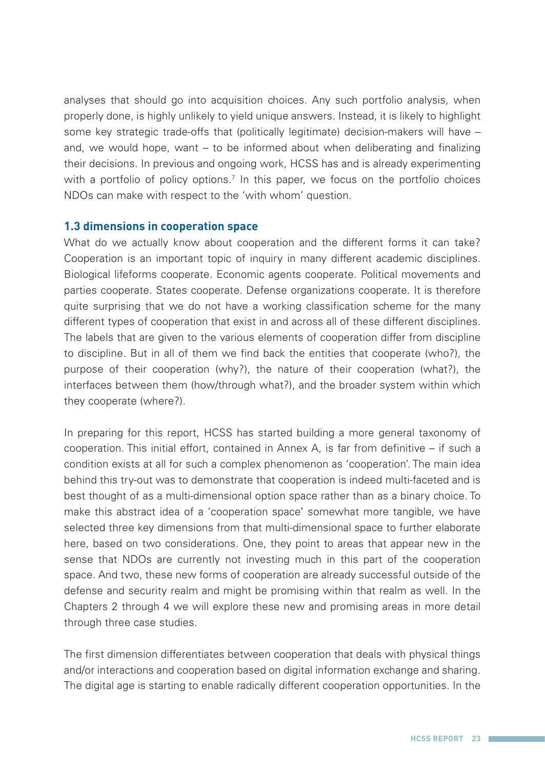analyses that should go into acquisition choices. Any such portfolio analysis, when properly done, is highly unlikely to yield unique answers. Instead, it is likely to highlight some key strategic trade-offs that (politically legitimate) decision-makers will have – and, we would hope, want – to be informed about when deliberating and finalizing their decisions. In previous and ongoing work, HCSS has and is already experimenting with a portfolio of policy options.[7] In this paper, we focus on the portfolio choices NDOs can make with respect to the 'with whom' question.

### 1.3 dimensions in cooperation space

What do we actually know about cooperation and the different forms it can take? Cooperation is an important topic of inquiry in many different academic disciplines. Biological lifeforms cooperate. Economic agents cooperate. Political movements and parties cooperate. States cooperate. Defense organizations cooperate. It is therefore quite surprising that we do not have a working classification scheme for the many different types of cooperation that exist in and across all of these different disciplines. The labels that are given to the various elements of cooperation differ from discipline to discipline. But in all of them we find back the entities that cooperate (who?), the purpose of their cooperation (why?), the nature of their cooperation (what?), the interfaces between them (how/through what?), and the broader system within which they cooperate (where?).

In preparing for this report, HCSS has started building a more general taxonomy of cooperation. This initial effort, contained in Annex A, is far from definitive – if such a condition exists at all for such a complex phenomenon as 'cooperation'. The main idea behind this try-out was to demonstrate that cooperation is indeed multi-faceted and is best thought of as a multi-dimensional option space rather than as a binary choice. To make this abstract idea of a 'cooperation space' somewhat more tangible, we have selected three key dimensions from that multi-dimensional space to further elaborate here, based on two considerations. One, they point to areas that appear new in the sense that NDOs are currently not investing much in this part of the cooperation space. And two, these new forms of cooperation are already successful outside of the defense and security realm and might be promising within that realm as well. In the Chapters 2 through 4 we will explore these new and promising areas in more detail through three case studies.

The first dimension differentiates between cooperation that deals with physical things and/or interactions and cooperation based on digital information exchange and sharing. The digital age is starting to enable radically different cooperation opportunities. In the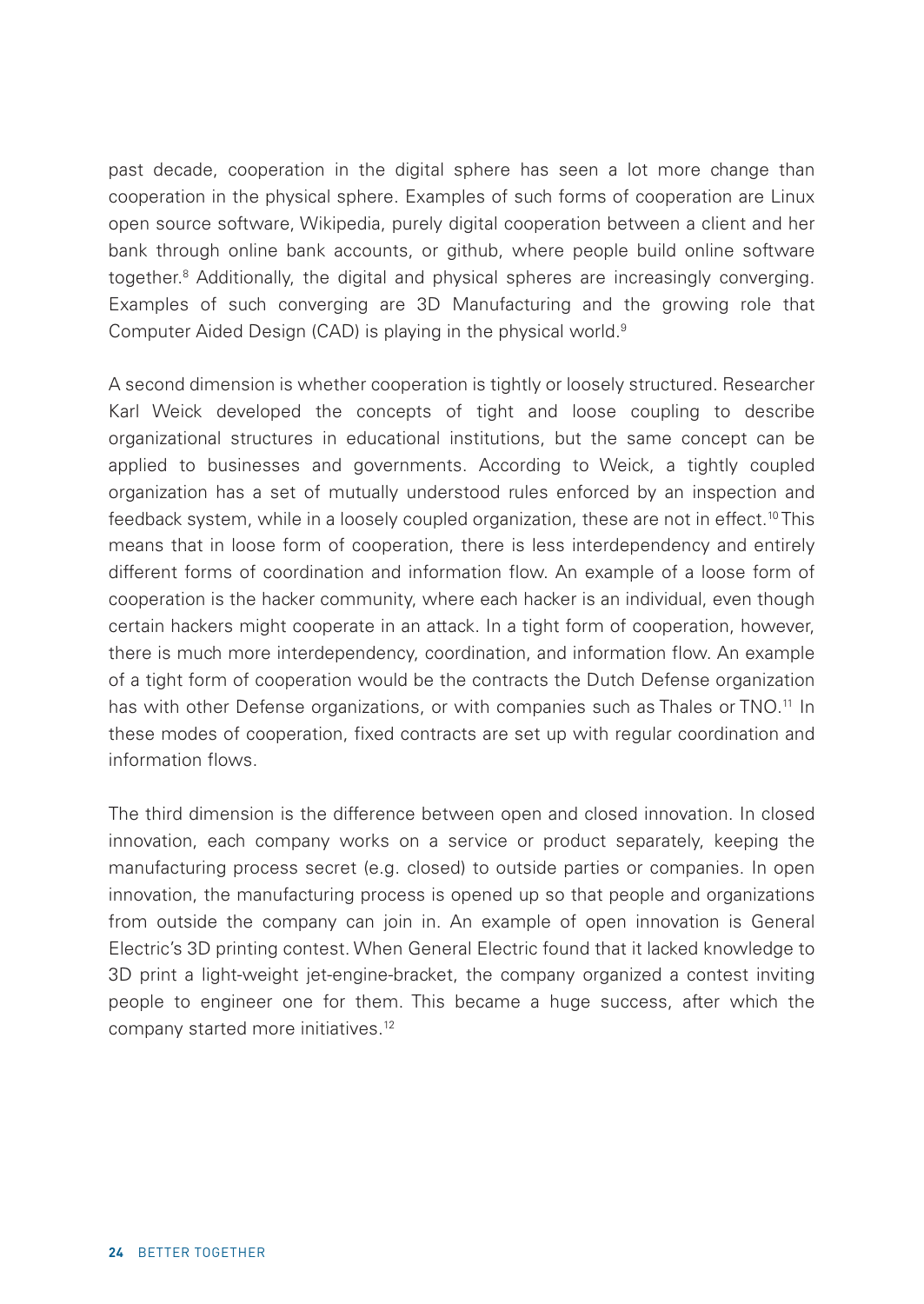past decade, cooperation in the digital sphere has seen a lot more change than cooperation in the physical sphere. Examples of such forms of cooperation are Linux open source software, Wikipedia, purely digital cooperation between a client and her bank through online bank accounts, or github, where people build online software together.[8] Additionally, the digital and physical spheres are increasingly converging. Examples of such converging are 3D Manufacturing and the growing role that Computer Aided Design (CAD) is playing in the physical world.[9]

A second dimension is whether cooperation is tightly or loosely structured. Researcher Karl Weick developed the concepts of tight and loose coupling to describe organizational structures in educational institutions, but the same concept can be applied to businesses and governments. According to Weick, a tightly coupled organization has a set of mutually understood rules enforced by an inspection and feedback system, while in a loosely coupled organization, these are not in effect.[10] This means that in loose form of cooperation, there is less interdependency and entirely different forms of coordination and information flow. An example of a loose form of cooperation is the hacker community, where each hacker is an individual, even though certain hackers might cooperate in an attack. In a tight form of cooperation, however, there is much more interdependency, coordination, and information flow. An example of a tight form of cooperation would be the contracts the Dutch Defense organization has with other Defense organizations, or with companies such as Thales or TNO.[11] In these modes of cooperation, fixed contracts are set up with regular coordination and information flows.

The third dimension is the difference between open and closed innovation. In closed innovation, each company works on a service or product separately, keeping the manufacturing process secret (e.g. closed) to outside parties or companies. In open innovation, the manufacturing process is opened up so that people and organizations from outside the company can join in. An example of open innovation is General Electric's 3D printing contest. When General Electric found that it lacked knowledge to 3D print a light-weight jet-engine-bracket, the company organized a contest inviting people to engineer one for them. This became a huge success, after which the company started more initiatives.[12]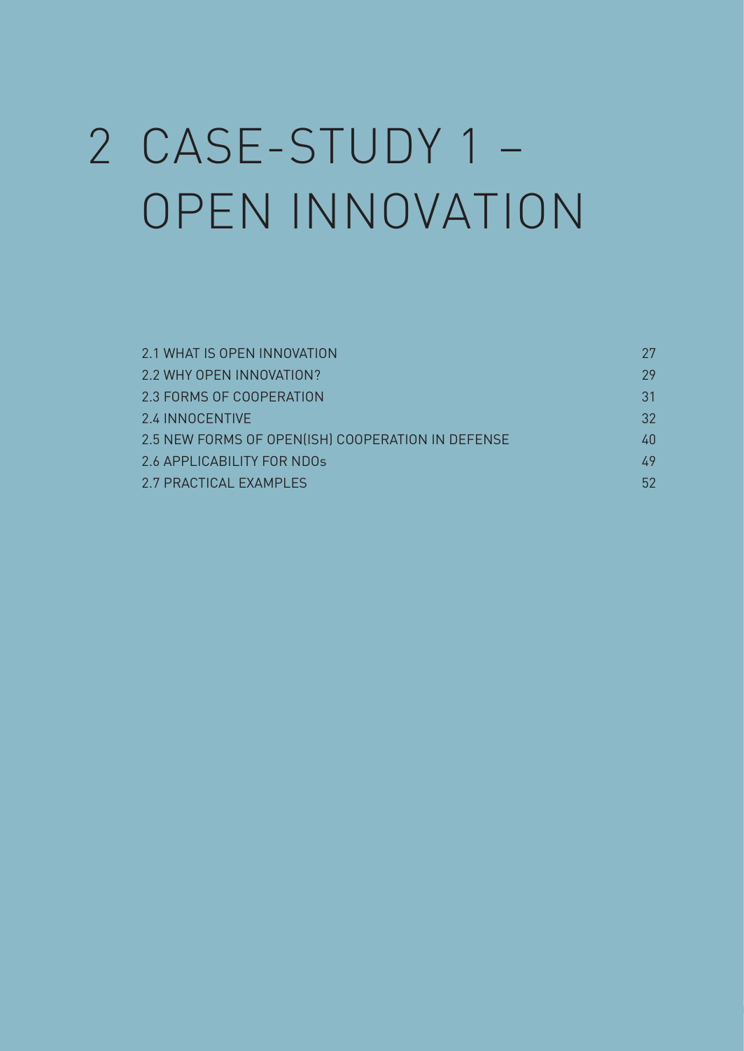# 2 CASE-STUDY 1 – OPEN INNOVATION

| | |
|---|---|
| 2.1 WHAT IS OPEN INNOVATION | 27 |
| 2.2 WHY OPEN INNOVATION? | 29 |
| 2.3 FORMS OF COOPERATION | 31 |
| 2.4 INNOCENTIVE | 32 |
| 2.5 NEW FORMS OF OPEN(ISH) COOPERATION IN DEFENSE | 40 |
| 2.6 APPLICABILITY FOR NDOs | 49 |
| 2.7 PRACTICAL EXAMPLES | 52 |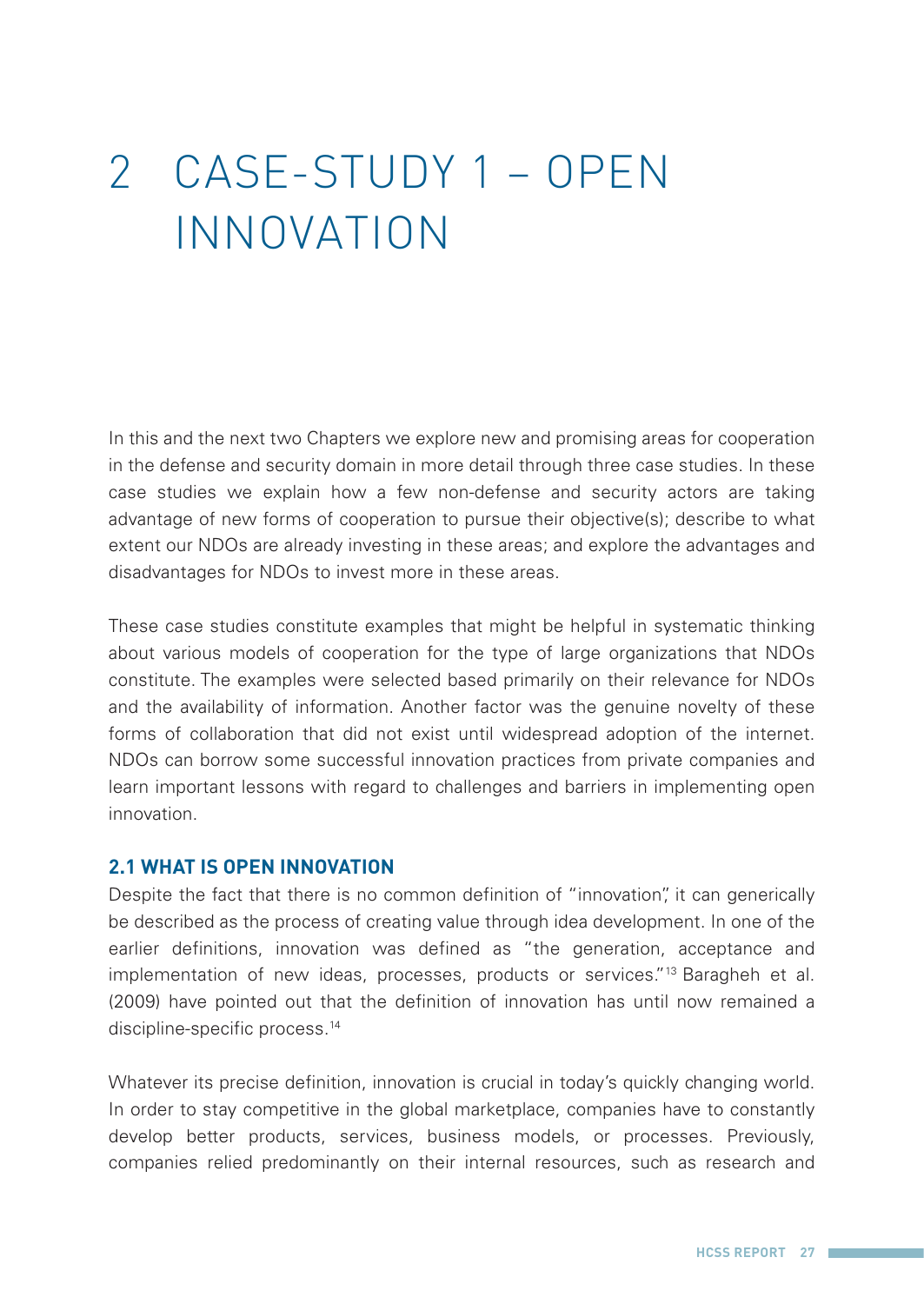# 2 CASE-STUDY 1 – OPEN INNOVATION

In this and the next two Chapters we explore new and promising areas for cooperation in the defense and security domain in more detail through three case studies. In these case studies we explain how a few non-defense and security actors are taking advantage of new forms of cooperation to pursue their objective(s); describe to what extent our NDOs are already investing in these areas; and explore the advantages and disadvantages for NDOs to invest more in these areas.

These case studies constitute examples that might be helpful in systematic thinking about various models of cooperation for the type of large organizations that NDOs constitute. The examples were selected based primarily on their relevance for NDOs and the availability of information. Another factor was the genuine novelty of these forms of collaboration that did not exist until widespread adoption of the internet. NDOs can borrow some successful innovation practices from private companies and learn important lessons with regard to challenges and barriers in implementing open innovation.

## 2.1 WHAT IS OPEN INNOVATION

Despite the fact that there is no common definition of "innovation", it can generically be described as the process of creating value through idea development. In one of the earlier definitions, innovation was defined as "the generation, acceptance and implementation of new ideas, processes, products or services."[13] Baragheh et al. (2009) have pointed out that the definition of innovation has until now remained a discipline-specific process.[14]

Whatever its precise definition, innovation is crucial in today's quickly changing world. In order to stay competitive in the global marketplace, companies have to constantly develop better products, services, business models, or processes. Previously, companies relied predominantly on their internal resources, such as research and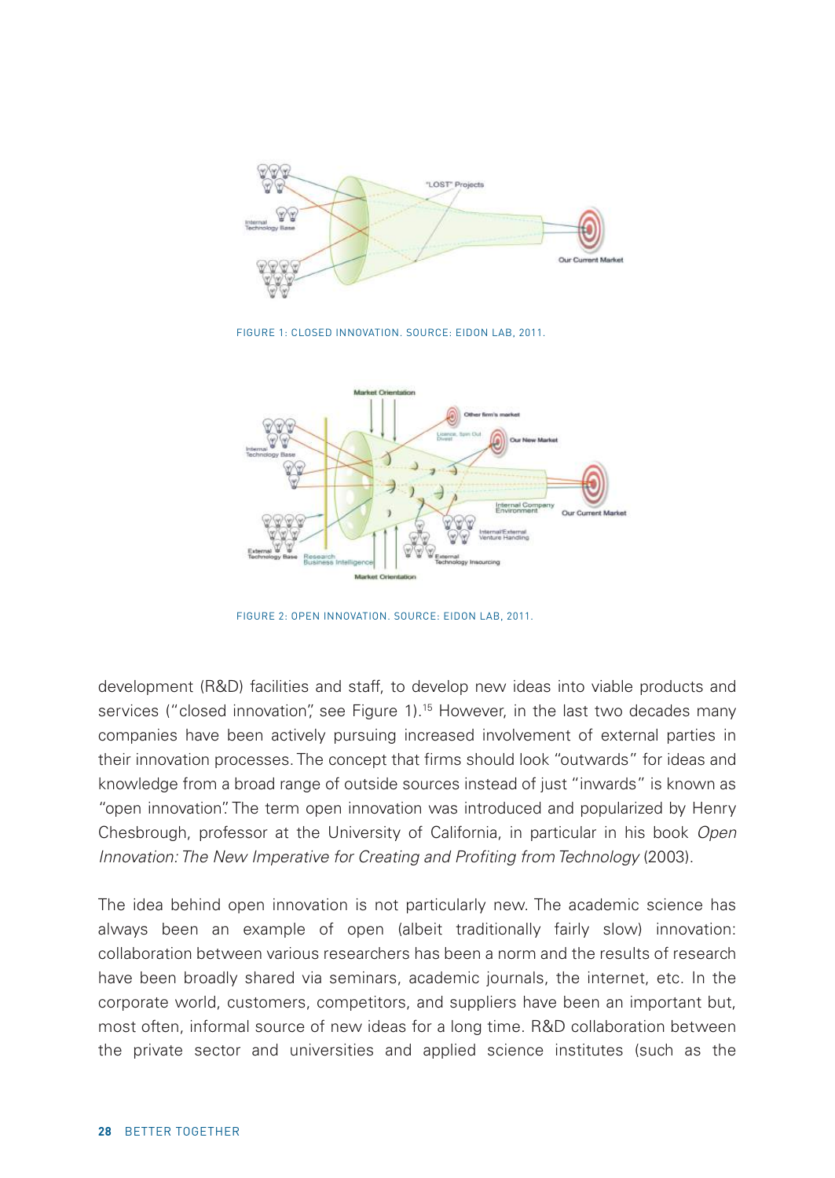FIGURE 1: CLOSED INNOVATION. SOURCE: EIDON LAB, 2011.

FIGURE 2: OPEN INNOVATION. SOURCE: EIDON LAB, 2011.

development (R&D) facilities and staff, to develop new ideas into viable products and services ("closed innovation", see Figure 1).[15] However, in the last two decades many companies have been actively pursuing increased involvement of external parties in their innovation processes. The concept that firms should look "outwards" for ideas and knowledge from a broad range of outside sources instead of just "inwards" is known as "open innovation". The term open innovation was introduced and popularized by Henry Chesbrough, professor at the University of California, in particular in his book *Open Innovation: The New Imperative for Creating and Profiting from Technology* (2003).

The idea behind open innovation is not particularly new. The academic science has always been an example of open (albeit traditionally fairly slow) innovation: collaboration between various researchers has been a norm and the results of research have been broadly shared via seminars, academic journals, the internet, etc. In the corporate world, customers, competitors, and suppliers have been an important but, most often, informal source of new ideas for a long time. R&D collaboration between the private sector and universities and applied science institutes (such as the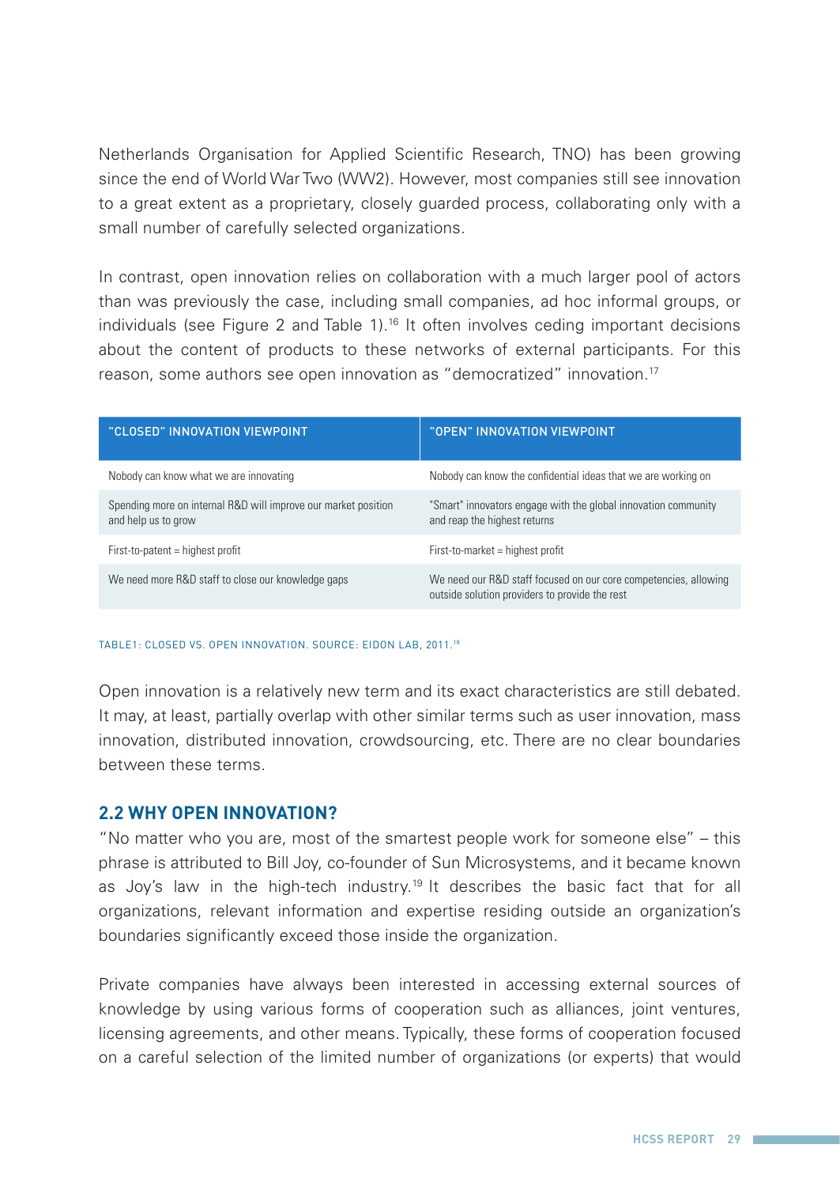Netherlands Organisation for Applied Scientific Research, TNO) has been growing since the end of World War Two (WW2). However, most companies still see innovation to a great extent as a proprietary, closely guarded process, collaborating only with a small number of carefully selected organizations.

In contrast, open innovation relies on collaboration with a much larger pool of actors than was previously the case, including small companies, ad hoc informal groups, or individuals (see Figure 2 and Table 1).[16] It often involves ceding important decisions about the content of products to these networks of external participants. For this reason, some authors see open innovation as "democratized" innovation.[17]

| "CLOSED" INNOVATION VIEWPOINT | "OPEN" INNOVATION VIEWPOINT |
| --- | --- |
| Nobody can know what we are innovating | Nobody can know the confidential ideas that we are working on |
| Spending more on internal R&D will improve our market position and help us to grow | "Smart" innovators engage with the global innovation community and reap the highest returns |
| First-to-patent = highest profit | First-to-market = highest profit |
| We need more R&D staff to close our knowledge gaps | We need our R&D staff focused on our core competencies, allowing outside solution providers to provide the rest |

TABLE1: CLOSED VS. OPEN INNOVATION. SOURCE: EIDON LAB, 2011.[18]

Open innovation is a relatively new term and its exact characteristics are still debated. It may, at least, partially overlap with other similar terms such as user innovation, mass innovation, distributed innovation, crowdsourcing, etc. There are no clear boundaries between these terms.

## 2.2 WHY OPEN INNOVATION?

"No matter who you are, most of the smartest people work for someone else" – this phrase is attributed to Bill Joy, co-founder of Sun Microsystems, and it became known as Joy's law in the high-tech industry.[19] It describes the basic fact that for all organizations, relevant information and expertise residing outside an organization's boundaries significantly exceed those inside the organization.

Private companies have always been interested in accessing external sources of knowledge by using various forms of cooperation such as alliances, joint ventures, licensing agreements, and other means. Typically, these forms of cooperation focused on a careful selection of the limited number of organizations (or experts) that would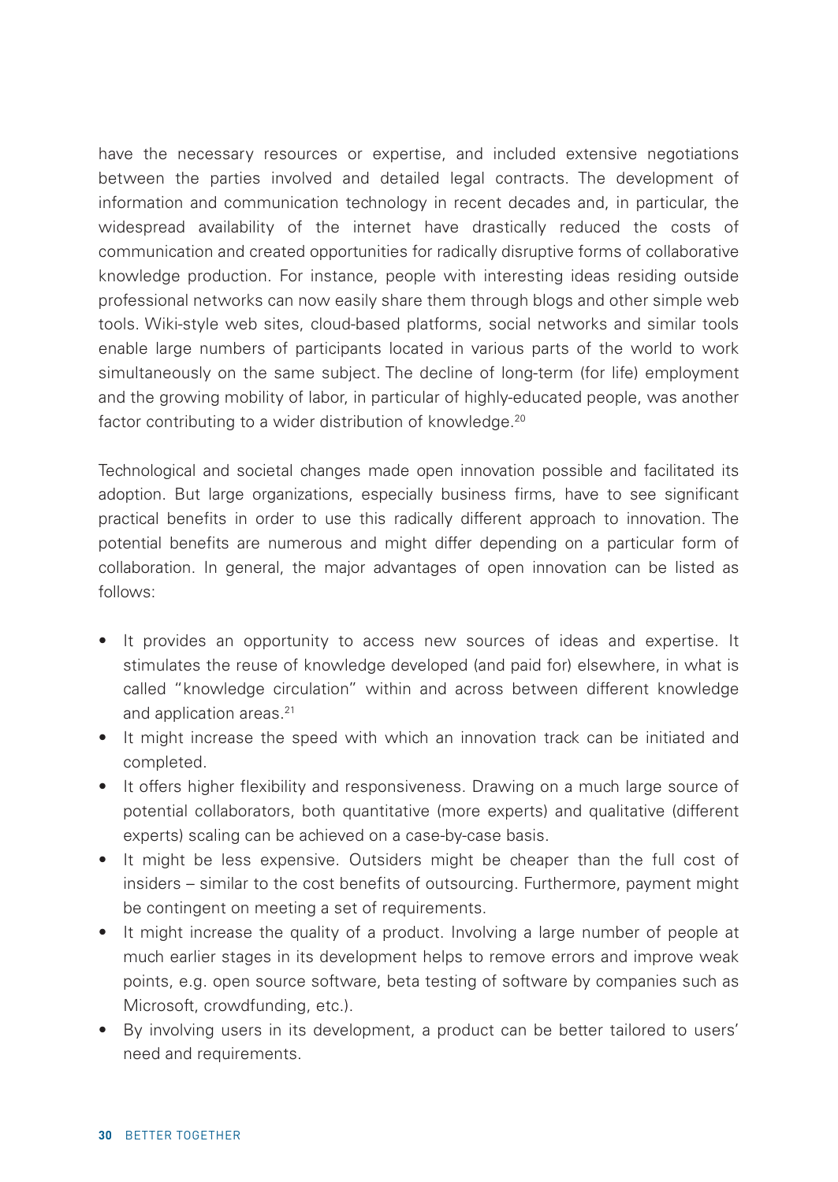have the necessary resources or expertise, and included extensive negotiations between the parties involved and detailed legal contracts. The development of information and communication technology in recent decades and, in particular, the widespread availability of the internet have drastically reduced the costs of communication and created opportunities for radically disruptive forms of collaborative knowledge production. For instance, people with interesting ideas residing outside professional networks can now easily share them through blogs and other simple web tools. Wiki-style web sites, cloud-based platforms, social networks and similar tools enable large numbers of participants located in various parts of the world to work simultaneously on the same subject. The decline of long-term (for life) employment and the growing mobility of labor, in particular of highly-educated people, was another factor contributing to a wider distribution of knowledge.[20]

Technological and societal changes made open innovation possible and facilitated its adoption. But large organizations, especially business firms, have to see significant practical benefits in order to use this radically different approach to innovation. The potential benefits are numerous and might differ depending on a particular form of collaboration. In general, the major advantages of open innovation can be listed as follows:

- It provides an opportunity to access new sources of ideas and expertise. It stimulates the reuse of knowledge developed (and paid for) elsewhere, in what is called "knowledge circulation" within and across between different knowledge and application areas.[21]
- It might increase the speed with which an innovation track can be initiated and completed.
- It offers higher flexibility and responsiveness. Drawing on a much large source of potential collaborators, both quantitative (more experts) and qualitative (different experts) scaling can be achieved on a case-by-case basis.
- It might be less expensive. Outsiders might be cheaper than the full cost of insiders – similar to the cost benefits of outsourcing. Furthermore, payment might be contingent on meeting a set of requirements.
- It might increase the quality of a product. Involving a large number of people at much earlier stages in its development helps to remove errors and improve weak points, e.g. open source software, beta testing of software by companies such as Microsoft, crowdfunding, etc.).
- By involving users in its development, a product can be better tailored to users' need and requirements.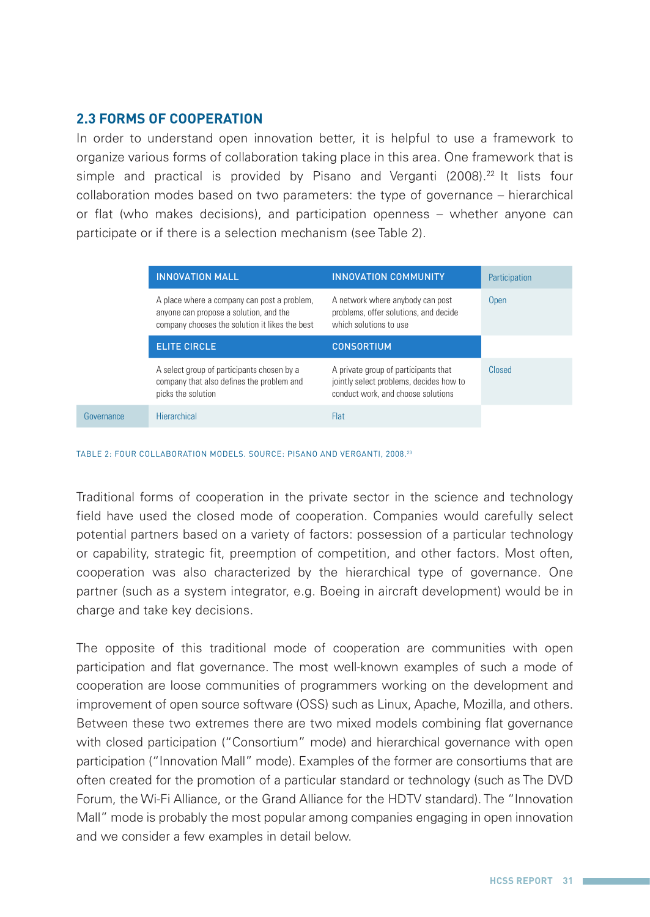## 2.3 FORMS OF COOPERATION

In order to understand open innovation better, it is helpful to use a framework to organize various forms of collaboration taking place in this area. One framework that is simple and practical is provided by Pisano and Verganti (2008).[22] It lists four collaboration modes based on two parameters: the type of governance – hierarchical or flat (who makes decisions), and participation openness – whether anyone can participate or if there is a selection mechanism (see Table 2).

| | INNOVATION MALL | INNOVATION COMMUNITY | Participation |
|---|---|---|---|
| | A place where a company can post a problem, anyone can propose a solution, and the company chooses the solution it likes the best | A network where anybody can post problems, offer solutions, and decide which solutions to use | Open |
| | ELITE CIRCLE | CONSORTIUM | |
| | A select group of participants chosen by a company that also defines the problem and picks the solution | A private group of participants that jointly select problems, decides how to conduct work, and choose solutions | Closed |
| Governance | Hierarchical | Flat | |

TABLE 2: FOUR COLLABORATION MODELS. SOURCE: PISANO AND VERGANTI, 2008.[23]

Traditional forms of cooperation in the private sector in the science and technology field have used the closed mode of cooperation. Companies would carefully select potential partners based on a variety of factors: possession of a particular technology or capability, strategic fit, preemption of competition, and other factors. Most often, cooperation was also characterized by the hierarchical type of governance. One partner (such as a system integrator, e.g. Boeing in aircraft development) would be in charge and take key decisions.

The opposite of this traditional mode of cooperation are communities with open participation and flat governance. The most well-known examples of such a mode of cooperation are loose communities of programmers working on the development and improvement of open source software (OSS) such as Linux, Apache, Mozilla, and others. Between these two extremes there are two mixed models combining flat governance with closed participation ("Consortium" mode) and hierarchical governance with open participation ("Innovation Mall" mode). Examples of the former are consortiums that are often created for the promotion of a particular standard or technology (such as The DVD Forum, the Wi-Fi Alliance, or the Grand Alliance for the HDTV standard). The "Innovation Mall" mode is probably the most popular among companies engaging in open innovation and we consider a few examples in detail below.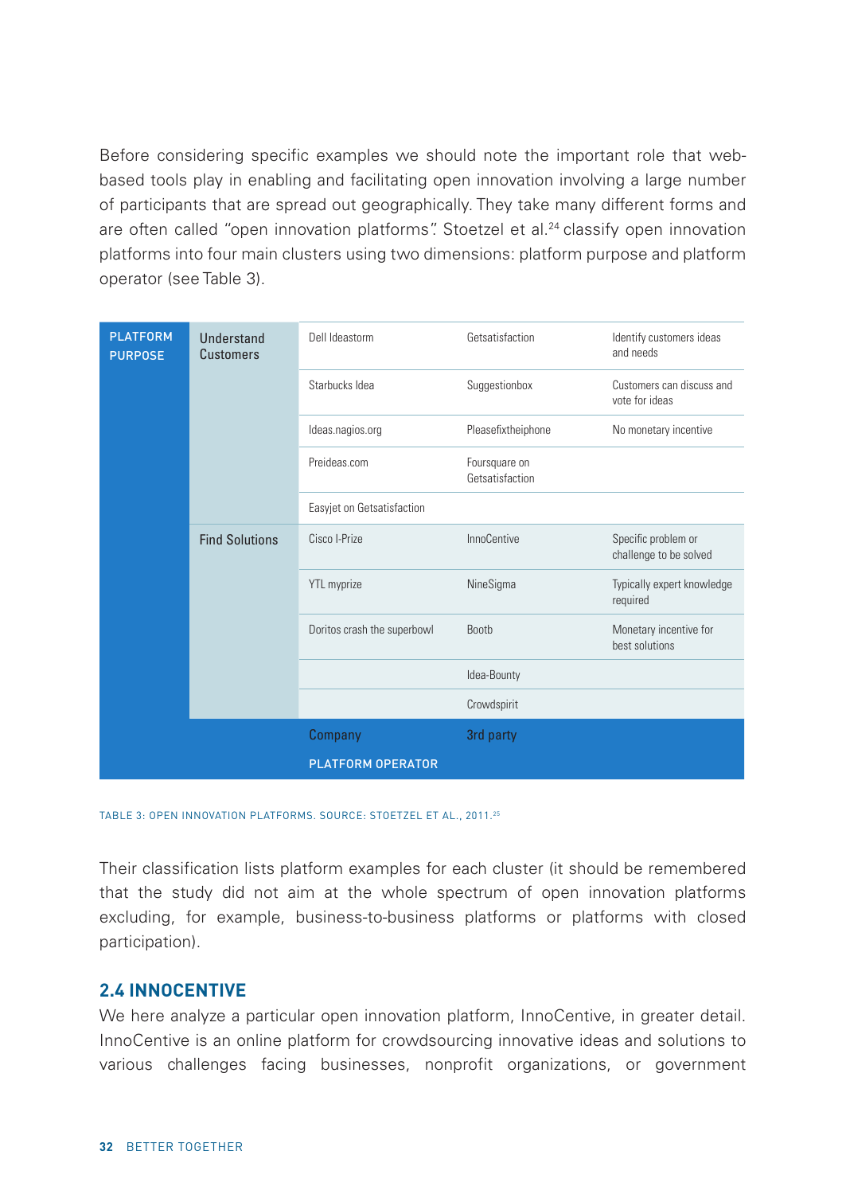Before considering specific examples we should note the important role that web-based tools play in enabling and facilitating open innovation involving a large number of participants that are spread out geographically. They take many different forms and are often called "open innovation platforms". Stoetzel et al.[24] classify open innovation platforms into four main clusters using two dimensions: platform purpose and platform operator (see Table 3).

| PLATFORM PURPOSE | | Company | 3rd party | |
|---|---|---|---|---|
| | Understand Customers | Dell Ideastorm | Getsatisfaction | Identify customers ideas and needs |
| | | Starbucks Idea | Suggestionbox | Customers can discuss and vote for ideas |
| | | Ideas.nagios.org | Pleasefixtheiphone | No monetary incentive |
| | | Preideas.com | Foursquare on Getsatisfaction | |
| | | Easyjet on Getsatisfaction | | |
| | Find Solutions | Cisco I-Prize | InnoCentive | Specific problem or challenge to be solved |
| | | YTL myprize | NineSigma | Typically expert knowledge required |
| | | Doritos crash the superbowl | Bootb | Monetary incentive for best solutions |
| | | | Idea-Bounty | |
| | | | Crowdspirit | |
| | | PLATFORM OPERATOR | | |

TABLE 3: OPEN INNOVATION PLATFORMS. SOURCE: STOETZEL ET AL., 2011.[25]

Their classification lists platform examples for each cluster (it should be remembered that the study did not aim at the whole spectrum of open innovation platforms excluding, for example, business-to-business platforms or platforms with closed participation).

## 2.4 INNOCENTIVE

We here analyze a particular open innovation platform, InnoCentive, in greater detail. InnoCentive is an online platform for crowdsourcing innovative ideas and solutions to various challenges facing businesses, nonprofit organizations, or government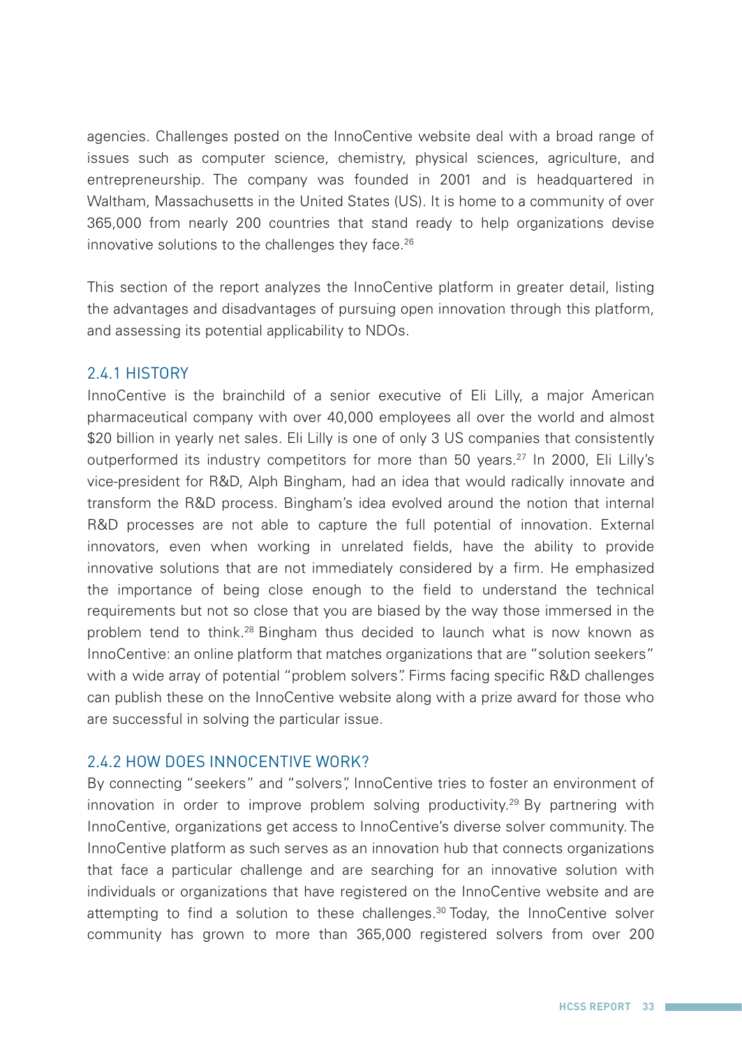agencies. Challenges posted on the InnoCentive website deal with a broad range of issues such as computer science, chemistry, physical sciences, agriculture, and entrepreneurship. The company was founded in 2001 and is headquartered in Waltham, Massachusetts in the United States (US). It is home to a community of over 365,000 from nearly 200 countries that stand ready to help organizations devise innovative solutions to the challenges they face.[26]

This section of the report analyzes the InnoCentive platform in greater detail, listing the advantages and disadvantages of pursuing open innovation through this platform, and assessing its potential applicability to NDOs.

### 2.4.1 HISTORY

InnoCentive is the brainchild of a senior executive of Eli Lilly, a major American pharmaceutical company with over 40,000 employees all over the world and almost $20 billion in yearly net sales. Eli Lilly is one of only 3 US companies that consistently outperformed its industry competitors for more than 50 years.[27] In 2000, Eli Lilly's vice-president for R&D, Alph Bingham, had an idea that would radically innovate and transform the R&D process. Bingham's idea evolved around the notion that internal R&D processes are not able to capture the full potential of innovation. External innovators, even when working in unrelated fields, have the ability to provide innovative solutions that are not immediately considered by a firm. He emphasized the importance of being close enough to the field to understand the technical requirements but not so close that you are biased by the way those immersed in the problem tend to think.[28] Bingham thus decided to launch what is now known as InnoCentive: an online platform that matches organizations that are "solution seekers" with a wide array of potential "problem solvers". Firms facing specific R&D challenges can publish these on the InnoCentive website along with a prize award for those who are successful in solving the particular issue.

### 2.4.2 HOW DOES INNOCENTIVE WORK?

By connecting "seekers" and "solvers", InnoCentive tries to foster an environment of innovation in order to improve problem solving productivity.[29] By partnering with InnoCentive, organizations get access to InnoCentive's diverse solver community. The InnoCentive platform as such serves as an innovation hub that connects organizations that face a particular challenge and are searching for an innovative solution with individuals or organizations that have registered on the InnoCentive website and are attempting to find a solution to these challenges.[30] Today, the InnoCentive solver community has grown to more than 365,000 registered solvers from over 200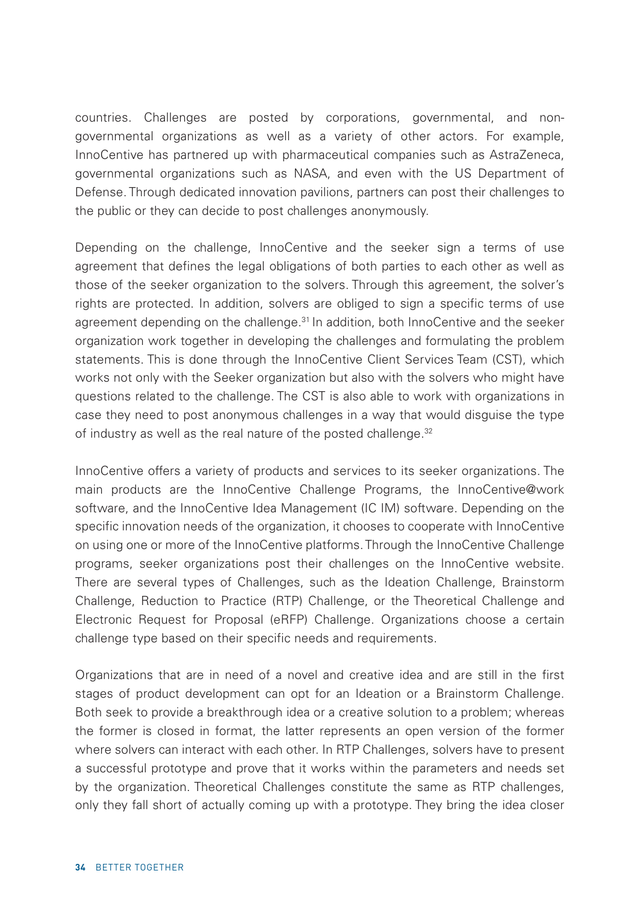countries. Challenges are posted by corporations, governmental, and non-governmental organizations as well as a variety of other actors. For example, InnoCentive has partnered up with pharmaceutical companies such as AstraZeneca, governmental organizations such as NASA, and even with the US Department of Defense. Through dedicated innovation pavilions, partners can post their challenges to the public or they can decide to post challenges anonymously.

Depending on the challenge, InnoCentive and the seeker sign a terms of use agreement that defines the legal obligations of both parties to each other as well as those of the seeker organization to the solvers. Through this agreement, the solver's rights are protected. In addition, solvers are obliged to sign a specific terms of use agreement depending on the challenge.[31] In addition, both InnoCentive and the seeker organization work together in developing the challenges and formulating the problem statements. This is done through the InnoCentive Client Services Team (CST), which works not only with the Seeker organization but also with the solvers who might have questions related to the challenge. The CST is also able to work with organizations in case they need to post anonymous challenges in a way that would disguise the type of industry as well as the real nature of the posted challenge.[32]

InnoCentive offers a variety of products and services to its seeker organizations. The main products are the InnoCentive Challenge Programs, the InnoCentive@work software, and the InnoCentive Idea Management (IC IM) software. Depending on the specific innovation needs of the organization, it chooses to cooperate with InnoCentive on using one or more of the InnoCentive platforms. Through the InnoCentive Challenge programs, seeker organizations post their challenges on the InnoCentive website. There are several types of Challenges, such as the Ideation Challenge, Brainstorm Challenge, Reduction to Practice (RTP) Challenge, or the Theoretical Challenge and Electronic Request for Proposal (eRFP) Challenge. Organizations choose a certain challenge type based on their specific needs and requirements.

Organizations that are in need of a novel and creative idea and are still in the first stages of product development can opt for an Ideation or a Brainstorm Challenge. Both seek to provide a breakthrough idea or a creative solution to a problem; whereas the former is closed in format, the latter represents an open version of the former where solvers can interact with each other. In RTP Challenges, solvers have to present a successful prototype and prove that it works within the parameters and needs set by the organization. Theoretical Challenges constitute the same as RTP challenges, only they fall short of actually coming up with a prototype. They bring the idea closer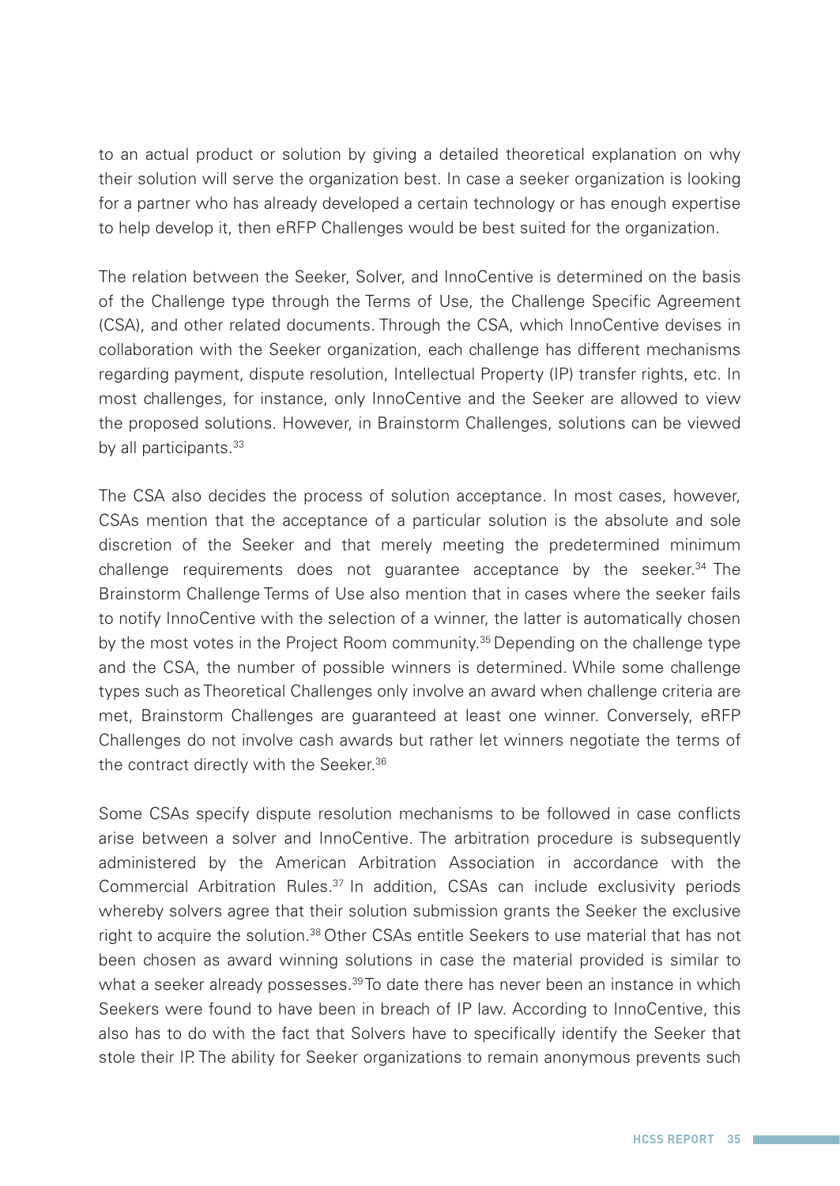to an actual product or solution by giving a detailed theoretical explanation on why their solution will serve the organization best. In case a seeker organization is looking for a partner who has already developed a certain technology or has enough expertise to help develop it, then eRFP Challenges would be best suited for the organization.

The relation between the Seeker, Solver, and InnoCentive is determined on the basis of the Challenge type through the Terms of Use, the Challenge Specific Agreement (CSA), and other related documents. Through the CSA, which InnoCentive devises in collaboration with the Seeker organization, each challenge has different mechanisms regarding payment, dispute resolution, Intellectual Property (IP) transfer rights, etc. In most challenges, for instance, only InnoCentive and the Seeker are allowed to view the proposed solutions. However, in Brainstorm Challenges, solutions can be viewed by all participants.[33]

The CSA also decides the process of solution acceptance. In most cases, however, CSAs mention that the acceptance of a particular solution is the absolute and sole discretion of the Seeker and that merely meeting the predetermined minimum challenge requirements does not guarantee acceptance by the seeker.[34] The Brainstorm Challenge Terms of Use also mention that in cases where the seeker fails to notify InnoCentive with the selection of a winner, the latter is automatically chosen by the most votes in the Project Room community.[35] Depending on the challenge type and the CSA, the number of possible winners is determined. While some challenge types such as Theoretical Challenges only involve an award when challenge criteria are met, Brainstorm Challenges are guaranteed at least one winner. Conversely, eRFP Challenges do not involve cash awards but rather let winners negotiate the terms of the contract directly with the Seeker.[36]

Some CSAs specify dispute resolution mechanisms to be followed in case conflicts arise between a solver and InnoCentive. The arbitration procedure is subsequently administered by the American Arbitration Association in accordance with the Commercial Arbitration Rules.[37] In addition, CSAs can include exclusivity periods whereby solvers agree that their solution submission grants the Seeker the exclusive right to acquire the solution.[38] Other CSAs entitle Seekers to use material that has not been chosen as award winning solutions in case the material provided is similar to what a seeker already possesses.[39] To date there has never been an instance in which Seekers were found to have been in breach of IP law. According to InnoCentive, this also has to do with the fact that Solvers have to specifically identify the Seeker that stole their IP. The ability for Seeker organizations to remain anonymous prevents such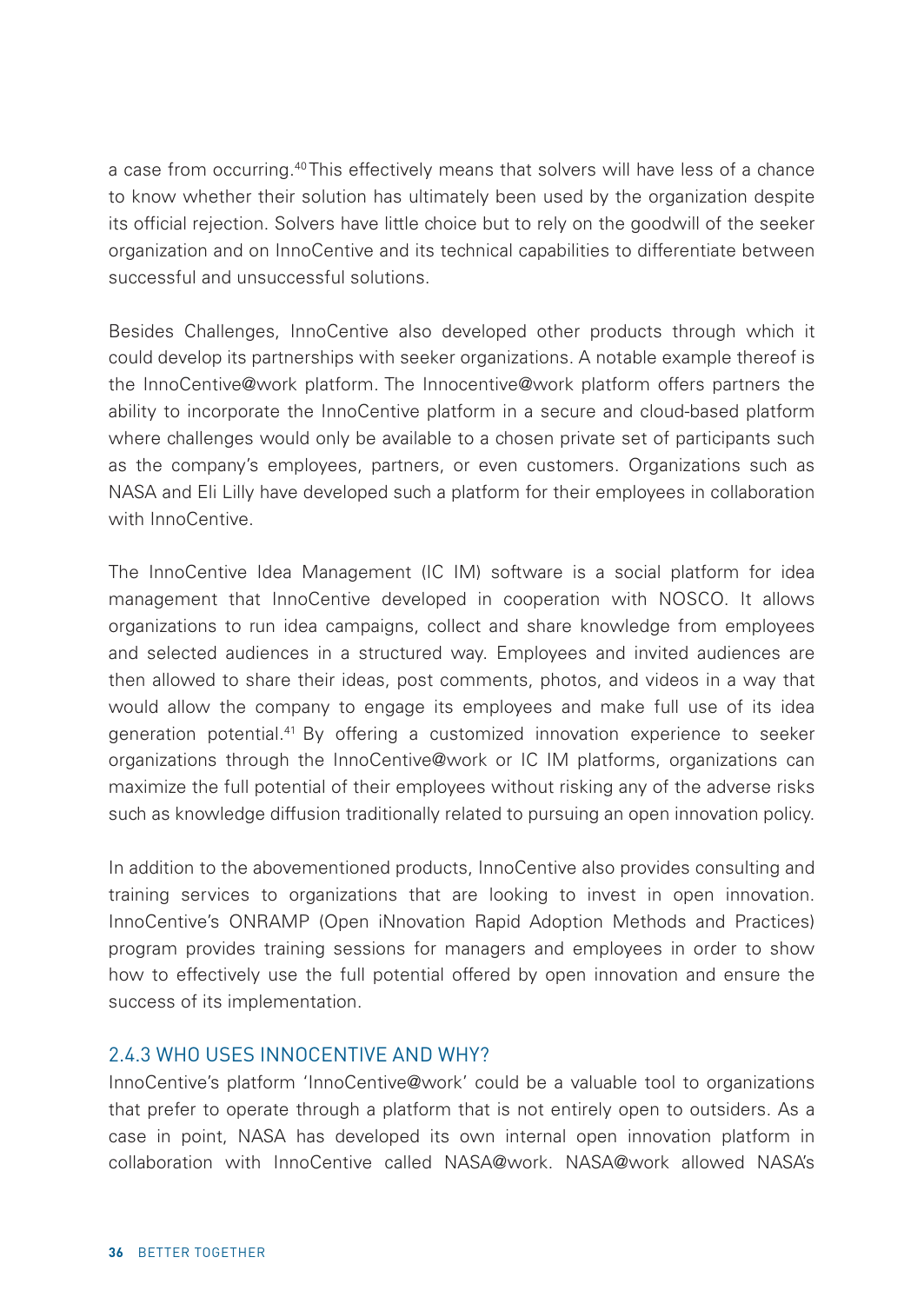a case from occurring.[40] This effectively means that solvers will have less of a chance to know whether their solution has ultimately been used by the organization despite its official rejection. Solvers have little choice but to rely on the goodwill of the seeker organization and on InnoCentive and its technical capabilities to differentiate between successful and unsuccessful solutions.

Besides Challenges, InnoCentive also developed other products through which it could develop its partnerships with seeker organizations. A notable example thereof is the InnoCentive@work platform. The Innocentive@work platform offers partners the ability to incorporate the InnoCentive platform in a secure and cloud-based platform where challenges would only be available to a chosen private set of participants such as the company's employees, partners, or even customers. Organizations such as NASA and Eli Lilly have developed such a platform for their employees in collaboration with InnoCentive.

The InnoCentive Idea Management (IC IM) software is a social platform for idea management that InnoCentive developed in cooperation with NOSCO. It allows organizations to run idea campaigns, collect and share knowledge from employees and selected audiences in a structured way. Employees and invited audiences are then allowed to share their ideas, post comments, photos, and videos in a way that would allow the company to engage its employees and make full use of its idea generation potential.[41] By offering a customized innovation experience to seeker organizations through the InnoCentive@work or IC IM platforms, organizations can maximize the full potential of their employees without risking any of the adverse risks such as knowledge diffusion traditionally related to pursuing an open innovation policy.

In addition to the abovementioned products, InnoCentive also provides consulting and training services to organizations that are looking to invest in open innovation. InnoCentive's ONRAMP (Open iNnovation Rapid Adoption Methods and Practices) program provides training sessions for managers and employees in order to show how to effectively use the full potential offered by open innovation and ensure the success of its implementation.

### 2.4.3 WHO USES INNOCENTIVE AND WHY?

InnoCentive's platform 'InnoCentive@work' could be a valuable tool to organizations that prefer to operate through a platform that is not entirely open to outsiders. As a case in point, NASA has developed its own internal open innovation platform in collaboration with InnoCentive called NASA@work. NASA@work allowed NASA's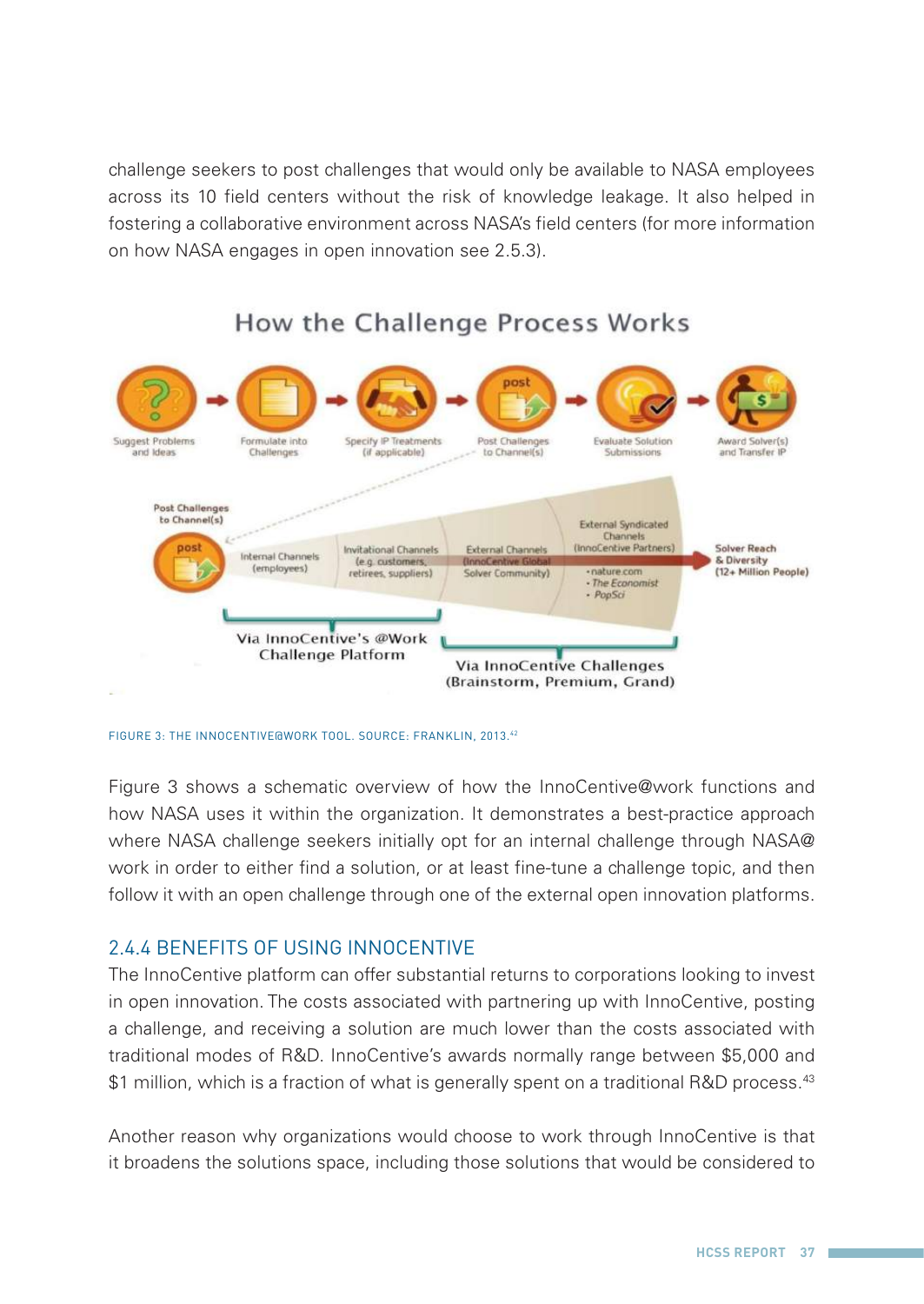challenge seekers to post challenges that would only be available to NASA employees across its 10 field centers without the risk of knowledge leakage. It also helped in fostering a collaborative environment across NASA's field centers (for more information on how NASA engages in open innovation see 2.5.3).

FIGURE 3: THE INNOCENTIVE@WORK TOOL. SOURCE: FRANKLIN, 2013.[42]

Figure 3 shows a schematic overview of how the InnoCentive@work functions and how NASA uses it within the organization. It demonstrates a best-practice approach where NASA challenge seekers initially opt for an internal challenge through NASA@work in order to either find a solution, or at least fine-tune a challenge topic, and then follow it with an open challenge through one of the external open innovation platforms.

### 2.4.4 BENEFITS OF USING INNOCENTIVE

The InnoCentive platform can offer substantial returns to corporations looking to invest in open innovation. The costs associated with partnering up with InnoCentive, posting a challenge, and receiving a solution are much lower than the costs associated with traditional modes of R&D. InnoCentive's awards normally range between $5,000 and $1 million, which is a fraction of what is generally spent on a traditional R&D process.[43]

Another reason why organizations would choose to work through InnoCentive is that it broadens the solutions space, including those solutions that would be considered to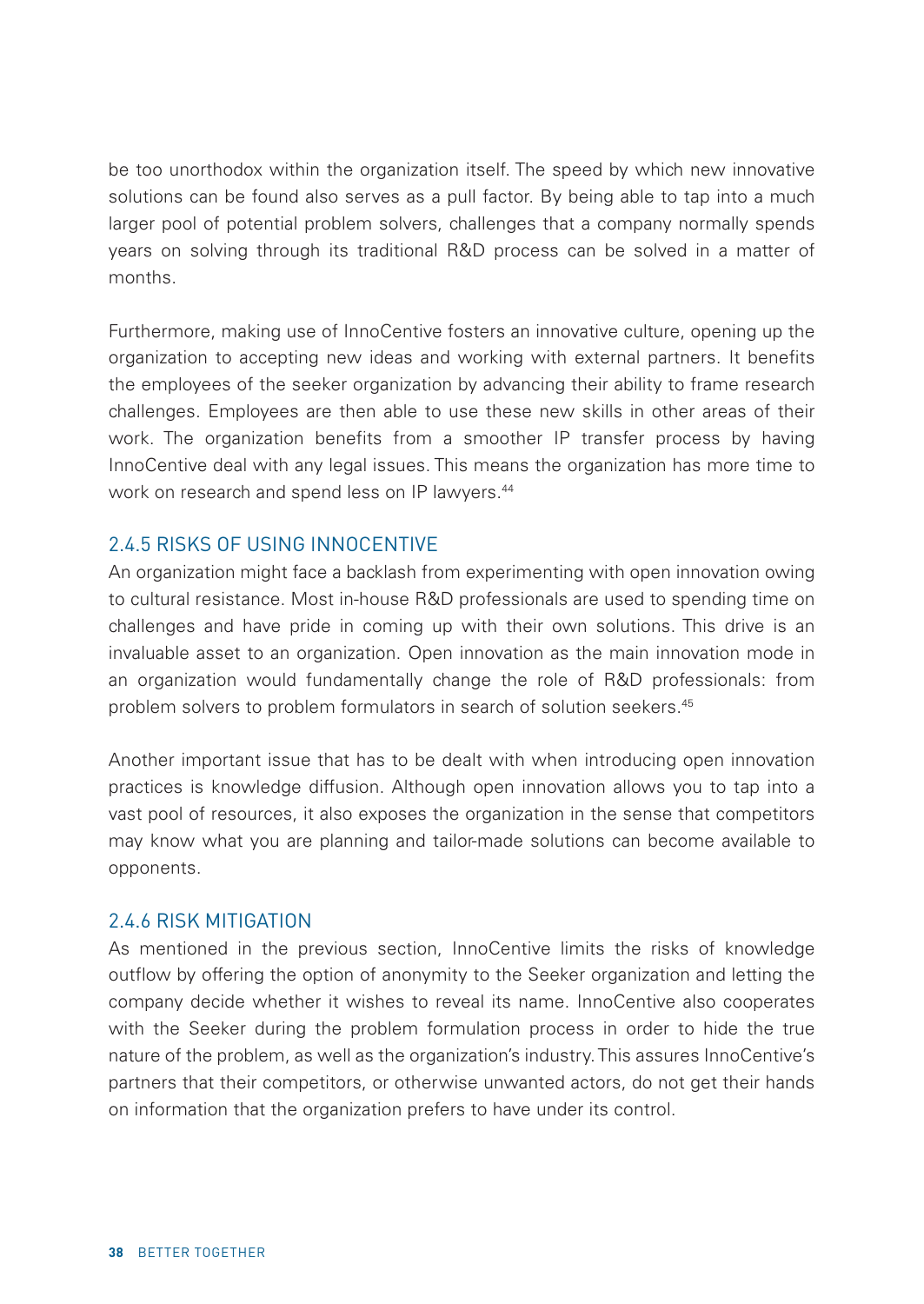be too unorthodox within the organization itself. The speed by which new innovative solutions can be found also serves as a pull factor. By being able to tap into a much larger pool of potential problem solvers, challenges that a company normally spends years on solving through its traditional R&D process can be solved in a matter of months.

Furthermore, making use of InnoCentive fosters an innovative culture, opening up the organization to accepting new ideas and working with external partners. It benefits the employees of the seeker organization by advancing their ability to frame research challenges. Employees are then able to use these new skills in other areas of their work. The organization benefits from a smoother IP transfer process by having InnoCentive deal with any legal issues. This means the organization has more time to work on research and spend less on IP lawyers.[44]

### 2.4.5 RISKS OF USING INNOCENTIVE

An organization might face a backlash from experimenting with open innovation owing to cultural resistance. Most in-house R&D professionals are used to spending time on challenges and have pride in coming up with their own solutions. This drive is an invaluable asset to an organization. Open innovation as the main innovation mode in an organization would fundamentally change the role of R&D professionals: from problem solvers to problem formulators in search of solution seekers.[45]

Another important issue that has to be dealt with when introducing open innovation practices is knowledge diffusion. Although open innovation allows you to tap into a vast pool of resources, it also exposes the organization in the sense that competitors may know what you are planning and tailor-made solutions can become available to opponents.

### 2.4.6 RISK MITIGATION

As mentioned in the previous section, InnoCentive limits the risks of knowledge outflow by offering the option of anonymity to the Seeker organization and letting the company decide whether it wishes to reveal its name. InnoCentive also cooperates with the Seeker during the problem formulation process in order to hide the true nature of the problem, as well as the organization's industry. This assures InnoCentive's partners that their competitors, or otherwise unwanted actors, do not get their hands on information that the organization prefers to have under its control.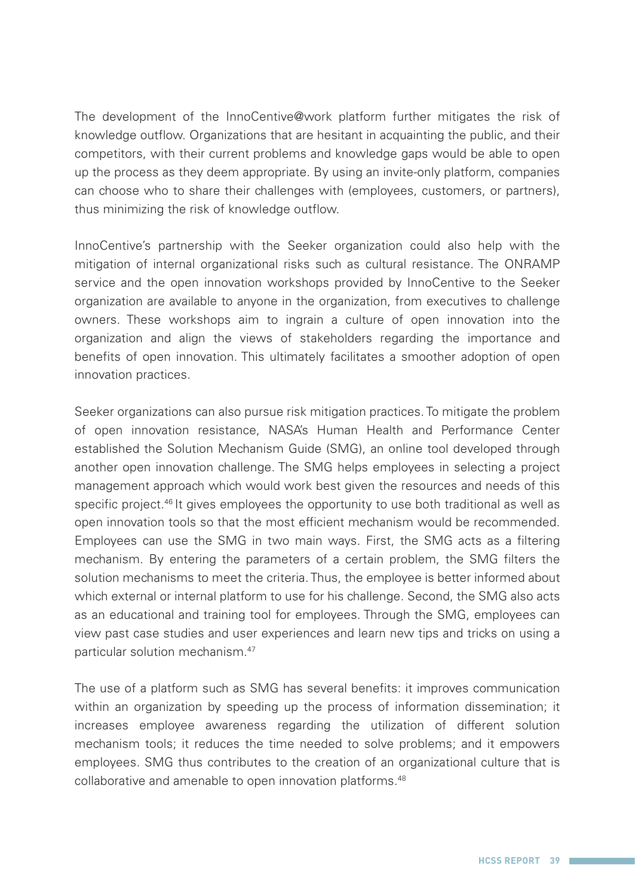The development of the InnoCentive@work platform further mitigates the risk of knowledge outflow. Organizations that are hesitant in acquainting the public, and their competitors, with their current problems and knowledge gaps would be able to open up the process as they deem appropriate. By using an invite-only platform, companies can choose who to share their challenges with (employees, customers, or partners), thus minimizing the risk of knowledge outflow.

InnoCentive's partnership with the Seeker organization could also help with the mitigation of internal organizational risks such as cultural resistance. The ONRAMP service and the open innovation workshops provided by InnoCentive to the Seeker organization are available to anyone in the organization, from executives to challenge owners. These workshops aim to ingrain a culture of open innovation into the organization and align the views of stakeholders regarding the importance and benefits of open innovation. This ultimately facilitates a smoother adoption of open innovation practices.

Seeker organizations can also pursue risk mitigation practices. To mitigate the problem of open innovation resistance, NASA's Human Health and Performance Center established the Solution Mechanism Guide (SMG), an online tool developed through another open innovation challenge. The SMG helps employees in selecting a project management approach which would work best given the resources and needs of this specific project.[46] It gives employees the opportunity to use both traditional as well as open innovation tools so that the most efficient mechanism would be recommended. Employees can use the SMG in two main ways. First, the SMG acts as a filtering mechanism. By entering the parameters of a certain problem, the SMG filters the solution mechanisms to meet the criteria. Thus, the employee is better informed about which external or internal platform to use for his challenge. Second, the SMG also acts as an educational and training tool for employees. Through the SMG, employees can view past case studies and user experiences and learn new tips and tricks on using a particular solution mechanism.[47]

The use of a platform such as SMG has several benefits: it improves communication within an organization by speeding up the process of information dissemination; it increases employee awareness regarding the utilization of different solution mechanism tools; it reduces the time needed to solve problems; and it empowers employees. SMG thus contributes to the creation of an organizational culture that is collaborative and amenable to open innovation platforms.[48]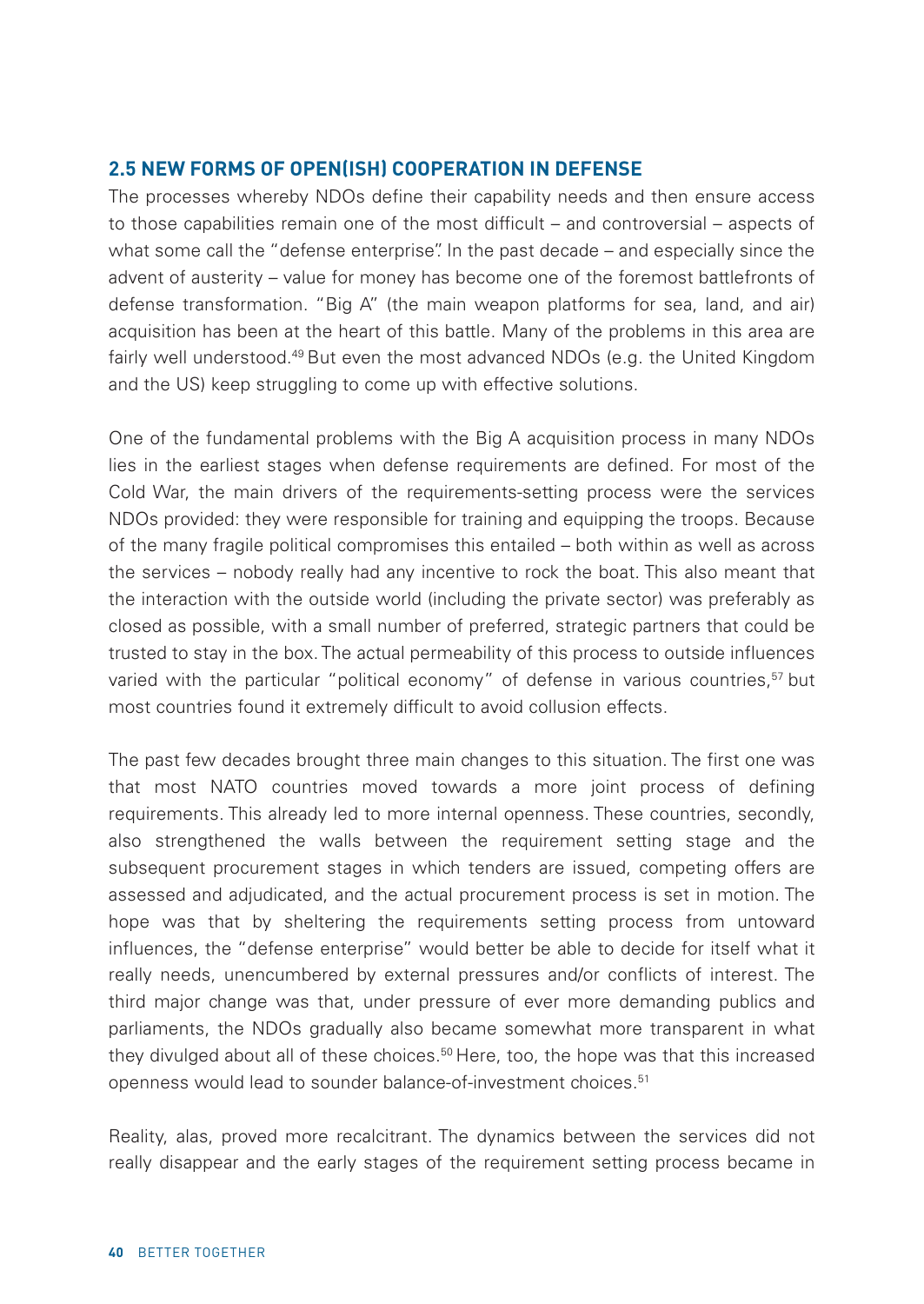## 2.5 NEW FORMS OF OPEN(ISH) COOPERATION IN DEFENSE

The processes whereby NDOs define their capability needs and then ensure access to those capabilities remain one of the most difficult – and controversial – aspects of what some call the "defense enterprise". In the past decade – and especially since the advent of austerity – value for money has become one of the foremost battlefronts of defense transformation. "Big A" (the main weapon platforms for sea, land, and air) acquisition has been at the heart of this battle. Many of the problems in this area are fairly well understood.[49] But even the most advanced NDOs (e.g. the United Kingdom and the US) keep struggling to come up with effective solutions.

One of the fundamental problems with the Big A acquisition process in many NDOs lies in the earliest stages when defense requirements are defined. For most of the Cold War, the main drivers of the requirements-setting process were the services NDOs provided: they were responsible for training and equipping the troops. Because of the many fragile political compromises this entailed – both within as well as across the services – nobody really had any incentive to rock the boat. This also meant that the interaction with the outside world (including the private sector) was preferably as closed as possible, with a small number of preferred, strategic partners that could be trusted to stay in the box. The actual permeability of this process to outside influences varied with the particular "political economy" of defense in various countries,[57] but most countries found it extremely difficult to avoid collusion effects.

The past few decades brought three main changes to this situation. The first one was that most NATO countries moved towards a more joint process of defining requirements. This already led to more internal openness. These countries, secondly, also strengthened the walls between the requirement setting stage and the subsequent procurement stages in which tenders are issued, competing offers are assessed and adjudicated, and the actual procurement process is set in motion. The hope was that by sheltering the requirements setting process from untoward influences, the "defense enterprise" would better be able to decide for itself what it really needs, unencumbered by external pressures and/or conflicts of interest. The third major change was that, under pressure of ever more demanding publics and parliaments, the NDOs gradually also became somewhat more transparent in what they divulged about all of these choices.[50] Here, too, the hope was that this increased openness would lead to sounder balance-of-investment choices.[51]

Reality, alas, proved more recalcitrant. The dynamics between the services did not really disappear and the early stages of the requirement setting process became in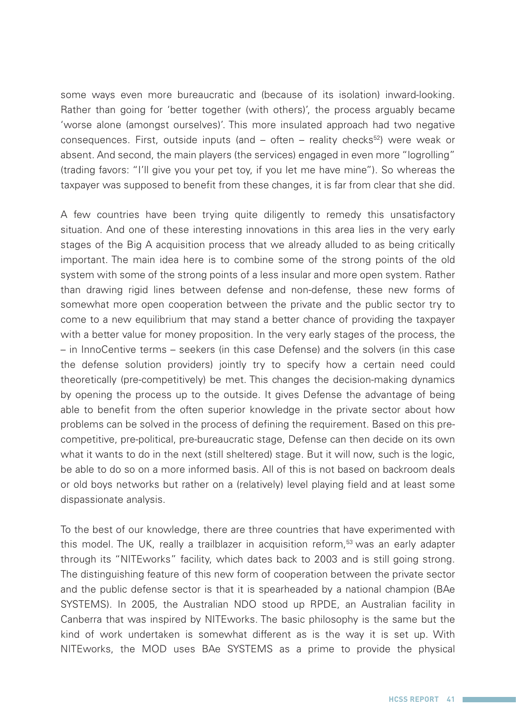some ways even more bureaucratic and (because of its isolation) inward-looking. Rather than going for 'better together (with others)', the process arguably became 'worse alone (amongst ourselves)'. This more insulated approach had two negative consequences. First, outside inputs (and – often – reality checks[52]) were weak or absent. And second, the main players (the services) engaged in even more "logrolling" (trading favors: "I'll give you your pet toy, if you let me have mine"). So whereas the taxpayer was supposed to benefit from these changes, it is far from clear that she did.

A few countries have been trying quite diligently to remedy this unsatisfactory situation. And one of these interesting innovations in this area lies in the very early stages of the Big A acquisition process that we already alluded to as being critically important. The main idea here is to combine some of the strong points of the old system with some of the strong points of a less insular and more open system. Rather than drawing rigid lines between defense and non-defense, these new forms of somewhat more open cooperation between the private and the public sector try to come to a new equilibrium that may stand a better chance of providing the taxpayer with a better value for money proposition. In the very early stages of the process, the – in InnoCentive terms – seekers (in this case Defense) and the solvers (in this case the defense solution providers) jointly try to specify how a certain need could theoretically (pre-competitively) be met. This changes the decision-making dynamics by opening the process up to the outside. It gives Defense the advantage of being able to benefit from the often superior knowledge in the private sector about how problems can be solved in the process of defining the requirement. Based on this pre-competitive, pre-political, pre-bureaucratic stage, Defense can then decide on its own what it wants to do in the next (still sheltered) stage. But it will now, such is the logic, be able to do so on a more informed basis. All of this is not based on backroom deals or old boys networks but rather on a (relatively) level playing field and at least some dispassionate analysis.

To the best of our knowledge, there are three countries that have experimented with this model. The UK, really a trailblazer in acquisition reform,[53] was an early adapter through its "NITEworks" facility, which dates back to 2003 and is still going strong. The distinguishing feature of this new form of cooperation between the private sector and the public defense sector is that it is spearheaded by a national champion (BAe SYSTEMS). In 2005, the Australian NDO stood up RPDE, an Australian facility in Canberra that was inspired by NITEworks. The basic philosophy is the same but the kind of work undertaken is somewhat different as is the way it is set up. With NITEworks, the MOD uses BAe SYSTEMS as a prime to provide the physical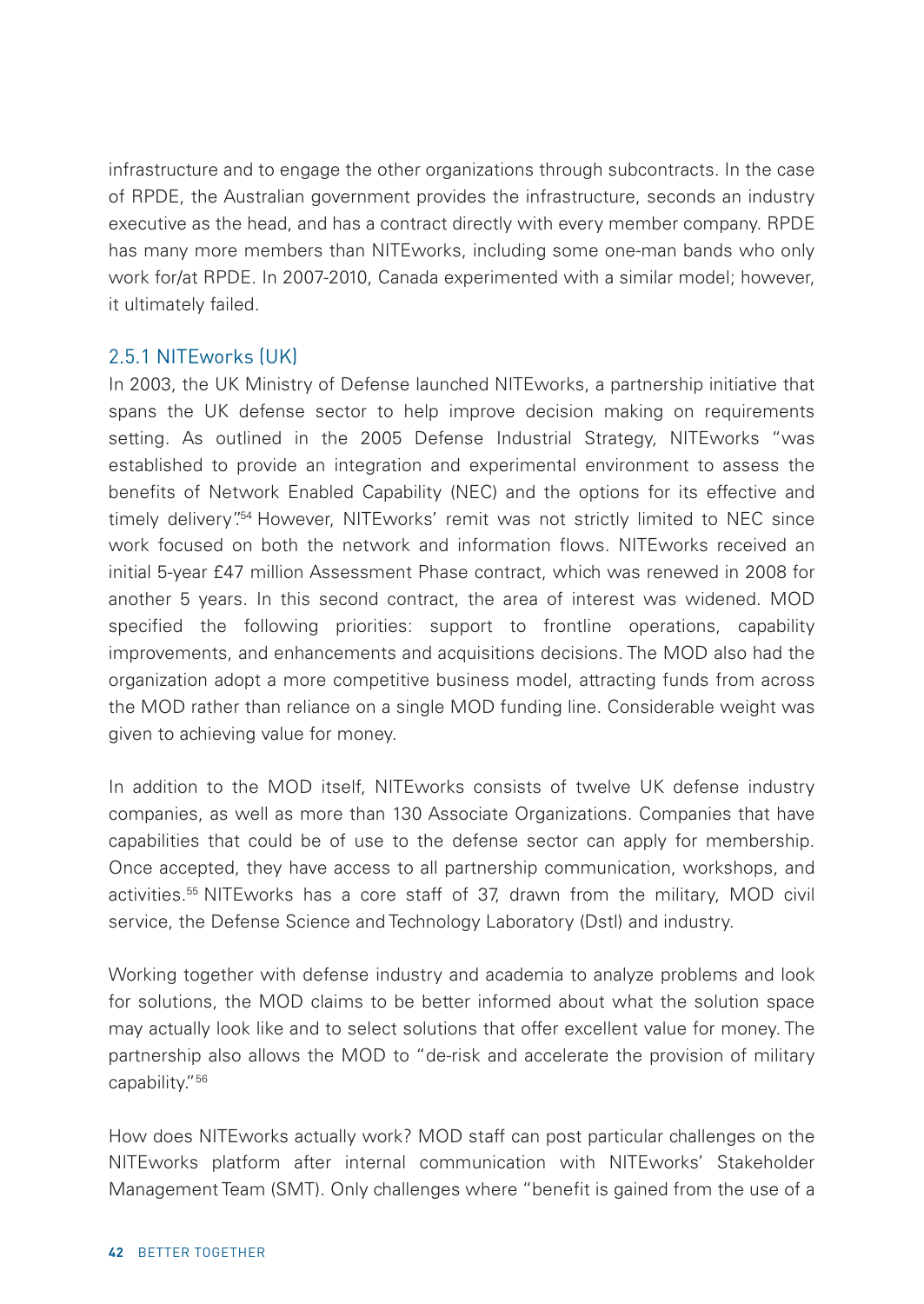infrastructure and to engage the other organizations through subcontracts. In the case of RPDE, the Australian government provides the infrastructure, seconds an industry executive as the head, and has a contract directly with every member company. RPDE has many more members than NITEworks, including some one-man bands who only work for/at RPDE. In 2007-2010, Canada experimented with a similar model; however, it ultimately failed.

### 2.5.1 NITEworks (UK)

In 2003, the UK Ministry of Defense launched NITEworks, a partnership initiative that spans the UK defense sector to help improve decision making on requirements setting. As outlined in the 2005 Defense Industrial Strategy, NITEworks "was established to provide an integration and experimental environment to assess the benefits of Network Enabled Capability (NEC) and the options for its effective and timely delivery".[54] However, NITEworks' remit was not strictly limited to NEC since work focused on both the network and information flows. NITEworks received an initial 5-year £47 million Assessment Phase contract, which was renewed in 2008 for another 5 years. In this second contract, the area of interest was widened. MOD specified the following priorities: support to frontline operations, capability improvements, and enhancements and acquisitions decisions. The MOD also had the organization adopt a more competitive business model, attracting funds from across the MOD rather than reliance on a single MOD funding line. Considerable weight was given to achieving value for money.

In addition to the MOD itself, NITEworks consists of twelve UK defense industry companies, as well as more than 130 Associate Organizations. Companies that have capabilities that could be of use to the defense sector can apply for membership. Once accepted, they have access to all partnership communication, workshops, and activities.[55] NITEworks has a core staff of 37, drawn from the military, MOD civil service, the Defense Science and Technology Laboratory (Dstl) and industry.

Working together with defense industry and academia to analyze problems and look for solutions, the MOD claims to be better informed about what the solution space may actually look like and to select solutions that offer excellent value for money. The partnership also allows the MOD to "de-risk and accelerate the provision of military capability."[56]

How does NITEworks actually work? MOD staff can post particular challenges on the NITEworks platform after internal communication with NITEworks' Stakeholder Management Team (SMT). Only challenges where "benefit is gained from the use of a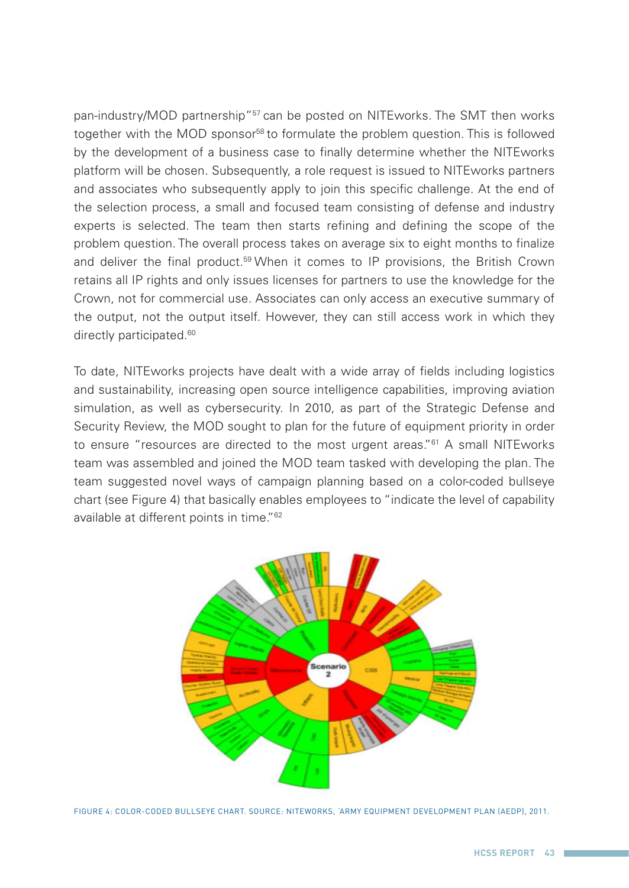pan-industry/MOD partnership"[57] can be posted on NITEworks. The SMT then works together with the MOD sponsor[58] to formulate the problem question. This is followed by the development of a business case to finally determine whether the NITEworks platform will be chosen. Subsequently, a role request is issued to NITEworks partners and associates who subsequently apply to join this specific challenge. At the end of the selection process, a small and focused team consisting of defense and industry experts is selected. The team then starts refining and defining the scope of the problem question. The overall process takes on average six to eight months to finalize and deliver the final product.[59] When it comes to IP provisions, the British Crown retains all IP rights and only issues licenses for partners to use the knowledge for the Crown, not for commercial use. Associates can only access an executive summary of the output, not the output itself. However, they can still access work in which they directly participated.[60]

To date, NITEworks projects have dealt with a wide array of fields including logistics and sustainability, increasing open source intelligence capabilities, improving aviation simulation, as well as cybersecurity. In 2010, as part of the Strategic Defense and Security Review, the MOD sought to plan for the future of equipment priority in order to ensure "resources are directed to the most urgent areas."[61] A small NITEworks team was assembled and joined the MOD team tasked with developing the plan. The team suggested novel ways of campaign planning based on a color-coded bullseye chart (see Figure 4) that basically enables employees to "indicate the level of capability available at different points in time."[62]

FIGURE 4: COLOR-CODED BULLSEYE CHART. SOURCE: NITEWORKS, 'ARMY EQUIPMENT DEVELOPMENT PLAN (AEDP), 2011.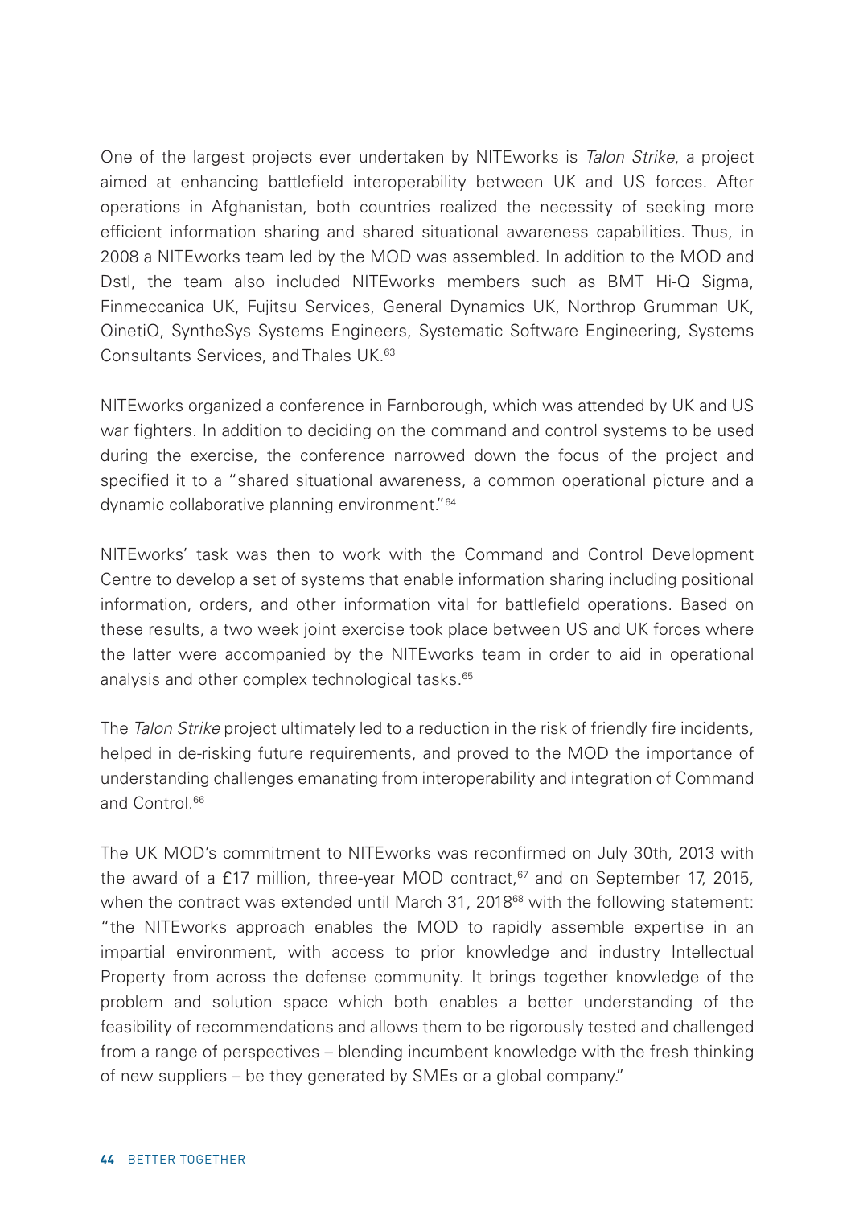One of the largest projects ever undertaken by NITEworks is *Talon Strike*, a project aimed at enhancing battlefield interoperability between UK and US forces. After operations in Afghanistan, both countries realized the necessity of seeking more efficient information sharing and shared situational awareness capabilities. Thus, in 2008 a NITEworks team led by the MOD was assembled. In addition to the MOD and Dstl, the team also included NITEworks members such as BMT Hi-Q Sigma, Finmeccanica UK, Fujitsu Services, General Dynamics UK, Northrop Grumman UK, QinetiQ, SyntheSys Systems Engineers, Systematic Software Engineering, Systems Consultants Services, and Thales UK.[63]

NITEworks organized a conference in Farnborough, which was attended by UK and US war fighters. In addition to deciding on the command and control systems to be used during the exercise, the conference narrowed down the focus of the project and specified it to a "shared situational awareness, a common operational picture and a dynamic collaborative planning environment."[64]

NITEworks' task was then to work with the Command and Control Development Centre to develop a set of systems that enable information sharing including positional information, orders, and other information vital for battlefield operations. Based on these results, a two week joint exercise took place between US and UK forces where the latter were accompanied by the NITEworks team in order to aid in operational analysis and other complex technological tasks.[65]

The *Talon Strike* project ultimately led to a reduction in the risk of friendly fire incidents, helped in de-risking future requirements, and proved to the MOD the importance of understanding challenges emanating from interoperability and integration of Command and Control.[66]

The UK MOD's commitment to NITEworks was reconfirmed on July 30th, 2013 with the award of a £17 million, three-year MOD contract,[67] and on September 17, 2015, when the contract was extended until March 31, 2018[68] with the following statement: "the NITEworks approach enables the MOD to rapidly assemble expertise in an impartial environment, with access to prior knowledge and industry Intellectual Property from across the defense community. It brings together knowledge of the problem and solution space which both enables a better understanding of the feasibility of recommendations and allows them to be rigorously tested and challenged from a range of perspectives – blending incumbent knowledge with the fresh thinking of new suppliers – be they generated by SMEs or a global company."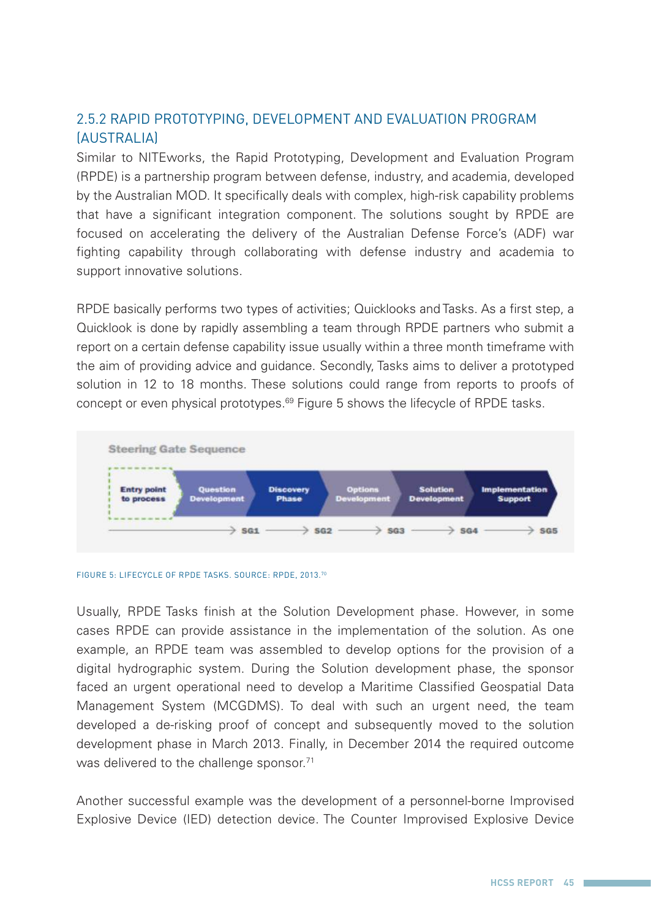### 2.5.2 RAPID PROTOTYPING, DEVELOPMENT AND EVALUATION PROGRAM (AUSTRALIA)

Similar to NITEworks, the Rapid Prototyping, Development and Evaluation Program (RPDE) is a partnership program between defense, industry, and academia, developed by the Australian MOD. It specifically deals with complex, high-risk capability problems that have a significant integration component. The solutions sought by RPDE are focused on accelerating the delivery of the Australian Defense Force's (ADF) war fighting capability through collaborating with defense industry and academia to support innovative solutions.

RPDE basically performs two types of activities; Quicklooks and Tasks. As a first step, a Quicklook is done by rapidly assembling a team through RPDE partners who submit a report on a certain defense capability issue usually within a three month timeframe with the aim of providing advice and guidance. Secondly, Tasks aims to deliver a prototyped solution in 12 to 18 months. These solutions could range from reports to proofs of concept or even physical prototypes.[69] Figure 5 shows the lifecycle of RPDE tasks.

Steering Gate Sequence

Entry point to process → Question Development → Discovery Phase → Options Development → Solution Development → Implementation Support

SG1 → SG2 → SG3 → SG4 → SG5

FIGURE 5: LIFECYCLE OF RPDE TASKS. SOURCE: RPDE, 2013.[70]

Usually, RPDE Tasks finish at the Solution Development phase. However, in some cases RPDE can provide assistance in the implementation of the solution. As one example, an RPDE team was assembled to develop options for the provision of a digital hydrographic system. During the Solution development phase, the sponsor faced an urgent operational need to develop a Maritime Classified Geospatial Data Management System (MCGDMS). To deal with such an urgent need, the team developed a de-risking proof of concept and subsequently moved to the solution development phase in March 2013. Finally, in December 2014 the required outcome was delivered to the challenge sponsor.[71]

Another successful example was the development of a personnel-borne Improvised Explosive Device (IED) detection device. The Counter Improvised Explosive Device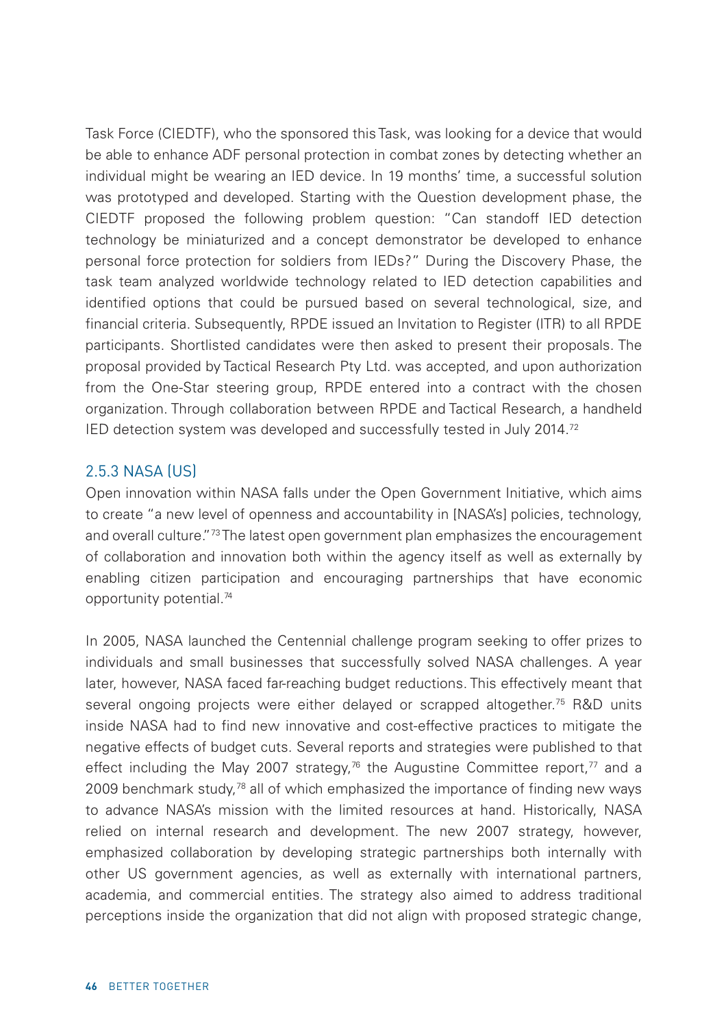Task Force (CIEDTF), who the sponsored this Task, was looking for a device that would be able to enhance ADF personal protection in combat zones by detecting whether an individual might be wearing an IED device. In 19 months' time, a successful solution was prototyped and developed. Starting with the Question development phase, the CIEDTF proposed the following problem question: "Can standoff IED detection technology be miniaturized and a concept demonstrator be developed to enhance personal force protection for soldiers from IEDs?" During the Discovery Phase, the task team analyzed worldwide technology related to IED detection capabilities and identified options that could be pursued based on several technological, size, and financial criteria. Subsequently, RPDE issued an Invitation to Register (ITR) to all RPDE participants. Shortlisted candidates were then asked to present their proposals. The proposal provided by Tactical Research Pty Ltd. was accepted, and upon authorization from the One-Star steering group, RPDE entered into a contract with the chosen organization. Through collaboration between RPDE and Tactical Research, a handheld IED detection system was developed and successfully tested in July 2014.[72]

### 2.5.3 NASA (US)

Open innovation within NASA falls under the Open Government Initiative, which aims to create "a new level of openness and accountability in [NASA's] policies, technology, and overall culture."[73] The latest open government plan emphasizes the encouragement of collaboration and innovation both within the agency itself as well as externally by enabling citizen participation and encouraging partnerships that have economic opportunity potential.[74]

In 2005, NASA launched the Centennial challenge program seeking to offer prizes to individuals and small businesses that successfully solved NASA challenges. A year later, however, NASA faced far-reaching budget reductions. This effectively meant that several ongoing projects were either delayed or scrapped altogether.[75] R&D units inside NASA had to find new innovative and cost-effective practices to mitigate the negative effects of budget cuts. Several reports and strategies were published to that effect including the May 2007 strategy,[76] the Augustine Committee report,[77] and a 2009 benchmark study,[78] all of which emphasized the importance of finding new ways to advance NASA's mission with the limited resources at hand. Historically, NASA relied on internal research and development. The new 2007 strategy, however, emphasized collaboration by developing strategic partnerships both internally with other US government agencies, as well as externally with international partners, academia, and commercial entities. The strategy also aimed to address traditional perceptions inside the organization that did not align with proposed strategic change,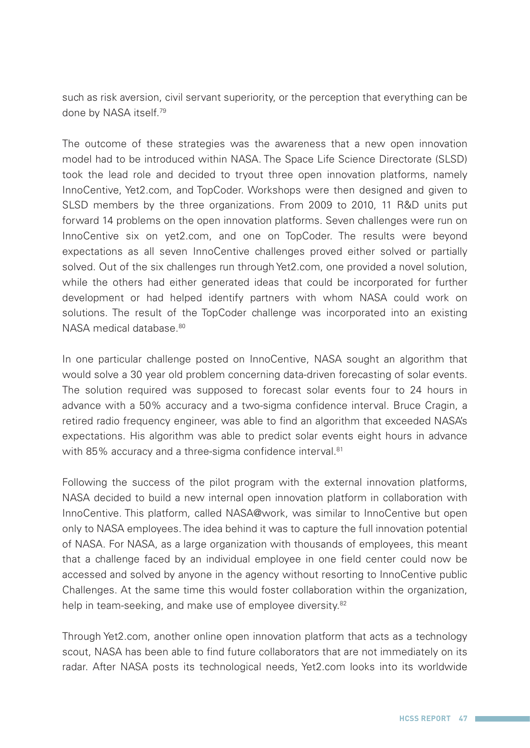such as risk aversion, civil servant superiority, or the perception that everything can be done by NASA itself.[79]

The outcome of these strategies was the awareness that a new open innovation model had to be introduced within NASA. The Space Life Science Directorate (SLSD) took the lead role and decided to tryout three open innovation platforms, namely InnoCentive, Yet2.com, and TopCoder. Workshops were then designed and given to SLSD members by the three organizations. From 2009 to 2010, 11 R&D units put forward 14 problems on the open innovation platforms. Seven challenges were run on InnoCentive six on yet2.com, and one on TopCoder. The results were beyond expectations as all seven InnoCentive challenges proved either solved or partially solved. Out of the six challenges run through Yet2.com, one provided a novel solution, while the others had either generated ideas that could be incorporated for further development or had helped identify partners with whom NASA could work on solutions. The result of the TopCoder challenge was incorporated into an existing NASA medical database.[80]

In one particular challenge posted on InnoCentive, NASA sought an algorithm that would solve a 30 year old problem concerning data-driven forecasting of solar events. The solution required was supposed to forecast solar events four to 24 hours in advance with a 50% accuracy and a two-sigma confidence interval. Bruce Cragin, a retired radio frequency engineer, was able to find an algorithm that exceeded NASA's expectations. His algorithm was able to predict solar events eight hours in advance with 85% accuracy and a three-sigma confidence interval.[81]

Following the success of the pilot program with the external innovation platforms, NASA decided to build a new internal open innovation platform in collaboration with InnoCentive. This platform, called NASA@work, was similar to InnoCentive but open only to NASA employees. The idea behind it was to capture the full innovation potential of NASA. For NASA, as a large organization with thousands of employees, this meant that a challenge faced by an individual employee in one field center could now be accessed and solved by anyone in the agency without resorting to InnoCentive public Challenges. At the same time this would foster collaboration within the organization, help in team-seeking, and make use of employee diversity.[82]

Through Yet2.com, another online open innovation platform that acts as a technology scout, NASA has been able to find future collaborators that are not immediately on its radar. After NASA posts its technological needs, Yet2.com looks into its worldwide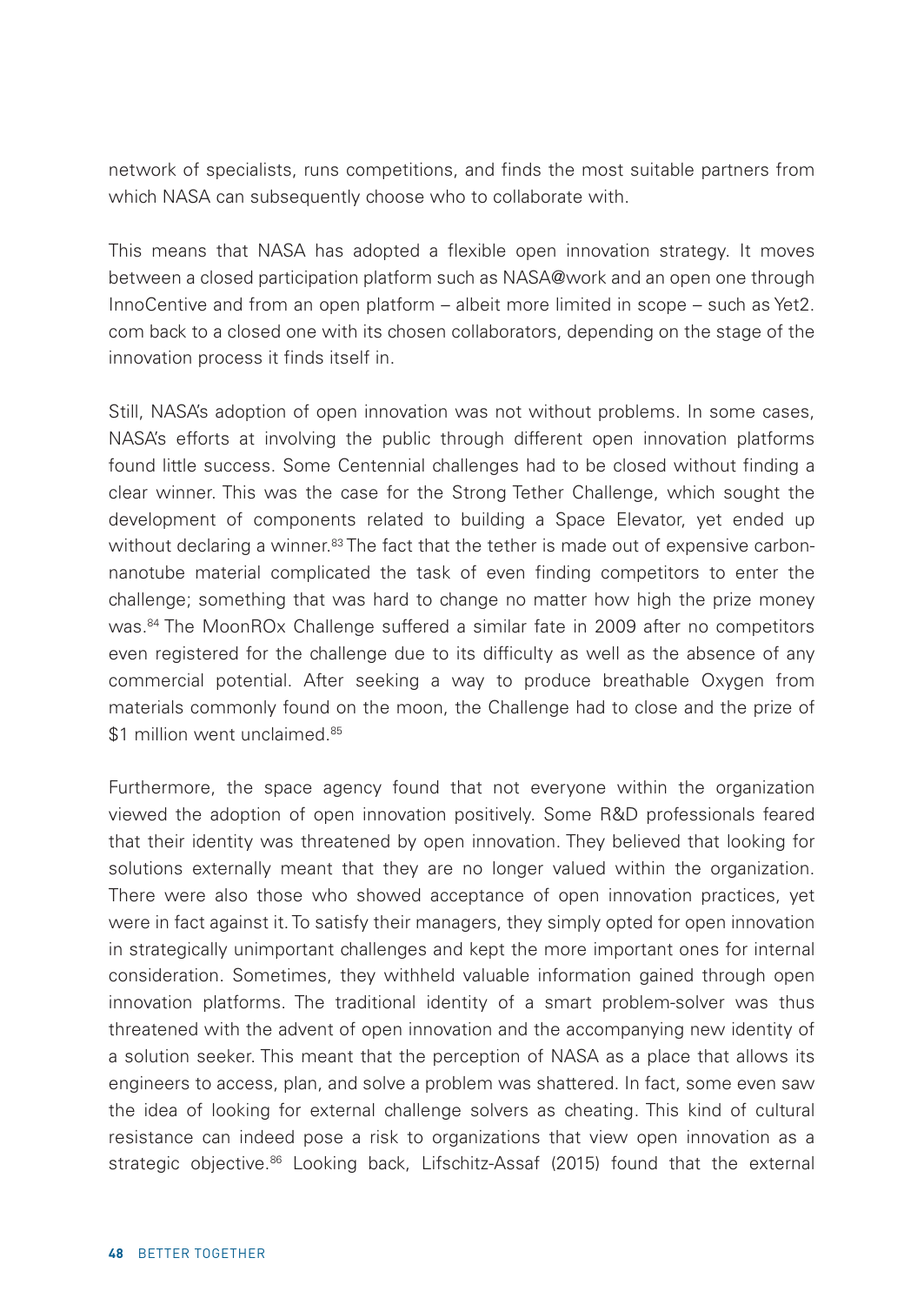network of specialists, runs competitions, and finds the most suitable partners from which NASA can subsequently choose who to collaborate with.

This means that NASA has adopted a flexible open innovation strategy. It moves between a closed participation platform such as NASA@work and an open one through InnoCentive and from an open platform – albeit more limited in scope – such as Yet2.com back to a closed one with its chosen collaborators, depending on the stage of the innovation process it finds itself in.

Still, NASA's adoption of open innovation was not without problems. In some cases, NASA's efforts at involving the public through different open innovation platforms found little success. Some Centennial challenges had to be closed without finding a clear winner. This was the case for the Strong Tether Challenge, which sought the development of components related to building a Space Elevator, yet ended up without declaring a winner.[83] The fact that the tether is made out of expensive carbon-nanotube material complicated the task of even finding competitors to enter the challenge; something that was hard to change no matter how high the prize money was.[84] The MoonROx Challenge suffered a similar fate in 2009 after no competitors even registered for the challenge due to its difficulty as well as the absence of any commercial potential. After seeking a way to produce breathable Oxygen from materials commonly found on the moon, the Challenge had to close and the prize of $1 million went unclaimed.[85]

Furthermore, the space agency found that not everyone within the organization viewed the adoption of open innovation positively. Some R&D professionals feared that their identity was threatened by open innovation. They believed that looking for solutions externally meant that they are no longer valued within the organization. There were also those who showed acceptance of open innovation practices, yet were in fact against it. To satisfy their managers, they simply opted for open innovation in strategically unimportant challenges and kept the more important ones for internal consideration. Sometimes, they withheld valuable information gained through open innovation platforms. The traditional identity of a smart problem-solver was thus threatened with the advent of open innovation and the accompanying new identity of a solution seeker. This meant that the perception of NASA as a place that allows its engineers to access, plan, and solve a problem was shattered. In fact, some even saw the idea of looking for external challenge solvers as cheating. This kind of cultural resistance can indeed pose a risk to organizations that view open innovation as a strategic objective.[86] Looking back, Lifschitz-Assaf (2015) found that the external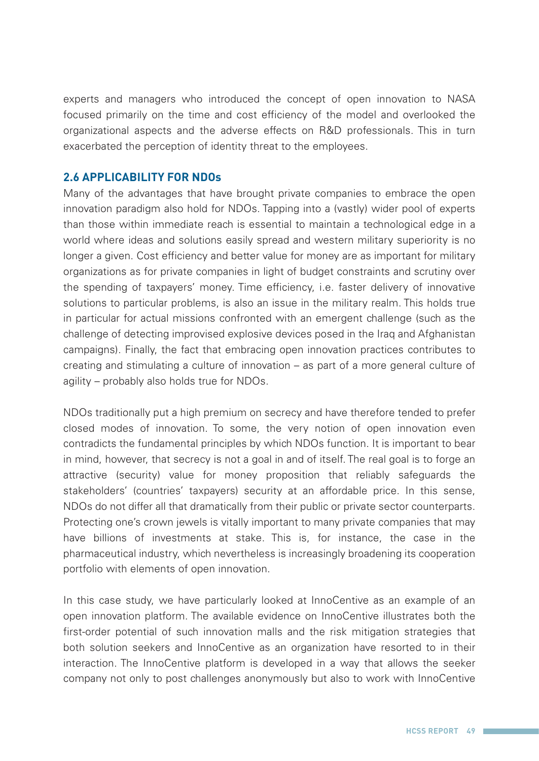experts and managers who introduced the concept of open innovation to NASA focused primarily on the time and cost efficiency of the model and overlooked the organizational aspects and the adverse effects on R&D professionals. This in turn exacerbated the perception of identity threat to the employees.

## 2.6 APPLICABILITY FOR NDOs

Many of the advantages that have brought private companies to embrace the open innovation paradigm also hold for NDOs. Tapping into a (vastly) wider pool of experts than those within immediate reach is essential to maintain a technological edge in a world where ideas and solutions easily spread and western military superiority is no longer a given. Cost efficiency and better value for money are as important for military organizations as for private companies in light of budget constraints and scrutiny over the spending of taxpayers' money. Time efficiency, i.e. faster delivery of innovative solutions to particular problems, is also an issue in the military realm. This holds true in particular for actual missions confronted with an emergent challenge (such as the challenge of detecting improvised explosive devices posed in the Iraq and Afghanistan campaigns). Finally, the fact that embracing open innovation practices contributes to creating and stimulating a culture of innovation – as part of a more general culture of agility – probably also holds true for NDOs.

NDOs traditionally put a high premium on secrecy and have therefore tended to prefer closed modes of innovation. To some, the very notion of open innovation even contradicts the fundamental principles by which NDOs function. It is important to bear in mind, however, that secrecy is not a goal in and of itself. The real goal is to forge an attractive (security) value for money proposition that reliably safeguards the stakeholders' (countries' taxpayers) security at an affordable price. In this sense, NDOs do not differ all that dramatically from their public or private sector counterparts. Protecting one's crown jewels is vitally important to many private companies that may have billions of investments at stake. This is, for instance, the case in the pharmaceutical industry, which nevertheless is increasingly broadening its cooperation portfolio with elements of open innovation.

In this case study, we have particularly looked at InnoCentive as an example of an open innovation platform. The available evidence on InnoCentive illustrates both the first-order potential of such innovation malls and the risk mitigation strategies that both solution seekers and InnoCentive as an organization have resorted to in their interaction. The InnoCentive platform is developed in a way that allows the seeker company not only to post challenges anonymously but also to work with InnoCentive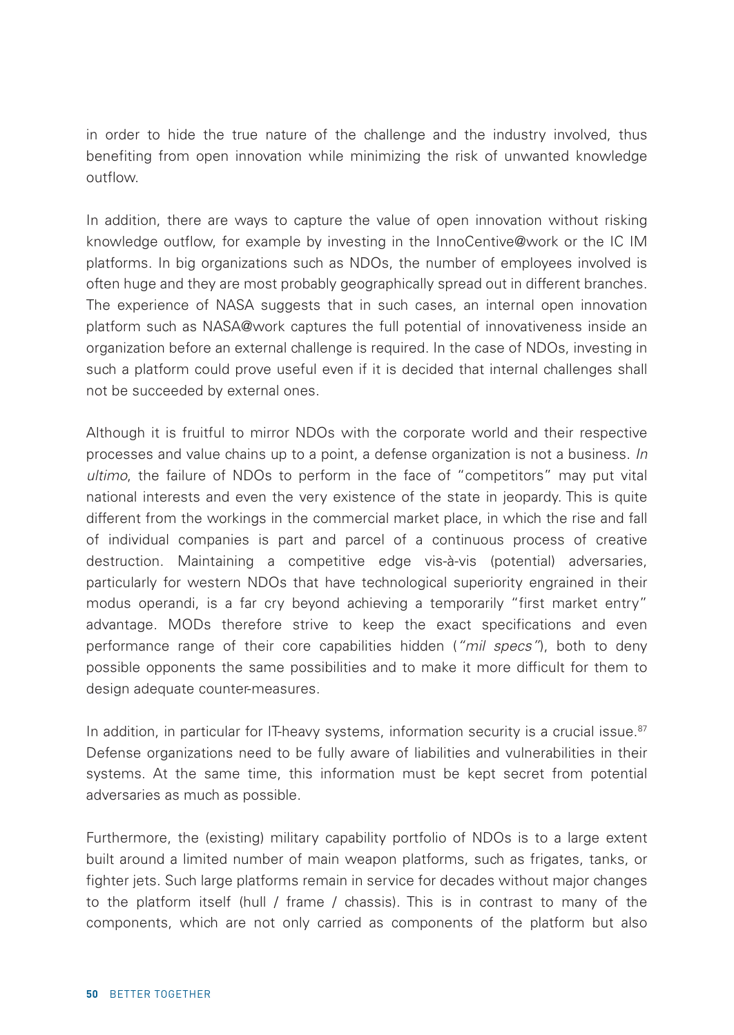in order to hide the true nature of the challenge and the industry involved, thus benefiting from open innovation while minimizing the risk of unwanted knowledge outflow.

In addition, there are ways to capture the value of open innovation without risking knowledge outflow, for example by investing in the InnoCentive@work or the IC IM platforms. In big organizations such as NDOs, the number of employees involved is often huge and they are most probably geographically spread out in different branches. The experience of NASA suggests that in such cases, an internal open innovation platform such as NASA@work captures the full potential of innovativeness inside an organization before an external challenge is required. In the case of NDOs, investing in such a platform could prove useful even if it is decided that internal challenges shall not be succeeded by external ones.

Although it is fruitful to mirror NDOs with the corporate world and their respective processes and value chains up to a point, a defense organization is not a business. *In ultimo*, the failure of NDOs to perform in the face of "competitors" may put vital national interests and even the very existence of the state in jeopardy. This is quite different from the workings in the commercial market place, in which the rise and fall of individual companies is part and parcel of a continuous process of creative destruction. Maintaining a competitive edge vis-à-vis (potential) adversaries, particularly for western NDOs that have technological superiority engrained in their modus operandi, is a far cry beyond achieving a temporarily "first market entry" advantage. MODs therefore strive to keep the exact specifications and even performance range of their core capabilities hidden (*"mil specs"*), both to deny possible opponents the same possibilities and to make it more difficult for them to design adequate counter-measures.

In addition, in particular for IT-heavy systems, information security is a crucial issue.[87] Defense organizations need to be fully aware of liabilities and vulnerabilities in their systems. At the same time, this information must be kept secret from potential adversaries as much as possible.

Furthermore, the (existing) military capability portfolio of NDOs is to a large extent built around a limited number of main weapon platforms, such as frigates, tanks, or fighter jets. Such large platforms remain in service for decades without major changes to the platform itself (hull / frame / chassis). This is in contrast to many of the components, which are not only carried as components of the platform but also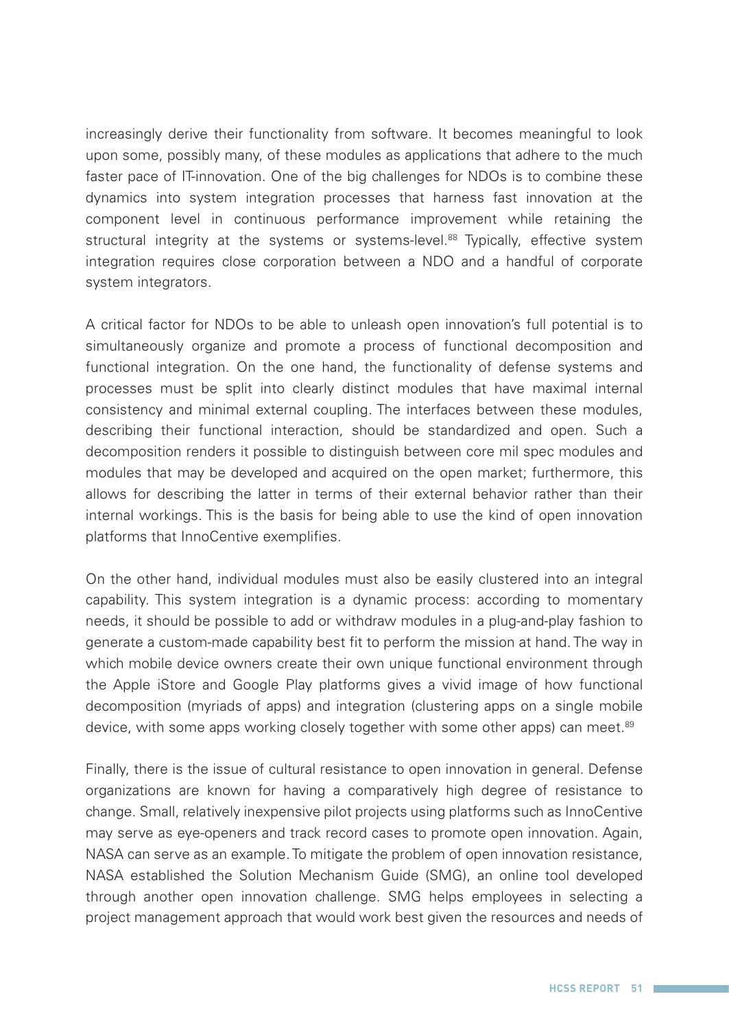increasingly derive their functionality from software. It becomes meaningful to look upon some, possibly many, of these modules as applications that adhere to the much faster pace of IT-innovation. One of the big challenges for NDOs is to combine these dynamics into system integration processes that harness fast innovation at the component level in continuous performance improvement while retaining the structural integrity at the systems or systems-level.[88] Typically, effective system integration requires close corporation between a NDO and a handful of corporate system integrators.

A critical factor for NDOs to be able to unleash open innovation's full potential is to simultaneously organize and promote a process of functional decomposition and functional integration. On the one hand, the functionality of defense systems and processes must be split into clearly distinct modules that have maximal internal consistency and minimal external coupling. The interfaces between these modules, describing their functional interaction, should be standardized and open. Such a decomposition renders it possible to distinguish between core mil spec modules and modules that may be developed and acquired on the open market; furthermore, this allows for describing the latter in terms of their external behavior rather than their internal workings. This is the basis for being able to use the kind of open innovation platforms that InnoCentive exemplifies.

On the other hand, individual modules must also be easily clustered into an integral capability. This system integration is a dynamic process: according to momentary needs, it should be possible to add or withdraw modules in a plug-and-play fashion to generate a custom-made capability best fit to perform the mission at hand. The way in which mobile device owners create their own unique functional environment through the Apple iStore and Google Play platforms gives a vivid image of how functional decomposition (myriads of apps) and integration (clustering apps on a single mobile device, with some apps working closely together with some other apps) can meet.[89]

Finally, there is the issue of cultural resistance to open innovation in general. Defense organizations are known for having a comparatively high degree of resistance to change. Small, relatively inexpensive pilot projects using platforms such as InnoCentive may serve as eye-openers and track record cases to promote open innovation. Again, NASA can serve as an example. To mitigate the problem of open innovation resistance, NASA established the Solution Mechanism Guide (SMG), an online tool developed through another open innovation challenge. SMG helps employees in selecting a project management approach that would work best given the resources and needs of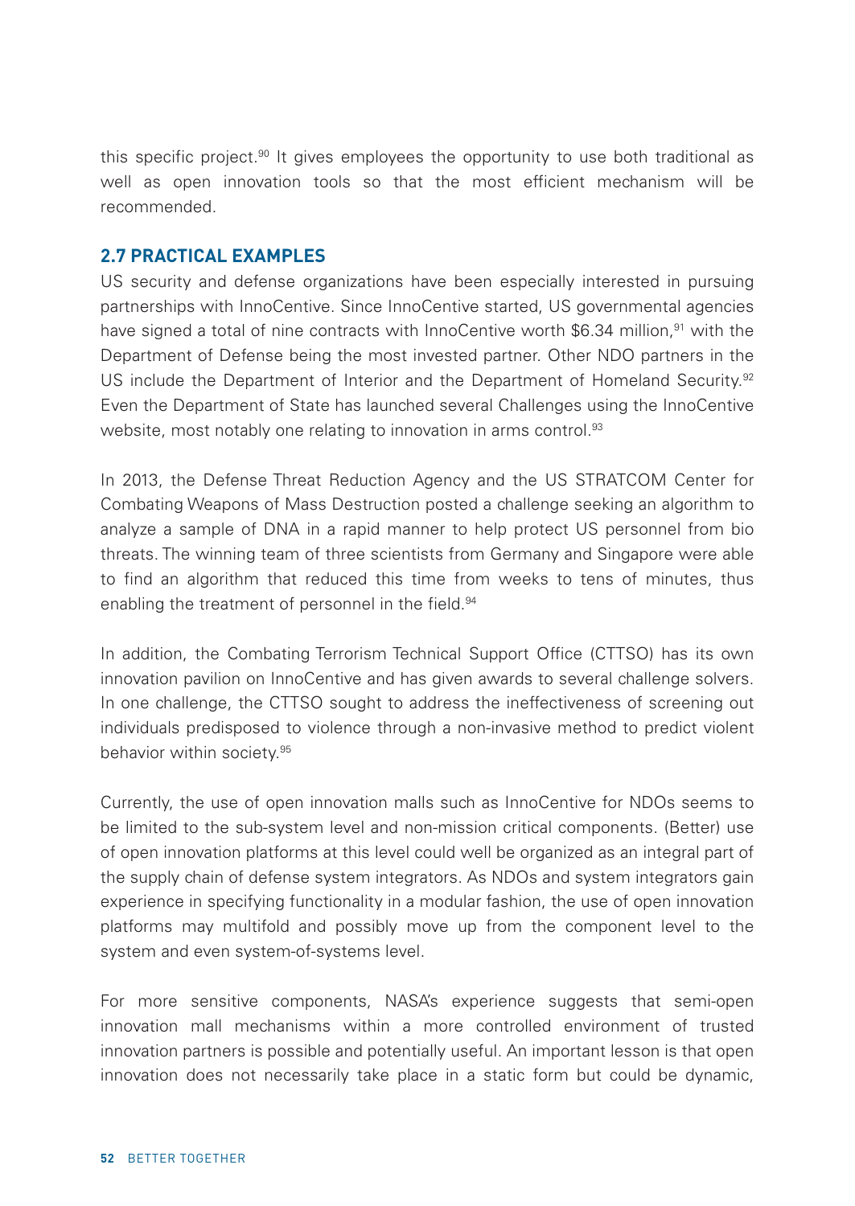this specific project.[90] It gives employees the opportunity to use both traditional as well as open innovation tools so that the most efficient mechanism will be recommended.

## 2.7 PRACTICAL EXAMPLES

US security and defense organizations have been especially interested in pursuing partnerships with InnoCentive. Since InnoCentive started, US governmental agencies have signed a total of nine contracts with InnoCentive worth $6.34 million,[91] with the Department of Defense being the most invested partner. Other NDO partners in the US include the Department of Interior and the Department of Homeland Security.[92] Even the Department of State has launched several Challenges using the InnoCentive website, most notably one relating to innovation in arms control.[93]

In 2013, the Defense Threat Reduction Agency and the US STRATCOM Center for Combating Weapons of Mass Destruction posted a challenge seeking an algorithm to analyze a sample of DNA in a rapid manner to help protect US personnel from bio threats. The winning team of three scientists from Germany and Singapore were able to find an algorithm that reduced this time from weeks to tens of minutes, thus enabling the treatment of personnel in the field.[94]

In addition, the Combating Terrorism Technical Support Office (CTTSO) has its own innovation pavilion on InnoCentive and has given awards to several challenge solvers. In one challenge, the CTTSO sought to address the ineffectiveness of screening out individuals predisposed to violence through a non-invasive method to predict violent behavior within society.[95]

Currently, the use of open innovation malls such as InnoCentive for NDOs seems to be limited to the sub-system level and non-mission critical components. (Better) use of open innovation platforms at this level could well be organized as an integral part of the supply chain of defense system integrators. As NDOs and system integrators gain experience in specifying functionality in a modular fashion, the use of open innovation platforms may multifold and possibly move up from the component level to the system and even system-of-systems level.

For more sensitive components, NASA's experience suggests that semi-open innovation mall mechanisms within a more controlled environment of trusted innovation partners is possible and potentially useful. An important lesson is that open innovation does not necessarily take place in a static form but could be dynamic,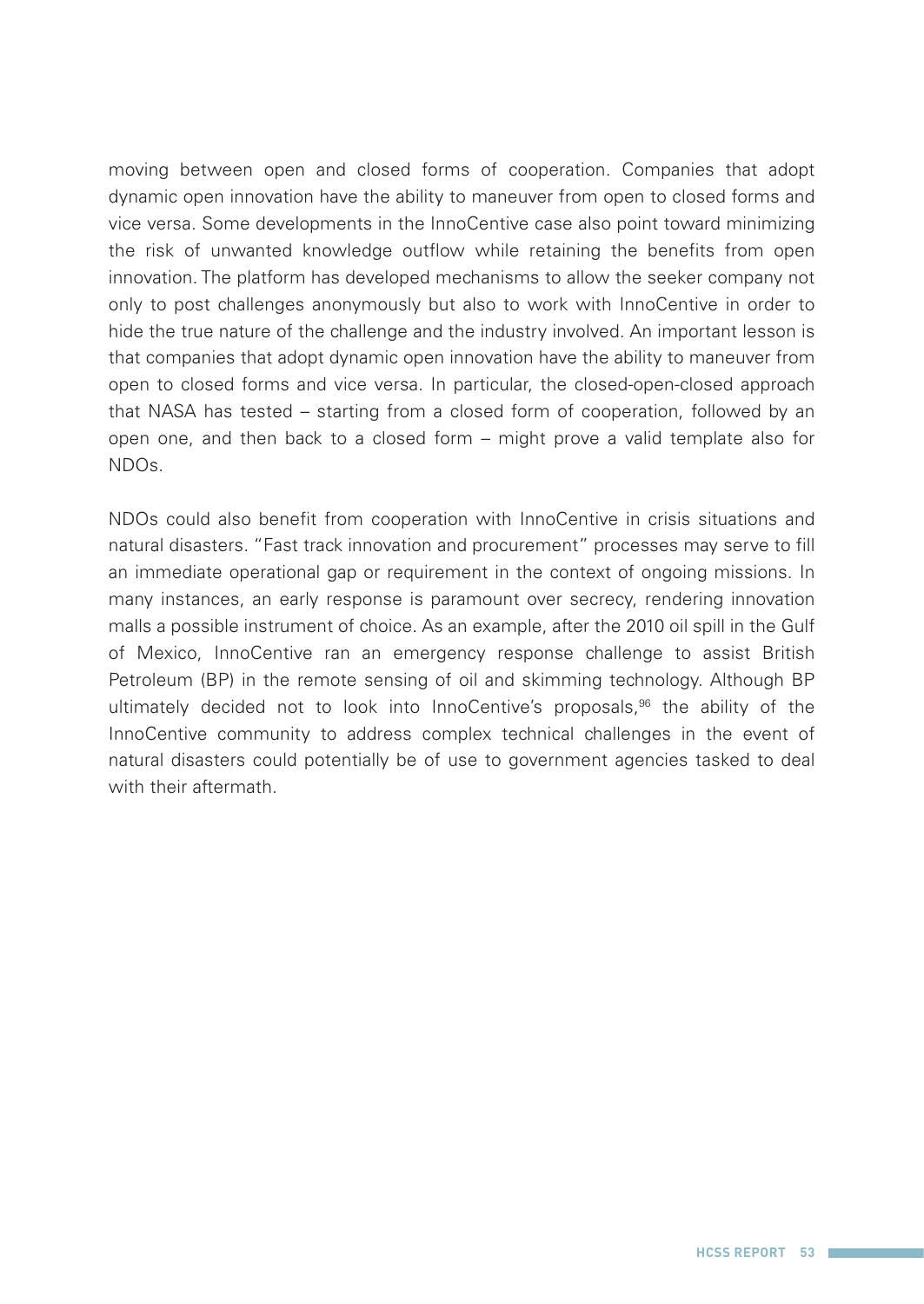moving between open and closed forms of cooperation. Companies that adopt dynamic open innovation have the ability to maneuver from open to closed forms and vice versa. Some developments in the InnoCentive case also point toward minimizing the risk of unwanted knowledge outflow while retaining the benefits from open innovation. The platform has developed mechanisms to allow the seeker company not only to post challenges anonymously but also to work with InnoCentive in order to hide the true nature of the challenge and the industry involved. An important lesson is that companies that adopt dynamic open innovation have the ability to maneuver from open to closed forms and vice versa. In particular, the closed-open-closed approach that NASA has tested – starting from a closed form of cooperation, followed by an open one, and then back to a closed form – might prove a valid template also for NDOs.

NDOs could also benefit from cooperation with InnoCentive in crisis situations and natural disasters. "Fast track innovation and procurement" processes may serve to fill an immediate operational gap or requirement in the context of ongoing missions. In many instances, an early response is paramount over secrecy, rendering innovation malls a possible instrument of choice. As an example, after the 2010 oil spill in the Gulf of Mexico, InnoCentive ran an emergency response challenge to assist British Petroleum (BP) in the remote sensing of oil and skimming technology. Although BP ultimately decided not to look into InnoCentive's proposals,[96] the ability of the InnoCentive community to address complex technical challenges in the event of natural disasters could potentially be of use to government agencies tasked to deal with their aftermath.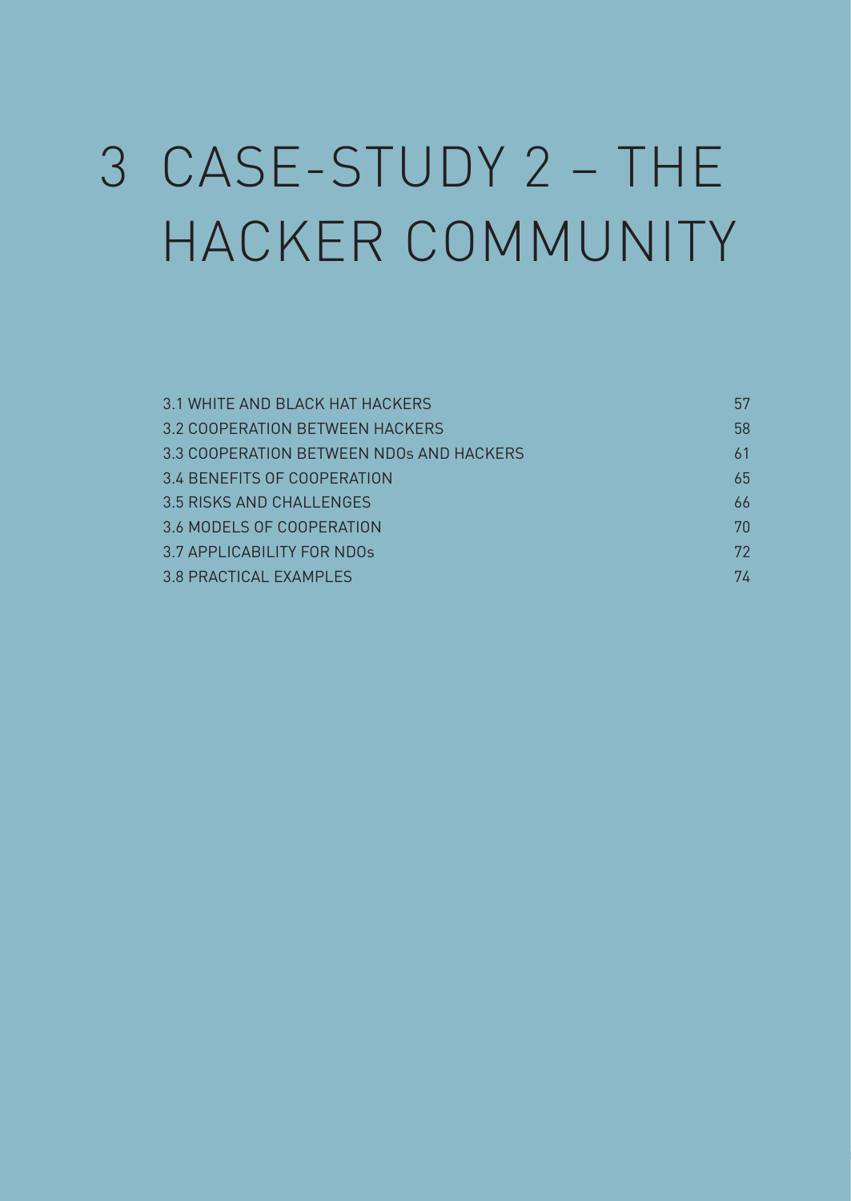# 3 CASE-STUDY 2 – THE HACKER COMMUNITY

| | |
|---|---|
| 3.1 WHITE AND BLACK HAT HACKERS | 57 |
| 3.2 COOPERATION BETWEEN HACKERS | 58 |
| 3.3 COOPERATION BETWEEN NDOs AND HACKERS | 61 |
| 3.4 BENEFITS OF COOPERATION | 65 |
| 3.5 RISKS AND CHALLENGES | 66 |
| 3.6 MODELS OF COOPERATION | 70 |
| 3.7 APPLICABILITY FOR NDOs | 72 |
| 3.8 PRACTICAL EXAMPLES | 74 |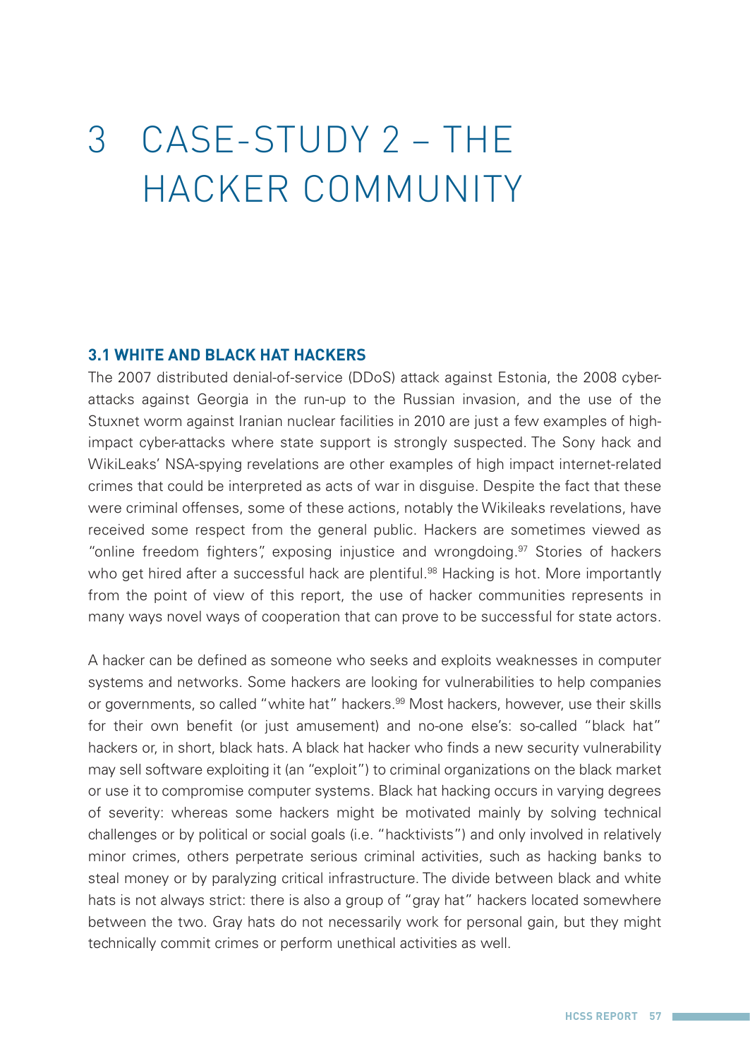# 3 CASE-STUDY 2 – THE HACKER COMMUNITY

## 3.1 WHITE AND BLACK HAT HACKERS

The 2007 distributed denial-of-service (DDoS) attack against Estonia, the 2008 cyber-attacks against Georgia in the run-up to the Russian invasion, and the use of the Stuxnet worm against Iranian nuclear facilities in 2010 are just a few examples of high-impact cyber-attacks where state support is strongly suspected. The Sony hack and WikiLeaks' NSA-spying revelations are other examples of high impact internet-related crimes that could be interpreted as acts of war in disguise. Despite the fact that these were criminal offenses, some of these actions, notably the Wikileaks revelations, have received some respect from the general public. Hackers are sometimes viewed as "online freedom fighters", exposing injustice and wrongdoing.[97] Stories of hackers who get hired after a successful hack are plentiful.[98] Hacking is hot. More importantly from the point of view of this report, the use of hacker communities represents in many ways novel ways of cooperation that can prove to be successful for state actors.

A hacker can be defined as someone who seeks and exploits weaknesses in computer systems and networks. Some hackers are looking for vulnerabilities to help companies or governments, so called "white hat" hackers.[99] Most hackers, however, use their skills for their own benefit (or just amusement) and no-one else's: so-called "black hat" hackers or, in short, black hats. A black hat hacker who finds a new security vulnerability may sell software exploiting it (an "exploit") to criminal organizations on the black market or use it to compromise computer systems. Black hat hacking occurs in varying degrees of severity: whereas some hackers might be motivated mainly by solving technical challenges or by political or social goals (i.e. "hacktivists") and only involved in relatively minor crimes, others perpetrate serious criminal activities, such as hacking banks to steal money or by paralyzing critical infrastructure. The divide between black and white hats is not always strict: there is also a group of "gray hat" hackers located somewhere between the two. Gray hats do not necessarily work for personal gain, but they might technically commit crimes or perform unethical activities as well.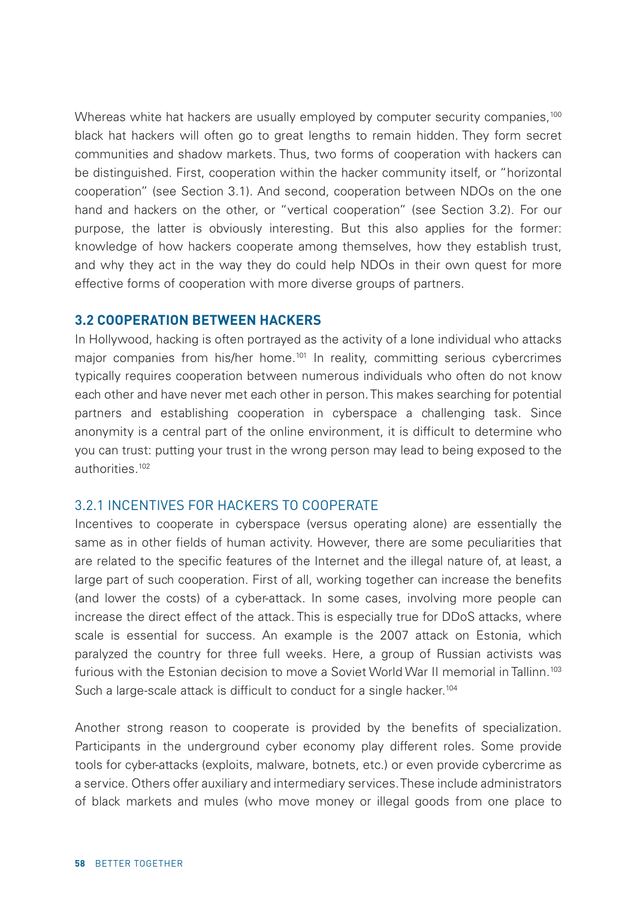Whereas white hat hackers are usually employed by computer security companies,[100] black hat hackers will often go to great lengths to remain hidden. They form secret communities and shadow markets. Thus, two forms of cooperation with hackers can be distinguished. First, cooperation within the hacker community itself, or "horizontal cooperation" (see Section 3.1). And second, cooperation between NDOs on the one hand and hackers on the other, or "vertical cooperation" (see Section 3.2). For our purpose, the latter is obviously interesting. But this also applies for the former: knowledge of how hackers cooperate among themselves, how they establish trust, and why they act in the way they do could help NDOs in their own quest for more effective forms of cooperation with more diverse groups of partners.

## 3.2 COOPERATION BETWEEN HACKERS

In Hollywood, hacking is often portrayed as the activity of a lone individual who attacks major companies from his/her home.[101] In reality, committing serious cybercrimes typically requires cooperation between numerous individuals who often do not know each other and have never met each other in person. This makes searching for potential partners and establishing cooperation in cyberspace a challenging task. Since anonymity is a central part of the online environment, it is difficult to determine who you can trust: putting your trust in the wrong person may lead to being exposed to the authorities.[102]

### 3.2.1 INCENTIVES FOR HACKERS TO COOPERATE

Incentives to cooperate in cyberspace (versus operating alone) are essentially the same as in other fields of human activity. However, there are some peculiarities that are related to the specific features of the Internet and the illegal nature of, at least, a large part of such cooperation. First of all, working together can increase the benefits (and lower the costs) of a cyber-attack. In some cases, involving more people can increase the direct effect of the attack. This is especially true for DDoS attacks, where scale is essential for success. An example is the 2007 attack on Estonia, which paralyzed the country for three full weeks. Here, a group of Russian activists was furious with the Estonian decision to move a Soviet World War II memorial in Tallinn.[103] Such a large-scale attack is difficult to conduct for a single hacker.[104]

Another strong reason to cooperate is provided by the benefits of specialization. Participants in the underground cyber economy play different roles. Some provide tools for cyber-attacks (exploits, malware, botnets, etc.) or even provide cybercrime as a service. Others offer auxiliary and intermediary services. These include administrators of black markets and mules (who move money or illegal goods from one place to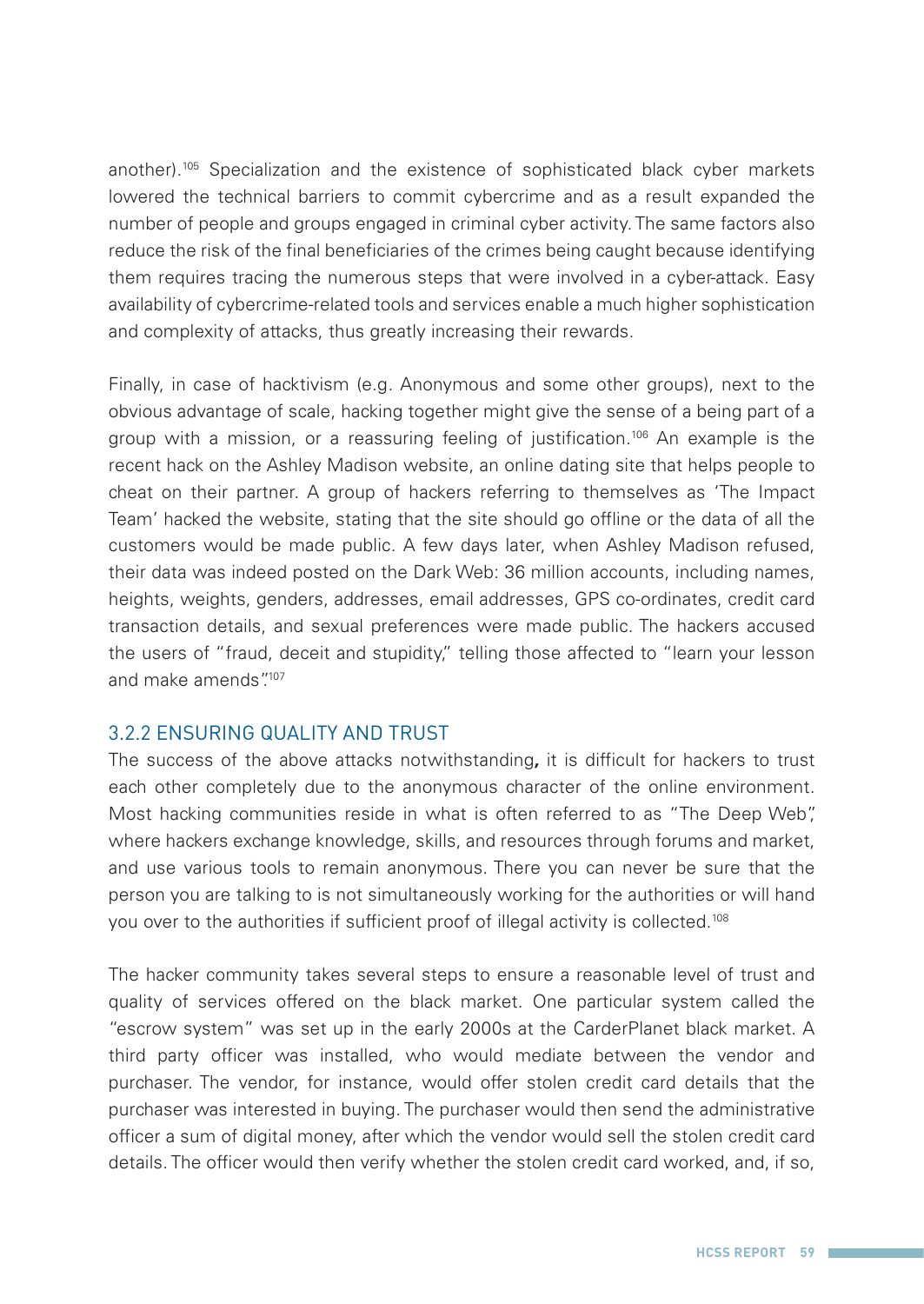another).[105] Specialization and the existence of sophisticated black cyber markets lowered the technical barriers to commit cybercrime and as a result expanded the number of people and groups engaged in criminal cyber activity. The same factors also reduce the risk of the final beneficiaries of the crimes being caught because identifying them requires tracing the numerous steps that were involved in a cyber-attack. Easy availability of cybercrime-related tools and services enable a much higher sophistication and complexity of attacks, thus greatly increasing their rewards.

Finally, in case of hacktivism (e.g. Anonymous and some other groups), next to the obvious advantage of scale, hacking together might give the sense of a being part of a group with a mission, or a reassuring feeling of justification.[106] An example is the recent hack on the Ashley Madison website, an online dating site that helps people to cheat on their partner. A group of hackers referring to themselves as 'The Impact Team' hacked the website, stating that the site should go offline or the data of all the customers would be made public. A few days later, when Ashley Madison refused, their data was indeed posted on the Dark Web: 36 million accounts, including names, heights, weights, genders, addresses, email addresses, GPS co-ordinates, credit card transaction details, and sexual preferences were made public. The hackers accused the users of "fraud, deceit and stupidity," telling those affected to "learn your lesson and make amends".[107]

### 3.2.2 ENSURING QUALITY AND TRUST

The success of the above attacks notwithstanding**,** it is difficult for hackers to trust each other completely due to the anonymous character of the online environment. Most hacking communities reside in what is often referred to as "The Deep Web", where hackers exchange knowledge, skills, and resources through forums and market, and use various tools to remain anonymous. There you can never be sure that the person you are talking to is not simultaneously working for the authorities or will hand you over to the authorities if sufficient proof of illegal activity is collected.[108]

The hacker community takes several steps to ensure a reasonable level of trust and quality of services offered on the black market. One particular system called the "escrow system" was set up in the early 2000s at the CarderPlanet black market. A third party officer was installed, who would mediate between the vendor and purchaser. The vendor, for instance, would offer stolen credit card details that the purchaser was interested in buying. The purchaser would then send the administrative officer a sum of digital money, after which the vendor would sell the stolen credit card details. The officer would then verify whether the stolen credit card worked, and, if so,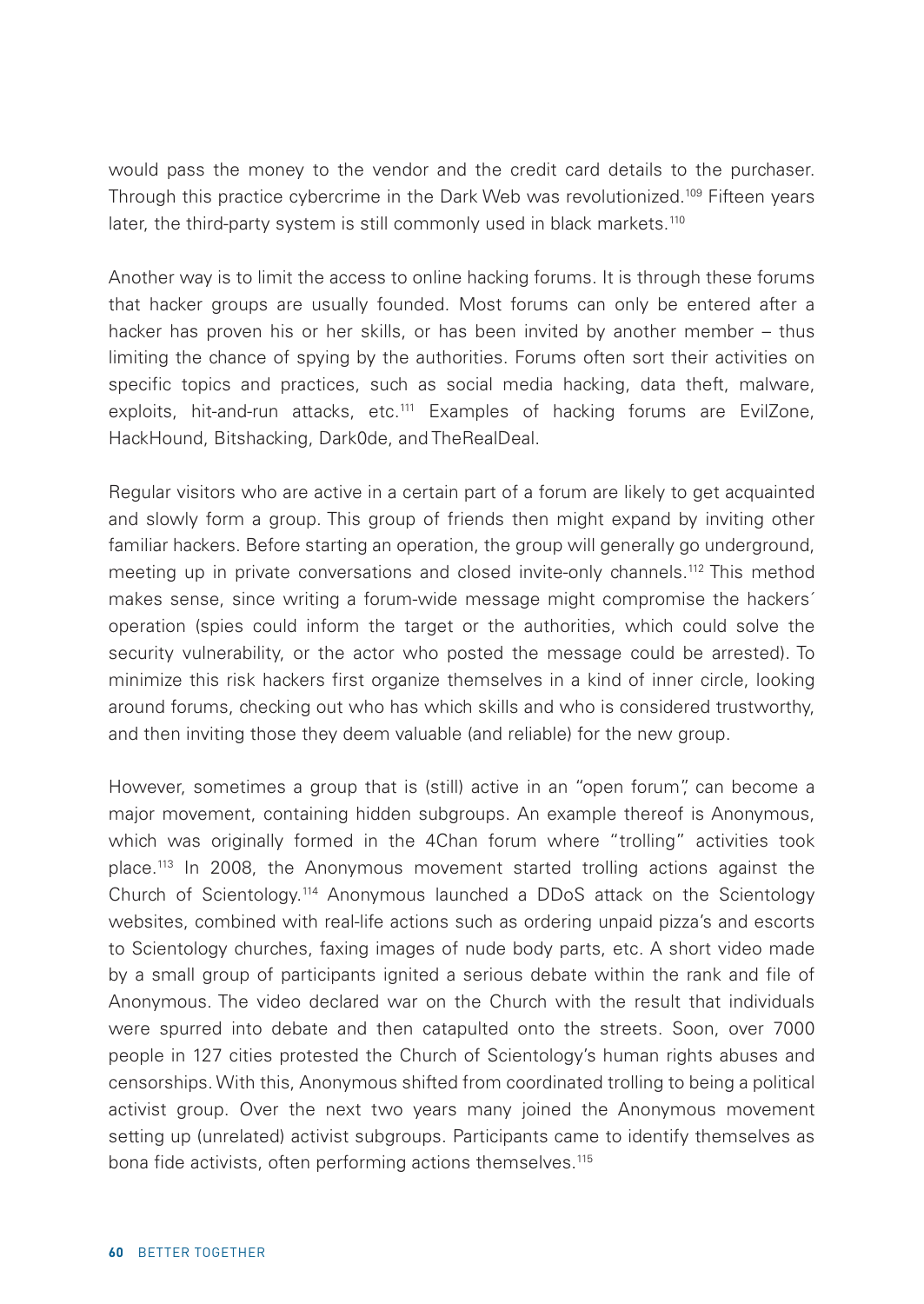would pass the money to the vendor and the credit card details to the purchaser. Through this practice cybercrime in the Dark Web was revolutionized.[109] Fifteen years later, the third-party system is still commonly used in black markets.[110]

Another way is to limit the access to online hacking forums. It is through these forums that hacker groups are usually founded. Most forums can only be entered after a hacker has proven his or her skills, or has been invited by another member – thus limiting the chance of spying by the authorities. Forums often sort their activities on specific topics and practices, such as social media hacking, data theft, malware, exploits, hit-and-run attacks, etc.[111] Examples of hacking forums are EvilZone, HackHound, Bitshacking, Dark0de, and TheRealDeal.

Regular visitors who are active in a certain part of a forum are likely to get acquainted and slowly form a group. This group of friends then might expand by inviting other familiar hackers. Before starting an operation, the group will generally go underground, meeting up in private conversations and closed invite-only channels.[112] This method makes sense, since writing a forum-wide message might compromise the hackers´ operation (spies could inform the target or the authorities, which could solve the security vulnerability, or the actor who posted the message could be arrested). To minimize this risk hackers first organize themselves in a kind of inner circle, looking around forums, checking out who has which skills and who is considered trustworthy, and then inviting those they deem valuable (and reliable) for the new group.

However, sometimes a group that is (still) active in an "open forum", can become a major movement, containing hidden subgroups. An example thereof is Anonymous, which was originally formed in the 4Chan forum where "trolling" activities took place.[113] In 2008, the Anonymous movement started trolling actions against the Church of Scientology.[114] Anonymous launched a DDoS attack on the Scientology websites, combined with real-life actions such as ordering unpaid pizza's and escorts to Scientology churches, faxing images of nude body parts, etc. A short video made by a small group of participants ignited a serious debate within the rank and file of Anonymous. The video declared war on the Church with the result that individuals were spurred into debate and then catapulted onto the streets. Soon, over 7000 people in 127 cities protested the Church of Scientology's human rights abuses and censorships. With this, Anonymous shifted from coordinated trolling to being a political activist group. Over the next two years many joined the Anonymous movement setting up (unrelated) activist subgroups. Participants came to identify themselves as bona fide activists, often performing actions themselves.[115]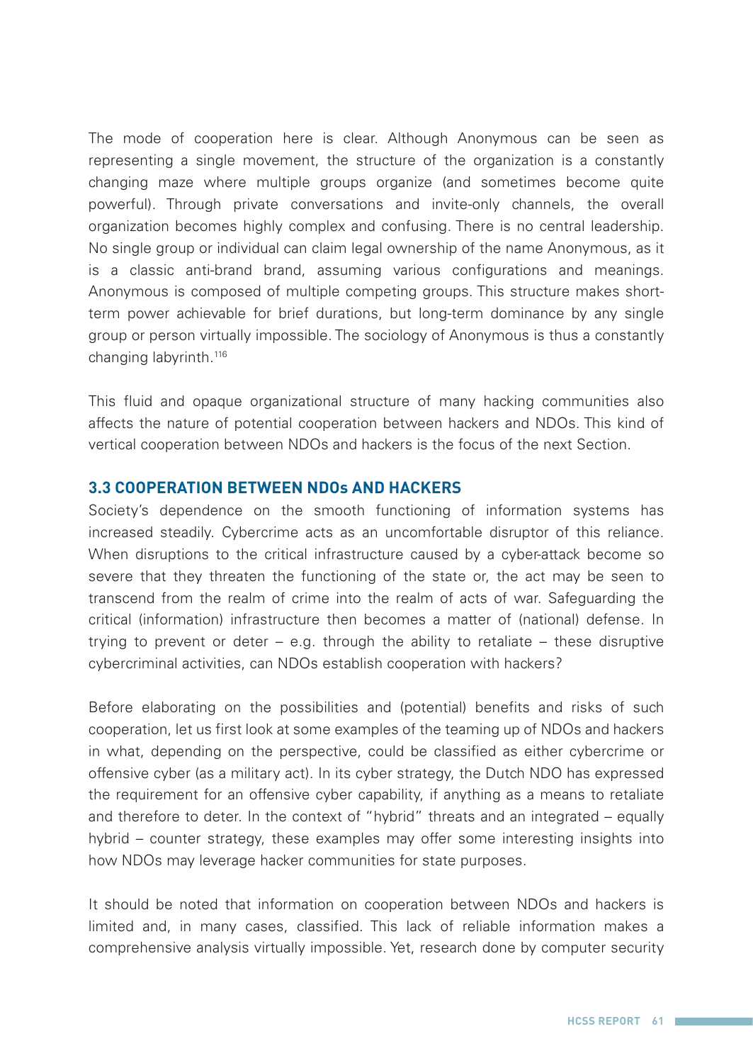The mode of cooperation here is clear. Although Anonymous can be seen as representing a single movement, the structure of the organization is a constantly changing maze where multiple groups organize (and sometimes become quite powerful). Through private conversations and invite-only channels, the overall organization becomes highly complex and confusing. There is no central leadership. No single group or individual can claim legal ownership of the name Anonymous, as it is a classic anti-brand brand, assuming various configurations and meanings. Anonymous is composed of multiple competing groups. This structure makes short-term power achievable for brief durations, but long-term dominance by any single group or person virtually impossible. The sociology of Anonymous is thus a constantly changing labyrinth.[116]

This fluid and opaque organizational structure of many hacking communities also affects the nature of potential cooperation between hackers and NDOs. This kind of vertical cooperation between NDOs and hackers is the focus of the next Section.

### 3.3 COOPERATION BETWEEN NDOs AND HACKERS

Society's dependence on the smooth functioning of information systems has increased steadily. Cybercrime acts as an uncomfortable disruptor of this reliance. When disruptions to the critical infrastructure caused by a cyber-attack become so severe that they threaten the functioning of the state or, the act may be seen to transcend from the realm of crime into the realm of acts of war. Safeguarding the critical (information) infrastructure then becomes a matter of (national) defense. In trying to prevent or deter – e.g. through the ability to retaliate – these disruptive cybercriminal activities, can NDOs establish cooperation with hackers?

Before elaborating on the possibilities and (potential) benefits and risks of such cooperation, let us first look at some examples of the teaming up of NDOs and hackers in what, depending on the perspective, could be classified as either cybercrime or offensive cyber (as a military act). In its cyber strategy, the Dutch NDO has expressed the requirement for an offensive cyber capability, if anything as a means to retaliate and therefore to deter. In the context of "hybrid" threats and an integrated – equally hybrid – counter strategy, these examples may offer some interesting insights into how NDOs may leverage hacker communities for state purposes.

It should be noted that information on cooperation between NDOs and hackers is limited and, in many cases, classified. This lack of reliable information makes a comprehensive analysis virtually impossible. Yet, research done by computer security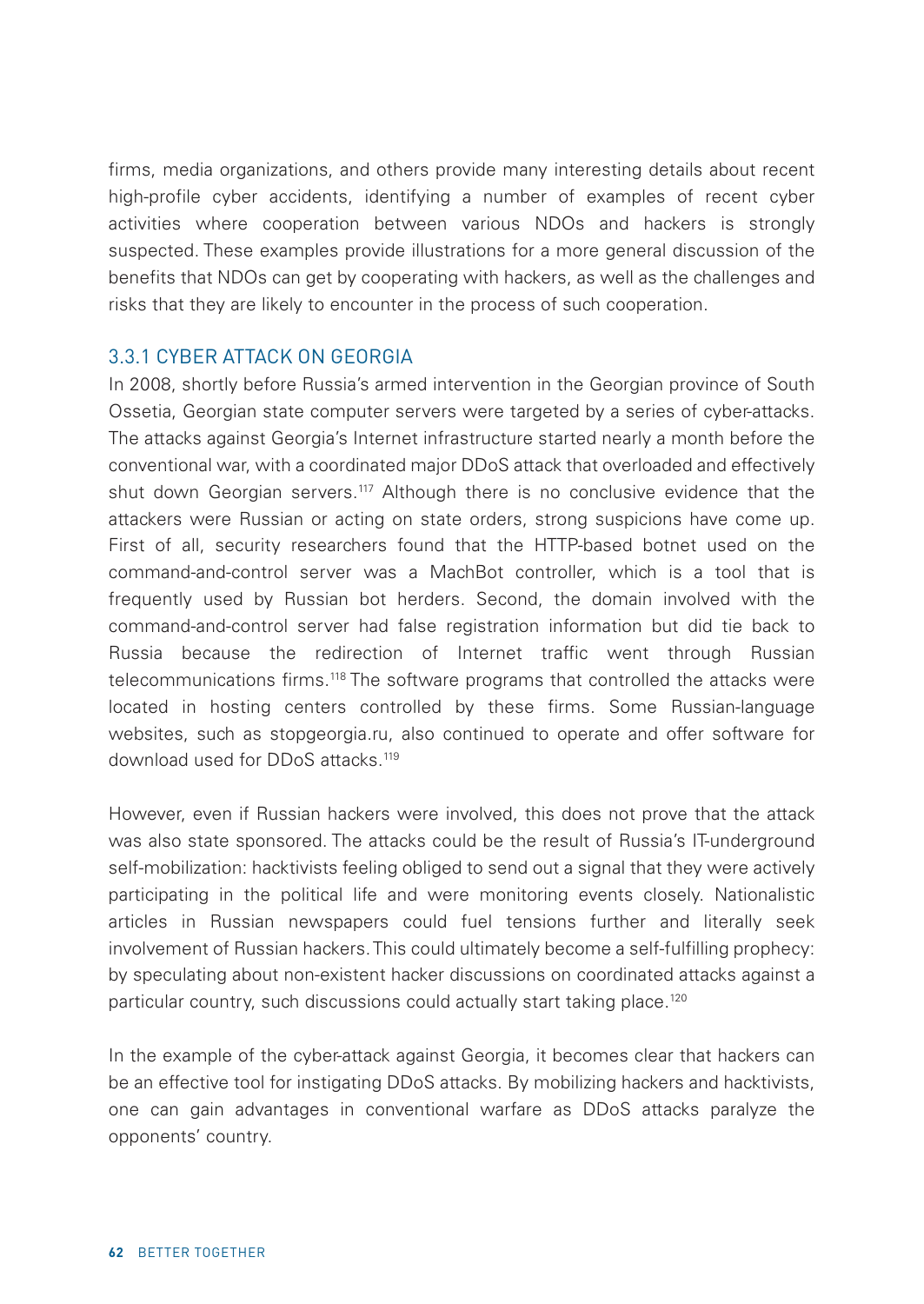firms, media organizations, and others provide many interesting details about recent high-profile cyber accidents, identifying a number of examples of recent cyber activities where cooperation between various NDOs and hackers is strongly suspected. These examples provide illustrations for a more general discussion of the benefits that NDOs can get by cooperating with hackers, as well as the challenges and risks that they are likely to encounter in the process of such cooperation.

### 3.3.1 CYBER ATTACK ON GEORGIA

In 2008, shortly before Russia's armed intervention in the Georgian province of South Ossetia, Georgian state computer servers were targeted by a series of cyber-attacks. The attacks against Georgia's Internet infrastructure started nearly a month before the conventional war, with a coordinated major DDoS attack that overloaded and effectively shut down Georgian servers.[117] Although there is no conclusive evidence that the attackers were Russian or acting on state orders, strong suspicions have come up. First of all, security researchers found that the HTTP-based botnet used on the command-and-control server was a MachBot controller, which is a tool that is frequently used by Russian bot herders. Second, the domain involved with the command-and-control server had false registration information but did tie back to Russia because the redirection of Internet traffic went through Russian telecommunications firms.[118] The software programs that controlled the attacks were located in hosting centers controlled by these firms. Some Russian-language websites, such as stopgeorgia.ru, also continued to operate and offer software for download used for DDoS attacks.[119]

However, even if Russian hackers were involved, this does not prove that the attack was also state sponsored. The attacks could be the result of Russia's IT-underground self-mobilization: hacktivists feeling obliged to send out a signal that they were actively participating in the political life and were monitoring events closely. Nationalistic articles in Russian newspapers could fuel tensions further and literally seek involvement of Russian hackers. This could ultimately become a self-fulfilling prophecy: by speculating about non-existent hacker discussions on coordinated attacks against a particular country, such discussions could actually start taking place.[120]

In the example of the cyber-attack against Georgia, it becomes clear that hackers can be an effective tool for instigating DDoS attacks. By mobilizing hackers and hacktivists, one can gain advantages in conventional warfare as DDoS attacks paralyze the opponents' country.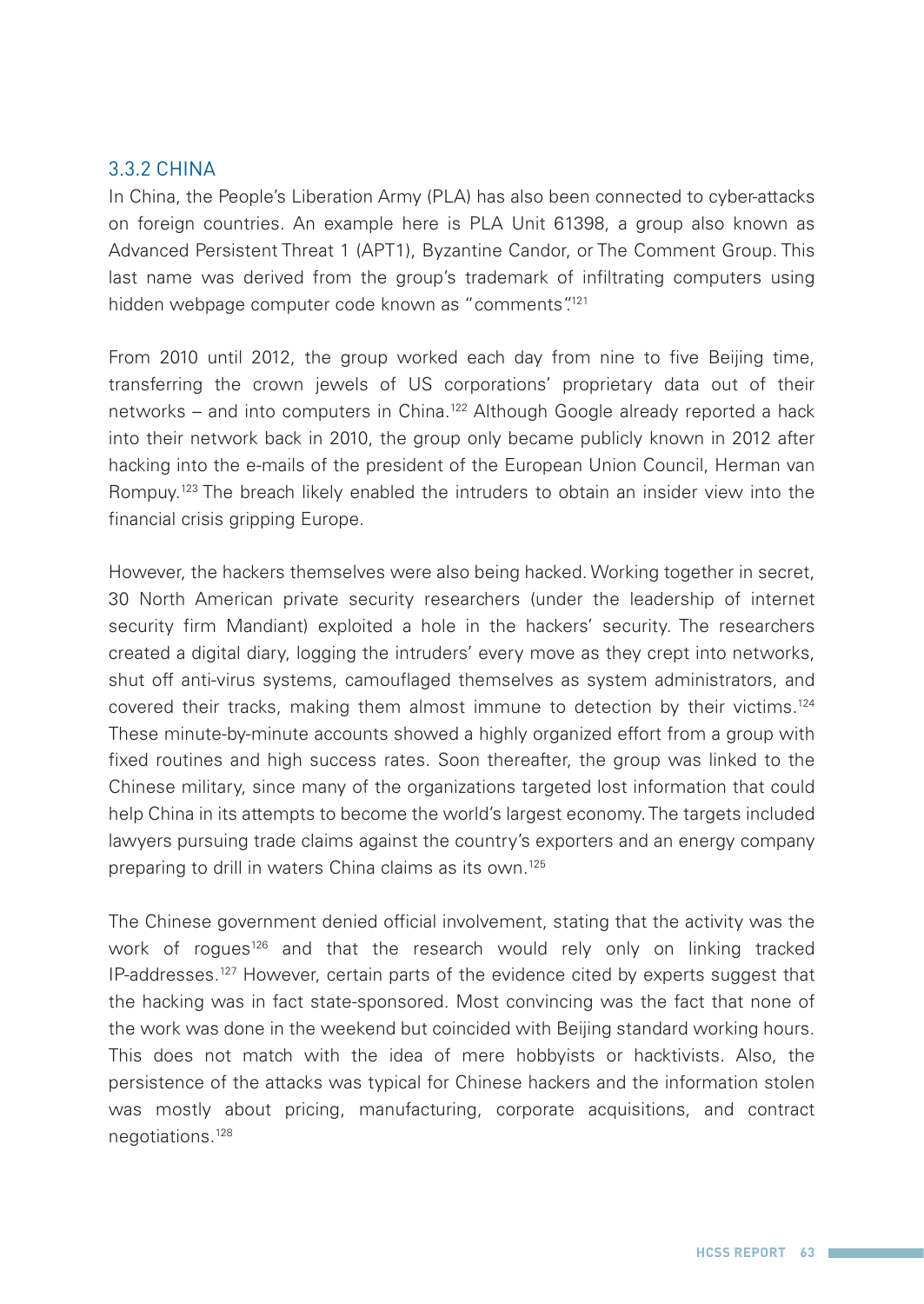### 3.3.2 CHINA

In China, the People's Liberation Army (PLA) has also been connected to cyber-attacks on foreign countries. An example here is PLA Unit 61398, a group also known as Advanced Persistent Threat 1 (APT1), Byzantine Candor, or The Comment Group. This last name was derived from the group's trademark of infiltrating computers using hidden webpage computer code known as "comments".[121]

From 2010 until 2012, the group worked each day from nine to five Beijing time, transferring the crown jewels of US corporations' proprietary data out of their networks – and into computers in China.[122] Although Google already reported a hack into their network back in 2010, the group only became publicly known in 2012 after hacking into the e-mails of the president of the European Union Council, Herman van Rompuy.[123] The breach likely enabled the intruders to obtain an insider view into the financial crisis gripping Europe.

However, the hackers themselves were also being hacked. Working together in secret, 30 North American private security researchers (under the leadership of internet security firm Mandiant) exploited a hole in the hackers' security. The researchers created a digital diary, logging the intruders' every move as they crept into networks, shut off anti-virus systems, camouflaged themselves as system administrators, and covered their tracks, making them almost immune to detection by their victims.[124] These minute-by-minute accounts showed a highly organized effort from a group with fixed routines and high success rates. Soon thereafter, the group was linked to the Chinese military, since many of the organizations targeted lost information that could help China in its attempts to become the world's largest economy. The targets included lawyers pursuing trade claims against the country's exporters and an energy company preparing to drill in waters China claims as its own.[125]

The Chinese government denied official involvement, stating that the activity was the work of rogues[126] and that the research would rely only on linking tracked IP-addresses.[127] However, certain parts of the evidence cited by experts suggest that the hacking was in fact state-sponsored. Most convincing was the fact that none of the work was done in the weekend but coincided with Beijing standard working hours. This does not match with the idea of mere hobbyists or hacktivists. Also, the persistence of the attacks was typical for Chinese hackers and the information stolen was mostly about pricing, manufacturing, corporate acquisitions, and contract negotiations.[128]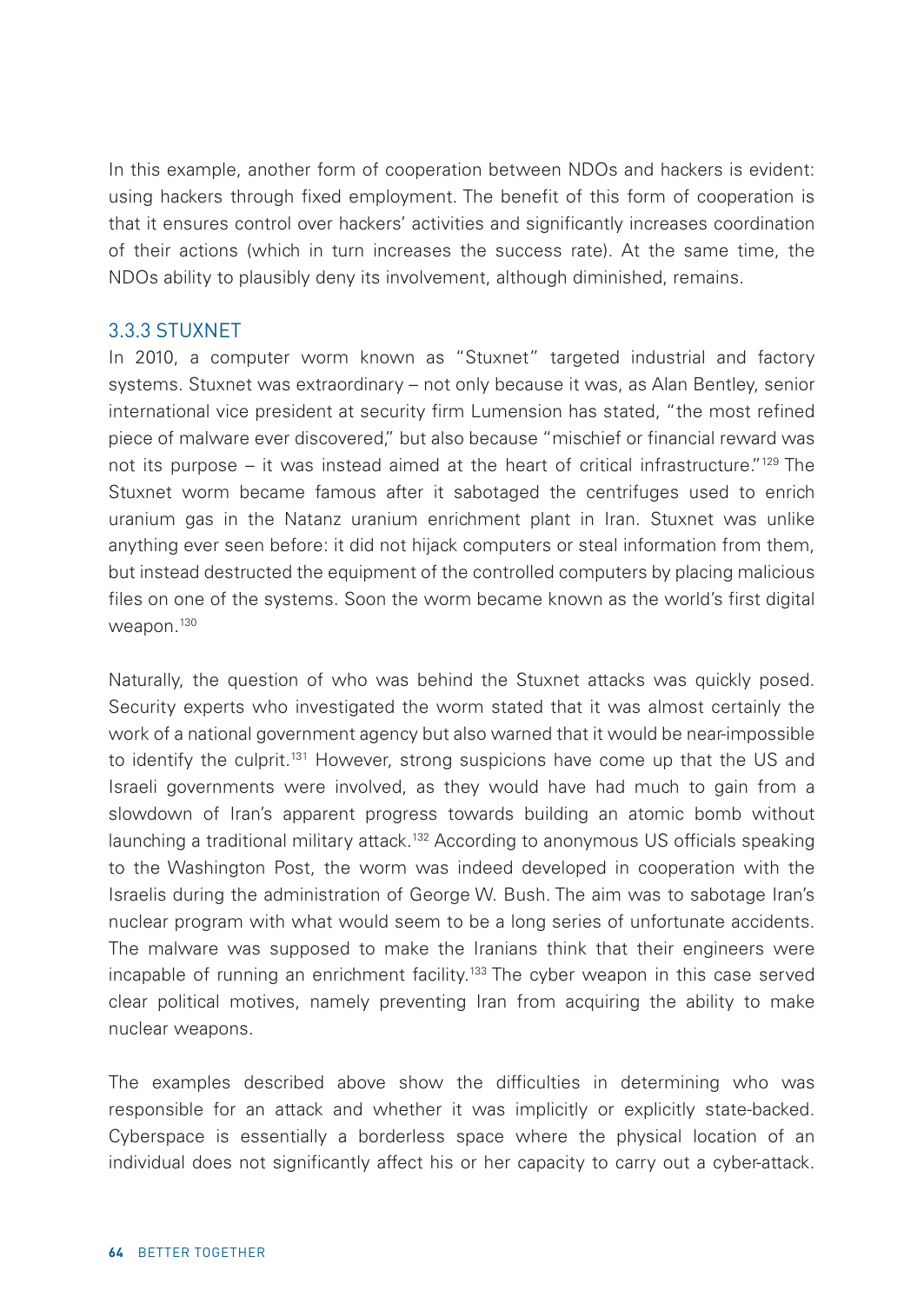In this example, another form of cooperation between NDOs and hackers is evident: using hackers through fixed employment. The benefit of this form of cooperation is that it ensures control over hackers' activities and significantly increases coordination of their actions (which in turn increases the success rate). At the same time, the NDOs ability to plausibly deny its involvement, although diminished, remains.

### 3.3.3 STUXNET

In 2010, a computer worm known as "Stuxnet" targeted industrial and factory systems. Stuxnet was extraordinary – not only because it was, as Alan Bentley, senior international vice president at security firm Lumension has stated, "the most refined piece of malware ever discovered," but also because "mischief or financial reward was not its purpose – it was instead aimed at the heart of critical infrastructure."[129] The Stuxnet worm became famous after it sabotaged the centrifuges used to enrich uranium gas in the Natanz uranium enrichment plant in Iran. Stuxnet was unlike anything ever seen before: it did not hijack computers or steal information from them, but instead destructed the equipment of the controlled computers by placing malicious files on one of the systems. Soon the worm became known as the world's first digital weapon.[130]

Naturally, the question of who was behind the Stuxnet attacks was quickly posed. Security experts who investigated the worm stated that it was almost certainly the work of a national government agency but also warned that it would be near-impossible to identify the culprit.[131] However, strong suspicions have come up that the US and Israeli governments were involved, as they would have had much to gain from a slowdown of Iran's apparent progress towards building an atomic bomb without launching a traditional military attack.[132] According to anonymous US officials speaking to the Washington Post, the worm was indeed developed in cooperation with the Israelis during the administration of George W. Bush. The aim was to sabotage Iran's nuclear program with what would seem to be a long series of unfortunate accidents. The malware was supposed to make the Iranians think that their engineers were incapable of running an enrichment facility.[133] The cyber weapon in this case served clear political motives, namely preventing Iran from acquiring the ability to make nuclear weapons.

The examples described above show the difficulties in determining who was responsible for an attack and whether it was implicitly or explicitly state-backed. Cyberspace is essentially a borderless space where the physical location of an individual does not significantly affect his or her capacity to carry out a cyber-attack.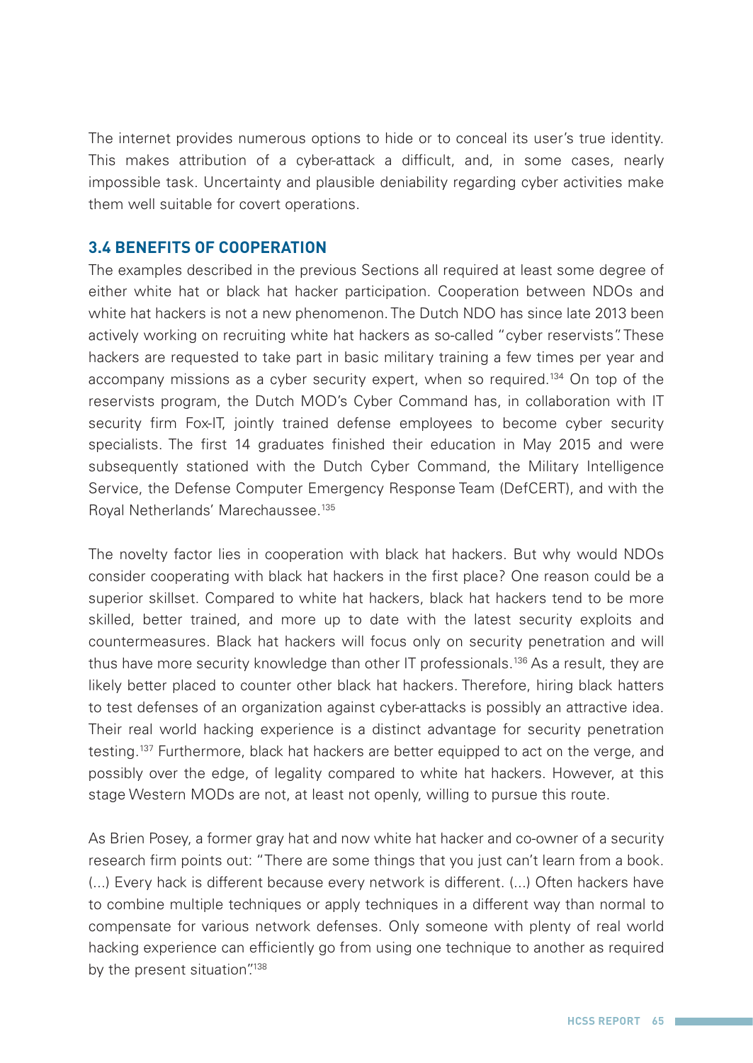The internet provides numerous options to hide or to conceal its user's true identity. This makes attribution of a cyber-attack a difficult, and, in some cases, nearly impossible task. Uncertainty and plausible deniability regarding cyber activities make them well suitable for covert operations.

### 3.4 BENEFITS OF COOPERATION

The examples described in the previous Sections all required at least some degree of either white hat or black hat hacker participation. Cooperation between NDOs and white hat hackers is not a new phenomenon. The Dutch NDO has since late 2013 been actively working on recruiting white hat hackers as so-called "cyber reservists". These hackers are requested to take part in basic military training a few times per year and accompany missions as a cyber security expert, when so required.[134] On top of the reservists program, the Dutch MOD's Cyber Command has, in collaboration with IT security firm Fox-IT, jointly trained defense employees to become cyber security specialists. The first 14 graduates finished their education in May 2015 and were subsequently stationed with the Dutch Cyber Command, the Military Intelligence Service, the Defense Computer Emergency Response Team (DefCERT), and with the Royal Netherlands' Marechaussee.[135]

The novelty factor lies in cooperation with black hat hackers. But why would NDOs consider cooperating with black hat hackers in the first place? One reason could be a superior skillset. Compared to white hat hackers, black hat hackers tend to be more skilled, better trained, and more up to date with the latest security exploits and countermeasures. Black hat hackers will focus only on security penetration and will thus have more security knowledge than other IT professionals.[136] As a result, they are likely better placed to counter other black hat hackers. Therefore, hiring black hatters to test defenses of an organization against cyber-attacks is possibly an attractive idea. Their real world hacking experience is a distinct advantage for security penetration testing.[137] Furthermore, black hat hackers are better equipped to act on the verge, and possibly over the edge, of legality compared to white hat hackers. However, at this stage Western MODs are not, at least not openly, willing to pursue this route.

As Brien Posey, a former gray hat and now white hat hacker and co-owner of a security research firm points out: "There are some things that you just can't learn from a book. (...) Every hack is different because every network is different. (...) Often hackers have to combine multiple techniques or apply techniques in a different way than normal to compensate for various network defenses. Only someone with plenty of real world hacking experience can efficiently go from using one technique to another as required by the present situation".[138]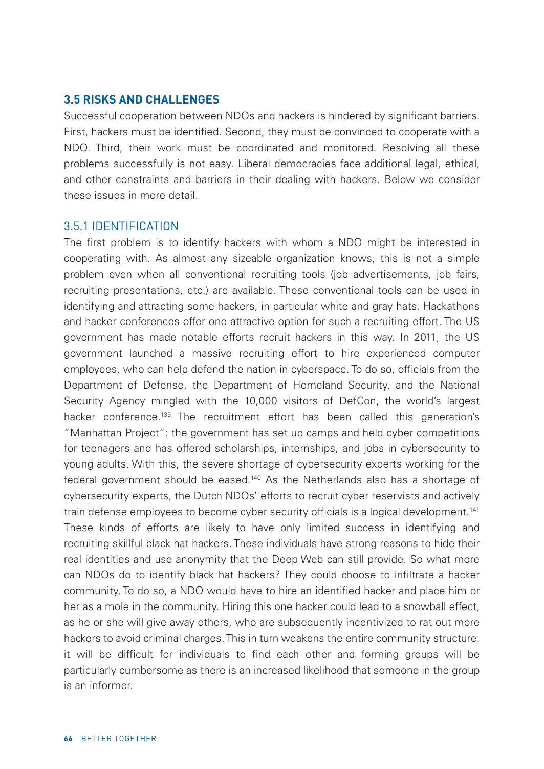## 3.5 RISKS AND CHALLENGES

Successful cooperation between NDOs and hackers is hindered by significant barriers. First, hackers must be identified. Second, they must be convinced to cooperate with a NDO. Third, their work must be coordinated and monitored. Resolving all these problems successfully is not easy. Liberal democracies face additional legal, ethical, and other constraints and barriers in their dealing with hackers. Below we consider these issues in more detail.

### 3.5.1 IDENTIFICATION

The first problem is to identify hackers with whom a NDO might be interested in cooperating with. As almost any sizeable organization knows, this is not a simple problem even when all conventional recruiting tools (job advertisements, job fairs, recruiting presentations, etc.) are available. These conventional tools can be used in identifying and attracting some hackers, in particular white and gray hats. Hackathons and hacker conferences offer one attractive option for such a recruiting effort. The US government has made notable efforts recruit hackers in this way. In 2011, the US government launched a massive recruiting effort to hire experienced computer employees, who can help defend the nation in cyberspace. To do so, officials from the Department of Defense, the Department of Homeland Security, and the National Security Agency mingled with the 10,000 visitors of DefCon, the world's largest hacker conference.[139] The recruitment effort has been called this generation's "Manhattan Project": the government has set up camps and held cyber competitions for teenagers and has offered scholarships, internships, and jobs in cybersecurity to young adults. With this, the severe shortage of cybersecurity experts working for the federal government should be eased.[140] As the Netherlands also has a shortage of cybersecurity experts, the Dutch NDOs' efforts to recruit cyber reservists and actively train defense employees to become cyber security officials is a logical development.[141] These kinds of efforts are likely to have only limited success in identifying and recruiting skillful black hat hackers. These individuals have strong reasons to hide their real identities and use anonymity that the Deep Web can still provide. So what more can NDOs do to identify black hat hackers? They could choose to infiltrate a hacker community. To do so, a NDO would have to hire an identified hacker and place him or her as a mole in the community. Hiring this one hacker could lead to a snowball effect, as he or she will give away others, who are subsequently incentivized to rat out more hackers to avoid criminal charges. This in turn weakens the entire community structure: it will be difficult for individuals to find each other and forming groups will be particularly cumbersome as there is an increased likelihood that someone in the group is an informer.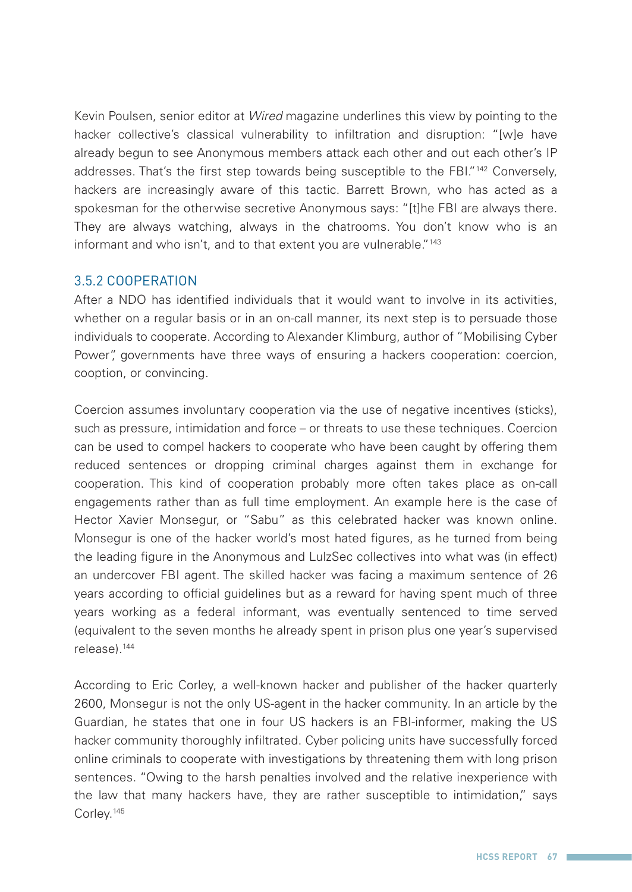Kevin Poulsen, senior editor at *Wired* magazine underlines this view by pointing to the hacker collective's classical vulnerability to infiltration and disruption: "[w]e have already begun to see Anonymous members attack each other and out each other's IP addresses. That's the first step towards being susceptible to the FBI."[142] Conversely, hackers are increasingly aware of this tactic. Barrett Brown, who has acted as a spokesman for the otherwise secretive Anonymous says: "[t]he FBI are always there. They are always watching, always in the chatrooms. You don't know who is an informant and who isn't, and to that extent you are vulnerable."[143]

### 3.5.2 COOPERATION

After a NDO has identified individuals that it would want to involve in its activities, whether on a regular basis or in an on-call manner, its next step is to persuade those individuals to cooperate. According to Alexander Klimburg, author of "Mobilising Cyber Power", governments have three ways of ensuring a hackers cooperation: coercion, cooption, or convincing.

Coercion assumes involuntary cooperation via the use of negative incentives (sticks), such as pressure, intimidation and force – or threats to use these techniques. Coercion can be used to compel hackers to cooperate who have been caught by offering them reduced sentences or dropping criminal charges against them in exchange for cooperation. This kind of cooperation probably more often takes place as on-call engagements rather than as full time employment. An example here is the case of Hector Xavier Monsegur, or "Sabu" as this celebrated hacker was known online. Monsegur is one of the hacker world's most hated figures, as he turned from being the leading figure in the Anonymous and LulzSec collectives into what was (in effect) an undercover FBI agent. The skilled hacker was facing a maximum sentence of 26 years according to official guidelines but as a reward for having spent much of three years working as a federal informant, was eventually sentenced to time served (equivalent to the seven months he already spent in prison plus one year's supervised release).[144]

According to Eric Corley, a well-known hacker and publisher of the hacker quarterly 2600, Monsegur is not the only US-agent in the hacker community. In an article by the Guardian, he states that one in four US hackers is an FBI-informer, making the US hacker community thoroughly infiltrated. Cyber policing units have successfully forced online criminals to cooperate with investigations by threatening them with long prison sentences. "Owing to the harsh penalties involved and the relative inexperience with the law that many hackers have, they are rather susceptible to intimidation," says Corley.[145]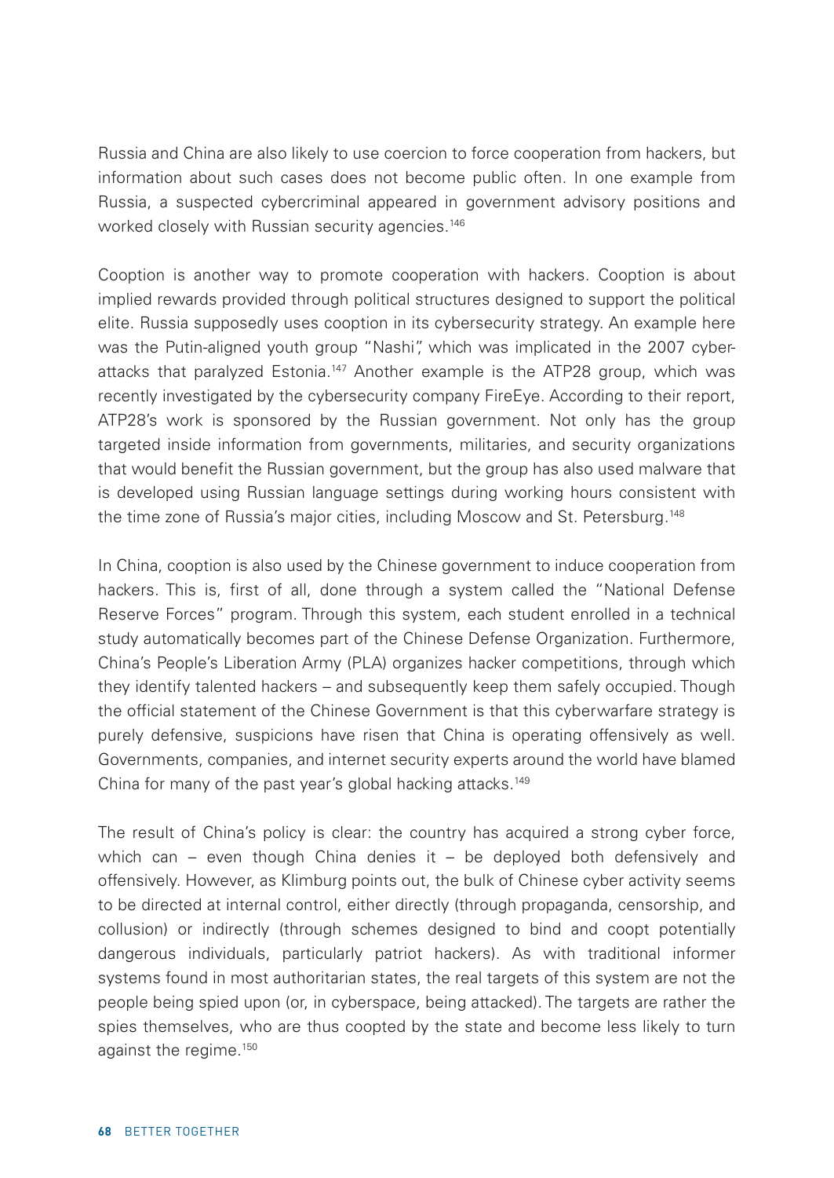Russia and China are also likely to use coercion to force cooperation from hackers, but information about such cases does not become public often. In one example from Russia, a suspected cybercriminal appeared in government advisory positions and worked closely with Russian security agencies.[146]

Cooption is another way to promote cooperation with hackers. Cooption is about implied rewards provided through political structures designed to support the political elite. Russia supposedly uses cooption in its cybersecurity strategy. An example here was the Putin-aligned youth group "Nashi", which was implicated in the 2007 cyber-attacks that paralyzed Estonia.[147] Another example is the ATP28 group, which was recently investigated by the cybersecurity company FireEye. According to their report, ATP28's work is sponsored by the Russian government. Not only has the group targeted inside information from governments, militaries, and security organizations that would benefit the Russian government, but the group has also used malware that is developed using Russian language settings during working hours consistent with the time zone of Russia's major cities, including Moscow and St. Petersburg.[148]

In China, cooption is also used by the Chinese government to induce cooperation from hackers. This is, first of all, done through a system called the "National Defense Reserve Forces" program. Through this system, each student enrolled in a technical study automatically becomes part of the Chinese Defense Organization. Furthermore, China's People's Liberation Army (PLA) organizes hacker competitions, through which they identify talented hackers – and subsequently keep them safely occupied. Though the official statement of the Chinese Government is that this cyberwarfare strategy is purely defensive, suspicions have risen that China is operating offensively as well. Governments, companies, and internet security experts around the world have blamed China for many of the past year's global hacking attacks.[149]

The result of China's policy is clear: the country has acquired a strong cyber force, which can – even though China denies it – be deployed both defensively and offensively. However, as Klimburg points out, the bulk of Chinese cyber activity seems to be directed at internal control, either directly (through propaganda, censorship, and collusion) or indirectly (through schemes designed to bind and coopt potentially dangerous individuals, particularly patriot hackers). As with traditional informer systems found in most authoritarian states, the real targets of this system are not the people being spied upon (or, in cyberspace, being attacked). The targets are rather the spies themselves, who are thus coopted by the state and become less likely to turn against the regime.[150]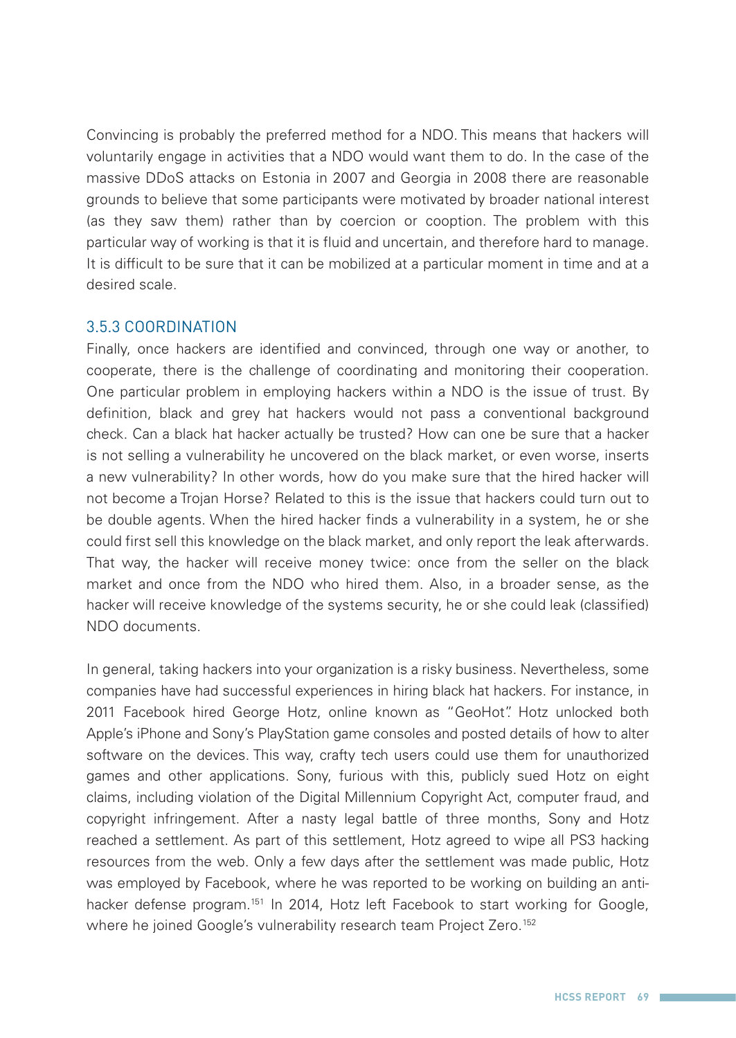Convincing is probably the preferred method for a NDO. This means that hackers will voluntarily engage in activities that a NDO would want them to do. In the case of the massive DDoS attacks on Estonia in 2007 and Georgia in 2008 there are reasonable grounds to believe that some participants were motivated by broader national interest (as they saw them) rather than by coercion or cooption. The problem with this particular way of working is that it is fluid and uncertain, and therefore hard to manage. It is difficult to be sure that it can be mobilized at a particular moment in time and at a desired scale.

### 3.5.3 COORDINATION

Finally, once hackers are identified and convinced, through one way or another, to cooperate, there is the challenge of coordinating and monitoring their cooperation. One particular problem in employing hackers within a NDO is the issue of trust. By definition, black and grey hat hackers would not pass a conventional background check. Can a black hat hacker actually be trusted? How can one be sure that a hacker is not selling a vulnerability he uncovered on the black market, or even worse, inserts a new vulnerability? In other words, how do you make sure that the hired hacker will not become a Trojan Horse? Related to this is the issue that hackers could turn out to be double agents. When the hired hacker finds a vulnerability in a system, he or she could first sell this knowledge on the black market, and only report the leak afterwards. That way, the hacker will receive money twice: once from the seller on the black market and once from the NDO who hired them. Also, in a broader sense, as the hacker will receive knowledge of the systems security, he or she could leak (classified) NDO documents.

In general, taking hackers into your organization is a risky business. Nevertheless, some companies have had successful experiences in hiring black hat hackers. For instance, in 2011 Facebook hired George Hotz, online known as "GeoHot". Hotz unlocked both Apple's iPhone and Sony's PlayStation game consoles and posted details of how to alter software on the devices. This way, crafty tech users could use them for unauthorized games and other applications. Sony, furious with this, publicly sued Hotz on eight claims, including violation of the Digital Millennium Copyright Act, computer fraud, and copyright infringement. After a nasty legal battle of three months, Sony and Hotz reached a settlement. As part of this settlement, Hotz agreed to wipe all PS3 hacking resources from the web. Only a few days after the settlement was made public, Hotz was employed by Facebook, where he was reported to be working on building an anti-hacker defense program.[151] In 2014, Hotz left Facebook to start working for Google, where he joined Google's vulnerability research team Project Zero.[152]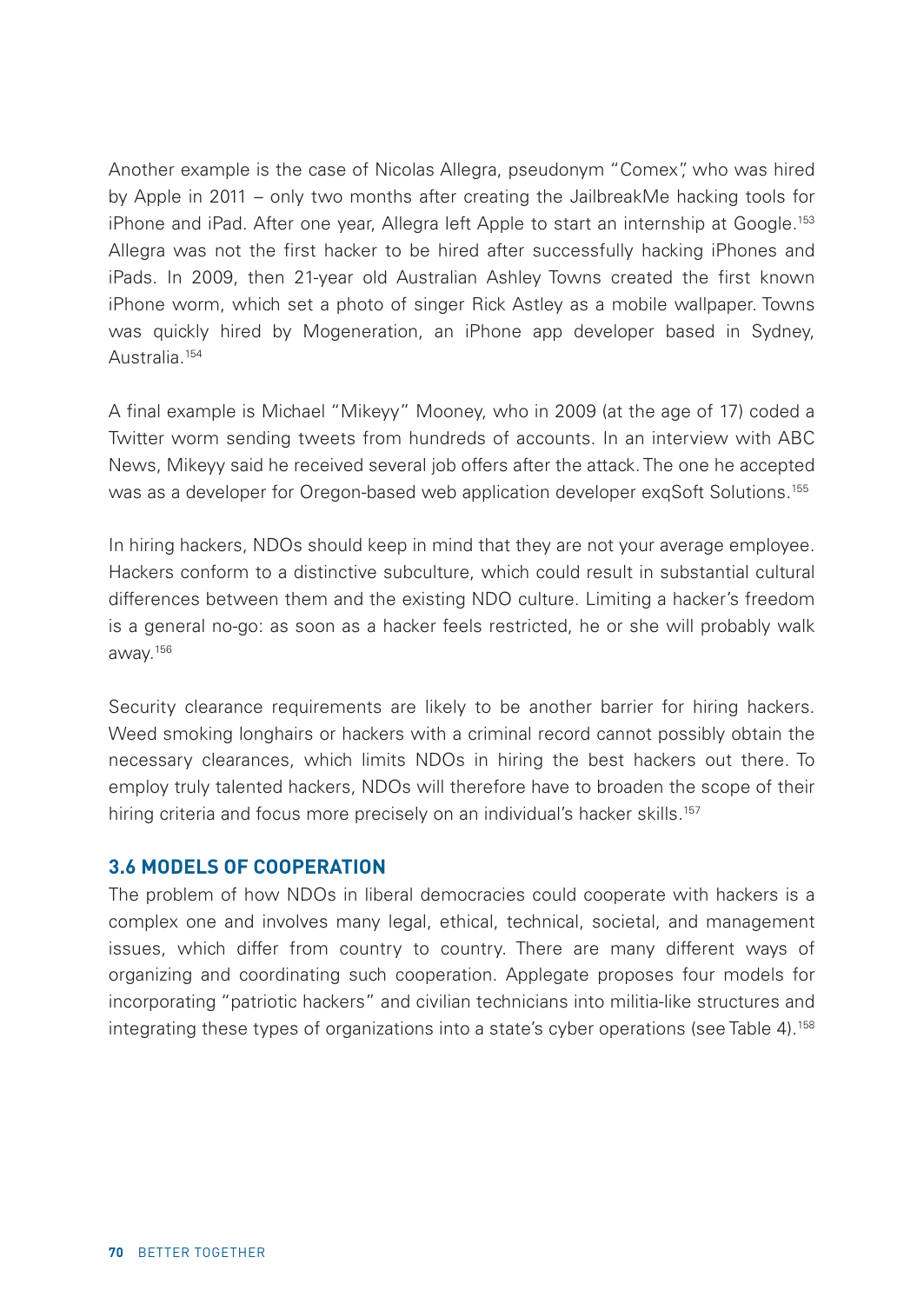Another example is the case of Nicolas Allegra, pseudonym "Comex", who was hired by Apple in 2011 – only two months after creating the JailbreakMe hacking tools for iPhone and iPad. After one year, Allegra left Apple to start an internship at Google.[153] Allegra was not the first hacker to be hired after successfully hacking iPhones and iPads. In 2009, then 21-year old Australian Ashley Towns created the first known iPhone worm, which set a photo of singer Rick Astley as a mobile wallpaper. Towns was quickly hired by Mogeneration, an iPhone app developer based in Sydney, Australia.[154]

A final example is Michael "Mikeyy" Mooney, who in 2009 (at the age of 17) coded a Twitter worm sending tweets from hundreds of accounts. In an interview with ABC News, Mikeyy said he received several job offers after the attack. The one he accepted was as a developer for Oregon-based web application developer exqSoft Solutions.[155]

In hiring hackers, NDOs should keep in mind that they are not your average employee. Hackers conform to a distinctive subculture, which could result in substantial cultural differences between them and the existing NDO culture. Limiting a hacker's freedom is a general no-go: as soon as a hacker feels restricted, he or she will probably walk away.[156]

Security clearance requirements are likely to be another barrier for hiring hackers. Weed smoking longhairs or hackers with a criminal record cannot possibly obtain the necessary clearances, which limits NDOs in hiring the best hackers out there. To employ truly talented hackers, NDOs will therefore have to broaden the scope of their hiring criteria and focus more precisely on an individual's hacker skills.[157]

### 3.6 MODELS OF COOPERATION

The problem of how NDOs in liberal democracies could cooperate with hackers is a complex one and involves many legal, ethical, technical, societal, and management issues, which differ from country to country. There are many different ways of organizing and coordinating such cooperation. Applegate proposes four models for incorporating "patriotic hackers" and civilian technicians into militia-like structures and integrating these types of organizations into a state's cyber operations (see Table 4).[158]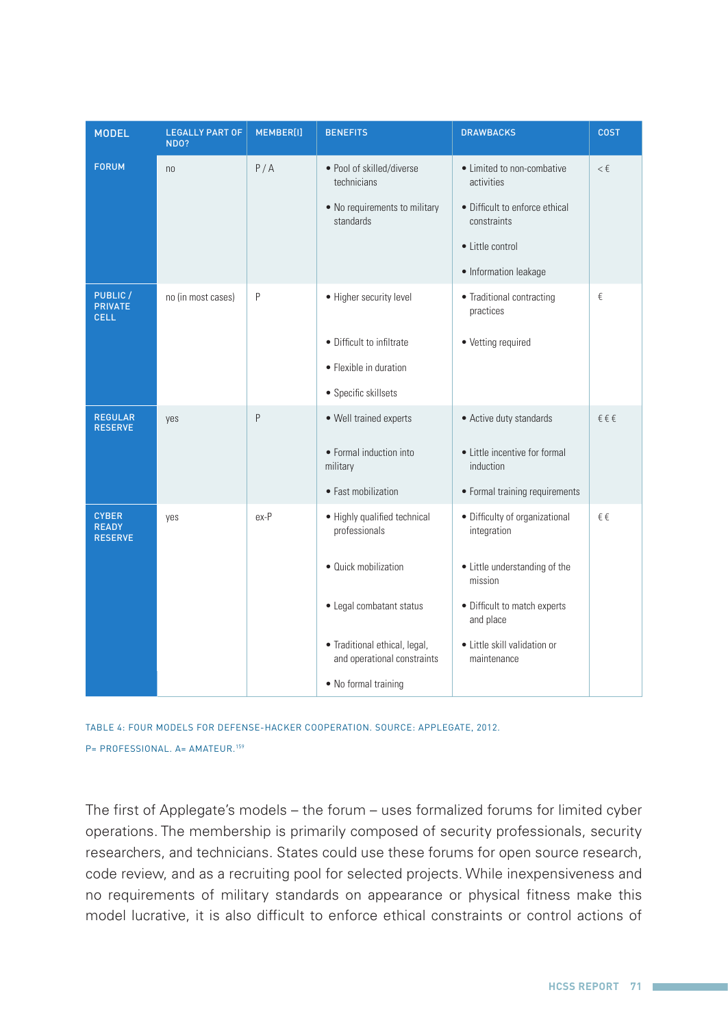| MODEL | LEGALLY PART OF NDO? | MEMBER[I] | BENEFITS | DRAWBACKS | COST |
|---|---|---|---|---|---|
| FORUM | no | P / A | • Pool of skilled/diverse technicians<br>• No requirements to military standards | • Limited to non-combative activities<br>• Difficult to enforce ethical constraints<br>• Little control<br>• Information leakage | < € |
| PUBLIC / PRIVATE CELL | no (in most cases) | P | • Higher security level<br>• Difficult to infiltrate<br>• Flexible in duration<br>• Specific skillsets | • Traditional contracting practices<br>• Vetting required | € |
| REGULAR RESERVE | yes | P | • Well trained experts<br>• Formal induction into military<br>• Fast mobilization | • Active duty standards<br>• Little incentive for formal induction<br>• Formal training requirements | € € € |
| CYBER READY RESERVE | yes | ex-P | • Highly qualified technical professionals<br>• Quick mobilization<br>• Legal combatant status<br>• Traditional ethical, legal, and operational constraints<br>• No formal training | • Difficulty of organizational integration<br>• Little understanding of the mission<br>• Difficult to match experts and place<br>• Little skill validation or maintenance | € € |

TABLE 4: FOUR MODELS FOR DEFENSE-HACKER COOPERATION. SOURCE: APPLEGATE, 2012.

P= PROFESSIONAL. A= AMATEUR.[159]

The first of Applegate's models – the forum – uses formalized forums for limited cyber operations. The membership is primarily composed of security professionals, security researchers, and technicians. States could use these forums for open source research, code review, and as a recruiting pool for selected projects. While inexpensiveness and no requirements of military standards on appearance or physical fitness make this model lucrative, it is also difficult to enforce ethical constraints or control actions of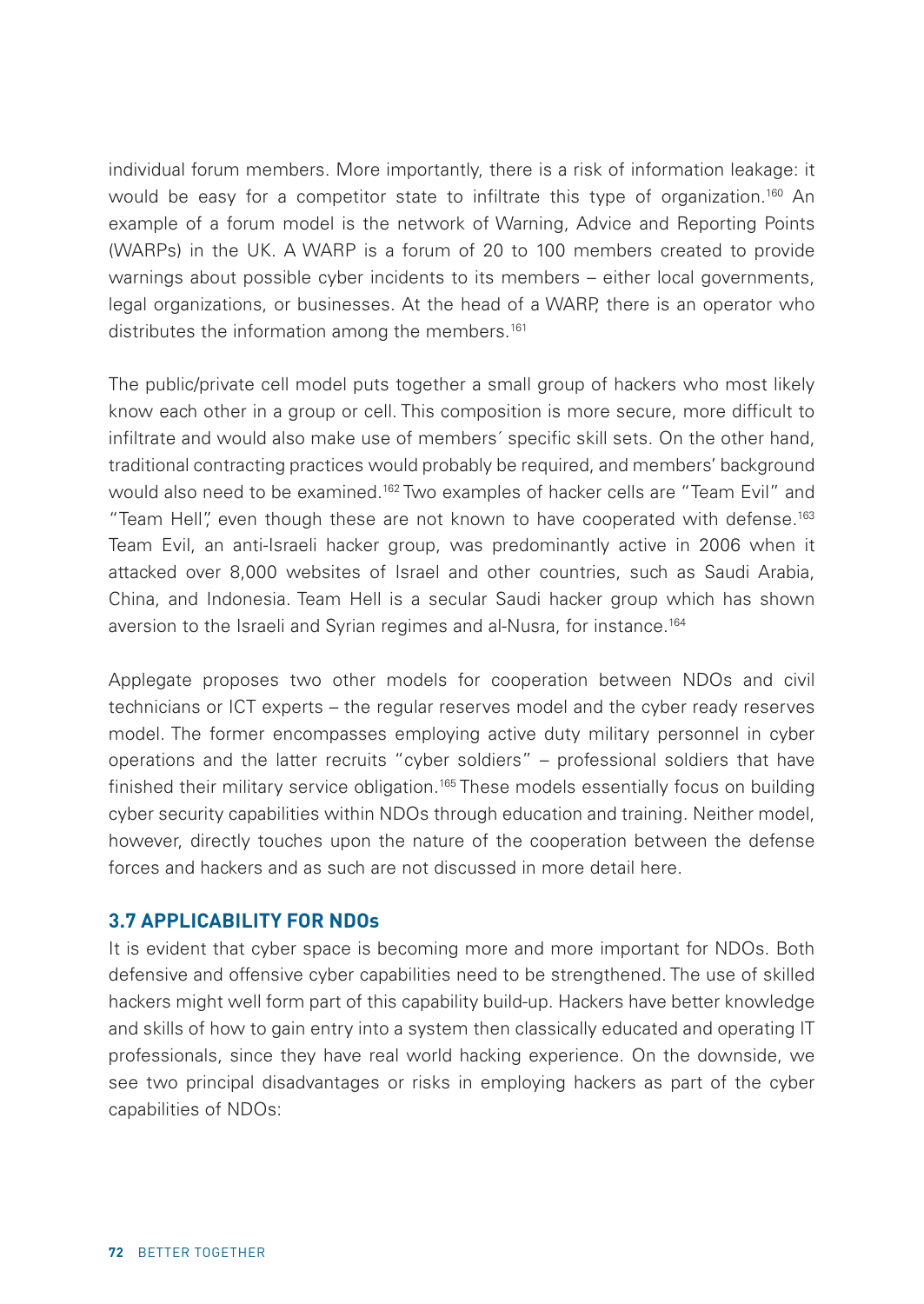individual forum members. More importantly, there is a risk of information leakage: it would be easy for a competitor state to infiltrate this type of organization.[160] An example of a forum model is the network of Warning, Advice and Reporting Points (WARPs) in the UK. A WARP is a forum of 20 to 100 members created to provide warnings about possible cyber incidents to its members – either local governments, legal organizations, or businesses. At the head of a WARP, there is an operator who distributes the information among the members.[161]

The public/private cell model puts together a small group of hackers who most likely know each other in a group or cell. This composition is more secure, more difficult to infiltrate and would also make use of members´ specific skill sets. On the other hand, traditional contracting practices would probably be required, and members' background would also need to be examined.[162] Two examples of hacker cells are "Team Evil" and "Team Hell", even though these are not known to have cooperated with defense.[163] Team Evil, an anti-Israeli hacker group, was predominantly active in 2006 when it attacked over 8,000 websites of Israel and other countries, such as Saudi Arabia, China, and Indonesia. Team Hell is a secular Saudi hacker group which has shown aversion to the Israeli and Syrian regimes and al-Nusra, for instance.[164]

Applegate proposes two other models for cooperation between NDOs and civil technicians or ICT experts – the regular reserves model and the cyber ready reserves model. The former encompasses employing active duty military personnel in cyber operations and the latter recruits "cyber soldiers" – professional soldiers that have finished their military service obligation.[165] These models essentially focus on building cyber security capabilities within NDOs through education and training. Neither model, however, directly touches upon the nature of the cooperation between the defense forces and hackers and as such are not discussed in more detail here.

### 3.7 APPLICABILITY FOR NDOs

It is evident that cyber space is becoming more and more important for NDOs. Both defensive and offensive cyber capabilities need to be strengthened. The use of skilled hackers might well form part of this capability build-up. Hackers have better knowledge and skills of how to gain entry into a system then classically educated and operating IT professionals, since they have real world hacking experience. On the downside, we see two principal disadvantages or risks in employing hackers as part of the cyber capabilities of NDOs: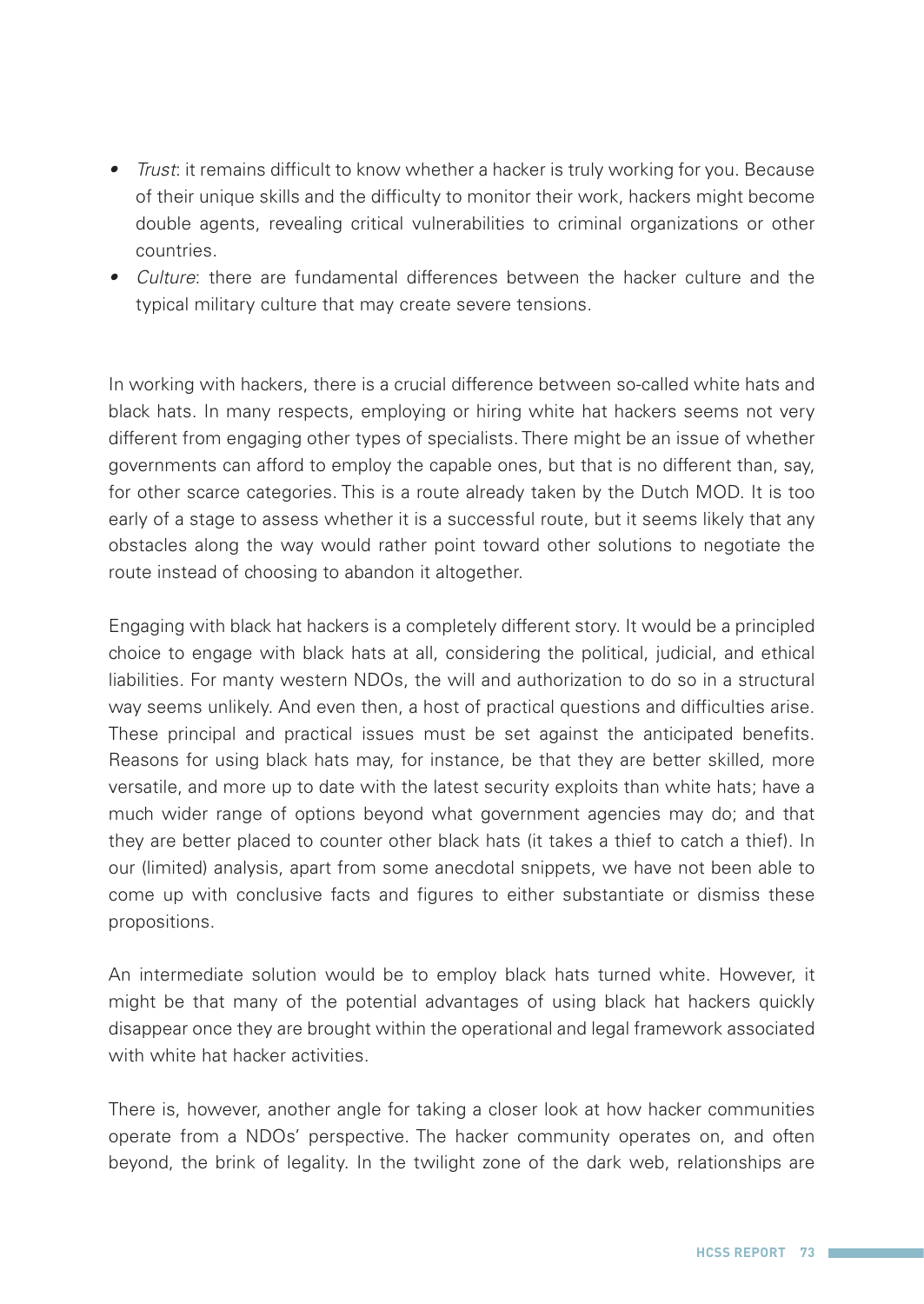- *Trust*: it remains difficult to know whether a hacker is truly working for you. Because of their unique skills and the difficulty to monitor their work, hackers might become double agents, revealing critical vulnerabilities to criminal organizations or other countries.
- *Culture*: there are fundamental differences between the hacker culture and the typical military culture that may create severe tensions.

In working with hackers, there is a crucial difference between so-called white hats and black hats. In many respects, employing or hiring white hat hackers seems not very different from engaging other types of specialists. There might be an issue of whether governments can afford to employ the capable ones, but that is no different than, say, for other scarce categories. This is a route already taken by the Dutch MOD. It is too early of a stage to assess whether it is a successful route, but it seems likely that any obstacles along the way would rather point toward other solutions to negotiate the route instead of choosing to abandon it altogether.

Engaging with black hat hackers is a completely different story. It would be a principled choice to engage with black hats at all, considering the political, judicial, and ethical liabilities. For manty western NDOs, the will and authorization to do so in a structural way seems unlikely. And even then, a host of practical questions and difficulties arise. These principal and practical issues must be set against the anticipated benefits. Reasons for using black hats may, for instance, be that they are better skilled, more versatile, and more up to date with the latest security exploits than white hats; have a much wider range of options beyond what government agencies may do; and that they are better placed to counter other black hats (it takes a thief to catch a thief). In our (limited) analysis, apart from some anecdotal snippets, we have not been able to come up with conclusive facts and figures to either substantiate or dismiss these propositions.

An intermediate solution would be to employ black hats turned white. However, it might be that many of the potential advantages of using black hat hackers quickly disappear once they are brought within the operational and legal framework associated with white hat hacker activities.

There is, however, another angle for taking a closer look at how hacker communities operate from a NDOs' perspective. The hacker community operates on, and often beyond, the brink of legality. In the twilight zone of the dark web, relationships are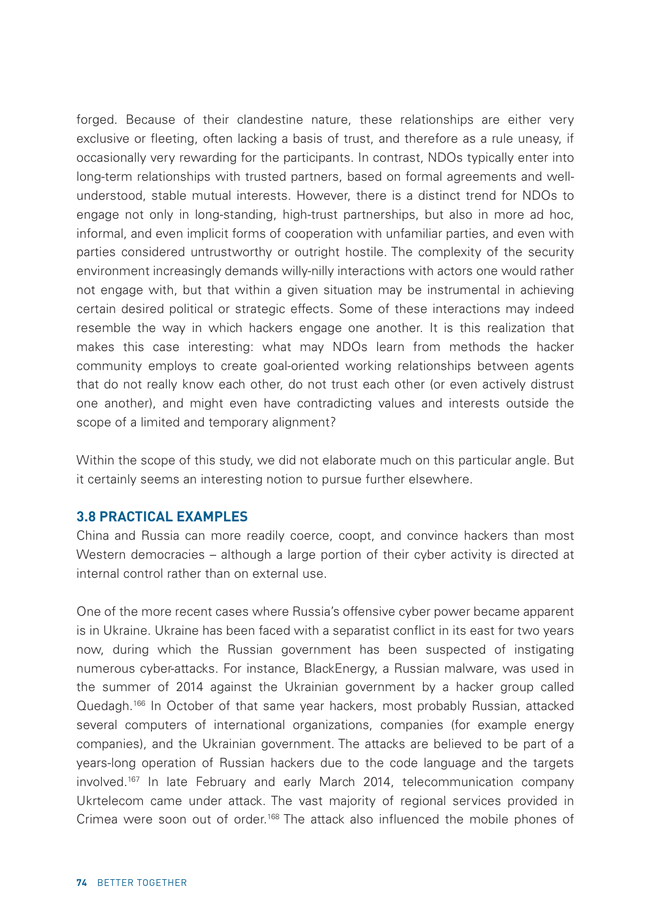forged. Because of their clandestine nature, these relationships are either very exclusive or fleeting, often lacking a basis of trust, and therefore as a rule uneasy, if occasionally very rewarding for the participants. In contrast, NDOs typically enter into long-term relationships with trusted partners, based on formal agreements and well-understood, stable mutual interests. However, there is a distinct trend for NDOs to engage not only in long-standing, high-trust partnerships, but also in more ad hoc, informal, and even implicit forms of cooperation with unfamiliar parties, and even with parties considered untrustworthy or outright hostile. The complexity of the security environment increasingly demands willy-nilly interactions with actors one would rather not engage with, but that within a given situation may be instrumental in achieving certain desired political or strategic effects. Some of these interactions may indeed resemble the way in which hackers engage one another. It is this realization that makes this case interesting: what may NDOs learn from methods the hacker community employs to create goal-oriented working relationships between agents that do not really know each other, do not trust each other (or even actively distrust one another), and might even have contradicting values and interests outside the scope of a limited and temporary alignment?

Within the scope of this study, we did not elaborate much on this particular angle. But it certainly seems an interesting notion to pursue further elsewhere.

### 3.8 PRACTICAL EXAMPLES

China and Russia can more readily coerce, coopt, and convince hackers than most Western democracies – although a large portion of their cyber activity is directed at internal control rather than on external use.

One of the more recent cases where Russia's offensive cyber power became apparent is in Ukraine. Ukraine has been faced with a separatist conflict in its east for two years now, during which the Russian government has been suspected of instigating numerous cyber-attacks. For instance, BlackEnergy, a Russian malware, was used in the summer of 2014 against the Ukrainian government by a hacker group called Quedagh.[166] In October of that same year hackers, most probably Russian, attacked several computers of international organizations, companies (for example energy companies), and the Ukrainian government. The attacks are believed to be part of a years-long operation of Russian hackers due to the code language and the targets involved.[167] In late February and early March 2014, telecommunication company Ukrtelecom came under attack. The vast majority of regional services provided in Crimea were soon out of order.[168] The attack also influenced the mobile phones of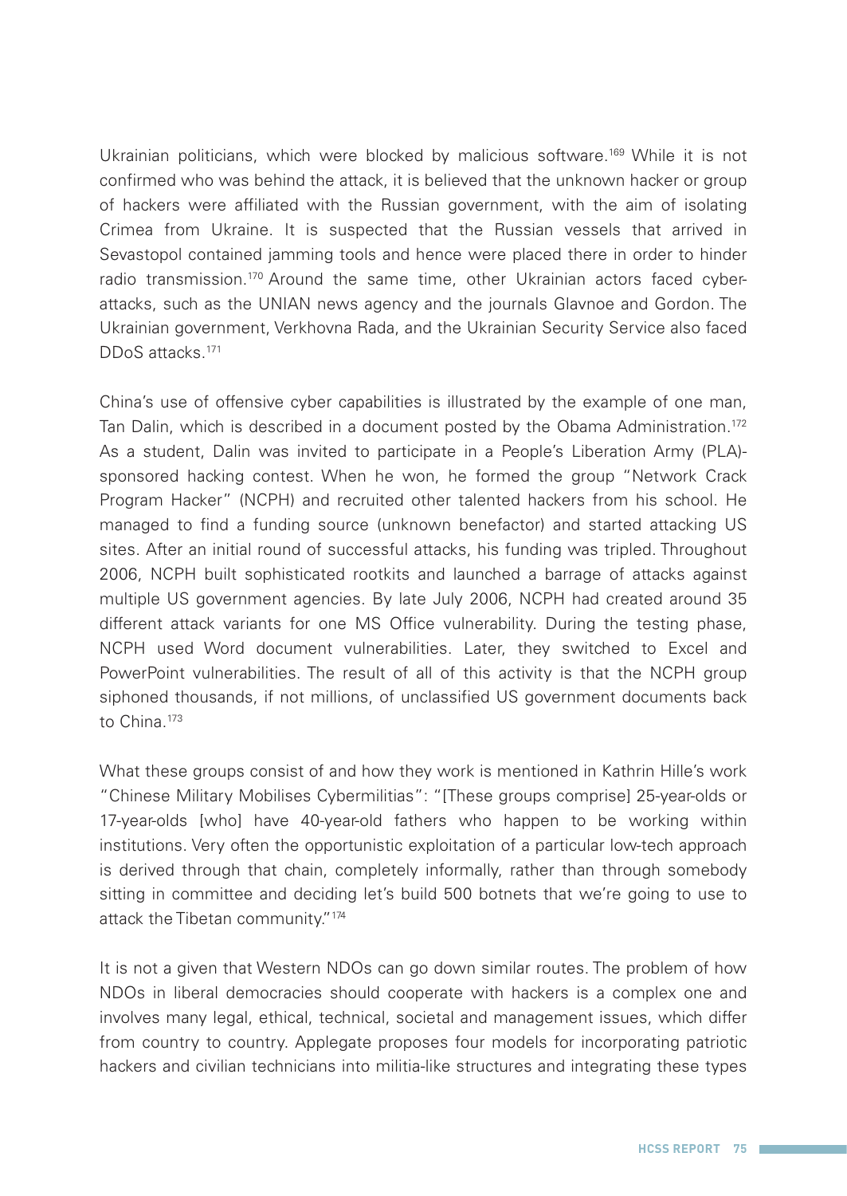Ukrainian politicians, which were blocked by malicious software.[169] While it is not confirmed who was behind the attack, it is believed that the unknown hacker or group of hackers were affiliated with the Russian government, with the aim of isolating Crimea from Ukraine. It is suspected that the Russian vessels that arrived in Sevastopol contained jamming tools and hence were placed there in order to hinder radio transmission.[170] Around the same time, other Ukrainian actors faced cyber-attacks, such as the UNIAN news agency and the journals Glavnoe and Gordon. The Ukrainian government, Verkhovna Rada, and the Ukrainian Security Service also faced DDoS attacks.[171]

China's use of offensive cyber capabilities is illustrated by the example of one man, Tan Dalin, which is described in a document posted by the Obama Administration.[172] As a student, Dalin was invited to participate in a People's Liberation Army (PLA)-sponsored hacking contest. When he won, he formed the group "Network Crack Program Hacker" (NCPH) and recruited other talented hackers from his school. He managed to find a funding source (unknown benefactor) and started attacking US sites. After an initial round of successful attacks, his funding was tripled. Throughout 2006, NCPH built sophisticated rootkits and launched a barrage of attacks against multiple US government agencies. By late July 2006, NCPH had created around 35 different attack variants for one MS Office vulnerability. During the testing phase, NCPH used Word document vulnerabilities. Later, they switched to Excel and PowerPoint vulnerabilities. The result of all of this activity is that the NCPH group siphoned thousands, if not millions, of unclassified US government documents back to China.[173]

What these groups consist of and how they work is mentioned in Kathrin Hille's work "Chinese Military Mobilises Cybermilitias": "[These groups comprise] 25-year-olds or 17-year-olds [who] have 40-year-old fathers who happen to be working within institutions. Very often the opportunistic exploitation of a particular low-tech approach is derived through that chain, completely informally, rather than through somebody sitting in committee and deciding let's build 500 botnets that we're going to use to attack the Tibetan community."[174]

It is not a given that Western NDOs can go down similar routes. The problem of how NDOs in liberal democracies should cooperate with hackers is a complex one and involves many legal, ethical, technical, societal and management issues, which differ from country to country. Applegate proposes four models for incorporating patriotic hackers and civilian technicians into militia-like structures and integrating these types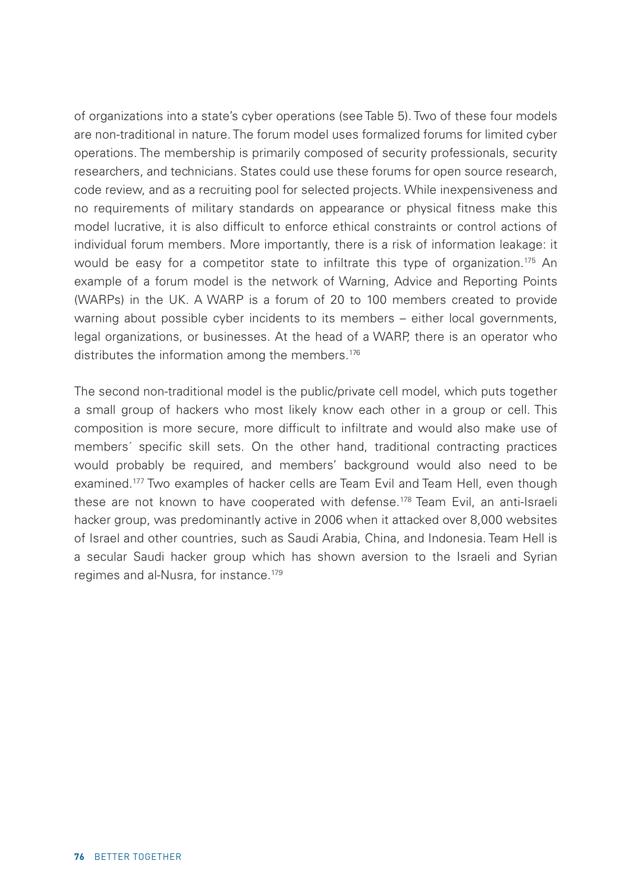of organizations into a state's cyber operations (see Table 5). Two of these four models are non-traditional in nature. The forum model uses formalized forums for limited cyber operations. The membership is primarily composed of security professionals, security researchers, and technicians. States could use these forums for open source research, code review, and as a recruiting pool for selected projects. While inexpensiveness and no requirements of military standards on appearance or physical fitness make this model lucrative, it is also difficult to enforce ethical constraints or control actions of individual forum members. More importantly, there is a risk of information leakage: it would be easy for a competitor state to infiltrate this type of organization.[175] An example of a forum model is the network of Warning, Advice and Reporting Points (WARPs) in the UK. A WARP is a forum of 20 to 100 members created to provide warning about possible cyber incidents to its members – either local governments, legal organizations, or businesses. At the head of a WARP, there is an operator who distributes the information among the members.[176]

The second non-traditional model is the public/private cell model, which puts together a small group of hackers who most likely know each other in a group or cell. This composition is more secure, more difficult to infiltrate and would also make use of members´ specific skill sets. On the other hand, traditional contracting practices would probably be required, and members' background would also need to be examined.[177] Two examples of hacker cells are Team Evil and Team Hell, even though these are not known to have cooperated with defense.[178] Team Evil, an anti-Israeli hacker group, was predominantly active in 2006 when it attacked over 8,000 websites of Israel and other countries, such as Saudi Arabia, China, and Indonesia. Team Hell is a secular Saudi hacker group which has shown aversion to the Israeli and Syrian regimes and al-Nusra, for instance.[179]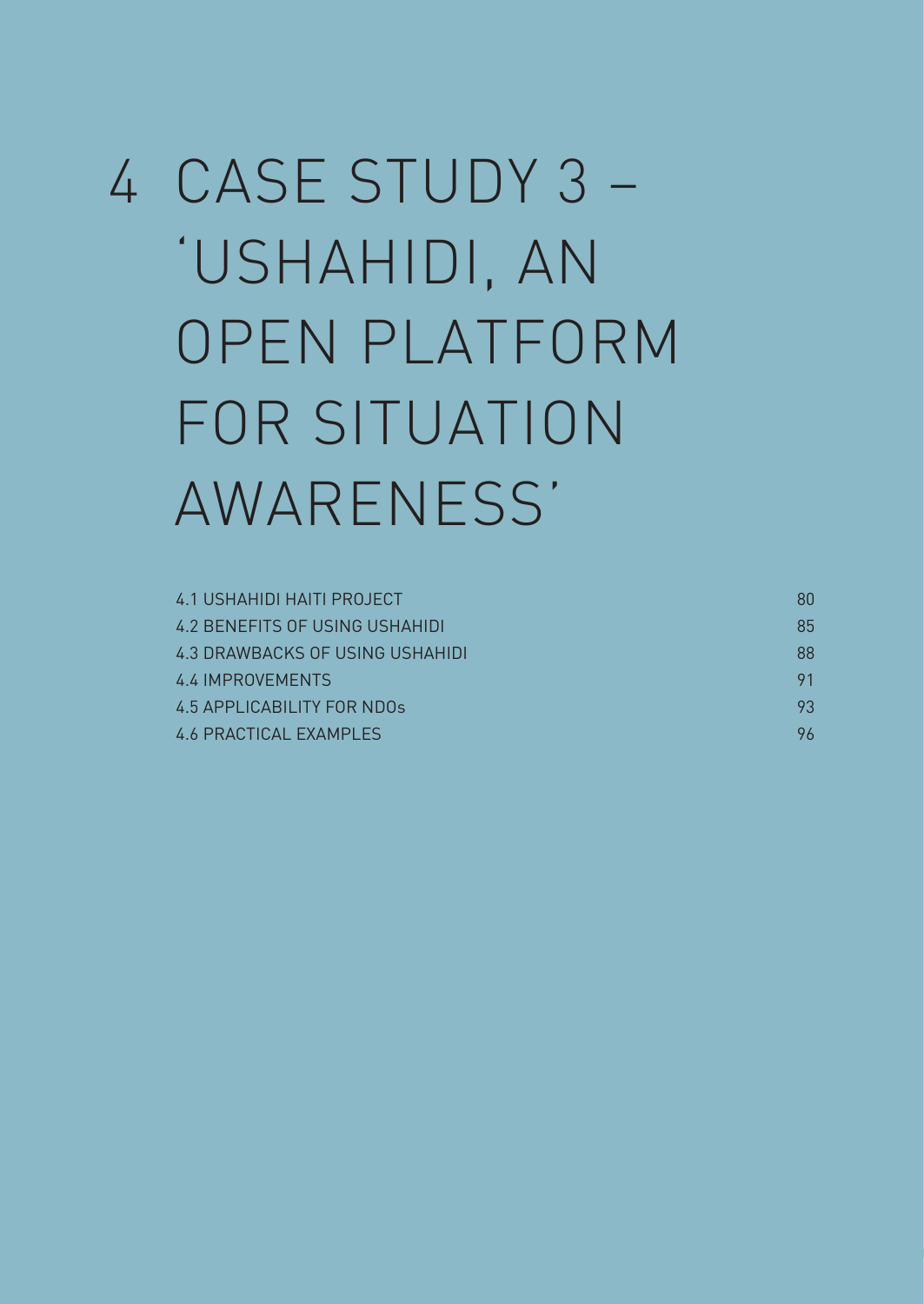# 4 CASE STUDY 3 – 'USHAHIDI, AN OPEN PLATFORM FOR SITUATION AWARENESS'

| | |
|---|---|
| 4.1 USHAHIDI HAITI PROJECT | 80 |
| 4.2 BENEFITS OF USING USHAHIDI | 85 |
| 4.3 DRAWBACKS OF USING USHAHIDI | 88 |
| 4.4 IMPROVEMENTS | 91 |
| 4.5 APPLICABILITY FOR NDOs | 93 |
| 4.6 PRACTICAL EXAMPLES | 96 |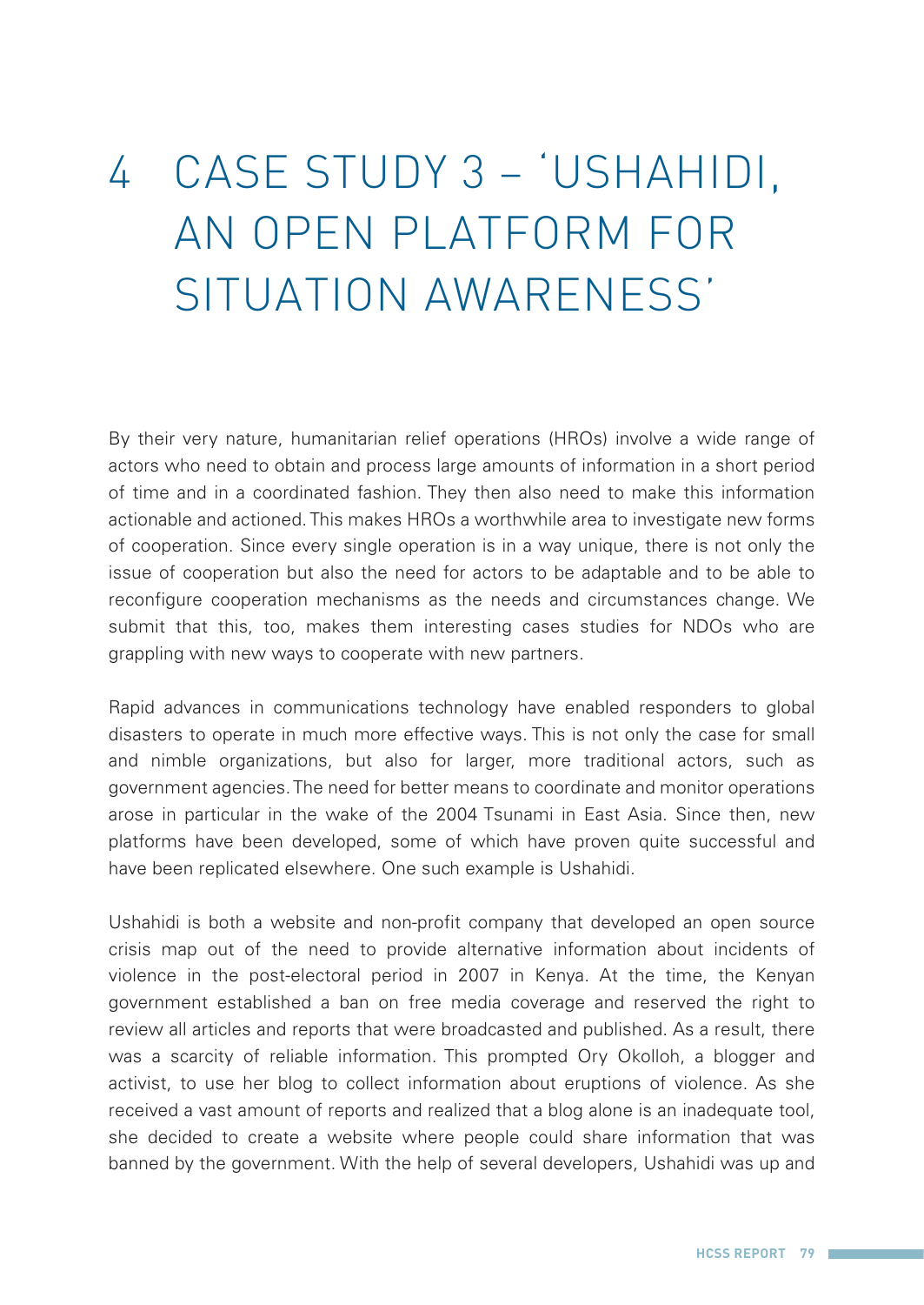# 4 CASE STUDY 3 – 'USHAHIDI, AN OPEN PLATFORM FOR SITUATION AWARENESS'

By their very nature, humanitarian relief operations (HROs) involve a wide range of actors who need to obtain and process large amounts of information in a short period of time and in a coordinated fashion. They then also need to make this information actionable and actioned. This makes HROs a worthwhile area to investigate new forms of cooperation. Since every single operation is in a way unique, there is not only the issue of cooperation but also the need for actors to be adaptable and to be able to reconfigure cooperation mechanisms as the needs and circumstances change. We submit that this, too, makes them interesting cases studies for NDOs who are grappling with new ways to cooperate with new partners.

Rapid advances in communications technology have enabled responders to global disasters to operate in much more effective ways. This is not only the case for small and nimble organizations, but also for larger, more traditional actors, such as government agencies. The need for better means to coordinate and monitor operations arose in particular in the wake of the 2004 Tsunami in East Asia. Since then, new platforms have been developed, some of which have proven quite successful and have been replicated elsewhere. One such example is Ushahidi.

Ushahidi is both a website and non-profit company that developed an open source crisis map out of the need to provide alternative information about incidents of violence in the post-electoral period in 2007 in Kenya. At the time, the Kenyan government established a ban on free media coverage and reserved the right to review all articles and reports that were broadcasted and published. As a result, there was a scarcity of reliable information. This prompted Ory Okolloh, a blogger and activist, to use her blog to collect information about eruptions of violence. As she received a vast amount of reports and realized that a blog alone is an inadequate tool, she decided to create a website where people could share information that was banned by the government. With the help of several developers, Ushahidi was up and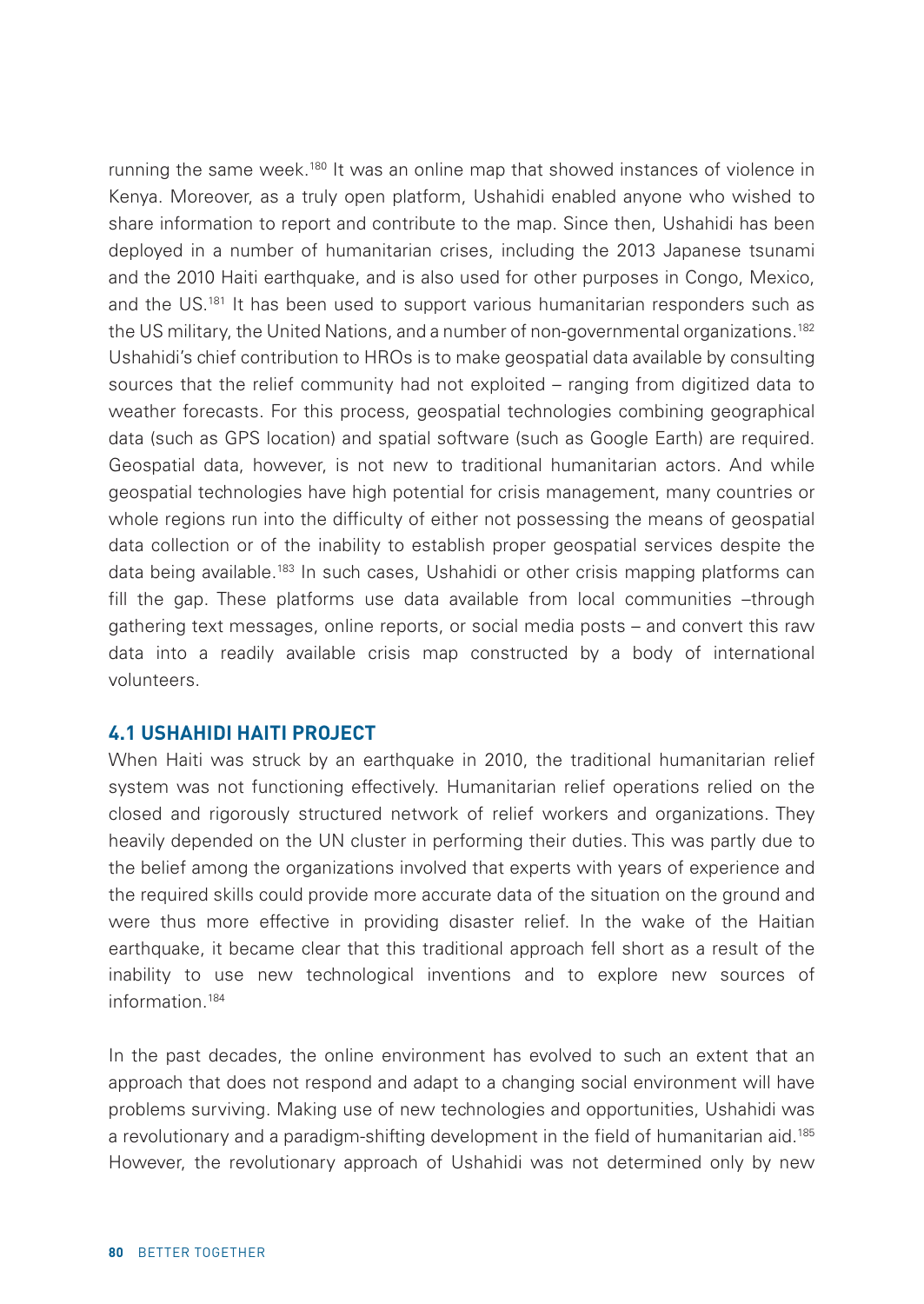running the same week.[180] It was an online map that showed instances of violence in Kenya. Moreover, as a truly open platform, Ushahidi enabled anyone who wished to share information to report and contribute to the map. Since then, Ushahidi has been deployed in a number of humanitarian crises, including the 2013 Japanese tsunami and the 2010 Haiti earthquake, and is also used for other purposes in Congo, Mexico, and the US.[181] It has been used to support various humanitarian responders such as the US military, the United Nations, and a number of non-governmental organizations.[182] Ushahidi's chief contribution to HROs is to make geospatial data available by consulting sources that the relief community had not exploited – ranging from digitized data to weather forecasts. For this process, geospatial technologies combining geographical data (such as GPS location) and spatial software (such as Google Earth) are required. Geospatial data, however, is not new to traditional humanitarian actors. And while geospatial technologies have high potential for crisis management, many countries or whole regions run into the difficulty of either not possessing the means of geospatial data collection or of the inability to establish proper geospatial services despite the data being available.[183] In such cases, Ushahidi or other crisis mapping platforms can fill the gap. These platforms use data available from local communities –through gathering text messages, online reports, or social media posts – and convert this raw data into a readily available crisis map constructed by a body of international volunteers.

### 4.1 USHAHIDI HAITI PROJECT

When Haiti was struck by an earthquake in 2010, the traditional humanitarian relief system was not functioning effectively. Humanitarian relief operations relied on the closed and rigorously structured network of relief workers and organizations. They heavily depended on the UN cluster in performing their duties. This was partly due to the belief among the organizations involved that experts with years of experience and the required skills could provide more accurate data of the situation on the ground and were thus more effective in providing disaster relief. In the wake of the Haitian earthquake, it became clear that this traditional approach fell short as a result of the inability to use new technological inventions and to explore new sources of information.[184]

In the past decades, the online environment has evolved to such an extent that an approach that does not respond and adapt to a changing social environment will have problems surviving. Making use of new technologies and opportunities, Ushahidi was a revolutionary and a paradigm-shifting development in the field of humanitarian aid.[185] However, the revolutionary approach of Ushahidi was not determined only by new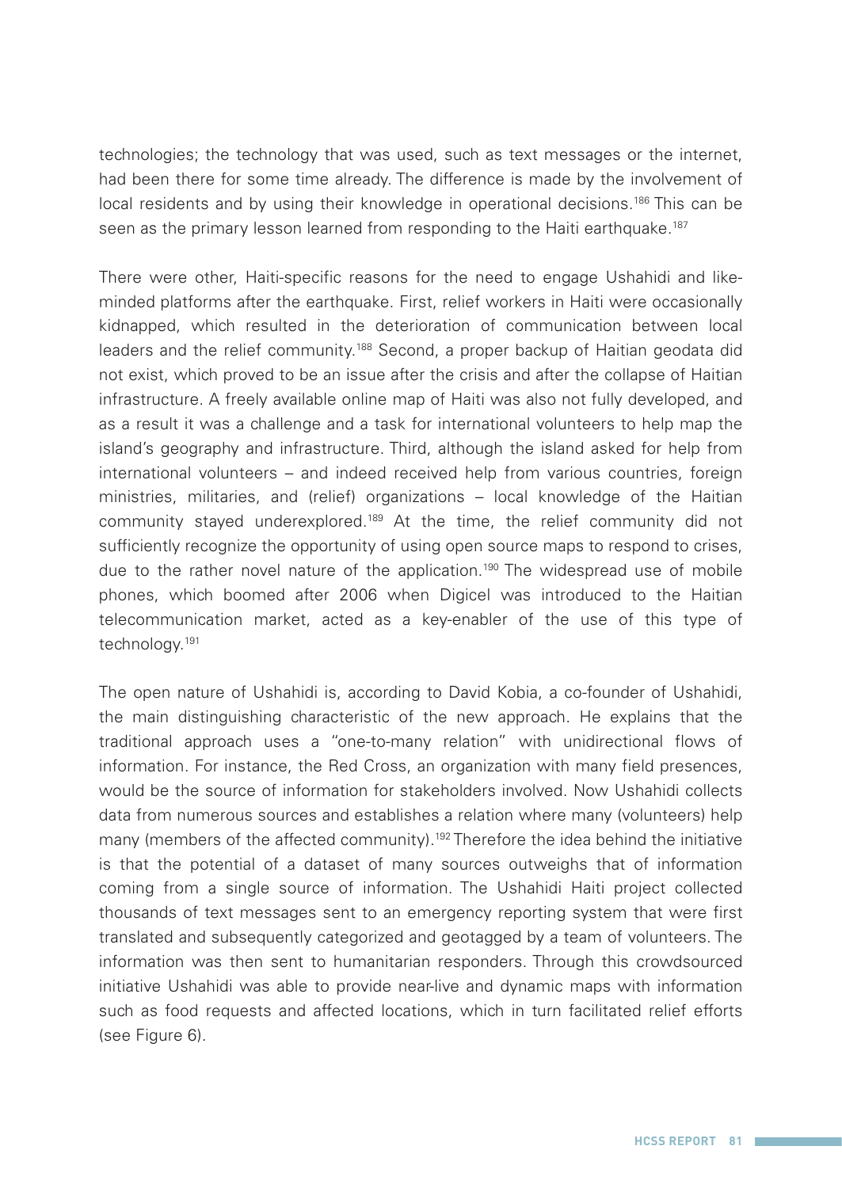technologies; the technology that was used, such as text messages or the internet, had been there for some time already. The difference is made by the involvement of local residents and by using their knowledge in operational decisions.[186] This can be seen as the primary lesson learned from responding to the Haiti earthquake.[187]

There were other, Haiti-specific reasons for the need to engage Ushahidi and like-minded platforms after the earthquake. First, relief workers in Haiti were occasionally kidnapped, which resulted in the deterioration of communication between local leaders and the relief community.[188] Second, a proper backup of Haitian geodata did not exist, which proved to be an issue after the crisis and after the collapse of Haitian infrastructure. A freely available online map of Haiti was also not fully developed, and as a result it was a challenge and a task for international volunteers to help map the island's geography and infrastructure. Third, although the island asked for help from international volunteers – and indeed received help from various countries, foreign ministries, militaries, and (relief) organizations – local knowledge of the Haitian community stayed underexplored.[189] At the time, the relief community did not sufficiently recognize the opportunity of using open source maps to respond to crises, due to the rather novel nature of the application.[190] The widespread use of mobile phones, which boomed after 2006 when Digicel was introduced to the Haitian telecommunication market, acted as a key-enabler of the use of this type of technology.[191]

The open nature of Ushahidi is, according to David Kobia, a co-founder of Ushahidi, the main distinguishing characteristic of the new approach. He explains that the traditional approach uses a "one-to-many relation" with unidirectional flows of information. For instance, the Red Cross, an organization with many field presences, would be the source of information for stakeholders involved. Now Ushahidi collects data from numerous sources and establishes a relation where many (volunteers) help many (members of the affected community).[192] Therefore the idea behind the initiative is that the potential of a dataset of many sources outweighs that of information coming from a single source of information. The Ushahidi Haiti project collected thousands of text messages sent to an emergency reporting system that were first translated and subsequently categorized and geotagged by a team of volunteers. The information was then sent to humanitarian responders. Through this crowdsourced initiative Ushahidi was able to provide near-live and dynamic maps with information such as food requests and affected locations, which in turn facilitated relief efforts (see Figure 6).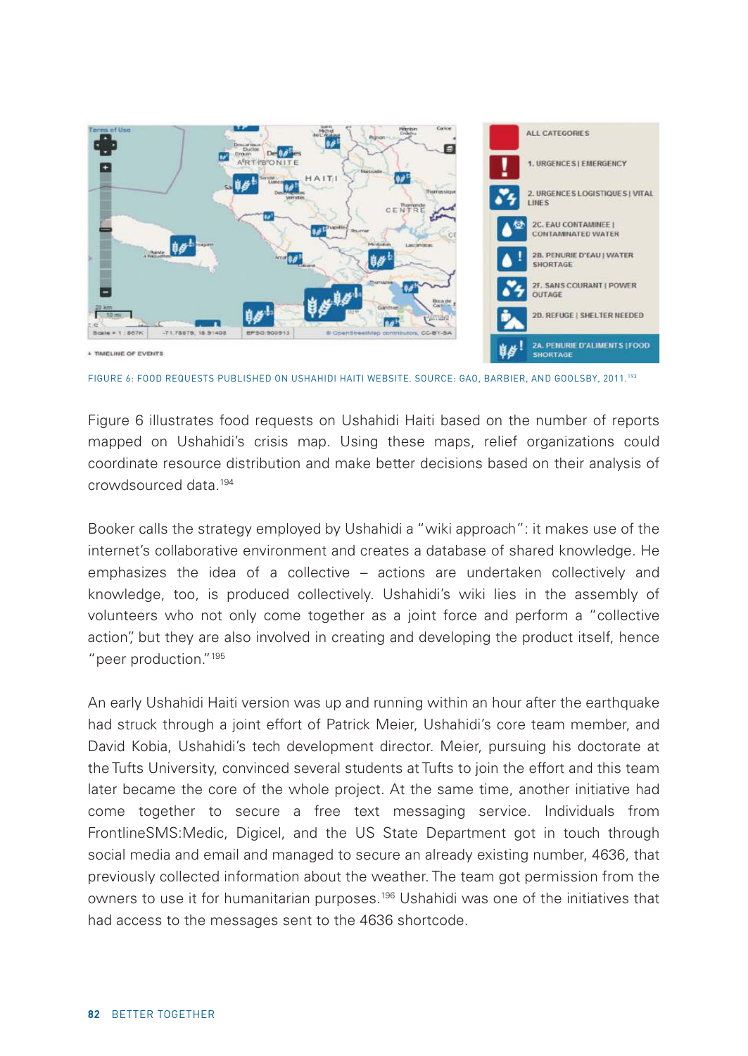FIGURE 6: FOOD REQUESTS PUBLISHED ON USHAHIDI HAITI WEBSITE. SOURCE: GAO, BARBIER, AND GOOLSBY, 2011.[193]

Figure 6 illustrates food requests on Ushahidi Haiti based on the number of reports mapped on Ushahidi's crisis map. Using these maps, relief organizations could coordinate resource distribution and make better decisions based on their analysis of crowdsourced data.[194]

Booker calls the strategy employed by Ushahidi a "wiki approach": it makes use of the internet's collaborative environment and creates a database of shared knowledge. He emphasizes the idea of a collective – actions are undertaken collectively and knowledge, too, is produced collectively. Ushahidi's wiki lies in the assembly of volunteers who not only come together as a joint force and perform a "collective action", but they are also involved in creating and developing the product itself, hence "peer production."[195]

An early Ushahidi Haiti version was up and running within an hour after the earthquake had struck through a joint effort of Patrick Meier, Ushahidi's core team member, and David Kobia, Ushahidi's tech development director. Meier, pursuing his doctorate at the Tufts University, convinced several students at Tufts to join the effort and this team later became the core of the whole project. At the same time, another initiative had come together to secure a free text messaging service. Individuals from FrontlineSMS:Medic, Digicel, and the US State Department got in touch through social media and email and managed to secure an already existing number, 4636, that previously collected information about the weather. The team got permission from the owners to use it for humanitarian purposes.[196] Ushahidi was one of the initiatives that had access to the messages sent to the 4636 shortcode.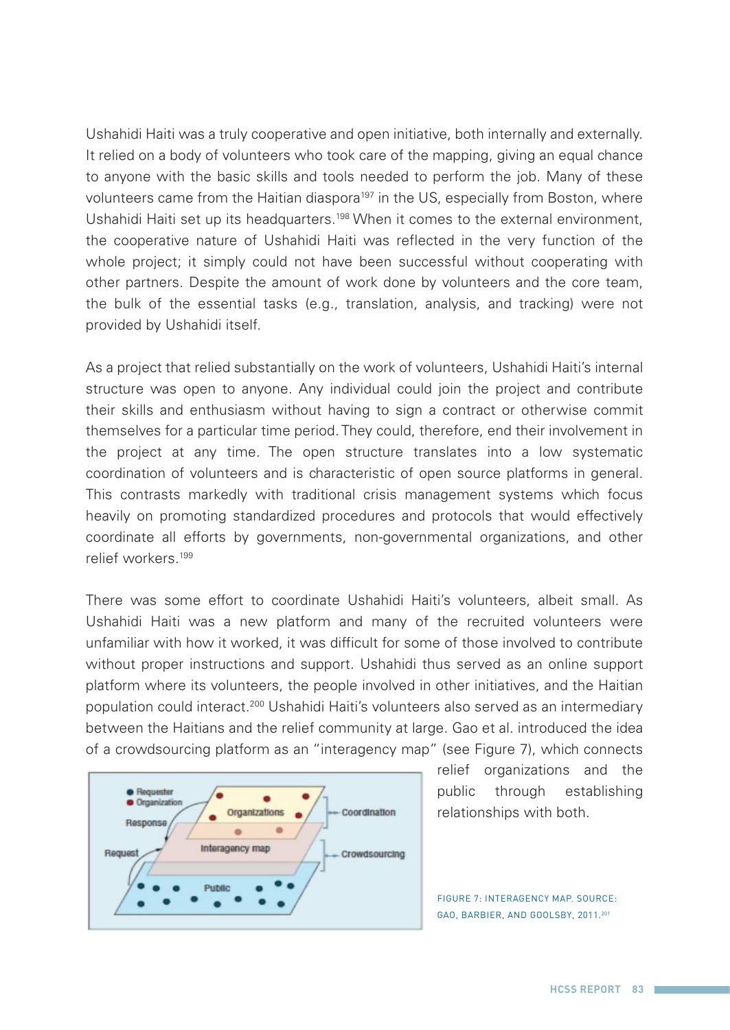Ushahidi Haiti was a truly cooperative and open initiative, both internally and externally. It relied on a body of volunteers who took care of the mapping, giving an equal chance to anyone with the basic skills and tools needed to perform the job. Many of these volunteers came from the Haitian diaspora[197] in the US, especially from Boston, where Ushahidi Haiti set up its headquarters.[198] When it comes to the external environment, the cooperative nature of Ushahidi Haiti was reflected in the very function of the whole project; it simply could not have been successful without cooperating with other partners. Despite the amount of work done by volunteers and the core team, the bulk of the essential tasks (e.g., translation, analysis, and tracking) were not provided by Ushahidi itself.

As a project that relied substantially on the work of volunteers, Ushahidi Haiti's internal structure was open to anyone. Any individual could join the project and contribute their skills and enthusiasm without having to sign a contract or otherwise commit themselves for a particular time period. They could, therefore, end their involvement in the project at any time. The open structure translates into a low systematic coordination of volunteers and is characteristic of open source platforms in general. This contrasts markedly with traditional crisis management systems which focus heavily on promoting standardized procedures and protocols that would effectively coordinate all efforts by governments, non-governmental organizations, and other relief workers.[199]

There was some effort to coordinate Ushahidi Haiti's volunteers, albeit small. As Ushahidi Haiti was a new platform and many of the recruited volunteers were unfamiliar with how it worked, it was difficult for some of those involved to contribute without proper instructions and support. Ushahidi thus served as an online support platform where its volunteers, the people involved in other initiatives, and the Haitian population could interact.[200] Ushahidi Haiti's volunteers also served as an intermediary between the Haitians and the relief community at large. Gao et al. introduced the idea of a crowdsourcing platform as an "interagency map" (see Figure 7), which connects relief organizations and the public through establishing relationships with both.

FIGURE 7: INTERAGENCY MAP. SOURCE: GAO, BARBIER, AND GOOLSBY, 2011.[201]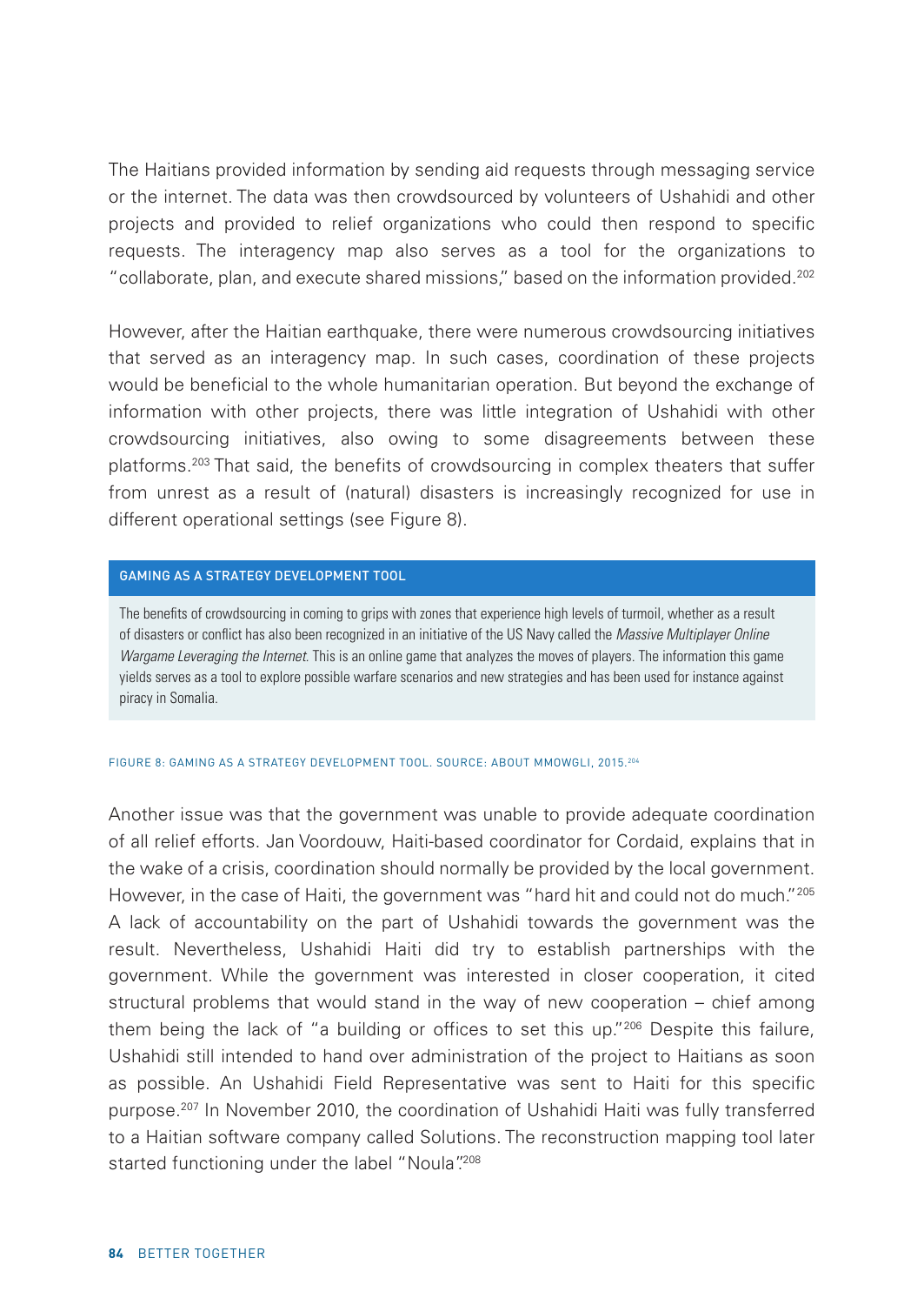The Haitians provided information by sending aid requests through messaging service or the internet. The data was then crowdsourced by volunteers of Ushahidi and other projects and provided to relief organizations who could then respond to specific requests. The interagency map also serves as a tool for the organizations to "collaborate, plan, and execute shared missions," based on the information provided.[202]

However, after the Haitian earthquake, there were numerous crowdsourcing initiatives that served as an interagency map. In such cases, coordination of these projects would be beneficial to the whole humanitarian operation. But beyond the exchange of information with other projects, there was little integration of Ushahidi with other crowdsourcing initiatives, also owing to some disagreements between these platforms.[203] That said, the benefits of crowdsourcing in complex theaters that suffer from unrest as a result of (natural) disasters is increasingly recognized for use in different operational settings (see Figure 8).

**GAMING AS A STRATEGY DEVELOPMENT TOOL**

The benefits of crowdsourcing in coming to grips with zones that experience high levels of turmoil, whether as a result of disasters or conflict has also been recognized in an initiative of the US Navy called the *Massive Multiplayer Online Wargame Leveraging the Internet*. This is an online game that analyzes the moves of players. The information this game yields serves as a tool to explore possible warfare scenarios and new strategies and has been used for instance against piracy in Somalia.

FIGURE 8: GAMING AS A STRATEGY DEVELOPMENT TOOL. SOURCE: ABOUT MMOWGLI, 2015.[204]

Another issue was that the government was unable to provide adequate coordination of all relief efforts. Jan Voordouw, Haiti-based coordinator for Cordaid, explains that in the wake of a crisis, coordination should normally be provided by the local government. However, in the case of Haiti, the government was "hard hit and could not do much."[205] A lack of accountability on the part of Ushahidi towards the government was the result. Nevertheless, Ushahidi Haiti did try to establish partnerships with the government. While the government was interested in closer cooperation, it cited structural problems that would stand in the way of new cooperation – chief among them being the lack of "a building or offices to set this up."[206] Despite this failure, Ushahidi still intended to hand over administration of the project to Haitians as soon as possible. An Ushahidi Field Representative was sent to Haiti for this specific purpose.[207] In November 2010, the coordination of Ushahidi Haiti was fully transferred to a Haitian software company called Solutions. The reconstruction mapping tool later started functioning under the label "Noula".[208]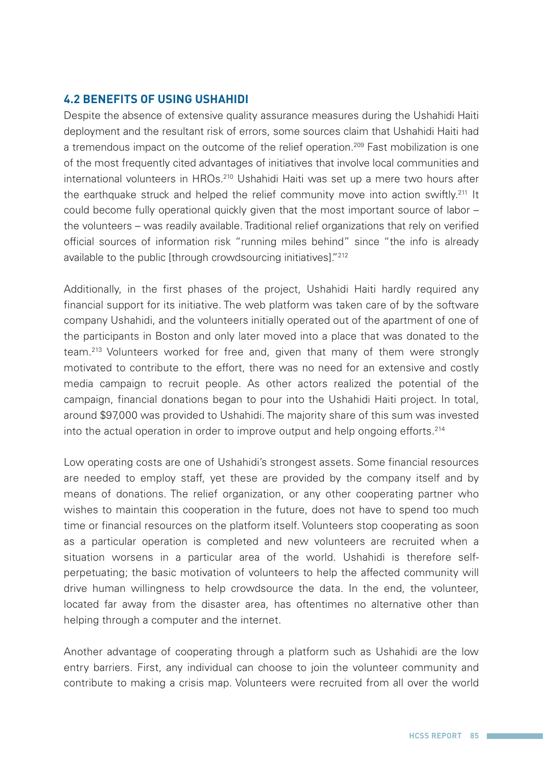## 4.2 BENEFITS OF USING USHAHIDI

Despite the absence of extensive quality assurance measures during the Ushahidi Haiti deployment and the resultant risk of errors, some sources claim that Ushahidi Haiti had a tremendous impact on the outcome of the relief operation.[209] Fast mobilization is one of the most frequently cited advantages of initiatives that involve local communities and international volunteers in HROs.[210] Ushahidi Haiti was set up a mere two hours after the earthquake struck and helped the relief community move into action swiftly.[211] It could become fully operational quickly given that the most important source of labor – the volunteers – was readily available. Traditional relief organizations that rely on verified official sources of information risk "running miles behind" since "the info is already available to the public [through crowdsourcing initiatives]."[212]

Additionally, in the first phases of the project, Ushahidi Haiti hardly required any financial support for its initiative. The web platform was taken care of by the software company Ushahidi, and the volunteers initially operated out of the apartment of one of the participants in Boston and only later moved into a place that was donated to the team.[213] Volunteers worked for free and, given that many of them were strongly motivated to contribute to the effort, there was no need for an extensive and costly media campaign to recruit people. As other actors realized the potential of the campaign, financial donations began to pour into the Ushahidi Haiti project. In total, around $97,000 was provided to Ushahidi. The majority share of this sum was invested into the actual operation in order to improve output and help ongoing efforts.[214]

Low operating costs are one of Ushahidi's strongest assets. Some financial resources are needed to employ staff, yet these are provided by the company itself and by means of donations. The relief organization, or any other cooperating partner who wishes to maintain this cooperation in the future, does not have to spend too much time or financial resources on the platform itself. Volunteers stop cooperating as soon as a particular operation is completed and new volunteers are recruited when a situation worsens in a particular area of the world. Ushahidi is therefore self-perpetuating; the basic motivation of volunteers to help the affected community will drive human willingness to help crowdsource the data. In the end, the volunteer, located far away from the disaster area, has oftentimes no alternative other than helping through a computer and the internet.

Another advantage of cooperating through a platform such as Ushahidi are the low entry barriers. First, any individual can choose to join the volunteer community and contribute to making a crisis map. Volunteers were recruited from all over the world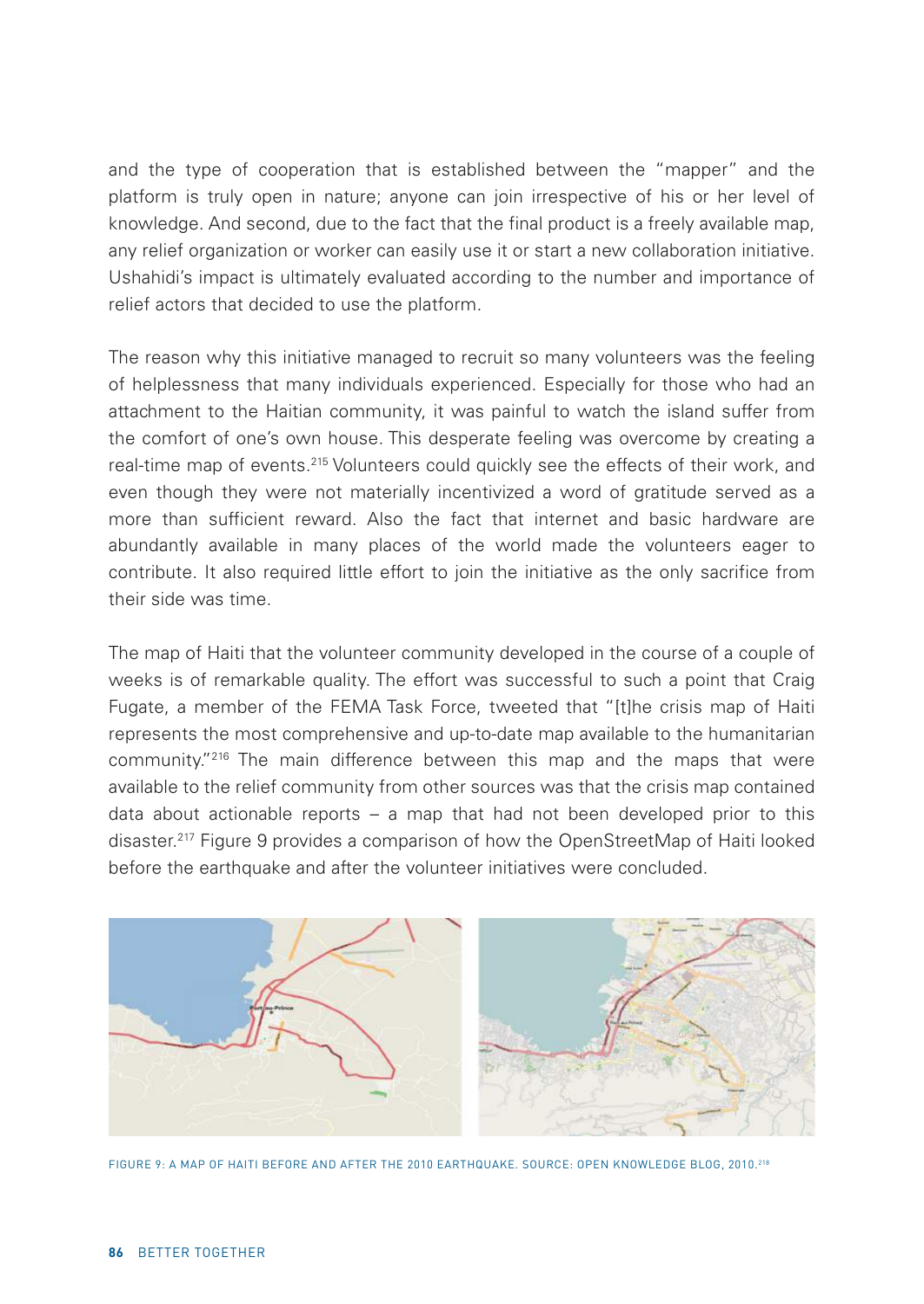and the type of cooperation that is established between the "mapper" and the platform is truly open in nature; anyone can join irrespective of his or her level of knowledge. And second, due to the fact that the final product is a freely available map, any relief organization or worker can easily use it or start a new collaboration initiative. Ushahidi's impact is ultimately evaluated according to the number and importance of relief actors that decided to use the platform.

The reason why this initiative managed to recruit so many volunteers was the feeling of helplessness that many individuals experienced. Especially for those who had an attachment to the Haitian community, it was painful to watch the island suffer from the comfort of one's own house. This desperate feeling was overcome by creating a real-time map of events.[215] Volunteers could quickly see the effects of their work, and even though they were not materially incentivized a word of gratitude served as a more than sufficient reward. Also the fact that internet and basic hardware are abundantly available in many places of the world made the volunteers eager to contribute. It also required little effort to join the initiative as the only sacrifice from their side was time.

The map of Haiti that the volunteer community developed in the course of a couple of weeks is of remarkable quality. The effort was successful to such a point that Craig Fugate, a member of the FEMA Task Force, tweeted that "[t]he crisis map of Haiti represents the most comprehensive and up-to-date map available to the humanitarian community."[216] The main difference between this map and the maps that were available to the relief community from other sources was that the crisis map contained data about actionable reports – a map that had not been developed prior to this disaster.[217] Figure 9 provides a comparison of how the OpenStreetMap of Haiti looked before the earthquake and after the volunteer initiatives were concluded.

FIGURE 9: A MAP OF HAITI BEFORE AND AFTER THE 2010 EARTHQUAKE. SOURCE: OPEN KNOWLEDGE BLOG, 2010.[218]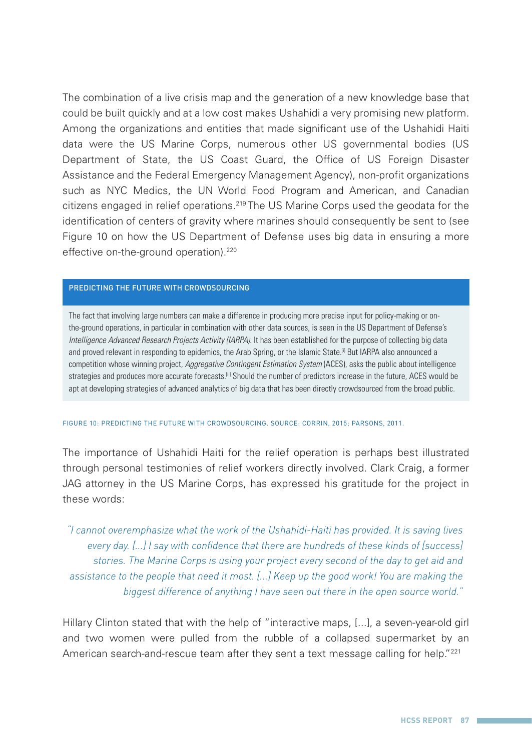The combination of a live crisis map and the generation of a new knowledge base that could be built quickly and at a low cost makes Ushahidi a very promising new platform. Among the organizations and entities that made significant use of the Ushahidi Haiti data were the US Marine Corps, numerous other US governmental bodies (US Department of State, the US Coast Guard, the Office of US Foreign Disaster Assistance and the Federal Emergency Management Agency), non-profit organizations such as NYC Medics, the UN World Food Program and American, and Canadian citizens engaged in relief operations.[219] The US Marine Corps used the geodata for the identification of centers of gravity where marines should consequently be sent to (see Figure 10 on how the US Department of Defense uses big data in ensuring a more effective on-the-ground operation).[220]

**PREDICTING THE FUTURE WITH CROWDSOURCING**

The fact that involving large numbers can make a difference in producing more precise input for policy-making or on-the-ground operations, in particular in combination with other data sources, is seen in the US Department of Defense's *Intelligence Advanced Research Projects Activity (IARPA)*. It has been established for the purpose of collecting big data and proved relevant in responding to epidemics, the Arab Spring, or the Islamic State.[i] But IARPA also announced a competition whose winning project, *Aggregative Contingent Estimation System* (ACES), asks the public about intelligence strategies and produces more accurate forecasts.[ii] Should the number of predictors increase in the future, ACES would be apt at developing strategies of advanced analytics of big data that has been directly crowdsourced from the broad public.

FIGURE 10: PREDICTING THE FUTURE WITH CROWDSOURCING. SOURCE: CORRIN, 2015; PARSONS, 2011.

The importance of Ushahidi Haiti for the relief operation is perhaps best illustrated through personal testimonies of relief workers directly involved. Clark Craig, a former JAG attorney in the US Marine Corps, has expressed his gratitude for the project in these words:

> *"I cannot overemphasize what the work of the Ushahidi-Haiti has provided. It is saving lives every day. [...] I say with confidence that there are hundreds of these kinds of [success] stories. The Marine Corps is using your project every second of the day to get aid and assistance to the people that need it most. [...] Keep up the good work! You are making the biggest difference of anything I have seen out there in the open source world."*

Hillary Clinton stated that with the help of "interactive maps, [...], a seven-year-old girl and two women were pulled from the rubble of a collapsed supermarket by an American search-and-rescue team after they sent a text message calling for help."[221]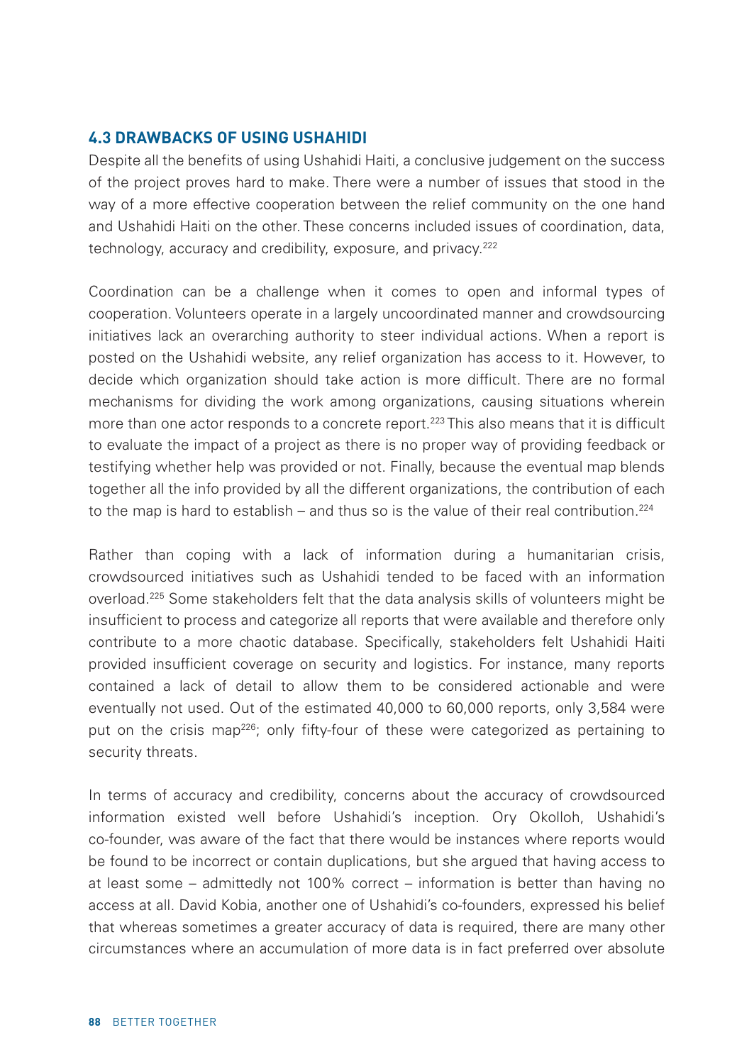### 4.3 DRAWBACKS OF USING USHAHIDI

Despite all the benefits of using Ushahidi Haiti, a conclusive judgement on the success of the project proves hard to make. There were a number of issues that stood in the way of a more effective cooperation between the relief community on the one hand and Ushahidi Haiti on the other. These concerns included issues of coordination, data, technology, accuracy and credibility, exposure, and privacy.[222]

Coordination can be a challenge when it comes to open and informal types of cooperation. Volunteers operate in a largely uncoordinated manner and crowdsourcing initiatives lack an overarching authority to steer individual actions. When a report is posted on the Ushahidi website, any relief organization has access to it. However, to decide which organization should take action is more difficult. There are no formal mechanisms for dividing the work among organizations, causing situations wherein more than one actor responds to a concrete report.[223] This also means that it is difficult to evaluate the impact of a project as there is no proper way of providing feedback or testifying whether help was provided or not. Finally, because the eventual map blends together all the info provided by all the different organizations, the contribution of each to the map is hard to establish – and thus so is the value of their real contribution.[224]

Rather than coping with a lack of information during a humanitarian crisis, crowdsourced initiatives such as Ushahidi tended to be faced with an information overload.[225] Some stakeholders felt that the data analysis skills of volunteers might be insufficient to process and categorize all reports that were available and therefore only contribute to a more chaotic database. Specifically, stakeholders felt Ushahidi Haiti provided insufficient coverage on security and logistics. For instance, many reports contained a lack of detail to allow them to be considered actionable and were eventually not used. Out of the estimated 40,000 to 60,000 reports, only 3,584 were put on the crisis map[226]; only fifty-four of these were categorized as pertaining to security threats.

In terms of accuracy and credibility, concerns about the accuracy of crowdsourced information existed well before Ushahidi's inception. Ory Okolloh, Ushahidi's co-founder, was aware of the fact that there would be instances where reports would be found to be incorrect or contain duplications, but she argued that having access to at least some – admittedly not 100% correct – information is better than having no access at all. David Kobia, another one of Ushahidi's co-founders, expressed his belief that whereas sometimes a greater accuracy of data is required, there are many other circumstances where an accumulation of more data is in fact preferred over absolute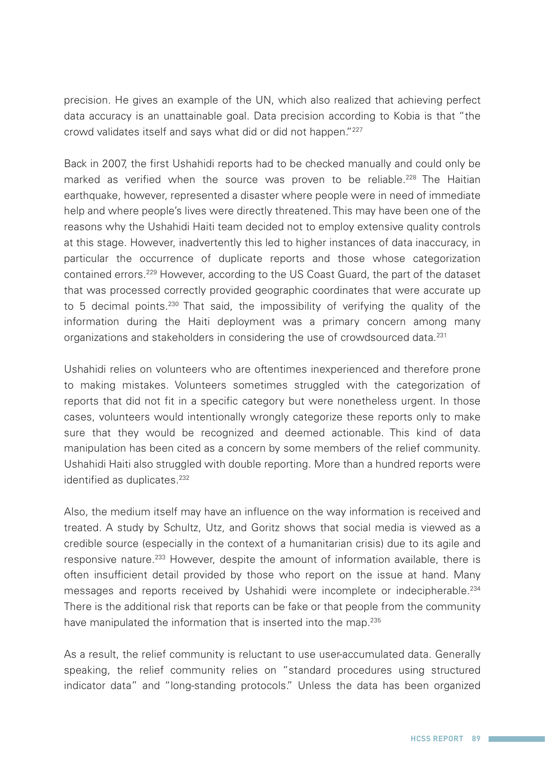precision. He gives an example of the UN, which also realized that achieving perfect data accuracy is an unattainable goal. Data precision according to Kobia is that "the crowd validates itself and says what did or did not happen."[227]

Back in 2007, the first Ushahidi reports had to be checked manually and could only be marked as verified when the source was proven to be reliable.[228] The Haitian earthquake, however, represented a disaster where people were in need of immediate help and where people's lives were directly threatened. This may have been one of the reasons why the Ushahidi Haiti team decided not to employ extensive quality controls at this stage. However, inadvertently this led to higher instances of data inaccuracy, in particular the occurrence of duplicate reports and those whose categorization contained errors.[229] However, according to the US Coast Guard, the part of the dataset that was processed correctly provided geographic coordinates that were accurate up to 5 decimal points.[230] That said, the impossibility of verifying the quality of the information during the Haiti deployment was a primary concern among many organizations and stakeholders in considering the use of crowdsourced data.[231]

Ushahidi relies on volunteers who are oftentimes inexperienced and therefore prone to making mistakes. Volunteers sometimes struggled with the categorization of reports that did not fit in a specific category but were nonetheless urgent. In those cases, volunteers would intentionally wrongly categorize these reports only to make sure that they would be recognized and deemed actionable. This kind of data manipulation has been cited as a concern by some members of the relief community. Ushahidi Haiti also struggled with double reporting. More than a hundred reports were identified as duplicates.[232]

Also, the medium itself may have an influence on the way information is received and treated. A study by Schultz, Utz, and Goritz shows that social media is viewed as a credible source (especially in the context of a humanitarian crisis) due to its agile and responsive nature.[233] However, despite the amount of information available, there is often insufficient detail provided by those who report on the issue at hand. Many messages and reports received by Ushahidi were incomplete or indecipherable.[234] There is the additional risk that reports can be fake or that people from the community have manipulated the information that is inserted into the map.[235]

As a result, the relief community is reluctant to use user-accumulated data. Generally speaking, the relief community relies on "standard procedures using structured indicator data" and "long-standing protocols." Unless the data has been organized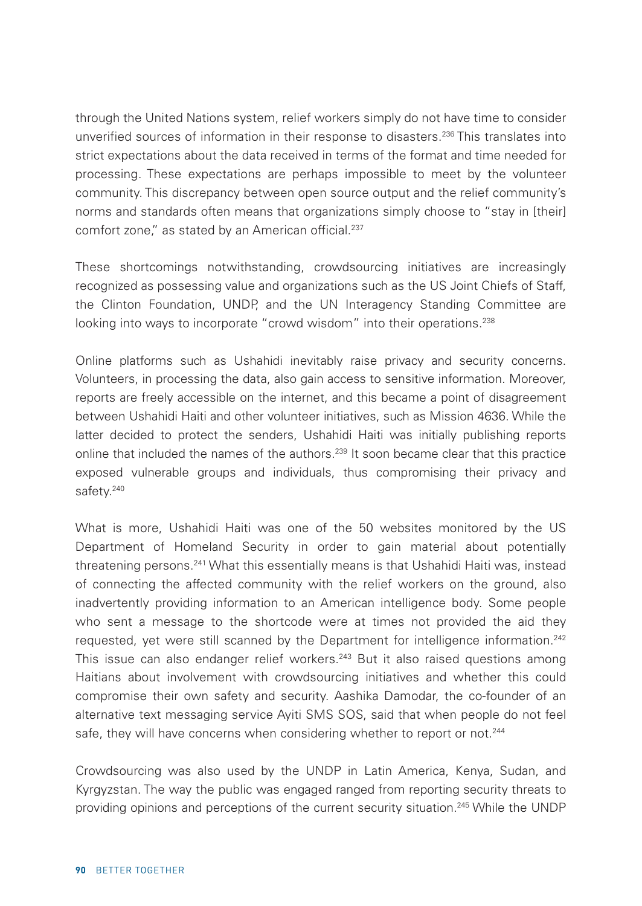through the United Nations system, relief workers simply do not have time to consider unverified sources of information in their response to disasters.[236] This translates into strict expectations about the data received in terms of the format and time needed for processing. These expectations are perhaps impossible to meet by the volunteer community. This discrepancy between open source output and the relief community's norms and standards often means that organizations simply choose to "stay in [their] comfort zone," as stated by an American official.[237]

These shortcomings notwithstanding, crowdsourcing initiatives are increasingly recognized as possessing value and organizations such as the US Joint Chiefs of Staff, the Clinton Foundation, UNDP, and the UN Interagency Standing Committee are looking into ways to incorporate "crowd wisdom" into their operations.[238]

Online platforms such as Ushahidi inevitably raise privacy and security concerns. Volunteers, in processing the data, also gain access to sensitive information. Moreover, reports are freely accessible on the internet, and this became a point of disagreement between Ushahidi Haiti and other volunteer initiatives, such as Mission 4636. While the latter decided to protect the senders, Ushahidi Haiti was initially publishing reports online that included the names of the authors.[239] It soon became clear that this practice exposed vulnerable groups and individuals, thus compromising their privacy and safety.[240]

What is more, Ushahidi Haiti was one of the 50 websites monitored by the US Department of Homeland Security in order to gain material about potentially threatening persons.[241] What this essentially means is that Ushahidi Haiti was, instead of connecting the affected community with the relief workers on the ground, also inadvertently providing information to an American intelligence body. Some people who sent a message to the shortcode were at times not provided the aid they requested, yet were still scanned by the Department for intelligence information.[242] This issue can also endanger relief workers.[243] But it also raised questions among Haitians about involvement with crowdsourcing initiatives and whether this could compromise their own safety and security. Aashika Damodar, the co-founder of an alternative text messaging service Ayiti SMS SOS, said that when people do not feel safe, they will have concerns when considering whether to report or not.[244]

Crowdsourcing was also used by the UNDP in Latin America, Kenya, Sudan, and Kyrgyzstan. The way the public was engaged ranged from reporting security threats to providing opinions and perceptions of the current security situation.[245] While the UNDP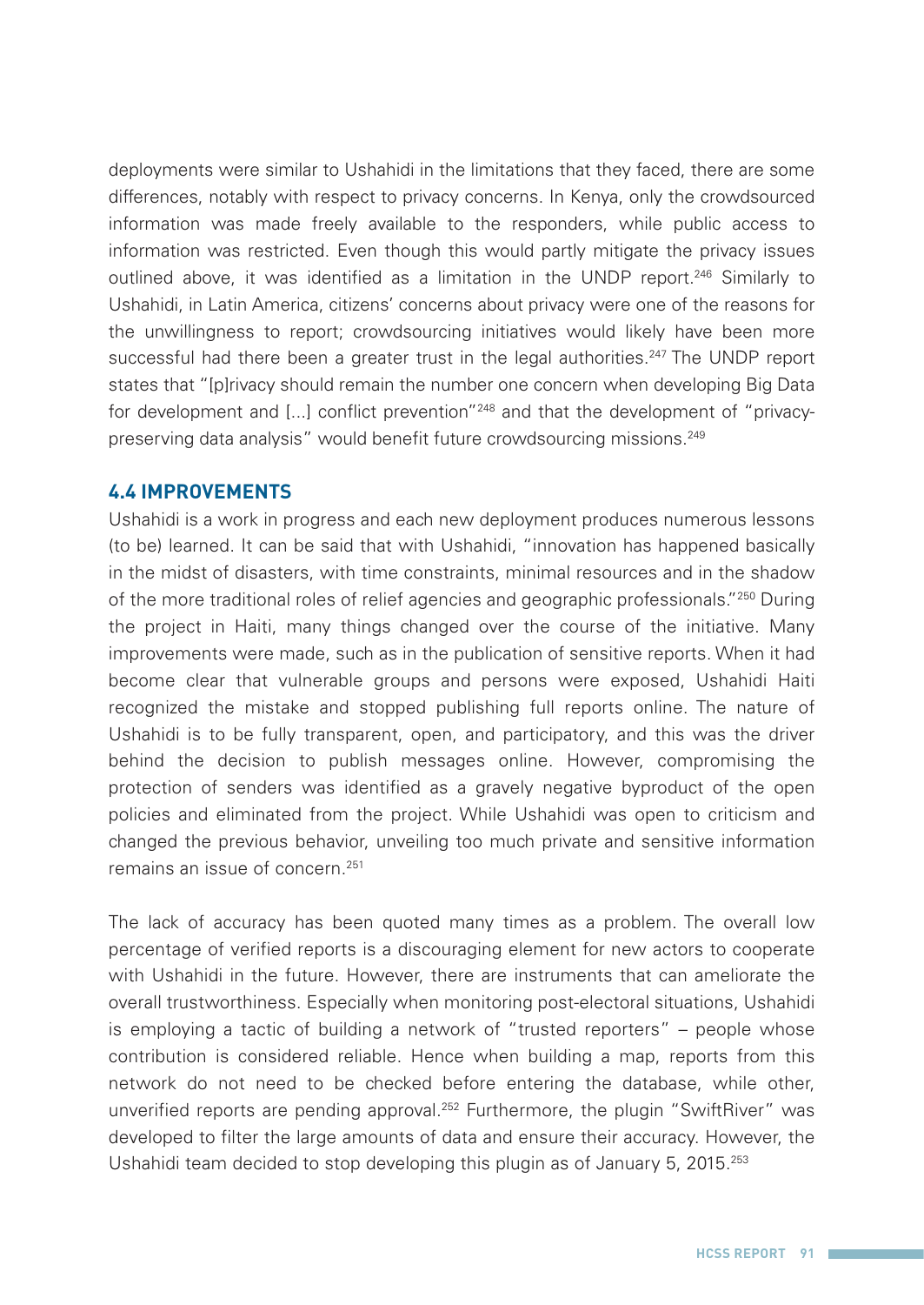deployments were similar to Ushahidi in the limitations that they faced, there are some differences, notably with respect to privacy concerns. In Kenya, only the crowdsourced information was made freely available to the responders, while public access to information was restricted. Even though this would partly mitigate the privacy issues outlined above, it was identified as a limitation in the UNDP report.[246] Similarly to Ushahidi, in Latin America, citizens' concerns about privacy were one of the reasons for the unwillingness to report; crowdsourcing initiatives would likely have been more successful had there been a greater trust in the legal authorities.[247] The UNDP report states that "[p]rivacy should remain the number one concern when developing Big Data for development and [...] conflict prevention"[248] and that the development of "privacy-preserving data analysis" would benefit future crowdsourcing missions.[249]

## 4.4 IMPROVEMENTS

Ushahidi is a work in progress and each new deployment produces numerous lessons (to be) learned. It can be said that with Ushahidi, "innovation has happened basically in the midst of disasters, with time constraints, minimal resources and in the shadow of the more traditional roles of relief agencies and geographic professionals."[250] During the project in Haiti, many things changed over the course of the initiative. Many improvements were made, such as in the publication of sensitive reports. When it had become clear that vulnerable groups and persons were exposed, Ushahidi Haiti recognized the mistake and stopped publishing full reports online. The nature of Ushahidi is to be fully transparent, open, and participatory, and this was the driver behind the decision to publish messages online. However, compromising the protection of senders was identified as a gravely negative byproduct of the open policies and eliminated from the project. While Ushahidi was open to criticism and changed the previous behavior, unveiling too much private and sensitive information remains an issue of concern.[251]

The lack of accuracy has been quoted many times as a problem. The overall low percentage of verified reports is a discouraging element for new actors to cooperate with Ushahidi in the future. However, there are instruments that can ameliorate the overall trustworthiness. Especially when monitoring post-electoral situations, Ushahidi is employing a tactic of building a network of "trusted reporters" – people whose contribution is considered reliable. Hence when building a map, reports from this network do not need to be checked before entering the database, while other, unverified reports are pending approval.[252] Furthermore, the plugin "SwiftRiver" was developed to filter the large amounts of data and ensure their accuracy. However, the Ushahidi team decided to stop developing this plugin as of January 5, 2015.[253]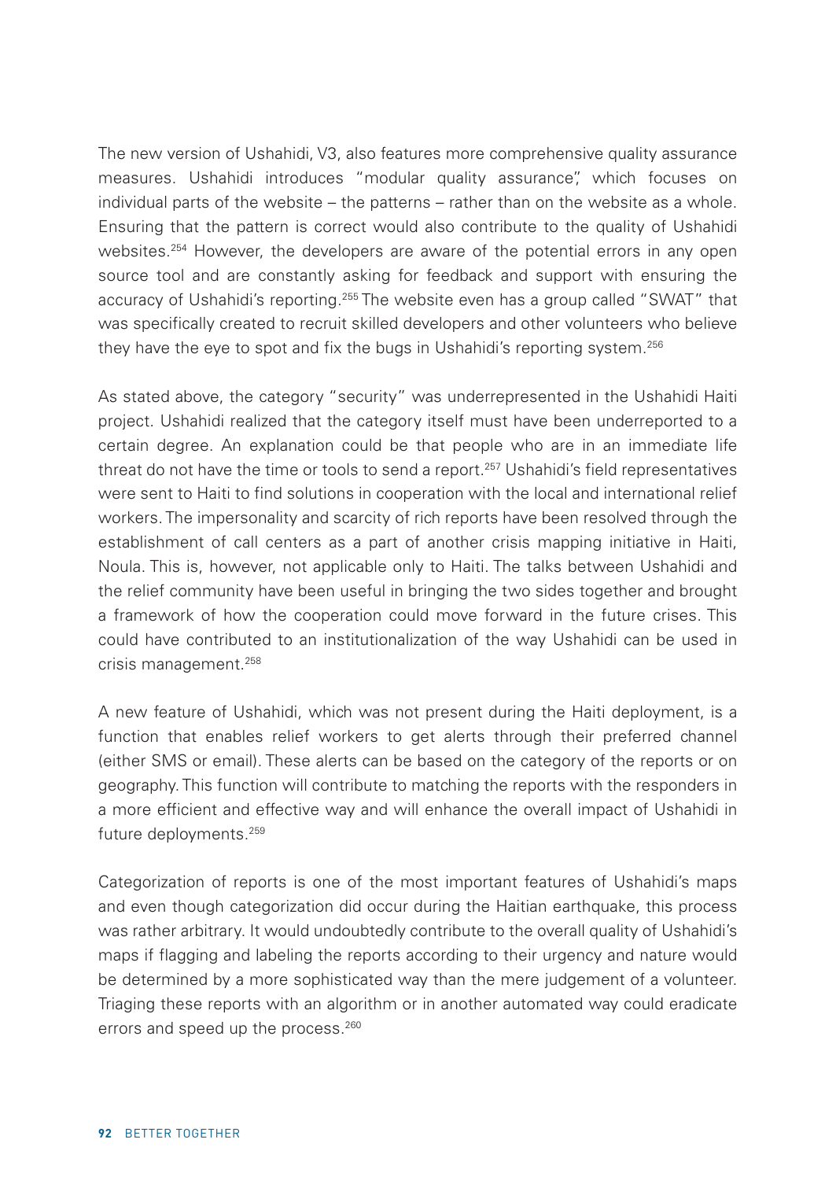The new version of Ushahidi, V3, also features more comprehensive quality assurance measures. Ushahidi introduces "modular quality assurance", which focuses on individual parts of the website – the patterns – rather than on the website as a whole. Ensuring that the pattern is correct would also contribute to the quality of Ushahidi websites.[254] However, the developers are aware of the potential errors in any open source tool and are constantly asking for feedback and support with ensuring the accuracy of Ushahidi's reporting.[255] The website even has a group called "SWAT" that was specifically created to recruit skilled developers and other volunteers who believe they have the eye to spot and fix the bugs in Ushahidi's reporting system.[256]

As stated above, the category "security" was underrepresented in the Ushahidi Haiti project. Ushahidi realized that the category itself must have been underreported to a certain degree. An explanation could be that people who are in an immediate life threat do not have the time or tools to send a report.[257] Ushahidi's field representatives were sent to Haiti to find solutions in cooperation with the local and international relief workers. The impersonality and scarcity of rich reports have been resolved through the establishment of call centers as a part of another crisis mapping initiative in Haiti, Noula. This is, however, not applicable only to Haiti. The talks between Ushahidi and the relief community have been useful in bringing the two sides together and brought a framework of how the cooperation could move forward in the future crises. This could have contributed to an institutionalization of the way Ushahidi can be used in crisis management.[258]

A new feature of Ushahidi, which was not present during the Haiti deployment, is a function that enables relief workers to get alerts through their preferred channel (either SMS or email). These alerts can be based on the category of the reports or on geography. This function will contribute to matching the reports with the responders in a more efficient and effective way and will enhance the overall impact of Ushahidi in future deployments.[259]

Categorization of reports is one of the most important features of Ushahidi's maps and even though categorization did occur during the Haitian earthquake, this process was rather arbitrary. It would undoubtedly contribute to the overall quality of Ushahidi's maps if flagging and labeling the reports according to their urgency and nature would be determined by a more sophisticated way than the mere judgement of a volunteer. Triaging these reports with an algorithm or in another automated way could eradicate errors and speed up the process.[260]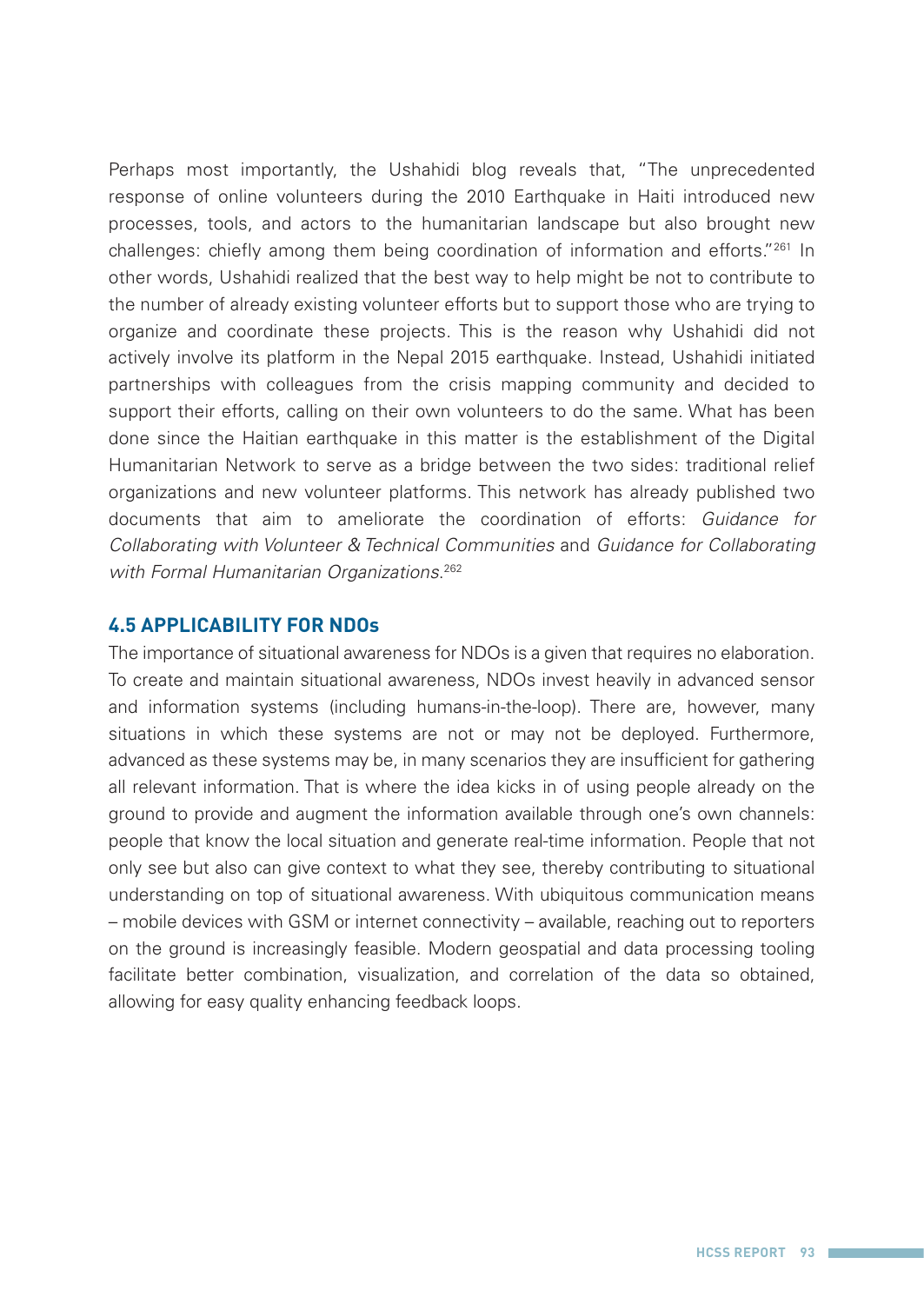Perhaps most importantly, the Ushahidi blog reveals that, "The unprecedented response of online volunteers during the 2010 Earthquake in Haiti introduced new processes, tools, and actors to the humanitarian landscape but also brought new challenges: chiefly among them being coordination of information and efforts."[261] In other words, Ushahidi realized that the best way to help might be not to contribute to the number of already existing volunteer efforts but to support those who are trying to organize and coordinate these projects. This is the reason why Ushahidi did not actively involve its platform in the Nepal 2015 earthquake. Instead, Ushahidi initiated partnerships with colleagues from the crisis mapping community and decided to support their efforts, calling on their own volunteers to do the same. What has been done since the Haitian earthquake in this matter is the establishment of the Digital Humanitarian Network to serve as a bridge between the two sides: traditional relief organizations and new volunteer platforms. This network has already published two documents that aim to ameliorate the coordination of efforts: *Guidance for Collaborating with Volunteer & Technical Communities* and *Guidance for Collaborating with Formal Humanitarian Organizations*.[262]

## 4.5 APPLICABILITY FOR NDOs

The importance of situational awareness for NDOs is a given that requires no elaboration. To create and maintain situational awareness, NDOs invest heavily in advanced sensor and information systems (including humans-in-the-loop). There are, however, many situations in which these systems are not or may not be deployed. Furthermore, advanced as these systems may be, in many scenarios they are insufficient for gathering all relevant information. That is where the idea kicks in of using people already on the ground to provide and augment the information available through one's own channels: people that know the local situation and generate real-time information. People that not only see but also can give context to what they see, thereby contributing to situational understanding on top of situational awareness. With ubiquitous communication means – mobile devices with GSM or internet connectivity – available, reaching out to reporters on the ground is increasingly feasible. Modern geospatial and data processing tooling facilitate better combination, visualization, and correlation of the data so obtained, allowing for easy quality enhancing feedback loops.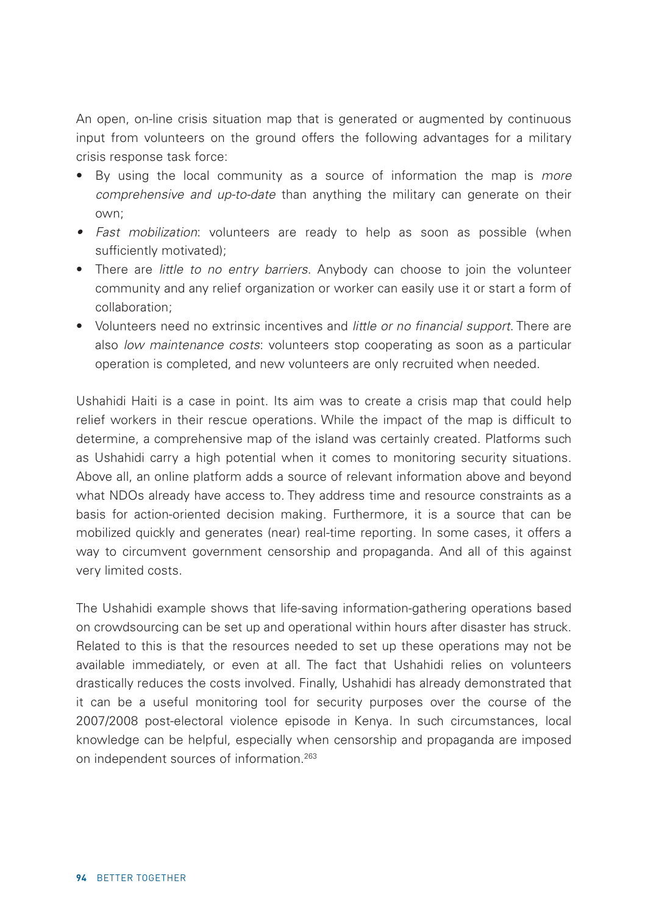An open, on-line crisis situation map that is generated or augmented by continuous input from volunteers on the ground offers the following advantages for a military crisis response task force:

- By using the local community as a source of information the map is *more comprehensive and up-to-date* than anything the military can generate on their own;
- *Fast mobilization*: volunteers are ready to help as soon as possible (when sufficiently motivated);
- There are *little to no entry barriers*. Anybody can choose to join the volunteer community and any relief organization or worker can easily use it or start a form of collaboration;
- Volunteers need no extrinsic incentives and *little or no financial support*. There are also *low maintenance costs*: volunteers stop cooperating as soon as a particular operation is completed, and new volunteers are only recruited when needed.

Ushahidi Haiti is a case in point. Its aim was to create a crisis map that could help relief workers in their rescue operations. While the impact of the map is difficult to determine, a comprehensive map of the island was certainly created. Platforms such as Ushahidi carry a high potential when it comes to monitoring security situations. Above all, an online platform adds a source of relevant information above and beyond what NDOs already have access to. They address time and resource constraints as a basis for action-oriented decision making. Furthermore, it is a source that can be mobilized quickly and generates (near) real-time reporting. In some cases, it offers a way to circumvent government censorship and propaganda. And all of this against very limited costs.

The Ushahidi example shows that life-saving information-gathering operations based on crowdsourcing can be set up and operational within hours after disaster has struck. Related to this is that the resources needed to set up these operations may not be available immediately, or even at all. The fact that Ushahidi relies on volunteers drastically reduces the costs involved. Finally, Ushahidi has already demonstrated that it can be a useful monitoring tool for security purposes over the course of the 2007/2008 post-electoral violence episode in Kenya. In such circumstances, local knowledge can be helpful, especially when censorship and propaganda are imposed on independent sources of information.[263]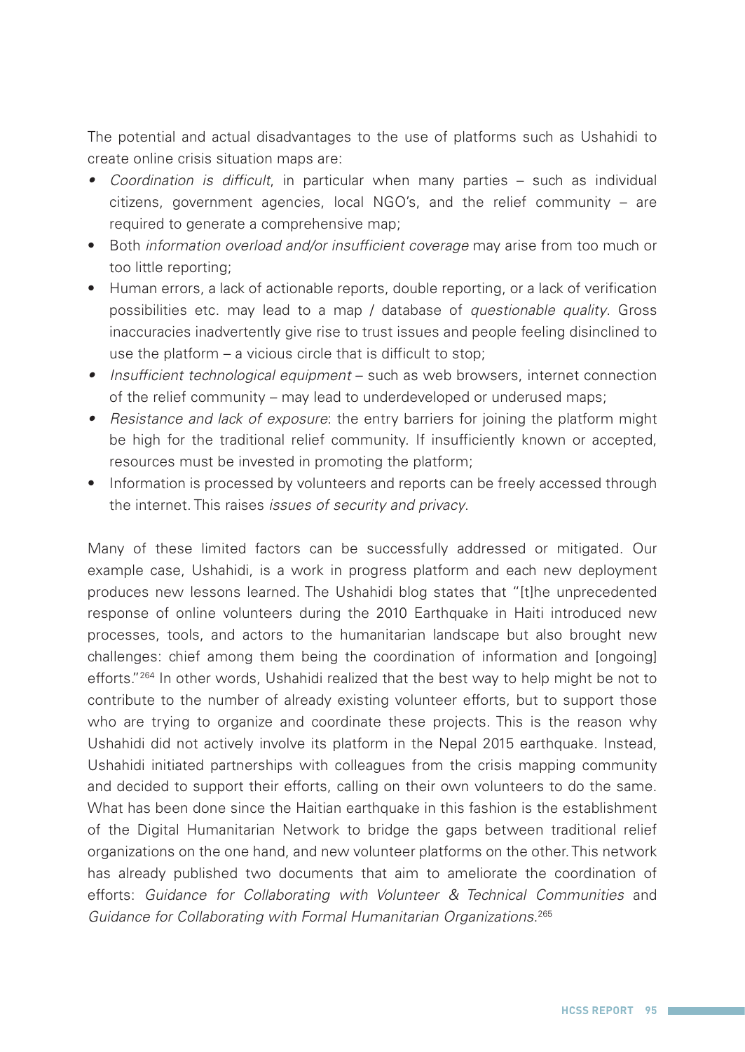The potential and actual disadvantages to the use of platforms such as Ushahidi to create online crisis situation maps are:

- *Coordination is difficult*, in particular when many parties – such as individual citizens, government agencies, local NGO's, and the relief community – are required to generate a comprehensive map;
- Both *information overload and/or insufficient coverage* may arise from too much or too little reporting;
- Human errors, a lack of actionable reports, double reporting, or a lack of verification possibilities etc. may lead to a map / database of *questionable quality*. Gross inaccuracies inadvertently give rise to trust issues and people feeling disinclined to use the platform – a vicious circle that is difficult to stop;
- *Insufficient technological equipment* – such as web browsers, internet connection of the relief community – may lead to underdeveloped or underused maps;
- *Resistance and lack of exposure*: the entry barriers for joining the platform might be high for the traditional relief community. If insufficiently known or accepted, resources must be invested in promoting the platform;
- Information is processed by volunteers and reports can be freely accessed through the internet. This raises *issues of security and privacy*.

Many of these limited factors can be successfully addressed or mitigated. Our example case, Ushahidi, is a work in progress platform and each new deployment produces new lessons learned. The Ushahidi blog states that "[t]he unprecedented response of online volunteers during the 2010 Earthquake in Haiti introduced new processes, tools, and actors to the humanitarian landscape but also brought new challenges: chief among them being the coordination of information and [ongoing] efforts."[264] In other words, Ushahidi realized that the best way to help might be not to contribute to the number of already existing volunteer efforts, but to support those who are trying to organize and coordinate these projects. This is the reason why Ushahidi did not actively involve its platform in the Nepal 2015 earthquake. Instead, Ushahidi initiated partnerships with colleagues from the crisis mapping community and decided to support their efforts, calling on their own volunteers to do the same. What has been done since the Haitian earthquake in this fashion is the establishment of the Digital Humanitarian Network to bridge the gaps between traditional relief organizations on the one hand, and new volunteer platforms on the other. This network has already published two documents that aim to ameliorate the coordination of efforts: *Guidance for Collaborating with Volunteer & Technical Communities* and *Guidance for Collaborating with Formal Humanitarian Organizations*.[265]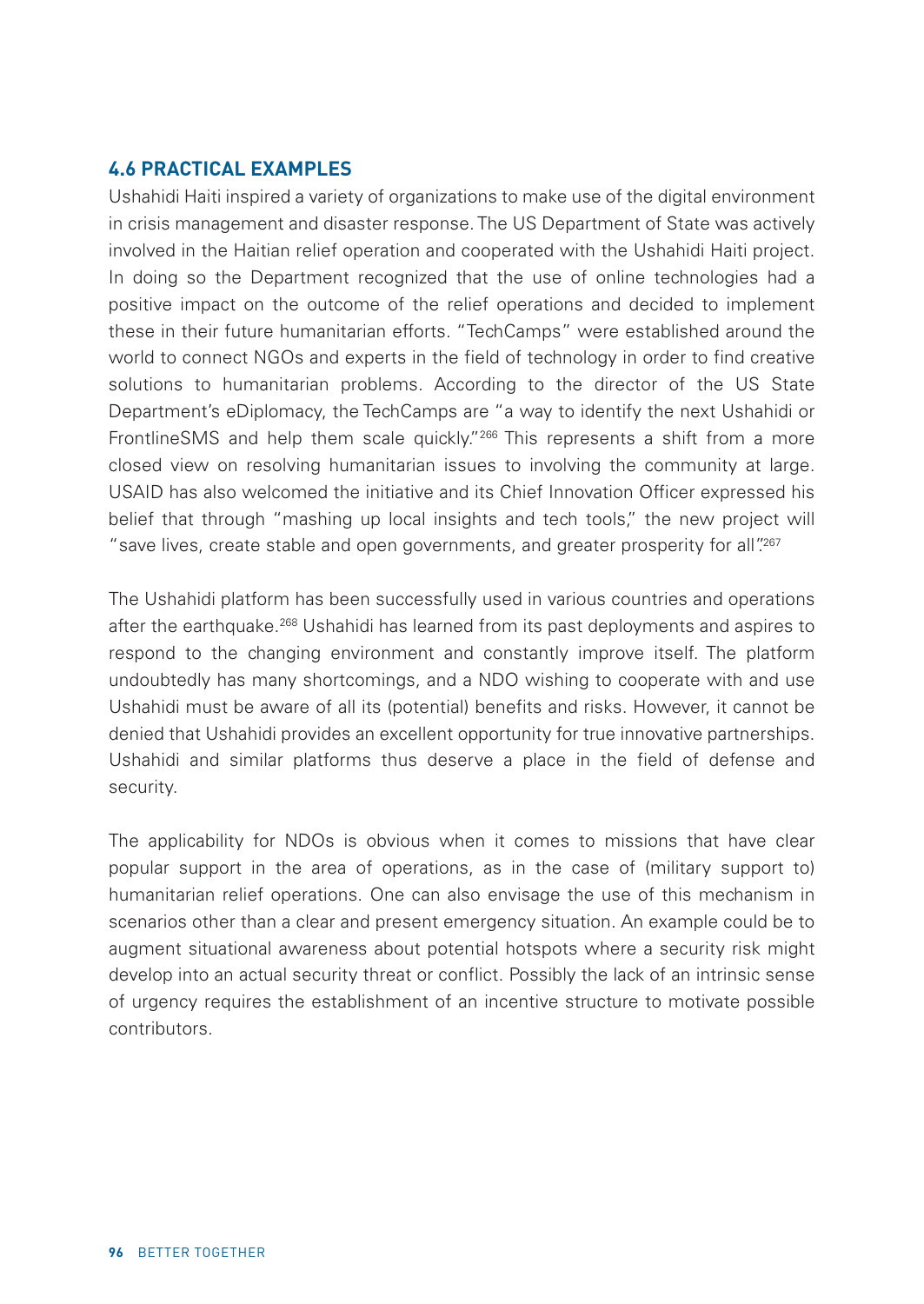## 4.6 PRACTICAL EXAMPLES

Ushahidi Haiti inspired a variety of organizations to make use of the digital environment in crisis management and disaster response. The US Department of State was actively involved in the Haitian relief operation and cooperated with the Ushahidi Haiti project. In doing so the Department recognized that the use of online technologies had a positive impact on the outcome of the relief operations and decided to implement these in their future humanitarian efforts. "TechCamps" were established around the world to connect NGOs and experts in the field of technology in order to find creative solutions to humanitarian problems. According to the director of the US State Department's eDiplomacy, the TechCamps are "a way to identify the next Ushahidi or FrontlineSMS and help them scale quickly."[266] This represents a shift from a more closed view on resolving humanitarian issues to involving the community at large. USAID has also welcomed the initiative and its Chief Innovation Officer expressed his belief that through "mashing up local insights and tech tools," the new project will "save lives, create stable and open governments, and greater prosperity for all".[267]

The Ushahidi platform has been successfully used in various countries and operations after the earthquake.[268] Ushahidi has learned from its past deployments and aspires to respond to the changing environment and constantly improve itself. The platform undoubtedly has many shortcomings, and a NDO wishing to cooperate with and use Ushahidi must be aware of all its (potential) benefits and risks. However, it cannot be denied that Ushahidi provides an excellent opportunity for true innovative partnerships. Ushahidi and similar platforms thus deserve a place in the field of defense and security.

The applicability for NDOs is obvious when it comes to missions that have clear popular support in the area of operations, as in the case of (military support to) humanitarian relief operations. One can also envisage the use of this mechanism in scenarios other than a clear and present emergency situation. An example could be to augment situational awareness about potential hotspots where a security risk might develop into an actual security threat or conflict. Possibly the lack of an intrinsic sense of urgency requires the establishment of an incentive structure to motivate possible contributors.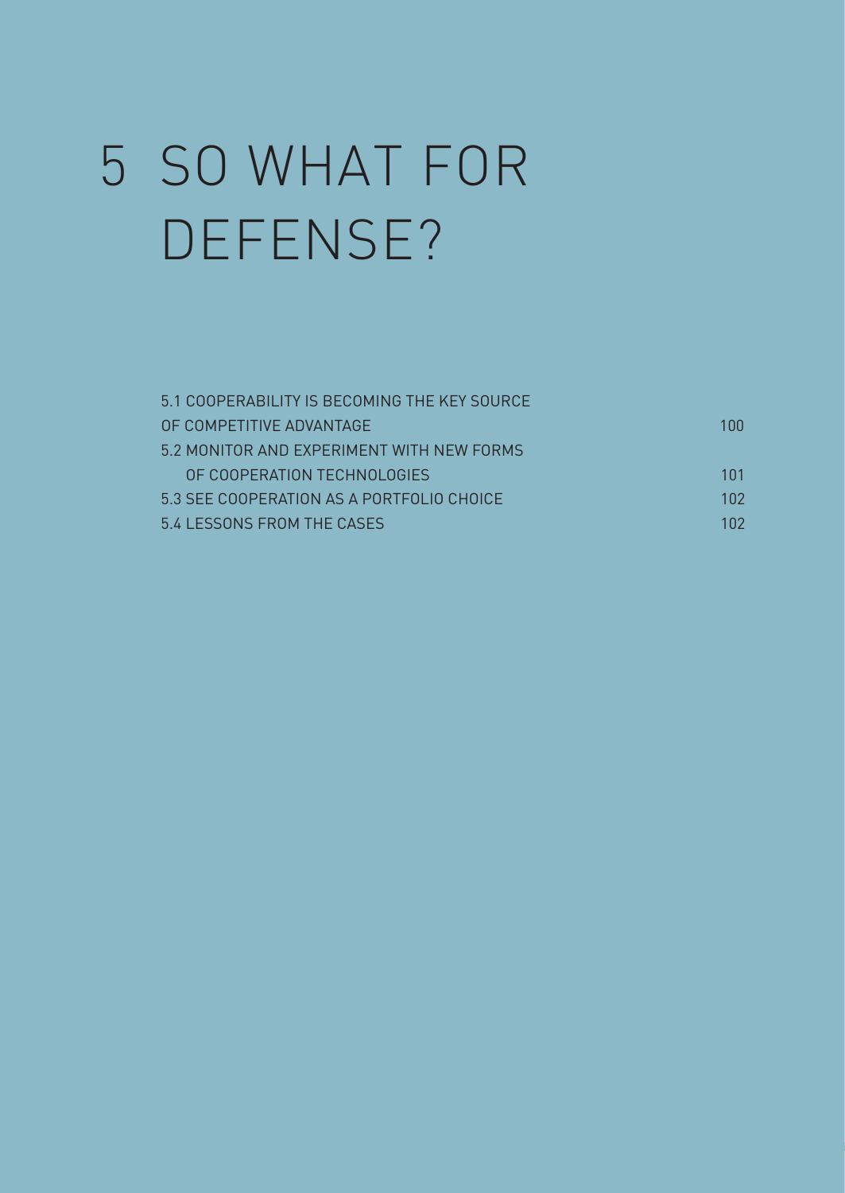# 5 SO WHAT FOR DEFENSE?

| | |
|---|---|
| 5.1 COOPERABILITY IS BECOMING THE KEY SOURCE OF COMPETITIVE ADVANTAGE | 100 |
| 5.2 MONITOR AND EXPERIMENT WITH NEW FORMS OF COOPERATION TECHNOLOGIES | 101 |
| 5.3 SEE COOPERATION AS A PORTFOLIO CHOICE | 102 |
| 5.4 LESSONS FROM THE CASES | 102 |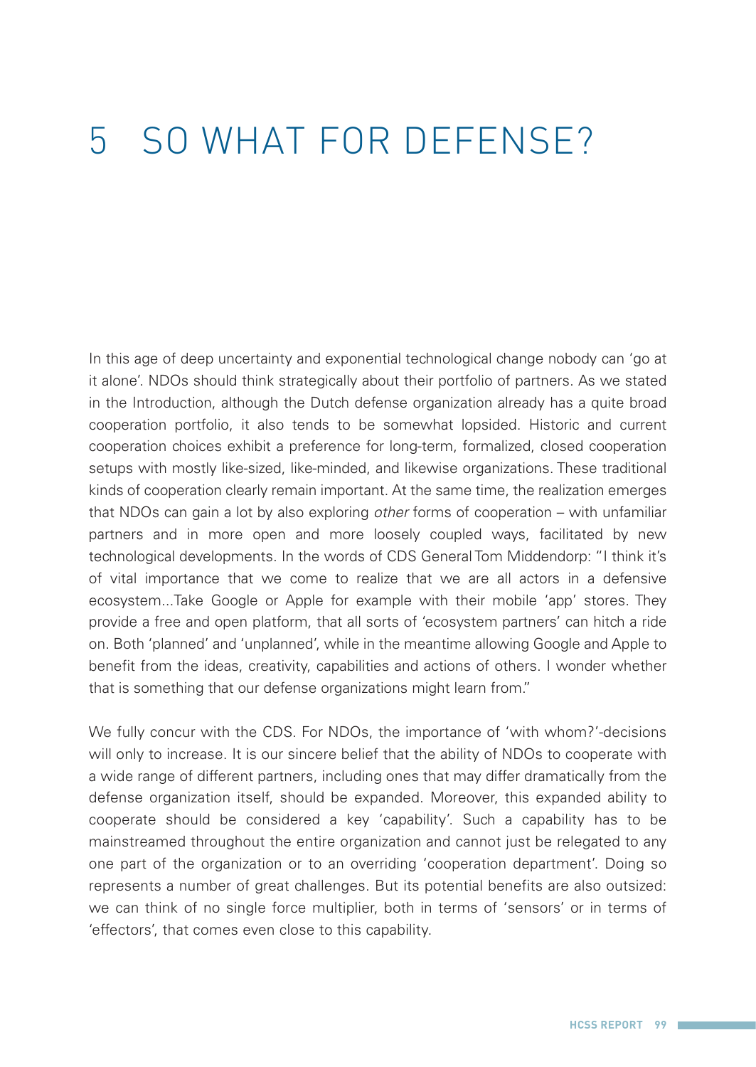# 5 SO WHAT FOR DEFENSE?

In this age of deep uncertainty and exponential technological change nobody can 'go at it alone'. NDOs should think strategically about their portfolio of partners. As we stated in the Introduction, although the Dutch defense organization already has a quite broad cooperation portfolio, it also tends to be somewhat lopsided. Historic and current cooperation choices exhibit a preference for long-term, formalized, closed cooperation setups with mostly like-sized, like-minded, and likewise organizations. These traditional kinds of cooperation clearly remain important. At the same time, the realization emerges that NDOs can gain a lot by also exploring *other* forms of cooperation – with unfamiliar partners and in more open and more loosely coupled ways, facilitated by new technological developments. In the words of CDS General Tom Middendorp: "I think it's of vital importance that we come to realize that we are all actors in a defensive ecosystem...Take Google or Apple for example with their mobile 'app' stores. They provide a free and open platform, that all sorts of 'ecosystem partners' can hitch a ride on. Both 'planned' and 'unplanned', while in the meantime allowing Google and Apple to benefit from the ideas, creativity, capabilities and actions of others. I wonder whether that is something that our defense organizations might learn from."

We fully concur with the CDS. For NDOs, the importance of 'with whom?'-decisions will only to increase. It is our sincere belief that the ability of NDOs to cooperate with a wide range of different partners, including ones that may differ dramatically from the defense organization itself, should be expanded. Moreover, this expanded ability to cooperate should be considered a key 'capability'. Such a capability has to be mainstreamed throughout the entire organization and cannot just be relegated to any one part of the organization or to an overriding 'cooperation department'. Doing so represents a number of great challenges. But its potential benefits are also outsized: we can think of no single force multiplier, both in terms of 'sensors' or in terms of 'effectors', that comes even close to this capability.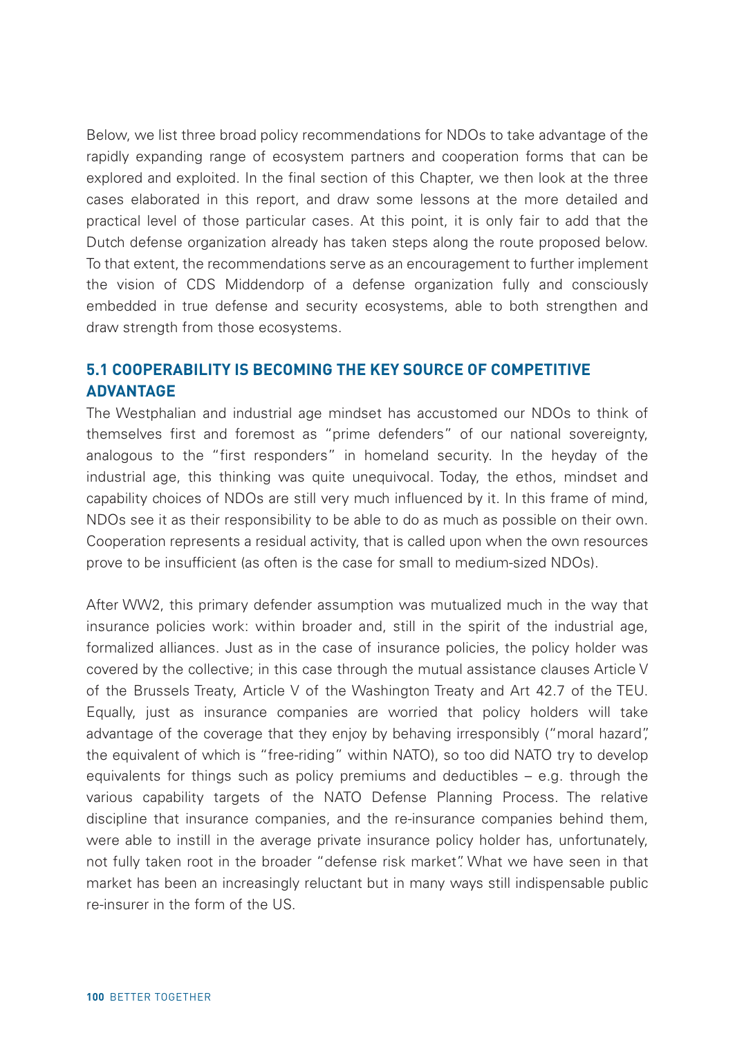Below, we list three broad policy recommendations for NDOs to take advantage of the rapidly expanding range of ecosystem partners and cooperation forms that can be explored and exploited. In the final section of this Chapter, we then look at the three cases elaborated in this report, and draw some lessons at the more detailed and practical level of those particular cases. At this point, it is only fair to add that the Dutch defense organization already has taken steps along the route proposed below. To that extent, the recommendations serve as an encouragement to further implement the vision of CDS Middendorp of a defense organization fully and consciously embedded in true defense and security ecosystems, able to both strengthen and draw strength from those ecosystems.

## 5.1 COOPERABILITY IS BECOMING THE KEY SOURCE OF COMPETITIVE ADVANTAGE

The Westphalian and industrial age mindset has accustomed our NDOs to think of themselves first and foremost as "prime defenders" of our national sovereignty, analogous to the "first responders" in homeland security. In the heyday of the industrial age, this thinking was quite unequivocal. Today, the ethos, mindset and capability choices of NDOs are still very much influenced by it. In this frame of mind, NDOs see it as their responsibility to be able to do as much as possible on their own. Cooperation represents a residual activity, that is called upon when the own resources prove to be insufficient (as often is the case for small to medium-sized NDOs).

After WW2, this primary defender assumption was mutualized much in the way that insurance policies work: within broader and, still in the spirit of the industrial age, formalized alliances. Just as in the case of insurance policies, the policy holder was covered by the collective; in this case through the mutual assistance clauses Article V of the Brussels Treaty, Article V of the Washington Treaty and Art 42.7 of the TEU. Equally, just as insurance companies are worried that policy holders will take advantage of the coverage that they enjoy by behaving irresponsibly ("moral hazard", the equivalent of which is "free-riding" within NATO), so too did NATO try to develop equivalents for things such as policy premiums and deductibles – e.g. through the various capability targets of the NATO Defense Planning Process. The relative discipline that insurance companies, and the re-insurance companies behind them, were able to instill in the average private insurance policy holder has, unfortunately, not fully taken root in the broader "defense risk market". What we have seen in that market has been an increasingly reluctant but in many ways still indispensable public re-insurer in the form of the US.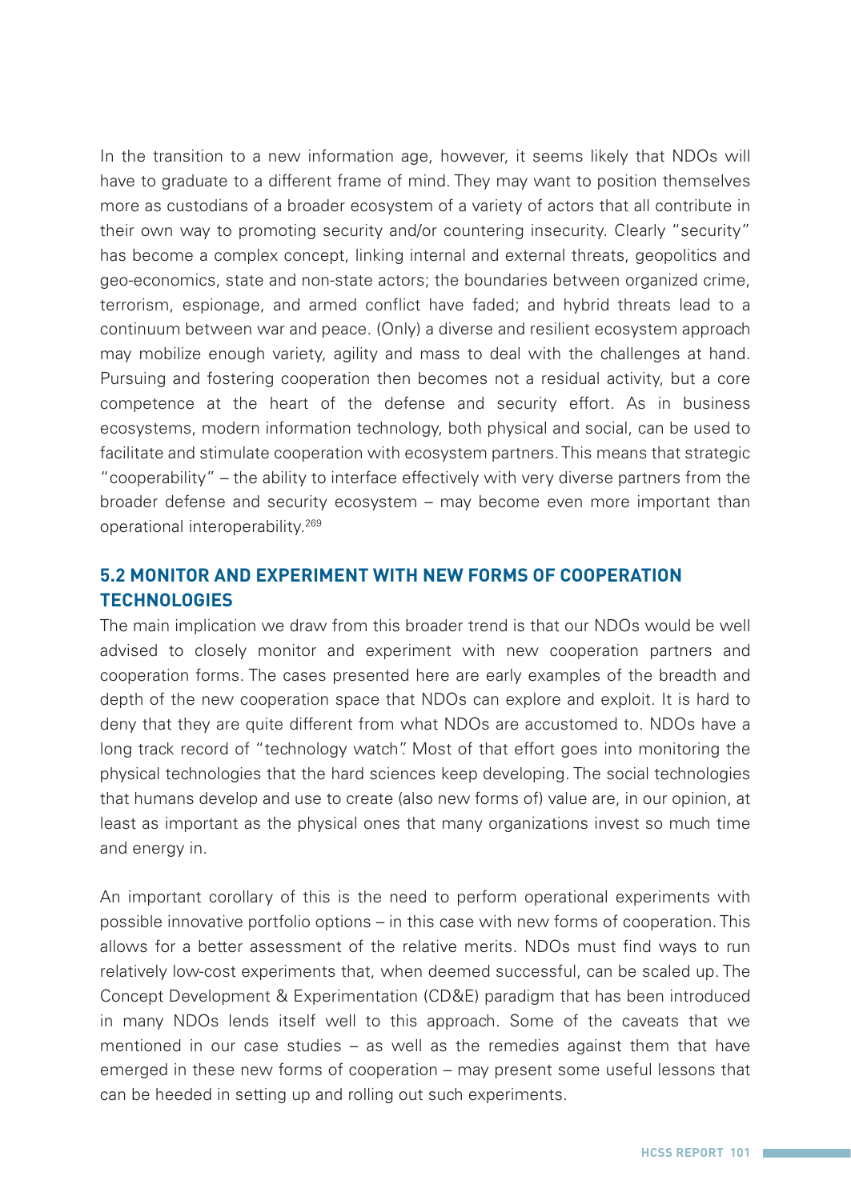In the transition to a new information age, however, it seems likely that NDOs will have to graduate to a different frame of mind. They may want to position themselves more as custodians of a broader ecosystem of a variety of actors that all contribute in their own way to promoting security and/or countering insecurity. Clearly "security" has become a complex concept, linking internal and external threats, geopolitics and geo-economics, state and non-state actors; the boundaries between organized crime, terrorism, espionage, and armed conflict have faded; and hybrid threats lead to a continuum between war and peace. (Only) a diverse and resilient ecosystem approach may mobilize enough variety, agility and mass to deal with the challenges at hand. Pursuing and fostering cooperation then becomes not a residual activity, but a core competence at the heart of the defense and security effort. As in business ecosystems, modern information technology, both physical and social, can be used to facilitate and stimulate cooperation with ecosystem partners. This means that strategic "cooperability" – the ability to interface effectively with very diverse partners from the broader defense and security ecosystem – may become even more important than operational interoperability.[269]

## 5.2 MONITOR AND EXPERIMENT WITH NEW FORMS OF COOPERATION TECHNOLOGIES

The main implication we draw from this broader trend is that our NDOs would be well advised to closely monitor and experiment with new cooperation partners and cooperation forms. The cases presented here are early examples of the breadth and depth of the new cooperation space that NDOs can explore and exploit. It is hard to deny that they are quite different from what NDOs are accustomed to. NDOs have a long track record of "technology watch". Most of that effort goes into monitoring the physical technologies that the hard sciences keep developing. The social technologies that humans develop and use to create (also new forms of) value are, in our opinion, at least as important as the physical ones that many organizations invest so much time and energy in.

An important corollary of this is the need to perform operational experiments with possible innovative portfolio options – in this case with new forms of cooperation. This allows for a better assessment of the relative merits. NDOs must find ways to run relatively low-cost experiments that, when deemed successful, can be scaled up. The Concept Development & Experimentation (CD&E) paradigm that has been introduced in many NDOs lends itself well to this approach. Some of the caveats that we mentioned in our case studies – as well as the remedies against them that have emerged in these new forms of cooperation – may present some useful lessons that can be heeded in setting up and rolling out such experiments.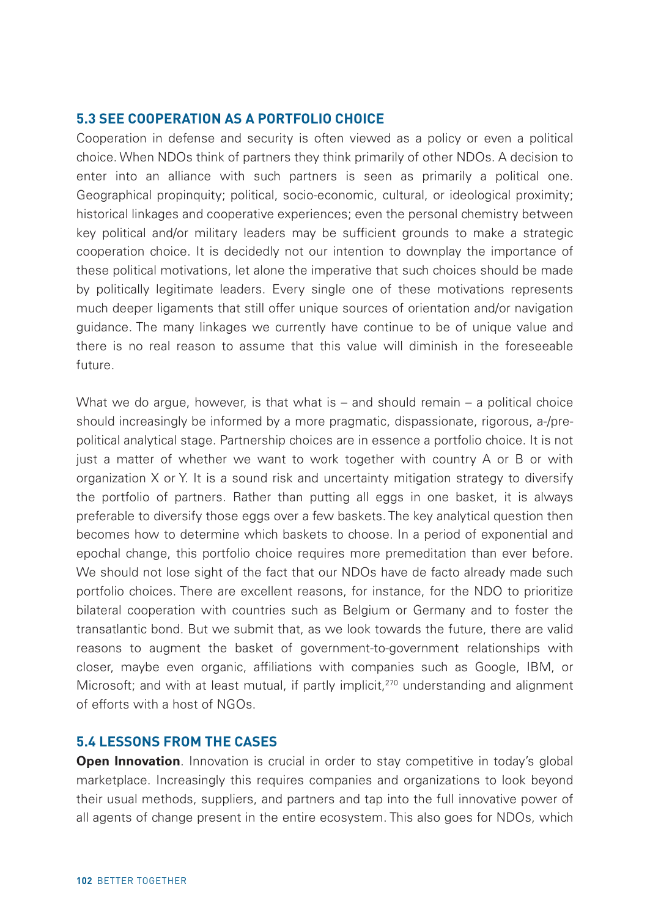## 5.3 SEE COOPERATION AS A PORTFOLIO CHOICE

Cooperation in defense and security is often viewed as a policy or even a political choice. When NDOs think of partners they think primarily of other NDOs. A decision to enter into an alliance with such partners is seen as primarily a political one. Geographical propinquity; political, socio-economic, cultural, or ideological proximity; historical linkages and cooperative experiences; even the personal chemistry between key political and/or military leaders may be sufficient grounds to make a strategic cooperation choice. It is decidedly not our intention to downplay the importance of these political motivations, let alone the imperative that such choices should be made by politically legitimate leaders. Every single one of these motivations represents much deeper ligaments that still offer unique sources of orientation and/or navigation guidance. The many linkages we currently have continue to be of unique value and there is no real reason to assume that this value will diminish in the foreseeable future.

What we do argue, however, is that what is – and should remain – a political choice should increasingly be informed by a more pragmatic, dispassionate, rigorous, a-/pre-political analytical stage. Partnership choices are in essence a portfolio choice. It is not just a matter of whether we want to work together with country A or B or with organization X or Y. It is a sound risk and uncertainty mitigation strategy to diversify the portfolio of partners. Rather than putting all eggs in one basket, it is always preferable to diversify those eggs over a few baskets. The key analytical question then becomes how to determine which baskets to choose. In a period of exponential and epochal change, this portfolio choice requires more premeditation than ever before. We should not lose sight of the fact that our NDOs have de facto already made such portfolio choices. There are excellent reasons, for instance, for the NDO to prioritize bilateral cooperation with countries such as Belgium or Germany and to foster the transatlantic bond. But we submit that, as we look towards the future, there are valid reasons to augment the basket of government-to-government relationships with closer, maybe even organic, affiliations with companies such as Google, IBM, or Microsoft; and with at least mutual, if partly implicit,[270] understanding and alignment of efforts with a host of NGOs.

## 5.4 LESSONS FROM THE CASES

**Open Innovation**. Innovation is crucial in order to stay competitive in today's global marketplace. Increasingly this requires companies and organizations to look beyond their usual methods, suppliers, and partners and tap into the full innovative power of all agents of change present in the entire ecosystem. This also goes for NDOs, which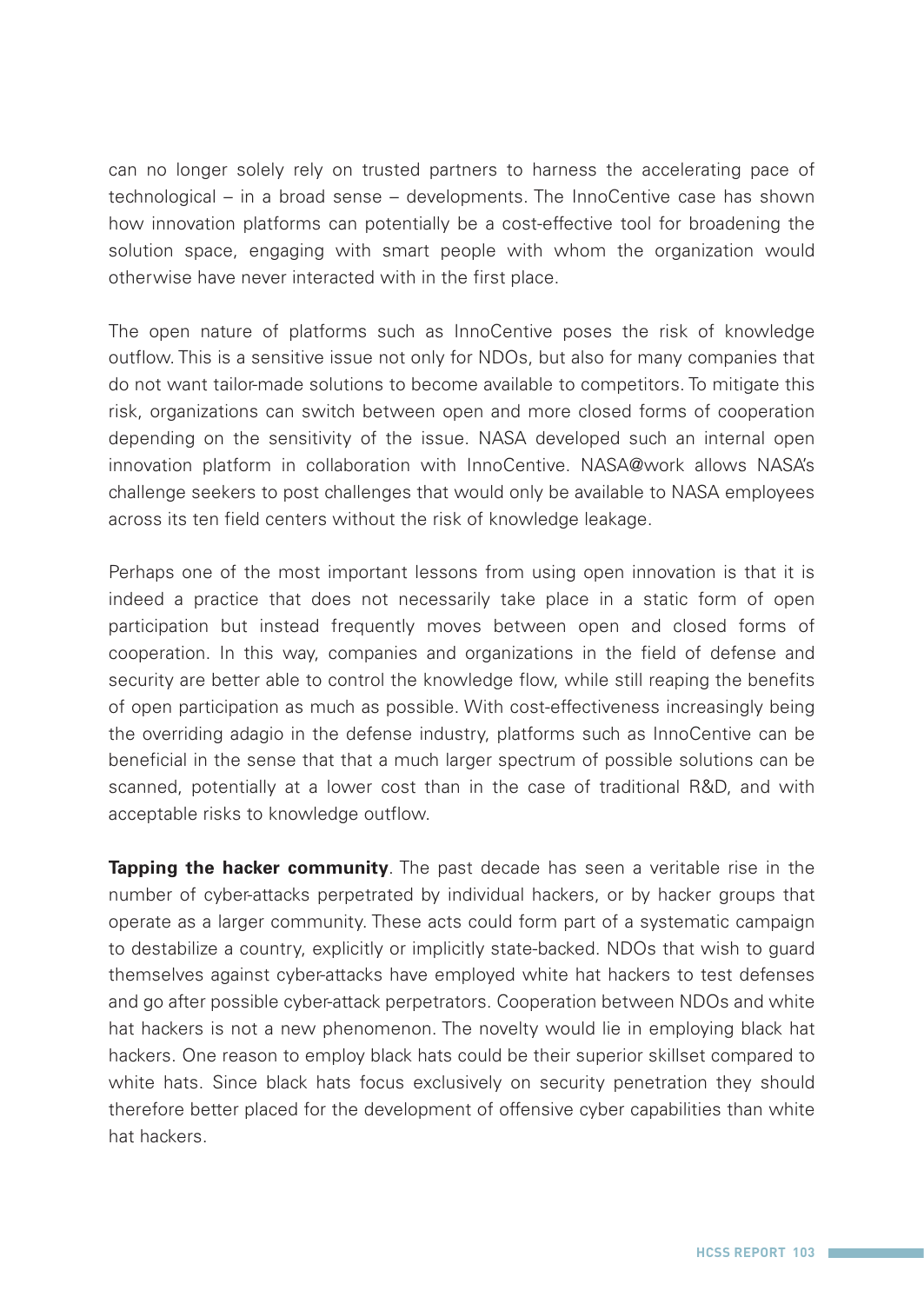can no longer solely rely on trusted partners to harness the accelerating pace of technological – in a broad sense – developments. The InnoCentive case has shown how innovation platforms can potentially be a cost-effective tool for broadening the solution space, engaging with smart people with whom the organization would otherwise have never interacted with in the first place.

The open nature of platforms such as InnoCentive poses the risk of knowledge outflow. This is a sensitive issue not only for NDOs, but also for many companies that do not want tailor-made solutions to become available to competitors. To mitigate this risk, organizations can switch between open and more closed forms of cooperation depending on the sensitivity of the issue. NASA developed such an internal open innovation platform in collaboration with InnoCentive. NASA@work allows NASA's challenge seekers to post challenges that would only be available to NASA employees across its ten field centers without the risk of knowledge leakage.

Perhaps one of the most important lessons from using open innovation is that it is indeed a practice that does not necessarily take place in a static form of open participation but instead frequently moves between open and closed forms of cooperation. In this way, companies and organizations in the field of defense and security are better able to control the knowledge flow, while still reaping the benefits of open participation as much as possible. With cost-effectiveness increasingly being the overriding adagio in the defense industry, platforms such as InnoCentive can be beneficial in the sense that that a much larger spectrum of possible solutions can be scanned, potentially at a lower cost than in the case of traditional R&D, and with acceptable risks to knowledge outflow.

**Tapping the hacker community**. The past decade has seen a veritable rise in the number of cyber-attacks perpetrated by individual hackers, or by hacker groups that operate as a larger community. These acts could form part of a systematic campaign to destabilize a country, explicitly or implicitly state-backed. NDOs that wish to guard themselves against cyber-attacks have employed white hat hackers to test defenses and go after possible cyber-attack perpetrators. Cooperation between NDOs and white hat hackers is not a new phenomenon. The novelty would lie in employing black hat hackers. One reason to employ black hats could be their superior skillset compared to white hats. Since black hats focus exclusively on security penetration they should therefore better placed for the development of offensive cyber capabilities than white hat hackers.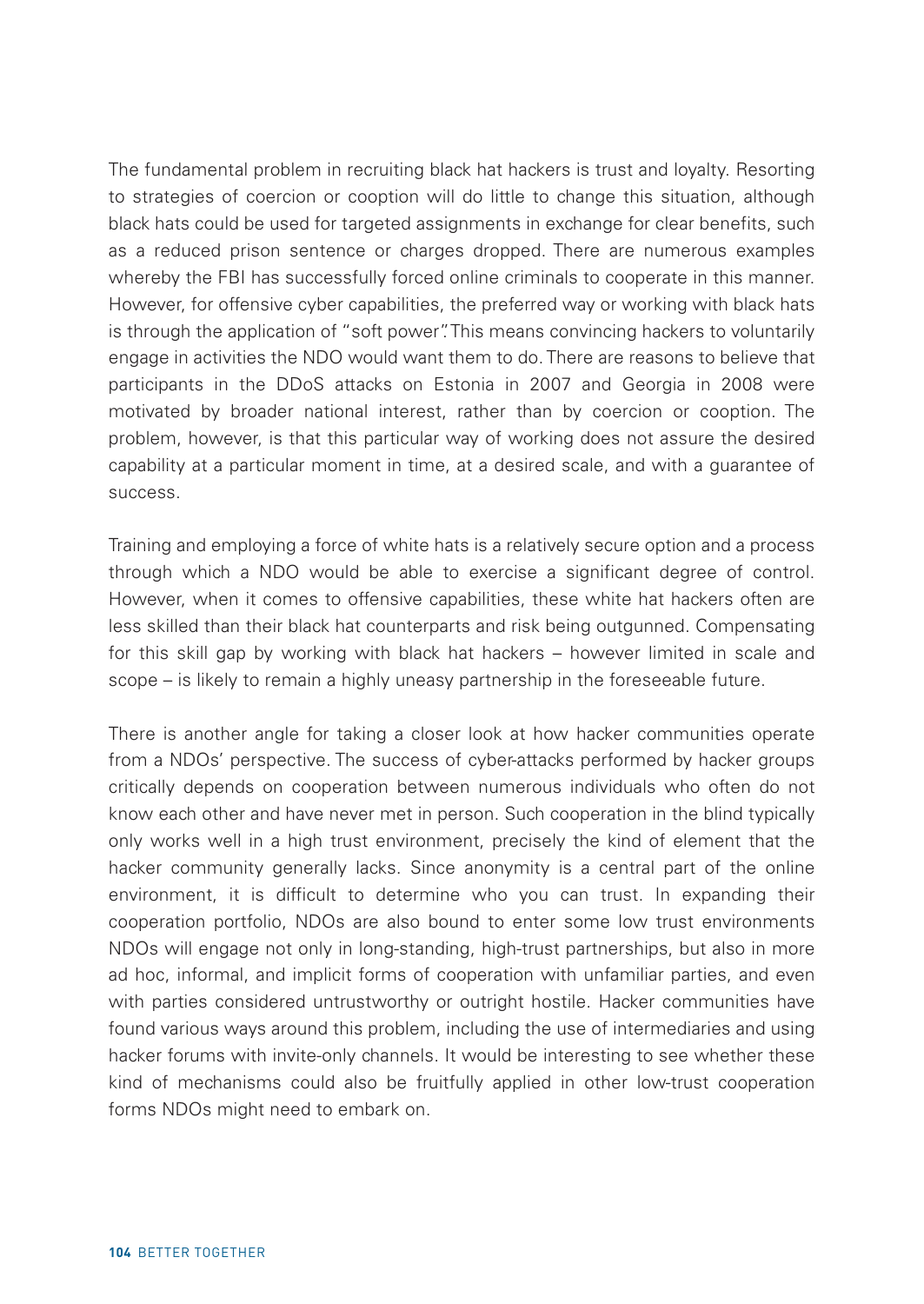The fundamental problem in recruiting black hat hackers is trust and loyalty. Resorting to strategies of coercion or cooption will do little to change this situation, although black hats could be used for targeted assignments in exchange for clear benefits, such as a reduced prison sentence or charges dropped. There are numerous examples whereby the FBI has successfully forced online criminals to cooperate in this manner. However, for offensive cyber capabilities, the preferred way or working with black hats is through the application of "soft power". This means convincing hackers to voluntarily engage in activities the NDO would want them to do. There are reasons to believe that participants in the DDoS attacks on Estonia in 2007 and Georgia in 2008 were motivated by broader national interest, rather than by coercion or cooption. The problem, however, is that this particular way of working does not assure the desired capability at a particular moment in time, at a desired scale, and with a guarantee of success.

Training and employing a force of white hats is a relatively secure option and a process through which a NDO would be able to exercise a significant degree of control. However, when it comes to offensive capabilities, these white hat hackers often are less skilled than their black hat counterparts and risk being outgunned. Compensating for this skill gap by working with black hat hackers – however limited in scale and scope – is likely to remain a highly uneasy partnership in the foreseeable future.

There is another angle for taking a closer look at how hacker communities operate from a NDOs' perspective. The success of cyber-attacks performed by hacker groups critically depends on cooperation between numerous individuals who often do not know each other and have never met in person. Such cooperation in the blind typically only works well in a high trust environment, precisely the kind of element that the hacker community generally lacks. Since anonymity is a central part of the online environment, it is difficult to determine who you can trust. In expanding their cooperation portfolio, NDOs are also bound to enter some low trust environments NDOs will engage not only in long-standing, high-trust partnerships, but also in more ad hoc, informal, and implicit forms of cooperation with unfamiliar parties, and even with parties considered untrustworthy or outright hostile. Hacker communities have found various ways around this problem, including the use of intermediaries and using hacker forums with invite-only channels. It would be interesting to see whether these kind of mechanisms could also be fruitfully applied in other low-trust cooperation forms NDOs might need to embark on.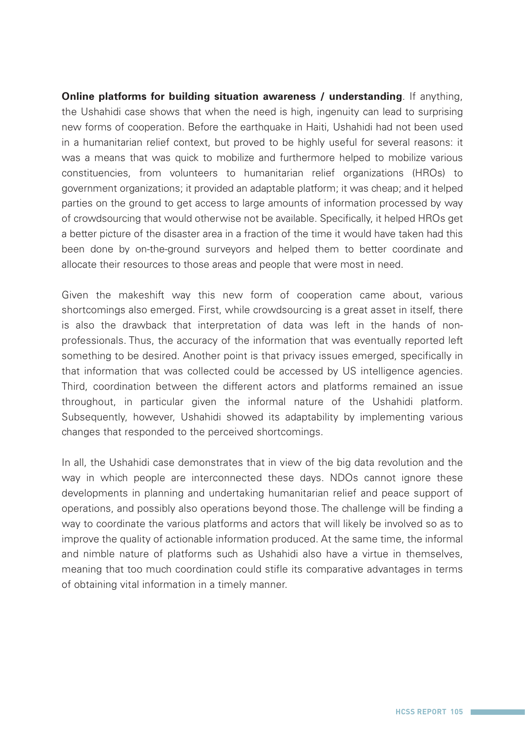**Online platforms for building situation awareness / understanding**. If anything, the Ushahidi case shows that when the need is high, ingenuity can lead to surprising new forms of cooperation. Before the earthquake in Haiti, Ushahidi had not been used in a humanitarian relief context, but proved to be highly useful for several reasons: it was a means that was quick to mobilize and furthermore helped to mobilize various constituencies, from volunteers to humanitarian relief organizations (HROs) to government organizations; it provided an adaptable platform; it was cheap; and it helped parties on the ground to get access to large amounts of information processed by way of crowdsourcing that would otherwise not be available. Specifically, it helped HROs get a better picture of the disaster area in a fraction of the time it would have taken had this been done by on-the-ground surveyors and helped them to better coordinate and allocate their resources to those areas and people that were most in need.

Given the makeshift way this new form of cooperation came about, various shortcomings also emerged. First, while crowdsourcing is a great asset in itself, there is also the drawback that interpretation of data was left in the hands of non-professionals. Thus, the accuracy of the information that was eventually reported left something to be desired. Another point is that privacy issues emerged, specifically in that information that was collected could be accessed by US intelligence agencies. Third, coordination between the different actors and platforms remained an issue throughout, in particular given the informal nature of the Ushahidi platform. Subsequently, however, Ushahidi showed its adaptability by implementing various changes that responded to the perceived shortcomings.

In all, the Ushahidi case demonstrates that in view of the big data revolution and the way in which people are interconnected these days. NDOs cannot ignore these developments in planning and undertaking humanitarian relief and peace support of operations, and possibly also operations beyond those. The challenge will be finding a way to coordinate the various platforms and actors that will likely be involved so as to improve the quality of actionable information produced. At the same time, the informal and nimble nature of platforms such as Ushahidi also have a virtue in themselves, meaning that too much coordination could stifle its comparative advantages in terms of obtaining vital information in a timely manner.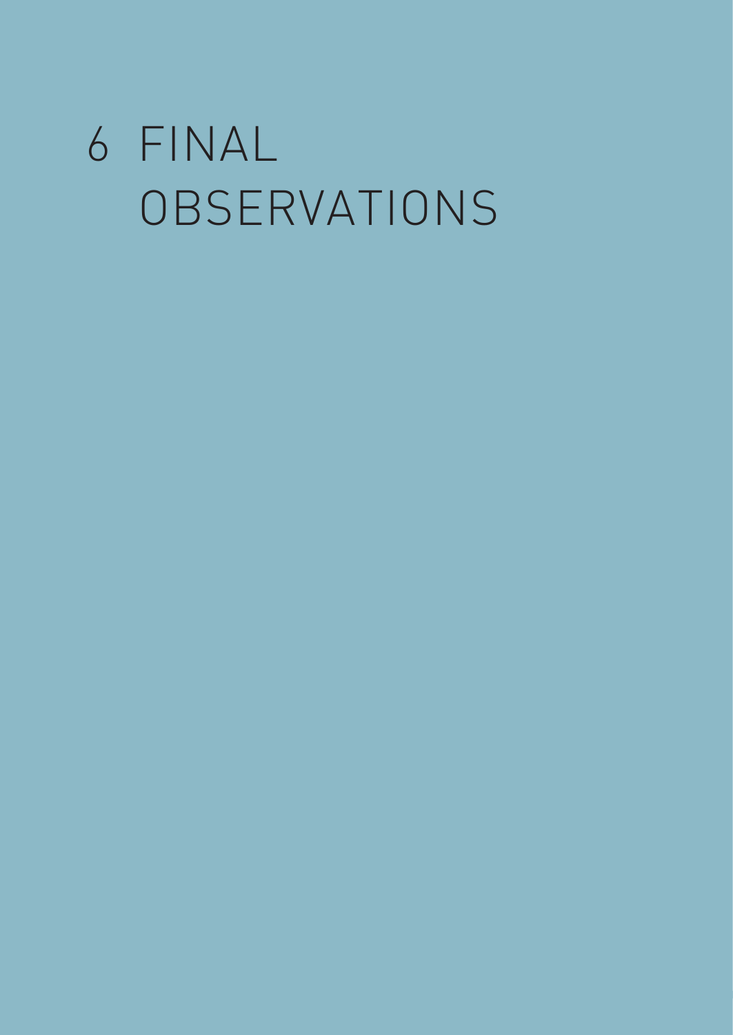# 6 FINAL OBSERVATIONS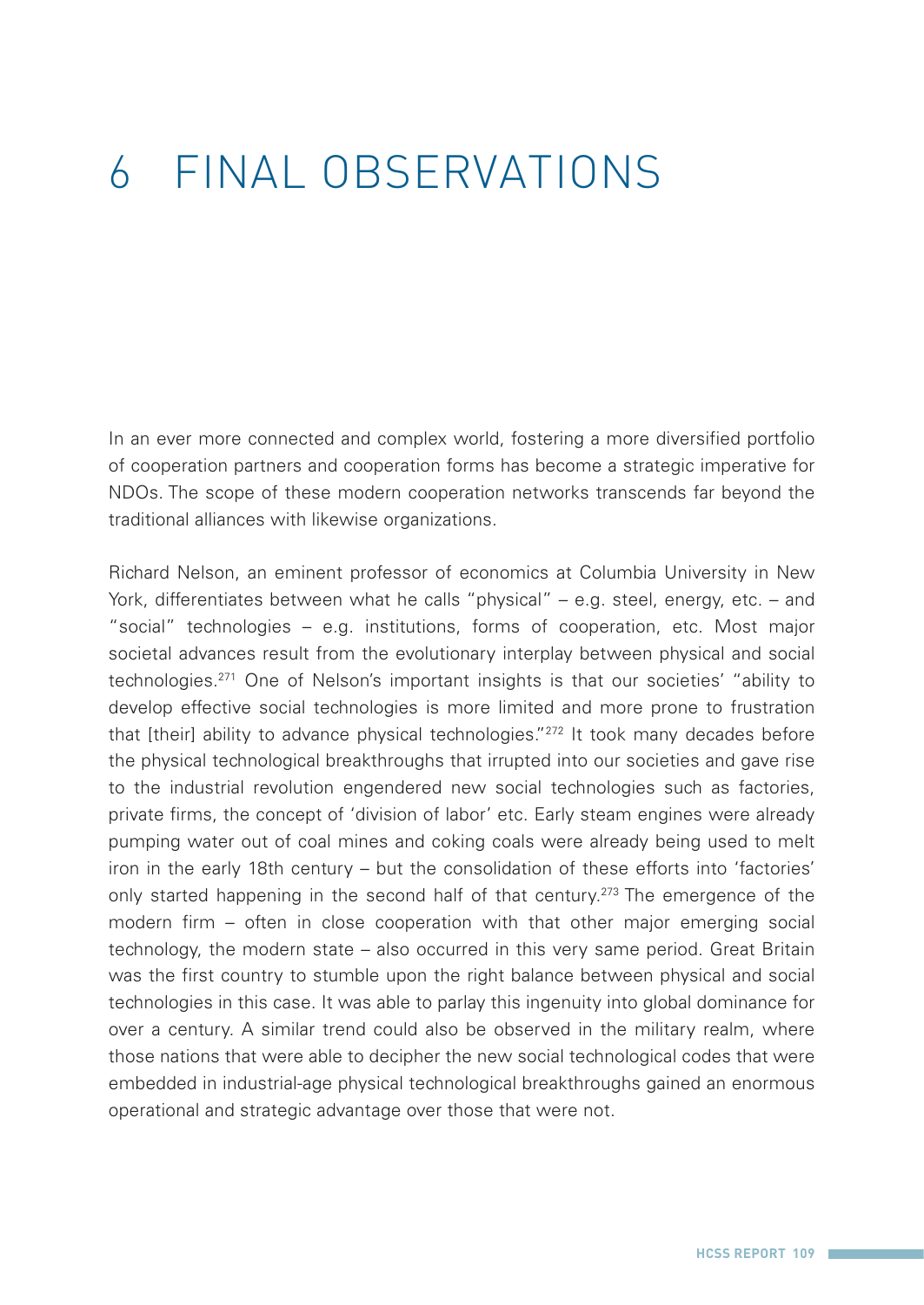# 6 FINAL OBSERVATIONS

In an ever more connected and complex world, fostering a more diversified portfolio of cooperation partners and cooperation forms has become a strategic imperative for NDOs. The scope of these modern cooperation networks transcends far beyond the traditional alliances with likewise organizations.

Richard Nelson, an eminent professor of economics at Columbia University in New York, differentiates between what he calls "physical" – e.g. steel, energy, etc. – and "social" technologies – e.g. institutions, forms of cooperation, etc. Most major societal advances result from the evolutionary interplay between physical and social technologies.[271] One of Nelson's important insights is that our societies' "ability to develop effective social technologies is more limited and more prone to frustration that [their] ability to advance physical technologies."[272] It took many decades before the physical technological breakthroughs that irrupted into our societies and gave rise to the industrial revolution engendered new social technologies such as factories, private firms, the concept of 'division of labor' etc. Early steam engines were already pumping water out of coal mines and coking coals were already being used to melt iron in the early 18th century – but the consolidation of these efforts into 'factories' only started happening in the second half of that century.[273] The emergence of the modern firm – often in close cooperation with that other major emerging social technology, the modern state – also occurred in this very same period. Great Britain was the first country to stumble upon the right balance between physical and social technologies in this case. It was able to parlay this ingenuity into global dominance for over a century. A similar trend could also be observed in the military realm, where those nations that were able to decipher the new social technological codes that were embedded in industrial-age physical technological breakthroughs gained an enormous operational and strategic advantage over those that were not.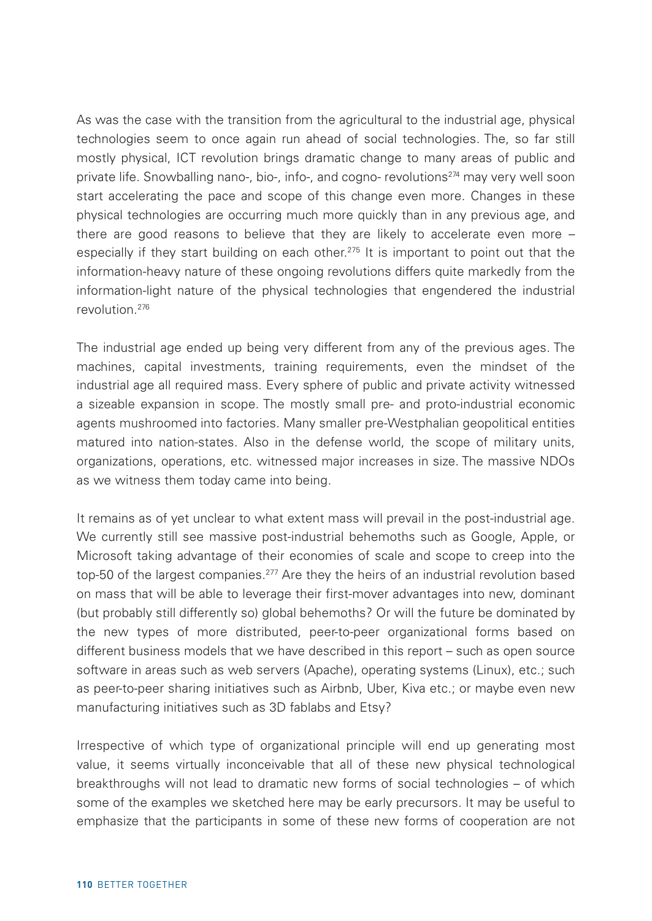As was the case with the transition from the agricultural to the industrial age, physical technologies seem to once again run ahead of social technologies. The, so far still mostly physical, ICT revolution brings dramatic change to many areas of public and private life. Snowballing nano-, bio-, info-, and cogno- revolutions[274] may very well soon start accelerating the pace and scope of this change even more. Changes in these physical technologies are occurring much more quickly than in any previous age, and there are good reasons to believe that they are likely to accelerate even more – especially if they start building on each other.[275] It is important to point out that the information-heavy nature of these ongoing revolutions differs quite markedly from the information-light nature of the physical technologies that engendered the industrial revolution.[276]

The industrial age ended up being very different from any of the previous ages. The machines, capital investments, training requirements, even the mindset of the industrial age all required mass. Every sphere of public and private activity witnessed a sizeable expansion in scope. The mostly small pre- and proto-industrial economic agents mushroomed into factories. Many smaller pre-Westphalian geopolitical entities matured into nation-states. Also in the defense world, the scope of military units, organizations, operations, etc. witnessed major increases in size. The massive NDOs as we witness them today came into being.

It remains as of yet unclear to what extent mass will prevail in the post-industrial age. We currently still see massive post-industrial behemoths such as Google, Apple, or Microsoft taking advantage of their economies of scale and scope to creep into the top-50 of the largest companies.[277] Are they the heirs of an industrial revolution based on mass that will be able to leverage their first-mover advantages into new, dominant (but probably still differently so) global behemoths? Or will the future be dominated by the new types of more distributed, peer-to-peer organizational forms based on different business models that we have described in this report – such as open source software in areas such as web servers (Apache), operating systems (Linux), etc.; such as peer-to-peer sharing initiatives such as Airbnb, Uber, Kiva etc.; or maybe even new manufacturing initiatives such as 3D fablabs and Etsy?

Irrespective of which type of organizational principle will end up generating most value, it seems virtually inconceivable that all of these new physical technological breakthroughs will not lead to dramatic new forms of social technologies – of which some of the examples we sketched here may be early precursors. It may be useful to emphasize that the participants in some of these new forms of cooperation are not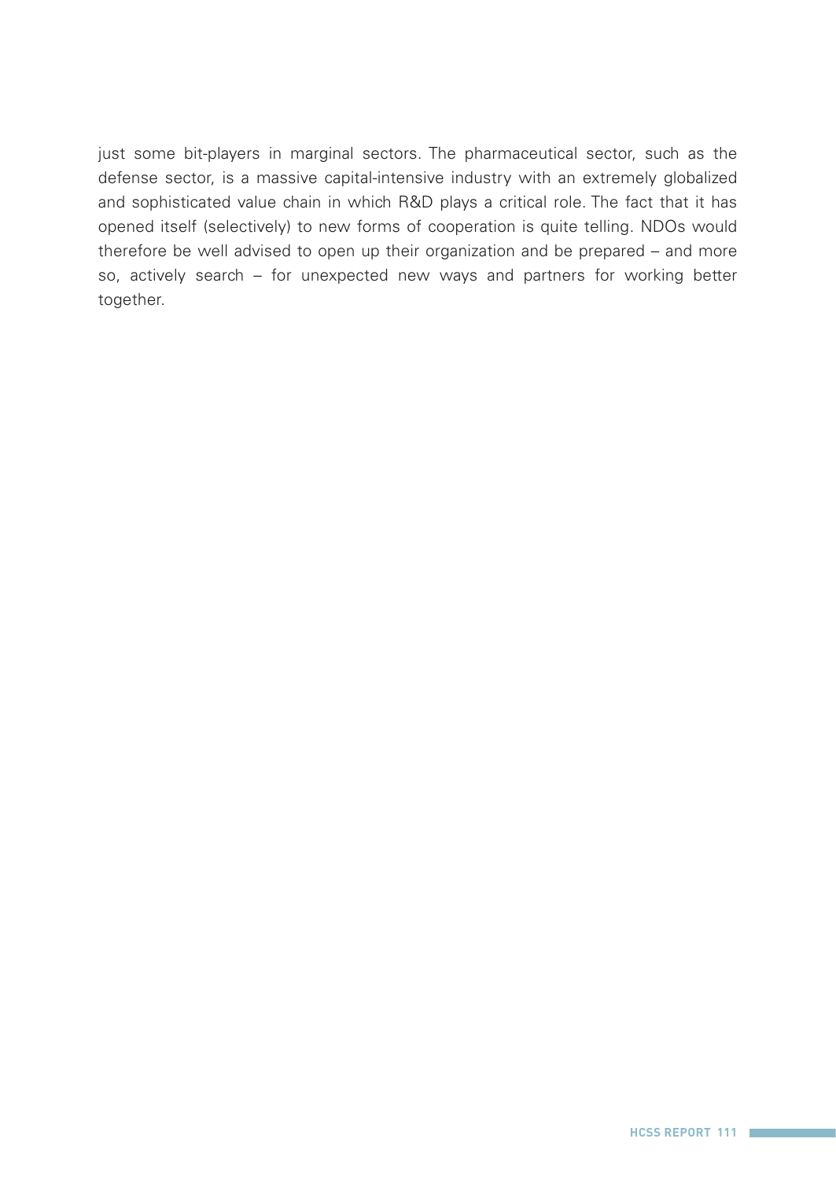just some bit-players in marginal sectors. The pharmaceutical sector, such as the defense sector, is a massive capital-intensive industry with an extremely globalized and sophisticated value chain in which R&D plays a critical role. The fact that it has opened itself (selectively) to new forms of cooperation is quite telling. NDOs would therefore be well advised to open up their organization and be prepared – and more so, actively search – for unexpected new ways and partners for working better together.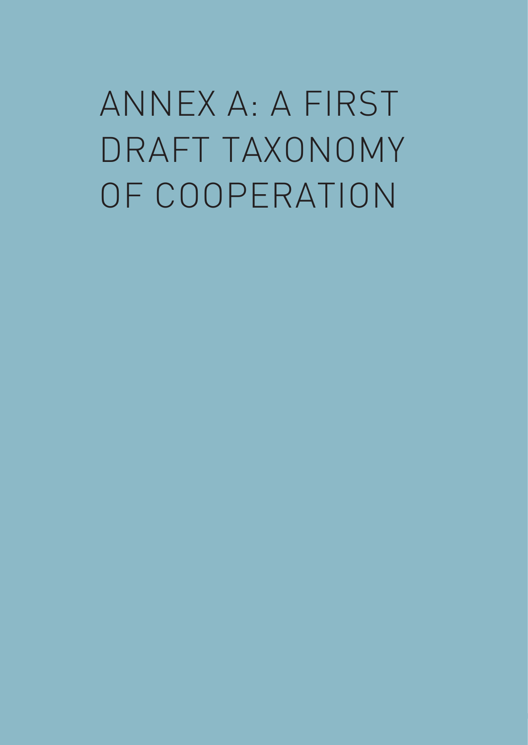# ANNEX A: A FIRST DRAFT TAXONOMY OF COOPERATION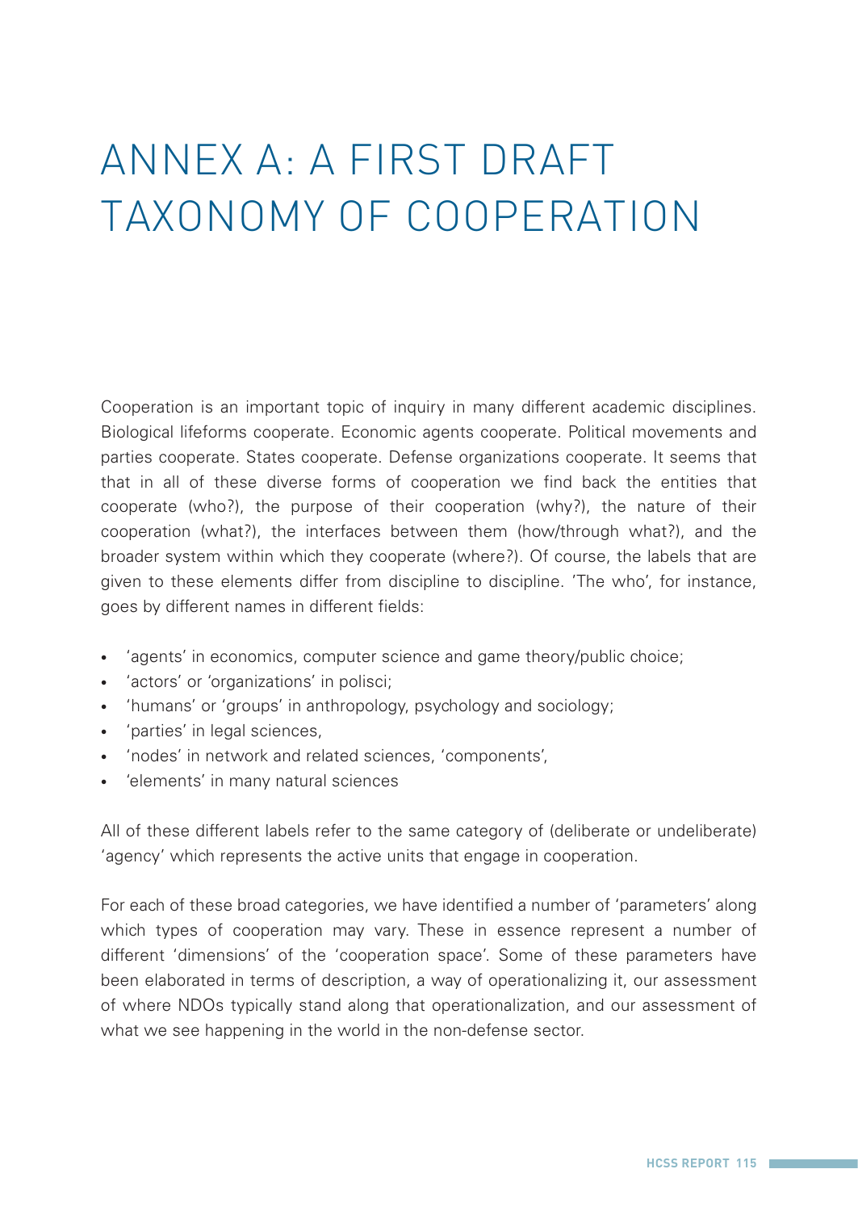# ANNEX A: A FIRST DRAFT TAXONOMY OF COOPERATION

Cooperation is an important topic of inquiry in many different academic disciplines. Biological lifeforms cooperate. Economic agents cooperate. Political movements and parties cooperate. States cooperate. Defense organizations cooperate. It seems that that in all of these diverse forms of cooperation we find back the entities that cooperate (who?), the purpose of their cooperation (why?), the nature of their cooperation (what?), the interfaces between them (how/through what?), and the broader system within which they cooperate (where?). Of course, the labels that are given to these elements differ from discipline to discipline. 'The who', for instance, goes by different names in different fields:

- 'agents' in economics, computer science and game theory/public choice;
- 'actors' or 'organizations' in polisci;
- 'humans' or 'groups' in anthropology, psychology and sociology;
- 'parties' in legal sciences,
- 'nodes' in network and related sciences, 'components',
- 'elements' in many natural sciences

All of these different labels refer to the same category of (deliberate or undeliberate) 'agency' which represents the active units that engage in cooperation.

For each of these broad categories, we have identified a number of 'parameters' along which types of cooperation may vary. These in essence represent a number of different 'dimensions' of the 'cooperation space'. Some of these parameters have been elaborated in terms of description, a way of operationalizing it, our assessment of where NDOs typically stand along that operationalization, and our assessment of what we see happening in the world in the non-defense sector.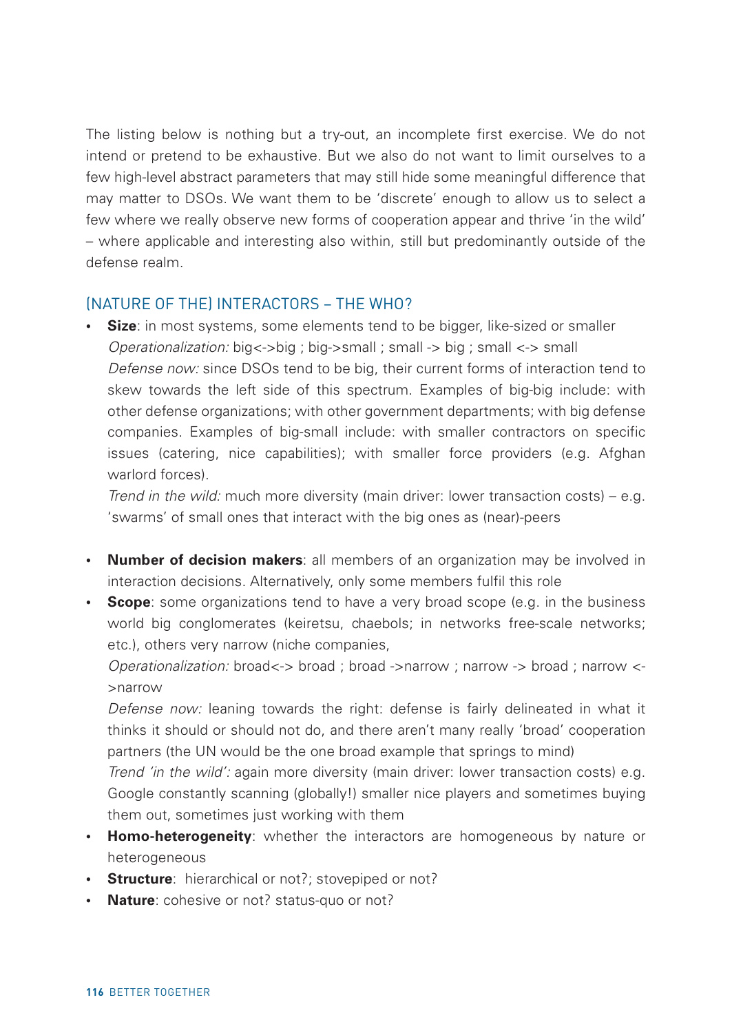The listing below is nothing but a try-out, an incomplete first exercise. We do not intend or pretend to be exhaustive. But we also do not want to limit ourselves to a few high-level abstract parameters that may still hide some meaningful difference that may matter to DSOs. We want them to be 'discrete' enough to allow us to select a few where we really observe new forms of cooperation appear and thrive 'in the wild' – where applicable and interesting also within, still but predominantly outside of the defense realm.

### (NATURE OF THE) INTERACTORS – THE WHO?

- **Size**: in most systems, some elements tend to be bigger, like-sized or smaller
  *Operationalization:* big<->big ; big->small ; small -> big ; small <-> small
  *Defense now:* since DSOs tend to be big, their current forms of interaction tend to skew towards the left side of this spectrum. Examples of big-big include: with other defense organizations; with other government departments; with big defense companies. Examples of big-small include: with smaller contractors on specific issues (catering, nice capabilities); with smaller force providers (e.g. Afghan warlord forces).
  *Trend in the wild:* much more diversity (main driver: lower transaction costs) – e.g. 'swarms' of small ones that interact with the big ones as (near)-peers

- **Number of decision makers**: all members of an organization may be involved in interaction decisions. Alternatively, only some members fulfil this role
- **Scope**: some organizations tend to have a very broad scope (e.g. in the business world big conglomerates (keiretsu, chaebols; in networks free-scale networks; etc.), others very narrow (niche companies,
  *Operationalization:* broad<-> broad ; broad ->narrow ; narrow -> broad ; narrow <->narrow
  *Defense now:* leaning towards the right: defense is fairly delineated in what it thinks it should or should not do, and there aren't many really 'broad' cooperation partners (the UN would be the one broad example that springs to mind)
  *Trend 'in the wild':* again more diversity (main driver: lower transaction costs) e.g. Google constantly scanning (globally!) smaller nice players and sometimes buying them out, sometimes just working with them
- **Homo-heterogeneity**: whether the interactors are homogeneous by nature or heterogeneous
- **Structure**: hierarchical or not?; stovepiped or not?
- **Nature**: cohesive or not? status-quo or not?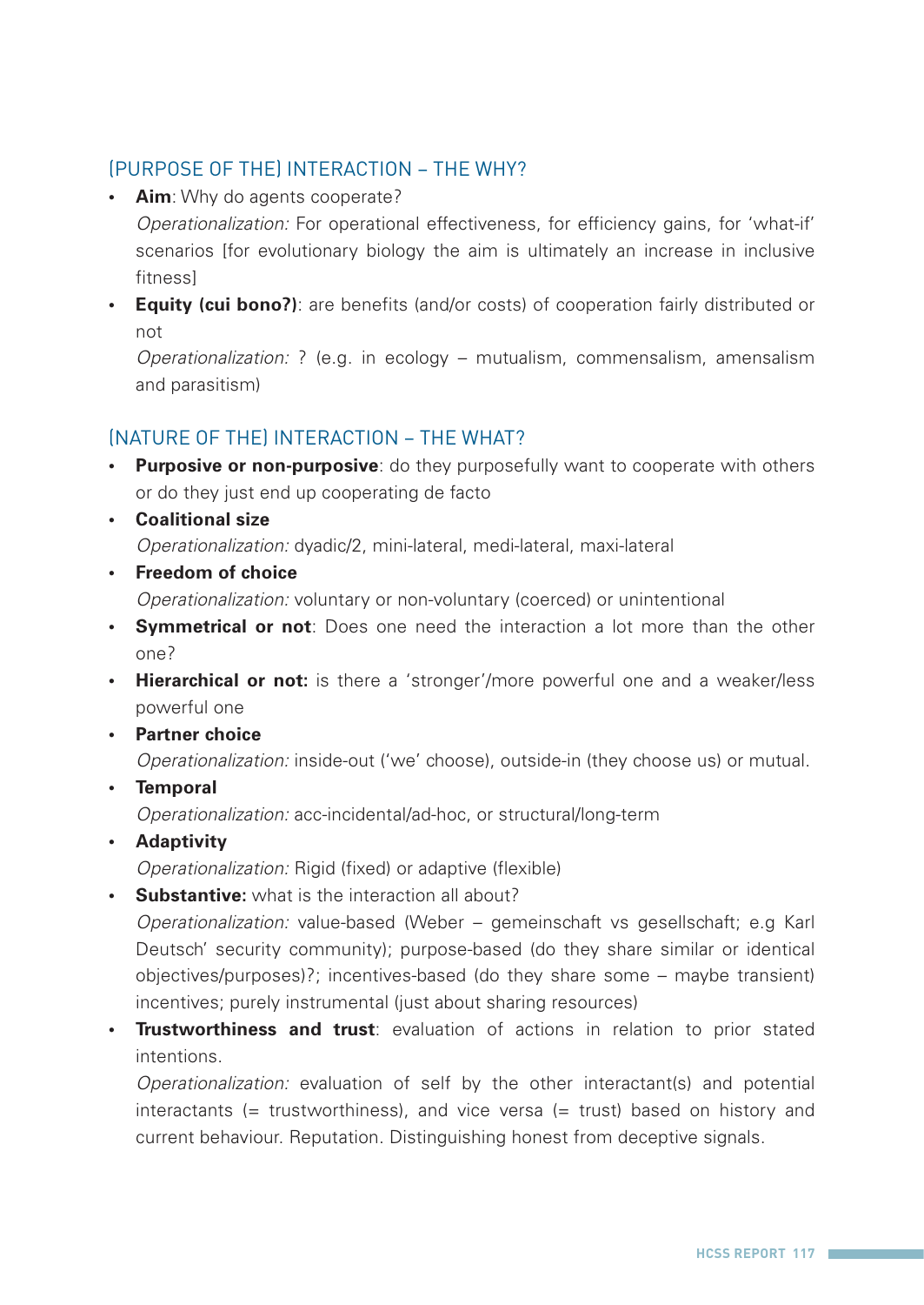### (PURPOSE OF THE) INTERACTION – THE WHY?

- **Aim**: Why do agents cooperate?
  *Operationalization:* For operational effectiveness, for efficiency gains, for 'what-if' scenarios [for evolutionary biology the aim is ultimately an increase in inclusive fitness]
- **Equity (cui bono?)**: are benefits (and/or costs) of cooperation fairly distributed or not
  *Operationalization:* ? (e.g. in ecology – mutualism, commensalism, amensalism and parasitism)

### (NATURE OF THE) INTERACTION – THE WHAT?

- **Purposive or non-purposive**: do they purposefully want to cooperate with others or do they just end up cooperating de facto
- **Coalitional size**
  *Operationalization:* dyadic/2, mini-lateral, medi-lateral, maxi-lateral
- **Freedom of choice**
  *Operationalization:* voluntary or non-voluntary (coerced) or unintentional
- **Symmetrical or not**: Does one need the interaction a lot more than the other one?
- **Hierarchical or not:** is there a 'stronger'/more powerful one and a weaker/less powerful one
- **Partner choice**
  *Operationalization:* inside-out ('we' choose), outside-in (they choose us) or mutual.
- **Temporal**
  *Operationalization:* acc-incidental/ad-hoc, or structural/long-term
- **Adaptivity**
  *Operationalization:* Rigid (fixed) or adaptive (flexible)
- **Substantive:** what is the interaction all about?
  *Operationalization:* value-based (Weber – gemeinschaft vs gesellschaft; e.g Karl Deutsch' security community); purpose-based (do they share similar or identical objectives/purposes)?; incentives-based (do they share some – maybe transient) incentives; purely instrumental (just about sharing resources)
- **Trustworthiness and trust**: evaluation of actions in relation to prior stated intentions.
  *Operationalization:* evaluation of self by the other interactant(s) and potential interactants (= trustworthiness), and vice versa (= trust) based on history and current behaviour. Reputation. Distinguishing honest from deceptive signals.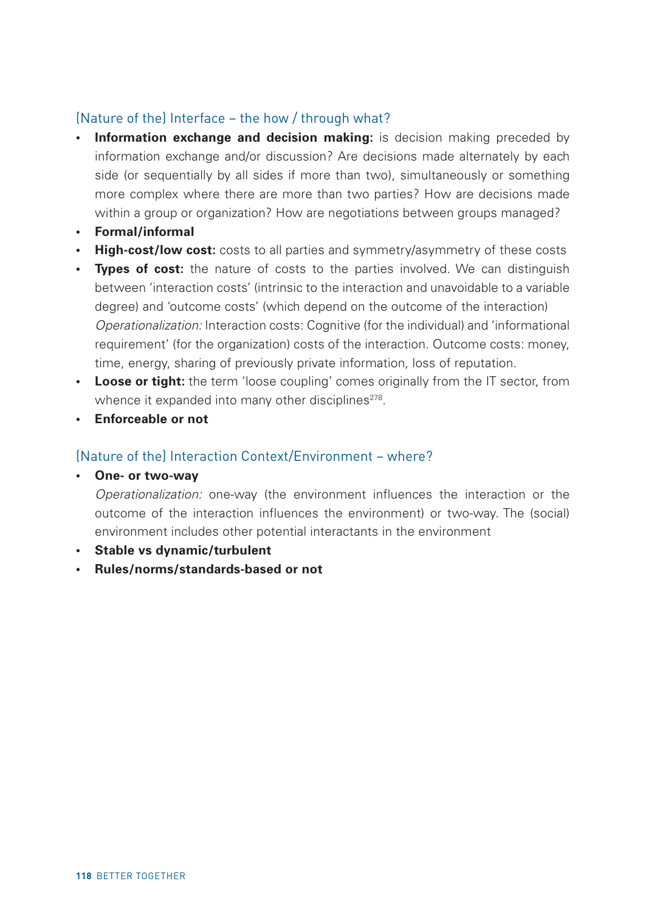### (Nature of the) Interface – the how / through what?

- **Information exchange and decision making:** is decision making preceded by information exchange and/or discussion? Are decisions made alternately by each side (or sequentially by all sides if more than two), simultaneously or something more complex where there are more than two parties? How are decisions made within a group or organization? How are negotiations between groups managed?
- **Formal/informal**
- **High-cost/low cost:** costs to all parties and symmetry/asymmetry of these costs
- **Types of cost:** the nature of costs to the parties involved. We can distinguish between 'interaction costs' (intrinsic to the interaction and unavoidable to a variable degree) and 'outcome costs' (which depend on the outcome of the interaction)
  *Operationalization:* Interaction costs: Cognitive (for the individual) and 'informational requirement' (for the organization) costs of the interaction. Outcome costs: money, time, energy, sharing of previously private information, loss of reputation.
- **Loose or tight:** the term 'loose coupling' comes originally from the IT sector, from whence it expanded into many other disciplines[278].
- **Enforceable or not**

### (Nature of the) Interaction Context/Environment – where?

- **One- or two-way**
  *Operationalization:* one-way (the environment influences the interaction or the outcome of the interaction influences the environment) or two-way. The (social) environment includes other potential interactants in the environment
- **Stable vs dynamic/turbulent**
- **Rules/norms/standards-based or not**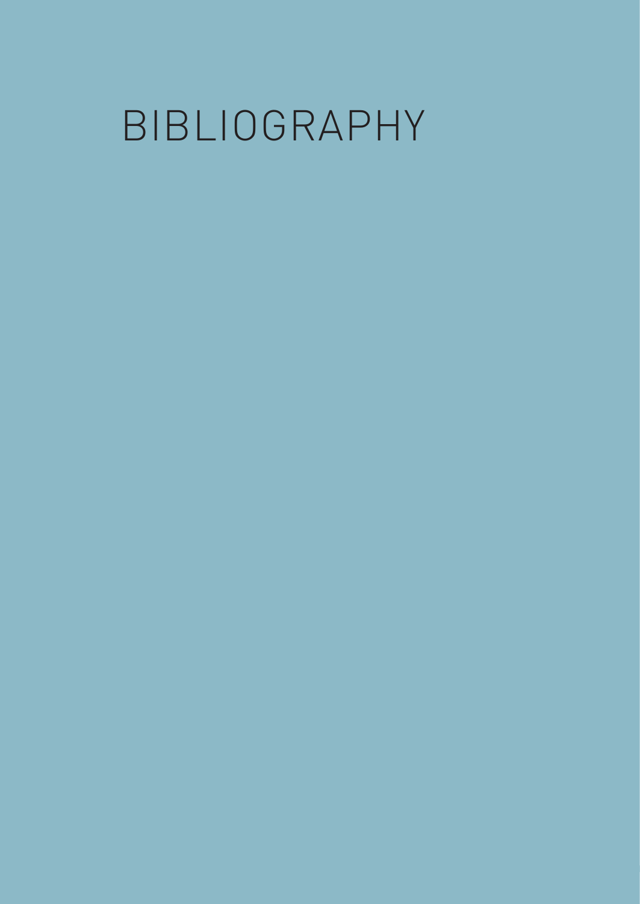# BIBLIOGRAPHY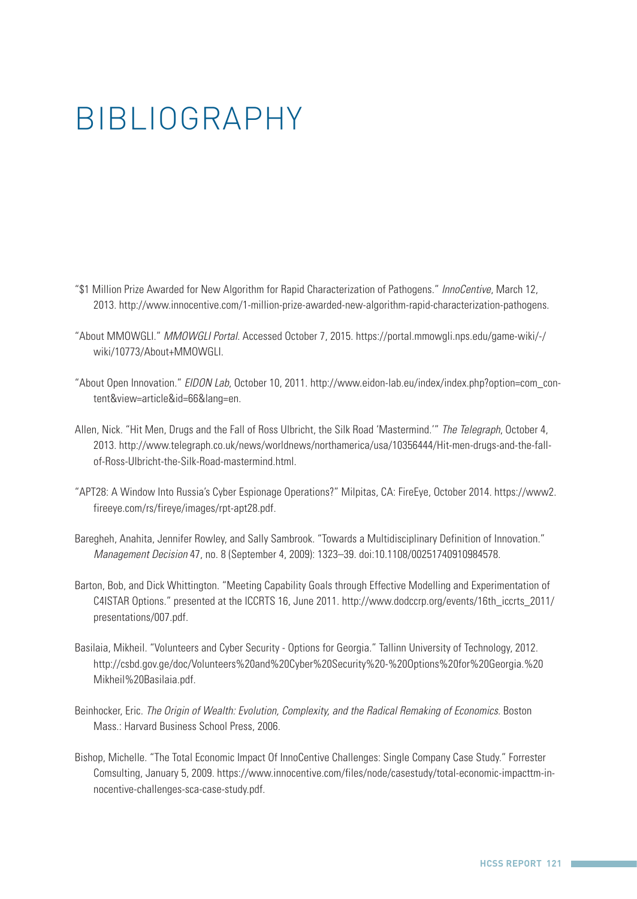# BIBLIOGRAPHY

"$1 Million Prize Awarded for New Algorithm for Rapid Characterization of Pathogens." *InnoCentive*, March 12, 2013. http://www.innocentive.com/1-million-prize-awarded-new-algorithm-rapid-characterization-pathogens.

"About MMOWGLI." *MMOWGLI Portal*. Accessed October 7, 2015. https://portal.mmowgli.nps.edu/game-wiki/-/wiki/10773/About+MMOWGLI.

"About Open Innovation." *EIDON Lab*, October 10, 2011. http://www.eidon-lab.eu/index/index.php?option=com_content&view=article&id=66&lang=en.

Allen, Nick. "Hit Men, Drugs and the Fall of Ross Ulbricht, the Silk Road 'Mastermind.'" *The Telegraph*, October 4, 2013. http://www.telegraph.co.uk/news/worldnews/northamerica/usa/10356444/Hit-men-drugs-and-the-fall-of-Ross-Ulbricht-the-Silk-Road-mastermind.html.

"APT28: A Window Into Russia's Cyber Espionage Operations?" Milpitas, CA: FireEye, October 2014. https://www2.fireeye.com/rs/fireye/images/rpt-apt28.pdf.

Baregheh, Anahita, Jennifer Rowley, and Sally Sambrook. "Towards a Multidisciplinary Definition of Innovation." *Management Decision* 47, no. 8 (September 4, 2009): 1323–39. doi:10.1108/00251740910984578.

Barton, Bob, and Dick Whittington. "Meeting Capability Goals through Effective Modelling and Experimentation of C4ISTAR Options." presented at the ICCRTS 16, June 2011. http://www.dodccrp.org/events/16th_iccrts_2011/presentations/007.pdf.

Basilaia, Mikheil. "Volunteers and Cyber Security - Options for Georgia." Tallinn University of Technology, 2012. http://csbd.gov.ge/doc/Volunteers%20and%20Cyber%20Security%20-%20Options%20for%20Georgia.%20Mikheil%20Basilaia.pdf.

Beinhocker, Eric. *The Origin of Wealth: Evolution, Complexity, and the Radical Remaking of Economics*. Boston Mass.: Harvard Business School Press, 2006.

Bishop, Michelle. "The Total Economic Impact Of InnoCentive Challenges: Single Company Case Study." Forrester Comsulting, January 5, 2009. https://www.innocentive.com/files/node/casestudy/total-economic-impacttm-innocentive-challenges-sca-case-study.pdf.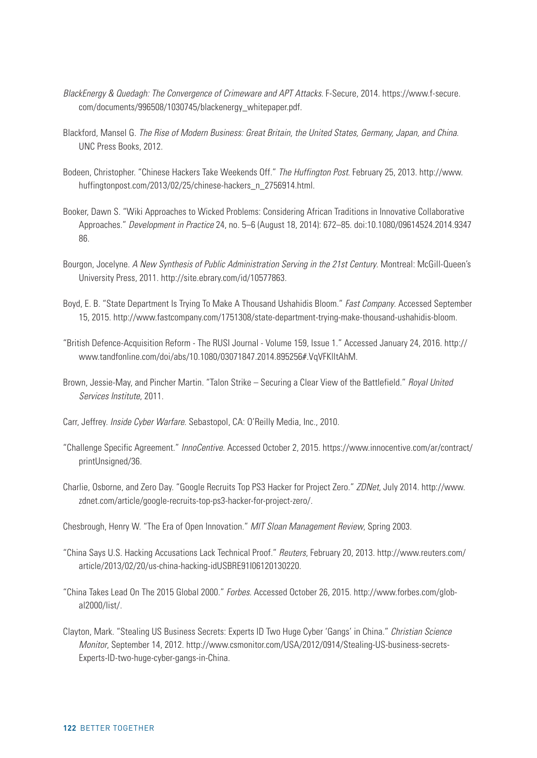*BlackEnergy & Quedagh: The Convergence of Crimeware and APT Attacks*. F-Secure, 2014. https://www.f-secure.com/documents/996508/1030745/blackenergy_whitepaper.pdf.

Blackford, Mansel G. *The Rise of Modern Business: Great Britain, the United States, Germany, Japan, and China*. UNC Press Books, 2012.

Bodeen, Christopher. "Chinese Hackers Take Weekends Off." *The Huffington Post*. February 25, 2013. http://www.huffingtonpost.com/2013/02/25/chinese-hackers_n_2756914.html.

Booker, Dawn S. "Wiki Approaches to Wicked Problems: Considering African Traditions in Innovative Collaborative Approaches." *Development in Practice* 24, no. 5–6 (August 18, 2014): 672–85. doi:10.1080/09614524.2014.934786.

Bourgon, Jocelyne. *A New Synthesis of Public Administration Serving in the 21st Century*. Montreal: McGill-Queen's University Press, 2011. http://site.ebrary.com/id/10577863.

Boyd, E. B. "State Department Is Trying To Make A Thousand Ushahidis Bloom." *Fast Company*. Accessed September 15, 2015. http://www.fastcompany.com/1751308/state-department-trying-make-thousand-ushahidis-bloom.

"British Defence-Acquisition Reform - The RUSI Journal - Volume 159, Issue 1." Accessed January 24, 2016. http://www.tandfonline.com/doi/abs/10.1080/03071847.2014.895256#.VqVFKIItAhM.

Brown, Jessie-May, and Pincher Martin. "Talon Strike – Securing a Clear View of the Battlefield." *Royal United Services Institute*, 2011.

Carr, Jeffrey. *Inside Cyber Warfare*. Sebastopol, CA: O'Reilly Media, Inc., 2010.

"Challenge Specific Agreement." *InnoCentive*. Accessed October 2, 2015. https://www.innocentive.com/ar/contract/printUnsigned/36.

Charlie, Osborne, and Zero Day. "Google Recruits Top PS3 Hacker for Project Zero." *ZDNet*, July 2014. http://www.zdnet.com/article/google-recruits-top-ps3-hacker-for-project-zero/.

Chesbrough, Henry W. "The Era of Open Innovation." *MIT Sloan Management Review*, Spring 2003.

"China Says U.S. Hacking Accusations Lack Technical Proof." *Reuters*, February 20, 2013. http://www.reuters.com/article/2013/02/20/us-china-hacking-idUSBRE91I06120130220.

"China Takes Lead On The 2015 Global 2000." *Forbes*. Accessed October 26, 2015. http://www.forbes.com/global2000/list/.

Clayton, Mark. "Stealing US Business Secrets: Experts ID Two Huge Cyber 'Gangs' in China." *Christian Science Monitor*, September 14, 2012. http://www.csmonitor.com/USA/2012/0914/Stealing-US-business-secrets-Experts-ID-two-huge-cyber-gangs-in-China.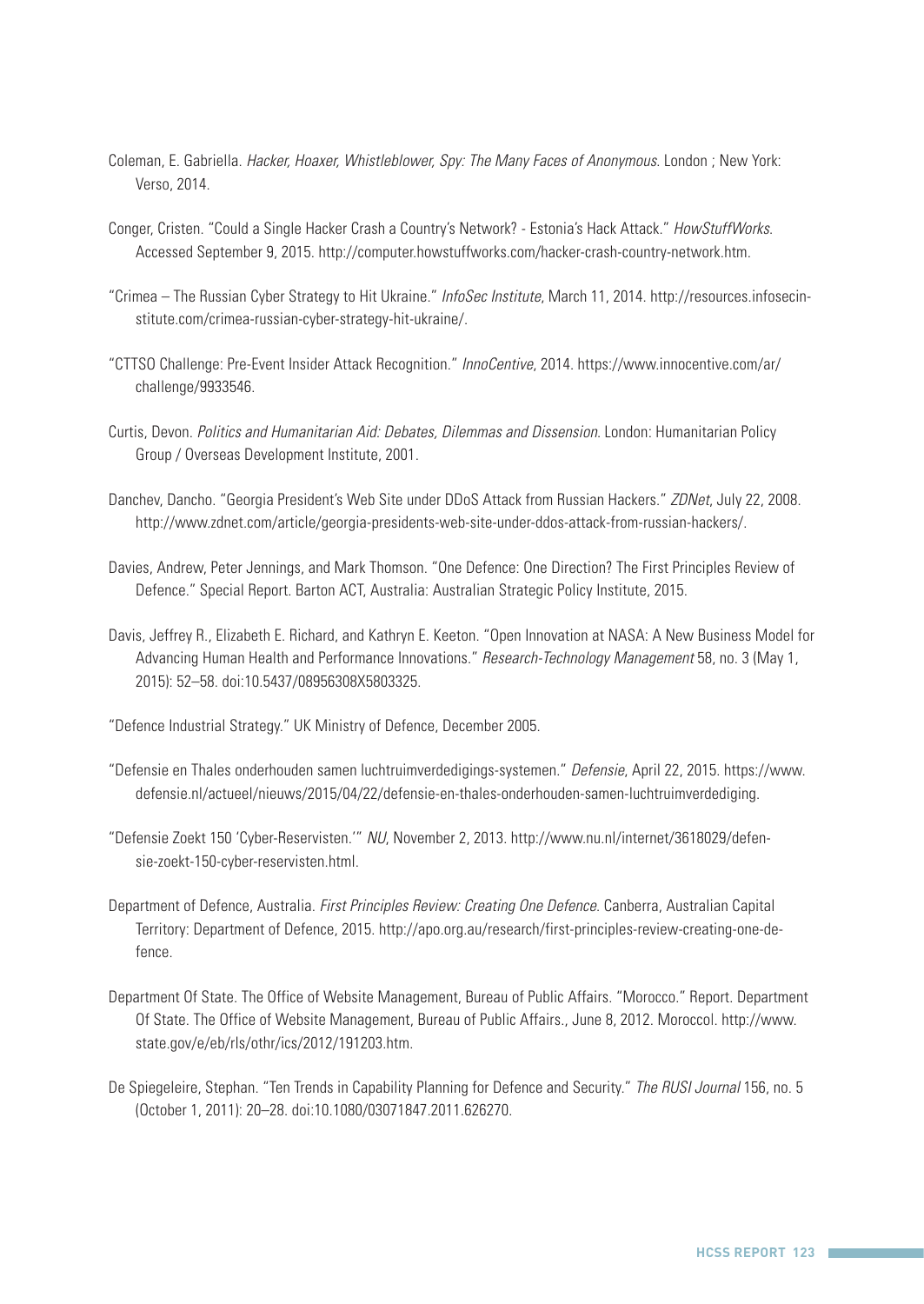Coleman, E. Gabriella. *Hacker, Hoaxer, Whistleblower, Spy: The Many Faces of Anonymous*. London ; New York: Verso, 2014.

Conger, Cristen. “Could a Single Hacker Crash a Country’s Network? - Estonia’s Hack Attack.” *HowStuffWorks*. Accessed September 9, 2015. http://computer.howstuffworks.com/hacker-crash-country-network.htm.

“Crimea – The Russian Cyber Strategy to Hit Ukraine.” *InfoSec Institute*, March 11, 2014. http://resources.infosecinstitute.com/crimea-russian-cyber-strategy-hit-ukraine/.

“CTTSO Challenge: Pre-Event Insider Attack Recognition.” *InnoCentive*, 2014. https://www.innocentive.com/ar/challenge/9933546.

Curtis, Devon. *Politics and Humanitarian Aid: Debates, Dilemmas and Dissension*. London: Humanitarian Policy Group / Overseas Development Institute, 2001.

Danchev, Dancho. “Georgia President’s Web Site under DDoS Attack from Russian Hackers.” *ZDNet*, July 22, 2008. http://www.zdnet.com/article/georgia-presidents-web-site-under-ddos-attack-from-russian-hackers/.

Davies, Andrew, Peter Jennings, and Mark Thomson. “One Defence: One Direction? The First Principles Review of Defence.” Special Report. Barton ACT, Australia: Australian Strategic Policy Institute, 2015.

Davis, Jeffrey R., Elizabeth E. Richard, and Kathryn E. Keeton. “Open Innovation at NASA: A New Business Model for Advancing Human Health and Performance Innovations.” *Research-Technology Management* 58, no. 3 (May 1, 2015): 52–58. doi:10.5437/08956308X5803325.

“Defence Industrial Strategy.” UK Ministry of Defence, December 2005.

“Defensie en Thales onderhouden samen luchtruimverdedigings-systemen.” *Defensie*, April 22, 2015. https://www.defensie.nl/actueel/nieuws/2015/04/22/defensie-en-thales-onderhouden-samen-luchtruimverdediging.

“Defensie Zoekt 150 ‘Cyber-Reservisten.’” *NU*, November 2, 2013. http://www.nu.nl/internet/3618029/defensie-zoekt-150-cyber-reservisten.html.

Department of Defence, Australia. *First Principles Review: Creating One Defence*. Canberra, Australian Capital Territory: Department of Defence, 2015. http://apo.org.au/research/first-principles-review-creating-one-defence.

Department Of State. The Office of Website Management, Bureau of Public Affairs. “Morocco.” Report. Department Of State. The Office of Website Management, Bureau of Public Affairs., June 8, 2012. Moroccol. http://www.state.gov/e/eb/rls/othr/ics/2012/191203.htm.

De Spiegeleire, Stephan. “Ten Trends in Capability Planning for Defence and Security.” *The RUSI Journal* 156, no. 5 (October 1, 2011): 20–28. doi:10.1080/03071847.2011.626270.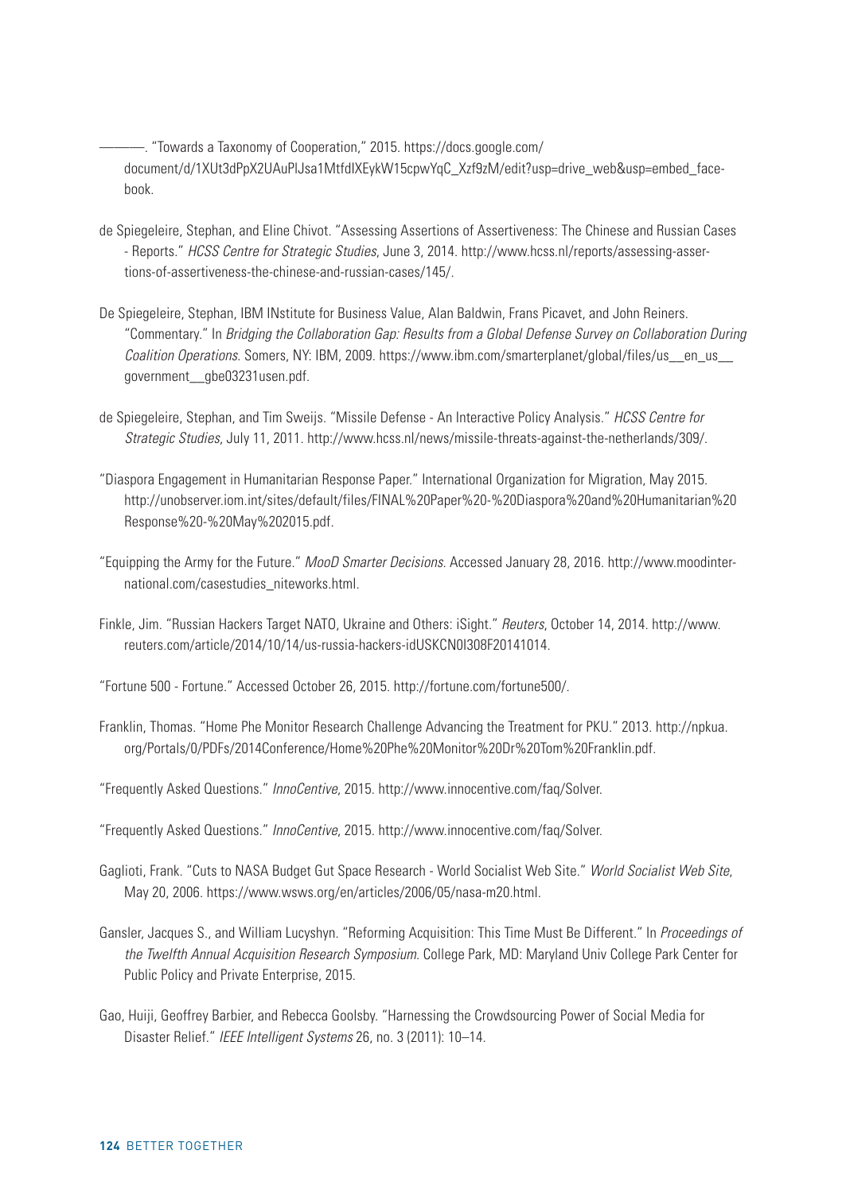———. "Towards a Taxonomy of Cooperation," 2015. https://docs.google.com/document/d/1XUt3dPpX2UAuPlJsa1MtfdlXEykW15cpwYqC_Xzf9zM/edit?usp=drive_web&usp=embed_facebook.

de Spiegeleire, Stephan, and Eline Chivot. "Assessing Assertions of Assertiveness: The Chinese and Russian Cases - Reports." *HCSS Centre for Strategic Studies*, June 3, 2014. http://www.hcss.nl/reports/assessing-assertions-of-assertiveness-the-chinese-and-russian-cases/145/.

De Spiegeleire, Stephan, IBM INstitute for Business Value, Alan Baldwin, Frans Picavet, and John Reiners. "Commentary." In *Bridging the Collaboration Gap: Results from a Global Defense Survey on Collaboration During Coalition Operations*. Somers, NY: IBM, 2009. https://www.ibm.com/smarterplanet/global/files/us__en_us__government__gbe03231usen.pdf.

de Spiegeleire, Stephan, and Tim Sweijs. "Missile Defense - An Interactive Policy Analysis." *HCSS Centre for Strategic Studies*, July 11, 2011. http://www.hcss.nl/news/missile-threats-against-the-netherlands/309/.

"Diaspora Engagement in Humanitarian Response Paper." International Organization for Migration, May 2015. http://unobserver.iom.int/sites/default/files/FINAL%20Paper%20-%20Diaspora%20and%20Humanitarian%20Response%20-%20May%202015.pdf.

"Equipping the Army for the Future." *MooD Smarter Decisions*. Accessed January 28, 2016. http://www.moodinternational.com/casestudies_niteworks.html.

Finkle, Jim. "Russian Hackers Target NATO, Ukraine and Others: iSight." *Reuters*, October 14, 2014. http://www.reuters.com/article/2014/10/14/us-russia-hackers-idUSKCN0I308F20141014.

"Fortune 500 - Fortune." Accessed October 26, 2015. http://fortune.com/fortune500/.

Franklin, Thomas. "Home Phe Monitor Research Challenge Advancing the Treatment for PKU." 2013. http://npkua.org/Portals/0/PDFs/2014Conference/Home%20Phe%20Monitor%20Dr%20Tom%20Franklin.pdf.

"Frequently Asked Questions." *InnoCentive*, 2015. http://www.innocentive.com/faq/Solver.

"Frequently Asked Questions." *InnoCentive*, 2015. http://www.innocentive.com/faq/Solver.

Gaglioti, Frank. "Cuts to NASA Budget Gut Space Research - World Socialist Web Site." *World Socialist Web Site*, May 20, 2006. https://www.wsws.org/en/articles/2006/05/nasa-m20.html.

Gansler, Jacques S., and William Lucyshyn. "Reforming Acquisition: This Time Must Be Different." In *Proceedings of the Twelfth Annual Acquisition Research Symposium*. College Park, MD: Maryland Univ College Park Center for Public Policy and Private Enterprise, 2015.

Gao, Huiji, Geoffrey Barbier, and Rebecca Goolsby. "Harnessing the Crowdsourcing Power of Social Media for Disaster Relief." *IEEE Intelligent Systems* 26, no. 3 (2011): 10–14.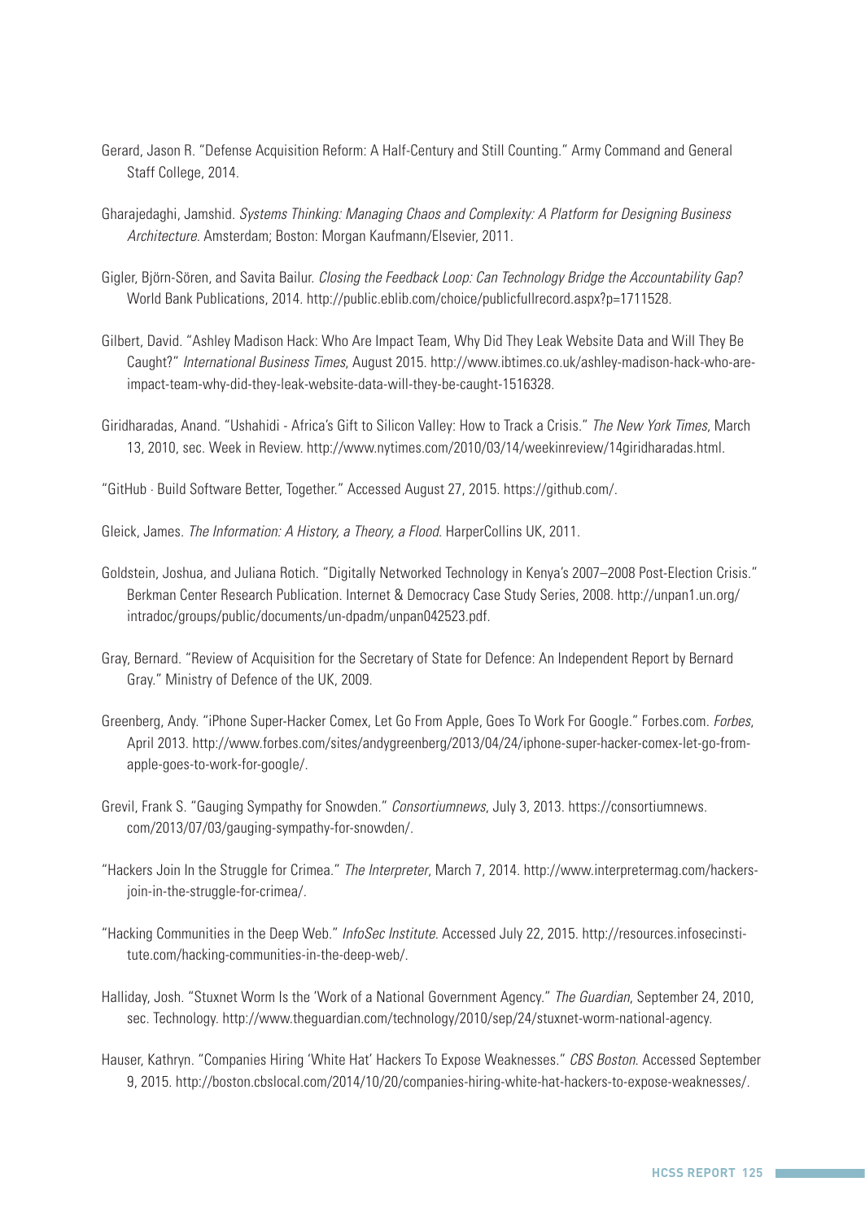Gerard, Jason R. "Defense Acquisition Reform: A Half-Century and Still Counting." Army Command and General Staff College, 2014.

Gharajedaghi, Jamshid. *Systems Thinking: Managing Chaos and Complexity: A Platform for Designing Business Architecture*. Amsterdam; Boston: Morgan Kaufmann/Elsevier, 2011.

Gigler, Björn-Sören, and Savita Bailur. *Closing the Feedback Loop: Can Technology Bridge the Accountability Gap?* World Bank Publications, 2014. http://public.eblib.com/choice/publicfullrecord.aspx?p=1711528.

Gilbert, David. "Ashley Madison Hack: Who Are Impact Team, Why Did They Leak Website Data and Will They Be Caught?" *International Business Times*, August 2015. http://www.ibtimes.co.uk/ashley-madison-hack-who-are-impact-team-why-did-they-leak-website-data-will-they-be-caught-1516328.

Giridharadas, Anand. "Ushahidi - Africa's Gift to Silicon Valley: How to Track a Crisis." *The New York Times*, March 13, 2010, sec. Week in Review. http://www.nytimes.com/2010/03/14/weekinreview/14giridharadas.html.

"GitHub · Build Software Better, Together." Accessed August 27, 2015. https://github.com/.

Gleick, James. *The Information: A History, a Theory, a Flood*. HarperCollins UK, 2011.

Goldstein, Joshua, and Juliana Rotich. "Digitally Networked Technology in Kenya's 2007–2008 Post-Election Crisis." Berkman Center Research Publication. Internet & Democracy Case Study Series, 2008. http://unpan1.un.org/intradoc/groups/public/documents/un-dpadm/unpan042523.pdf.

Gray, Bernard. "Review of Acquisition for the Secretary of State for Defence: An Independent Report by Bernard Gray." Ministry of Defence of the UK, 2009.

Greenberg, Andy. "iPhone Super-Hacker Comex, Let Go From Apple, Goes To Work For Google." Forbes.com. *Forbes*, April 2013. http://www.forbes.com/sites/andygreenberg/2013/04/24/iphone-super-hacker-comex-let-go-from-apple-goes-to-work-for-google/.

Grevil, Frank S. "Gauging Sympathy for Snowden." *Consortiumnews*, July 3, 2013. https://consortiumnews.com/2013/07/03/gauging-sympathy-for-snowden/.

"Hackers Join In the Struggle for Crimea." *The Interpreter*, March 7, 2014. http://www.interpretermag.com/hackers-join-in-the-struggle-for-crimea/.

"Hacking Communities in the Deep Web." *InfoSec Institute*. Accessed July 22, 2015. http://resources.infosecinstitute.com/hacking-communities-in-the-deep-web/.

Halliday, Josh. "Stuxnet Worm Is the 'Work of a National Government Agency." *The Guardian*, September 24, 2010, sec. Technology. http://www.theguardian.com/technology/2010/sep/24/stuxnet-worm-national-agency.

Hauser, Kathryn. "Companies Hiring 'White Hat' Hackers To Expose Weaknesses." *CBS Boston*. Accessed September 9, 2015. http://boston.cbslocal.com/2014/10/20/companies-hiring-white-hat-hackers-to-expose-weaknesses/.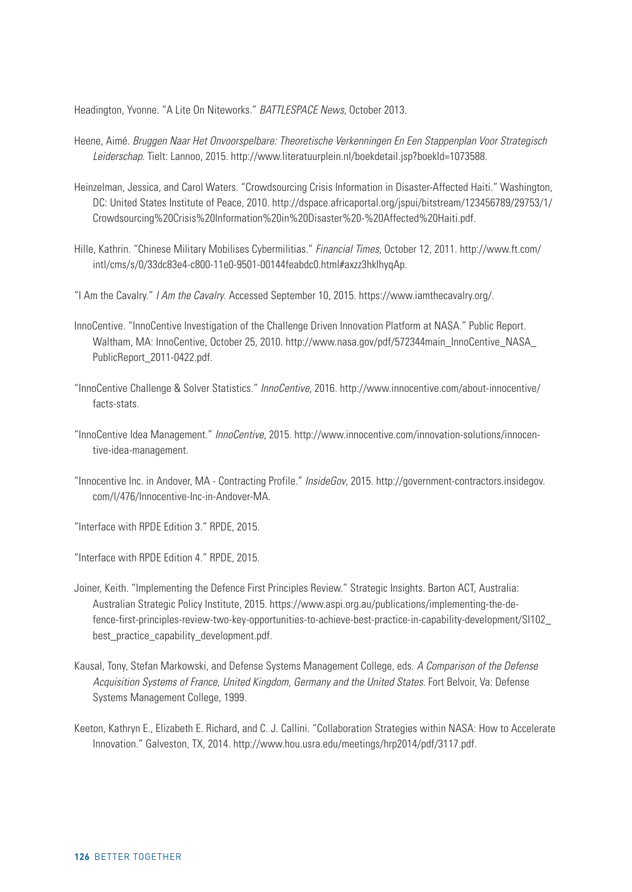Headington, Yvonne. “A Lite On Niteworks.” *BATTLESPACE News*, October 2013.

Heene, Aimé. *Bruggen Naar Het Onvoorspelbare: Theoretische Verkenningen En Een Stappenplan Voor Strategisch Leiderschap*. Tielt: Lannoo, 2015. http://www.literatuurplein.nl/boekdetail.jsp?boekId=1073588.

Heinzelman, Jessica, and Carol Waters. “Crowdsourcing Crisis Information in Disaster-Affected Haiti.” Washington, DC: United States Institute of Peace, 2010. http://dspace.africaportal.org/jspui/bitstream/123456789/29753/1/Crowdsourcing%20Crisis%20Information%20in%20Disaster%20-%20Affected%20Haiti.pdf.

Hille, Kathrin. “Chinese Military Mobilises Cybermilitias.” *Financial Times*, October 12, 2011. http://www.ft.com/intl/cms/s/0/33dc83e4-c800-11e0-9501-00144feabdc0.html#axzz3hklhyqAp.

“I Am the Cavalry.” *I Am the Cavalry*. Accessed September 10, 2015. https://www.iamthecavalry.org/.

InnoCentive. “InnoCentive Investigation of the Challenge Driven Innovation Platform at NASA.” Public Report. Waltham, MA: InnoCentive, October 25, 2010. http://www.nasa.gov/pdf/572344main_InnoCentive_NASA_PublicReport_2011-0422.pdf.

“InnoCentive Challenge & Solver Statistics.” *InnoCentive*, 2016. http://www.innocentive.com/about-innocentive/facts-stats.

“InnoCentive Idea Management.” *InnoCentive*, 2015. http://www.innocentive.com/innovation-solutions/innocentive-idea-management.

“Innocentive Inc. in Andover, MA - Contracting Profile.” *InsideGov*, 2015. http://government-contractors.insidegov.com/l/476/Innocentive-Inc-in-Andover-MA.

“Interface with RPDE Edition 3.” RPDE, 2015.

“Interface with RPDE Edition 4.” RPDE, 2015.

Joiner, Keith. “Implementing the Defence First Principles Review.” Strategic Insights. Barton ACT, Australia: Australian Strategic Policy Institute, 2015. https://www.aspi.org.au/publications/implementing-the-defence-first-principles-review-two-key-opportunities-to-achieve-best-practice-in-capability-development/SI102_best_practice_capability_development.pdf.

Kausal, Tony, Stefan Markowski, and Defense Systems Management College, eds. *A Comparison of the Defense Acquisition Systems of France, United Kingdom, Germany and the United States*. Fort Belvoir, Va: Defense Systems Management College, 1999.

Keeton, Kathryn E., Elizabeth E. Richard, and C. J. Callini. “Collaboration Strategies within NASA: How to Accelerate Innovation.” Galveston, TX, 2014. http://www.hou.usra.edu/meetings/hrp2014/pdf/3117.pdf.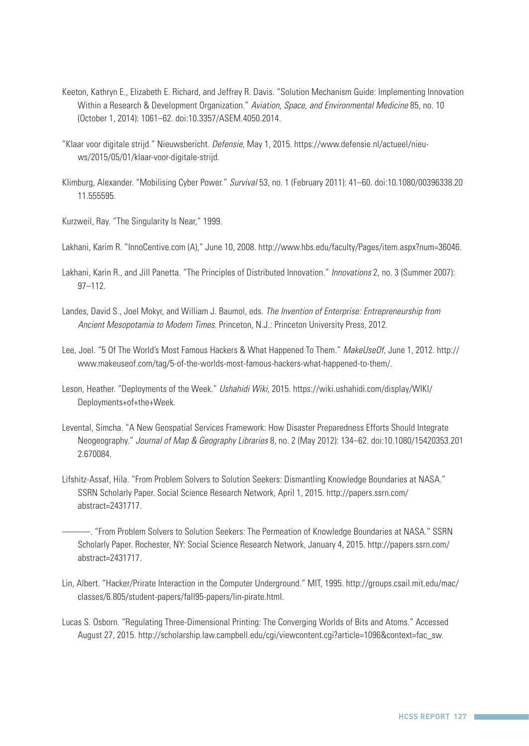Keeton, Kathryn E., Elizabeth E. Richard, and Jeffrey R. Davis. "Solution Mechanism Guide: Implementing Innovation Within a Research & Development Organization." *Aviation, Space, and Environmental Medicine* 85, no. 10 (October 1, 2014): 1061–62. doi:10.3357/ASEM.4050.2014.

"Klaar voor digitale strijd." Nieuwsbericht. *Defensie*, May 1, 2015. https://www.defensie.nl/actueel/nieuws/2015/05/01/klaar-voor-digitale-strijd.

Klimburg, Alexander. "Mobilising Cyber Power." *Survival* 53, no. 1 (February 2011): 41–60. doi:10.1080/00396338.2011.555595.

Kurzweil, Ray. "The Singularity Is Near," 1999.

Lakhani, Karim R. "InnoCentive.com (A)," June 10, 2008. http://www.hbs.edu/faculty/Pages/item.aspx?num=36046.

Lakhani, Karin R., and Jill Panetta. "The Principles of Distributed Innovation." *Innovations* 2, no. 3 (Summer 2007): 97–112.

Landes, David S., Joel Mokyr, and William J. Baumol, eds. *The Invention of Enterprise: Entrepreneurship from Ancient Mesopotamia to Modern Times*. Princeton, N.J.: Princeton University Press, 2012.

Lee, Joel. "5 Of The World's Most Famous Hackers & What Happened To Them." *MakeUseOf*, June 1, 2012. http://www.makeuseof.com/tag/5-of-the-worlds-most-famous-hackers-what-happened-to-them/.

Leson, Heather. "Deployments of the Week." *Ushahidi Wiki*, 2015. https://wiki.ushahidi.com/display/WIKI/Deployments+of+the+Week.

Levental, Simcha. "A New Geospatial Services Framework: How Disaster Preparedness Efforts Should Integrate Neogeography." *Journal of Map & Geography Libraries* 8, no. 2 (May 2012): 134–62. doi:10.1080/15420353.2012.670084.

Lifshitz-Assaf, Hila. "From Problem Solvers to Solution Seekers: Dismantling Knowledge Boundaries at NASA." SSRN Scholarly Paper. Social Science Research Network, April 1, 2015. http://papers.ssrn.com/abstract=2431717.

———. "From Problem Solvers to Solution Seekers: The Permeation of Knowledge Boundaries at NASA." SSRN Scholarly Paper. Rochester, NY: Social Science Research Network, January 4, 2015. http://papers.ssrn.com/abstract=2431717.

Lin, Albert. "Hacker/Prirate Interaction in the Computer Underground." MIT, 1995. http://groups.csail.mit.edu/mac/classes/6.805/student-papers/fall95-papers/lin-pirate.html.

Lucas S. Osborn. "Regulating Three-Dimensional Printing: The Converging Worlds of Bits and Atoms." Accessed August 27, 2015. http://scholarship.law.campbell.edu/cgi/viewcontent.cgi?article=1096&context=fac_sw.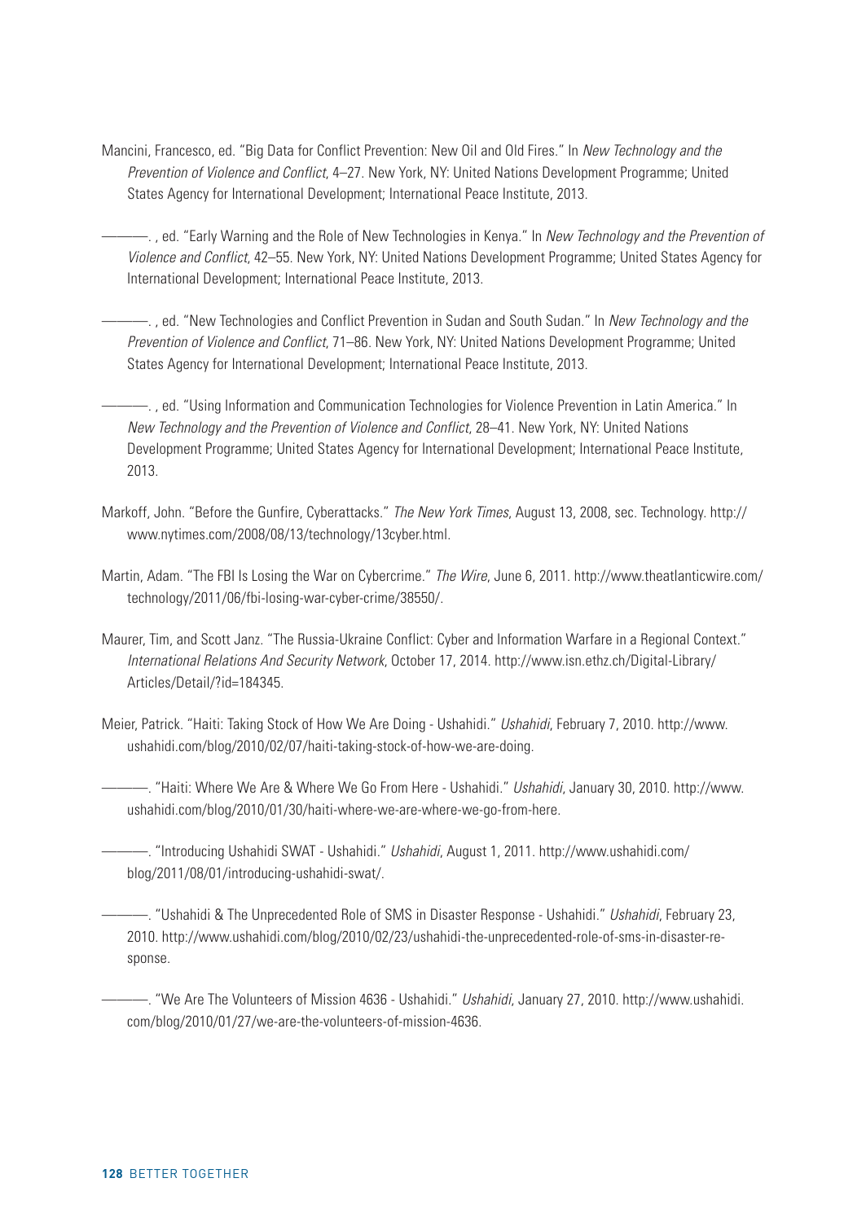Mancini, Francesco, ed. "Big Data for Conflict Prevention: New Oil and Old Fires." In *New Technology and the Prevention of Violence and Conflict*, 4–27. New York, NY: United Nations Development Programme; United States Agency for International Development; International Peace Institute, 2013.

———. , ed. "Early Warning and the Role of New Technologies in Kenya." In *New Technology and the Prevention of Violence and Conflict*, 42–55. New York, NY: United Nations Development Programme; United States Agency for International Development; International Peace Institute, 2013.

———. , ed. "New Technologies and Conflict Prevention in Sudan and South Sudan." In *New Technology and the Prevention of Violence and Conflict*, 71–86. New York, NY: United Nations Development Programme; United States Agency for International Development; International Peace Institute, 2013.

———. , ed. "Using Information and Communication Technologies for Violence Prevention in Latin America." In *New Technology and the Prevention of Violence and Conflict*, 28–41. New York, NY: United Nations Development Programme; United States Agency for International Development; International Peace Institute, 2013.

Markoff, John. "Before the Gunfire, Cyberattacks." *The New York Times*, August 13, 2008, sec. Technology. http://www.nytimes.com/2008/08/13/technology/13cyber.html.

Martin, Adam. "The FBI Is Losing the War on Cybercrime." *The Wire*, June 6, 2011. http://www.theatlanticwire.com/technology/2011/06/fbi-losing-war-cyber-crime/38550/.

Maurer, Tim, and Scott Janz. "The Russia-Ukraine Conflict: Cyber and Information Warfare in a Regional Context." *International Relations And Security Network*, October 17, 2014. http://www.isn.ethz.ch/Digital-Library/Articles/Detail/?id=184345.

Meier, Patrick. "Haiti: Taking Stock of How We Are Doing - Ushahidi." *Ushahidi*, February 7, 2010. http://www.ushahidi.com/blog/2010/02/07/haiti-taking-stock-of-how-we-are-doing.

———. "Haiti: Where We Are & Where We Go From Here - Ushahidi." *Ushahidi*, January 30, 2010. http://www.ushahidi.com/blog/2010/01/30/haiti-where-we-are-where-we-go-from-here.

———. "Introducing Ushahidi SWAT - Ushahidi." *Ushahidi*, August 1, 2011. http://www.ushahidi.com/blog/2011/08/01/introducing-ushahidi-swat/.

———. "Ushahidi & The Unprecedented Role of SMS in Disaster Response - Ushahidi." *Ushahidi*, February 23, 2010. http://www.ushahidi.com/blog/2010/02/23/ushahidi-the-unprecedented-role-of-sms-in-disaster-response.

———. "We Are The Volunteers of Mission 4636 - Ushahidi." *Ushahidi*, January 27, 2010. http://www.ushahidi.com/blog/2010/01/27/we-are-the-volunteers-of-mission-4636.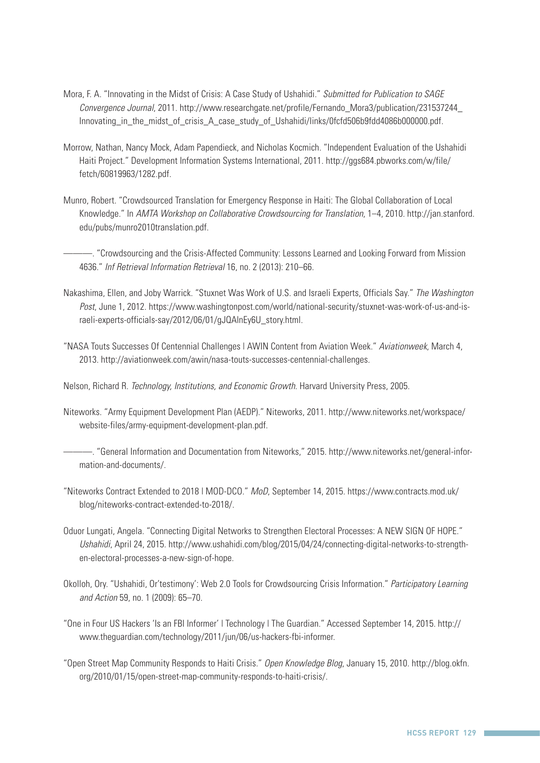Mora, F. A. "Innovating in the Midst of Crisis: A Case Study of Ushahidi." *Submitted for Publication to SAGE Convergence Journal*, 2011. http://www.researchgate.net/profile/Fernando_Mora3/publication/231537244_Innovating_in_the_midst_of_crisis_A_case_study_of_Ushahidi/links/0fcfd506b9fdd4086b000000.pdf.

Morrow, Nathan, Nancy Mock, Adam Papendieck, and Nicholas Kocmich. "Independent Evaluation of the Ushahidi Haiti Project." Development Information Systems International, 2011. http://ggs684.pbworks.com/w/file/fetch/60819963/1282.pdf.

Munro, Robert. "Crowdsourced Translation for Emergency Response in Haiti: The Global Collaboration of Local Knowledge." In *AMTA Workshop on Collaborative Crowdsourcing for Translation*, 1–4, 2010. http://jan.stanford.edu/pubs/munro2010translation.pdf.

———. "Crowdsourcing and the Crisis-Affected Community: Lessons Learned and Looking Forward from Mission 4636." *Inf Retrieval Information Retrieval* 16, no. 2 (2013): 210–66.

Nakashima, Ellen, and Joby Warrick. "Stuxnet Was Work of U.S. and Israeli Experts, Officials Say." *The Washington Post*, June 1, 2012. https://www.washingtonpost.com/world/national-security/stuxnet-was-work-of-us-and-israeli-experts-officials-say/2012/06/01/gJQAlnEy6U_story.html.

"NASA Touts Successes Of Centennial Challenges | AWIN Content from Aviation Week." *Aviationweek*, March 4, 2013. http://aviationweek.com/awin/nasa-touts-successes-centennial-challenges.

Nelson, Richard R. *Technology, Institutions, and Economic Growth*. Harvard University Press, 2005.

Niteworks. "Army Equipment Development Plan (AEDP)." Niteworks, 2011. http://www.niteworks.net/workspace/website-files/army-equipment-development-plan.pdf.

———. "General Information and Documentation from Niteworks," 2015. http://www.niteworks.net/general-information-and-documents/.

"Niteworks Contract Extended to 2018 | MOD-DCO." *MoD*, September 14, 2015. https://www.contracts.mod.uk/blog/niteworks-contract-extended-to-2018/.

Oduor Lungati, Angela. "Connecting Digital Networks to Strengthen Electoral Processes: A NEW SIGN OF HOPE." *Ushahidi*, April 24, 2015. http://www.ushahidi.com/blog/2015/04/24/connecting-digital-networks-to-strengthen-electoral-processes-a-new-sign-of-hope.

Okolloh, Ory. "Ushahidi, Or'testimony': Web 2.0 Tools for Crowdsourcing Crisis Information." *Participatory Learning and Action* 59, no. 1 (2009): 65–70.

"One in Four US Hackers 'Is an FBI Informer' | Technology | The Guardian." Accessed September 14, 2015. http://www.theguardian.com/technology/2011/jun/06/us-hackers-fbi-informer.

"Open Street Map Community Responds to Haiti Crisis." *Open Knowledge Blog*, January 15, 2010. http://blog.okfn.org/2010/01/15/open-street-map-community-responds-to-haiti-crisis/.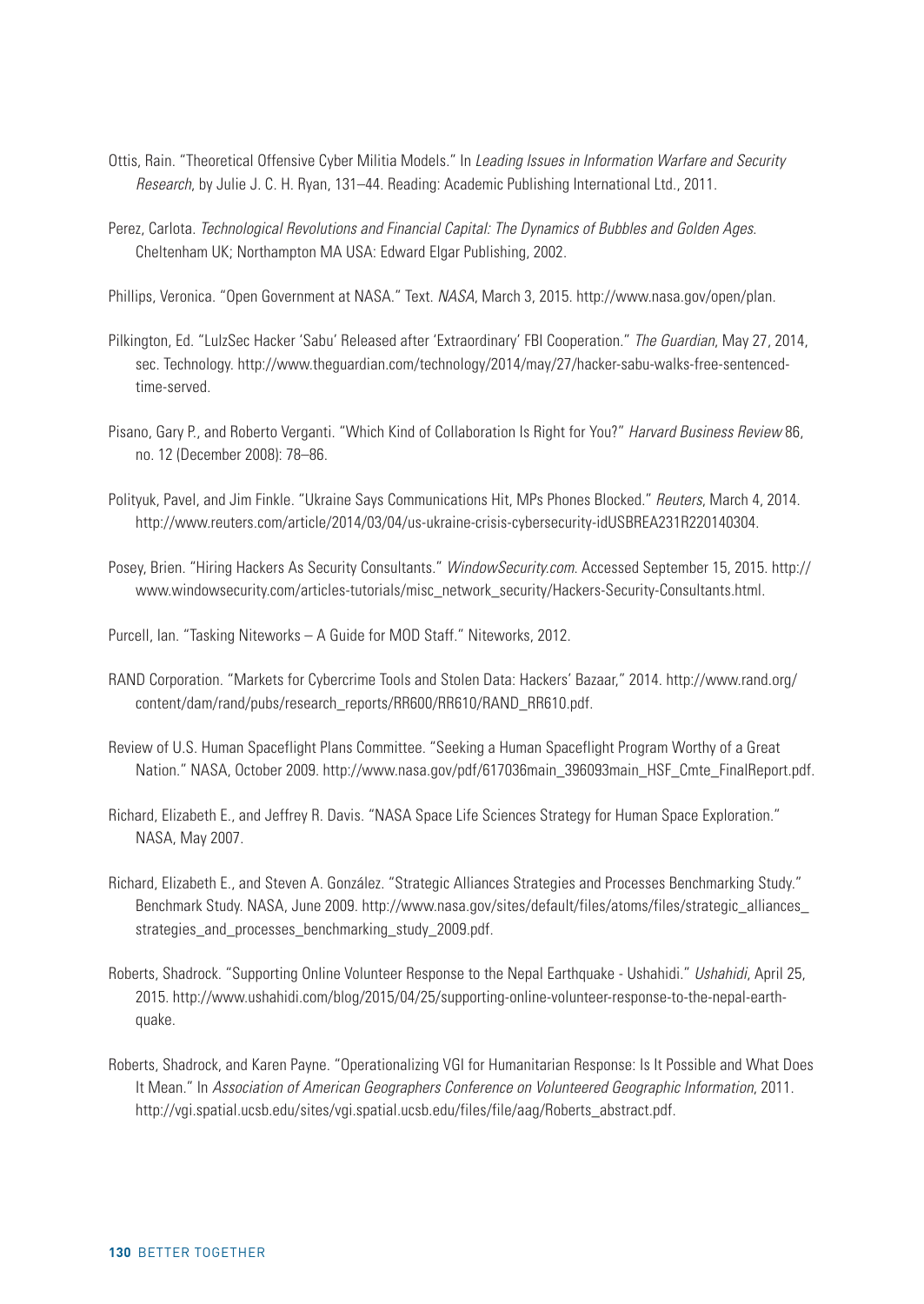Ottis, Rain. "Theoretical Offensive Cyber Militia Models." In *Leading Issues in Information Warfare and Security Research*, by Julie J. C. H. Ryan, 131–44. Reading: Academic Publishing International Ltd., 2011.

Perez, Carlota. *Technological Revolutions and Financial Capital: The Dynamics of Bubbles and Golden Ages*. Cheltenham UK; Northampton MA USA: Edward Elgar Publishing, 2002.

Phillips, Veronica. "Open Government at NASA." Text. *NASA*, March 3, 2015. http://www.nasa.gov/open/plan.

Pilkington, Ed. "LulzSec Hacker 'Sabu' Released after 'Extraordinary' FBI Cooperation." *The Guardian*, May 27, 2014, sec. Technology. http://www.theguardian.com/technology/2014/may/27/hacker-sabu-walks-free-sentenced-time-served.

Pisano, Gary P., and Roberto Verganti. "Which Kind of Collaboration Is Right for You?" *Harvard Business Review* 86, no. 12 (December 2008): 78–86.

Polityuk, Pavel, and Jim Finkle. "Ukraine Says Communications Hit, MPs Phones Blocked." *Reuters*, March 4, 2014. http://www.reuters.com/article/2014/03/04/us-ukraine-crisis-cybersecurity-idUSBREA231R220140304.

Posey, Brien. "Hiring Hackers As Security Consultants." *WindowSecurity.com*. Accessed September 15, 2015. http://www.windowsecurity.com/articles-tutorials/misc_network_security/Hackers-Security-Consultants.html.

Purcell, Ian. "Tasking Niteworks – A Guide for MOD Staff." Niteworks, 2012.

RAND Corporation. "Markets for Cybercrime Tools and Stolen Data: Hackers' Bazaar," 2014. http://www.rand.org/content/dam/rand/pubs/research_reports/RR600/RR610/RAND_RR610.pdf.

Review of U.S. Human Spaceflight Plans Committee. "Seeking a Human Spaceflight Program Worthy of a Great Nation." NASA, October 2009. http://www.nasa.gov/pdf/617036main_396093main_HSF_Cmte_FinalReport.pdf.

Richard, Elizabeth E., and Jeffrey R. Davis. "NASA Space Life Sciences Strategy for Human Space Exploration." NASA, May 2007.

Richard, Elizabeth E., and Steven A. González. "Strategic Alliances Strategies and Processes Benchmarking Study." Benchmark Study. NASA, June 2009. http://www.nasa.gov/sites/default/files/atoms/files/strategic_alliances_strategies_and_processes_benchmarking_study_2009.pdf.

Roberts, Shadrock. "Supporting Online Volunteer Response to the Nepal Earthquake - Ushahidi." *Ushahidi*, April 25, 2015. http://www.ushahidi.com/blog/2015/04/25/supporting-online-volunteer-response-to-the-nepal-earth-quake.

Roberts, Shadrock, and Karen Payne. "Operationalizing VGI for Humanitarian Response: Is It Possible and What Does It Mean." In *Association of American Geographers Conference on Volunteered Geographic Information*, 2011. http://vgi.spatial.ucsb.edu/sites/vgi.spatial.ucsb.edu/files/file/aag/Roberts_abstract.pdf.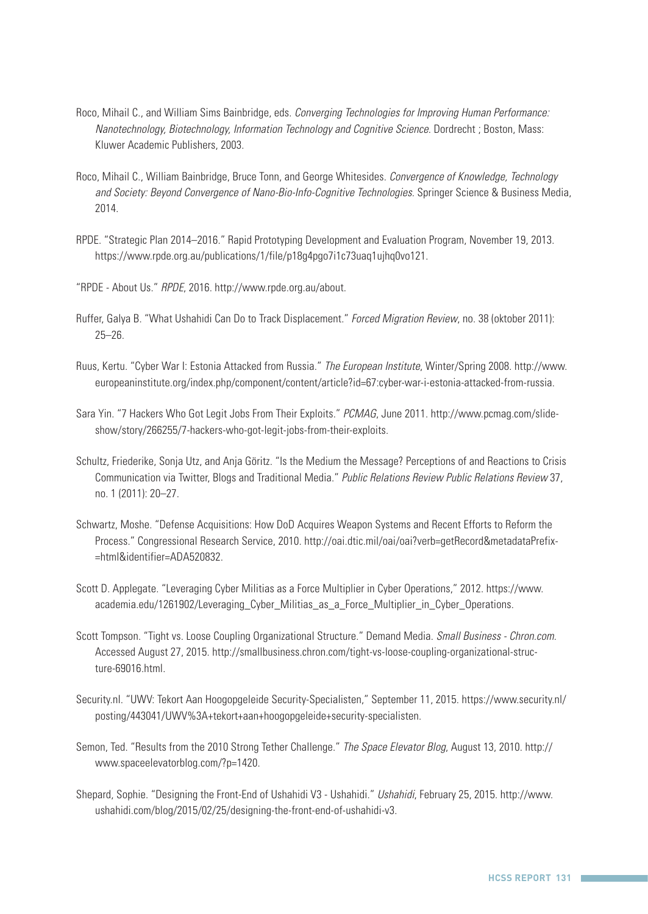Roco, Mihail C., and William Sims Bainbridge, eds. *Converging Technologies for Improving Human Performance: Nanotechnology, Biotechnology, Information Technology and Cognitive Science*. Dordrecht ; Boston, Mass: Kluwer Academic Publishers, 2003.

Roco, Mihail C., William Bainbridge, Bruce Tonn, and George Whitesides. *Convergence of Knowledge, Technology and Society: Beyond Convergence of Nano-Bio-Info-Cognitive Technologies*. Springer Science & Business Media, 2014.

RPDE. "Strategic Plan 2014–2016." Rapid Prototyping Development and Evaluation Program, November 19, 2013. https://www.rpde.org.au/publications/1/file/p18g4pgo7i1c73uaq1ujhq0vo121.

"RPDE - About Us." *RPDE*, 2016. http://www.rpde.org.au/about.

Ruffer, Galya B. "What Ushahidi Can Do to Track Displacement." *Forced Migration Review*, no. 38 (oktober 2011): 25–26.

Ruus, Kertu. "Cyber War I: Estonia Attacked from Russia." *The European Institute*, Winter/Spring 2008. http://www.europeaninstitute.org/index.php/component/content/article?id=67:cyber-war-i-estonia-attacked-from-russia.

Sara Yin. "7 Hackers Who Got Legit Jobs From Their Exploits." *PCMAG*, June 2011. http://www.pcmag.com/slideshow/story/266255/7-hackers-who-got-legit-jobs-from-their-exploits.

Schultz, Friederike, Sonja Utz, and Anja Göritz. "Is the Medium the Message? Perceptions of and Reactions to Crisis Communication via Twitter, Blogs and Traditional Media." *Public Relations Review Public Relations Review* 37, no. 1 (2011): 20–27.

Schwartz, Moshe. "Defense Acquisitions: How DoD Acquires Weapon Systems and Recent Efforts to Reform the Process." Congressional Research Service, 2010. http://oai.dtic.mil/oai/oai?verb=getRecord&metadataPrefix=html&identifier=ADA520832.

Scott D. Applegate. "Leveraging Cyber Militias as a Force Multiplier in Cyber Operations," 2012. https://www.academia.edu/1261902/Leveraging_Cyber_Militias_as_a_Force_Multiplier_in_Cyber_Operations.

Scott Tompson. "Tight vs. Loose Coupling Organizational Structure." Demand Media. *Small Business - Chron.com.* Accessed August 27, 2015. http://smallbusiness.chron.com/tight-vs-loose-coupling-organizational-structure-69016.html.

Security.nl. "UWV: Tekort Aan Hoogopgeleide Security-Specialisten," September 11, 2015. https://www.security.nl/posting/443041/UWV%3A+tekort+aan+hoogopgeleide+security-specialisten.

Semon, Ted. "Results from the 2010 Strong Tether Challenge." *The Space Elevator Blog*, August 13, 2010. http://www.spaceelevatorblog.com/?p=1420.

Shepard, Sophie. "Designing the Front-End of Ushahidi V3 - Ushahidi." *Ushahidi*, February 25, 2015. http://www.ushahidi.com/blog/2015/02/25/designing-the-front-end-of-ushahidi-v3.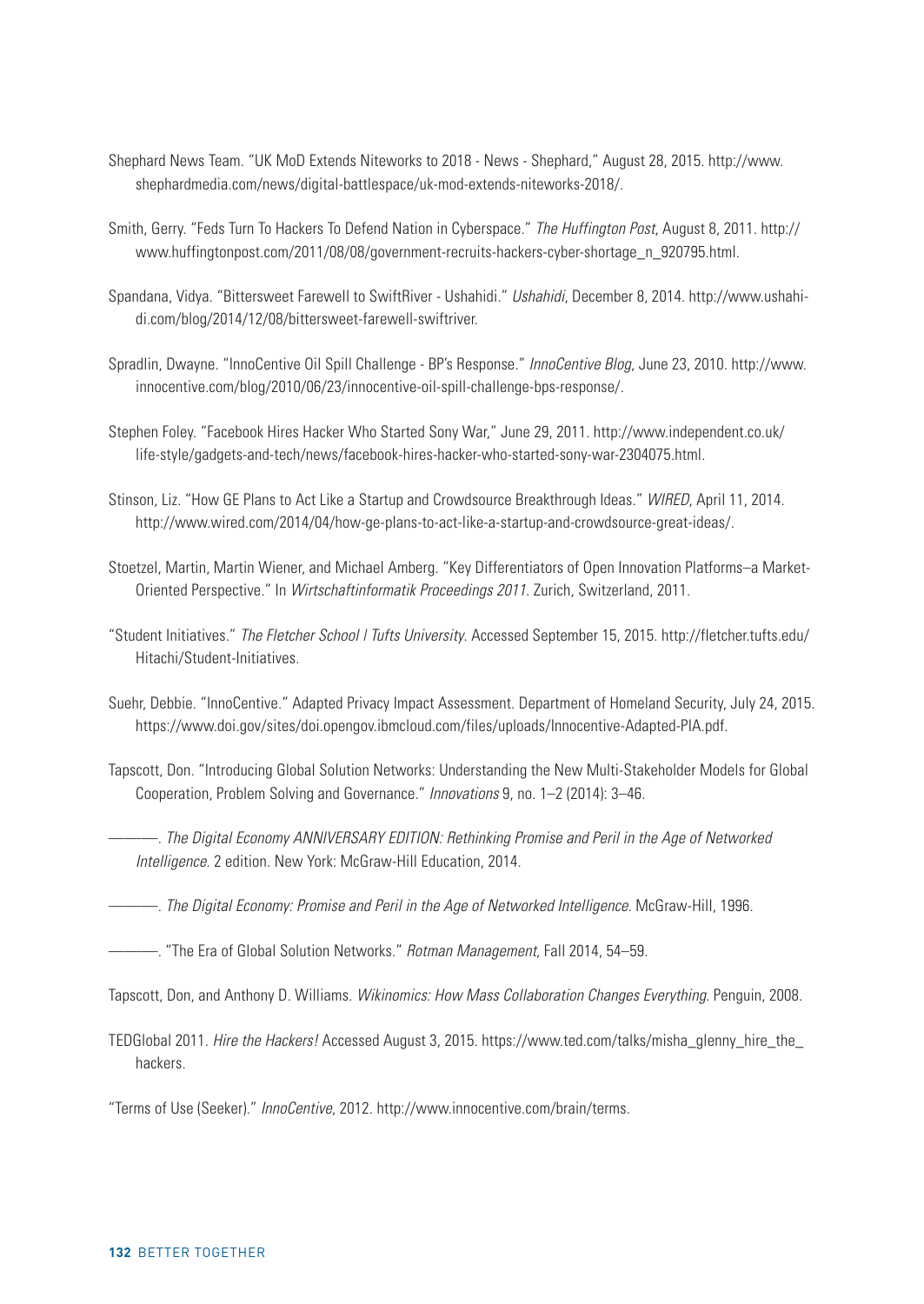Shephard News Team. "UK MoD Extends Niteworks to 2018 - News - Shephard," August 28, 2015. http://www.shephardmedia.com/news/digital-battlespace/uk-mod-extends-niteworks-2018/.

Smith, Gerry. "Feds Turn To Hackers To Defend Nation in Cyberspace." *The Huffington Post*, August 8, 2011. http://www.huffingtonpost.com/2011/08/08/government-recruits-hackers-cyber-shortage_n_920795.html.

Spandana, Vidya. "Bittersweet Farewell to SwiftRiver - Ushahidi." *Ushahidi*, December 8, 2014. http://www.ushahidi.com/blog/2014/12/08/bittersweet-farewell-swiftriver.

Spradlin, Dwayne. "InnoCentive Oil Spill Challenge - BP's Response." *InnoCentive Blog*, June 23, 2010. http://www.innocentive.com/blog/2010/06/23/innocentive-oil-spill-challenge-bps-response/.

Stephen Foley. "Facebook Hires Hacker Who Started Sony War," June 29, 2011. http://www.independent.co.uk/life-style/gadgets-and-tech/news/facebook-hires-hacker-who-started-sony-war-2304075.html.

Stinson, Liz. "How GE Plans to Act Like a Startup and Crowdsource Breakthrough Ideas." *WIRED*, April 11, 2014. http://www.wired.com/2014/04/how-ge-plans-to-act-like-a-startup-and-crowdsource-great-ideas/.

Stoetzel, Martin, Martin Wiener, and Michael Amberg. "Key Differentiators of Open Innovation Platforms–a Market-Oriented Perspective." In *Wirtschaftinformatik Proceedings 2011*. Zurich, Switzerland, 2011.

"Student Initiatives." *The Fletcher School | Tufts University*. Accessed September 15, 2015. http://fletcher.tufts.edu/Hitachi/Student-Initiatives.

Suehr, Debbie. "InnoCentive." Adapted Privacy Impact Assessment. Department of Homeland Security, July 24, 2015. https://www.doi.gov/sites/doi.opengov.ibmcloud.com/files/uploads/Innocentive-Adapted-PIA.pdf.

Tapscott, Don. "Introducing Global Solution Networks: Understanding the New Multi-Stakeholder Models for Global Cooperation, Problem Solving and Governance." *Innovations* 9, no. 1–2 (2014): 3–46.

———. *The Digital Economy ANNIVERSARY EDITION: Rethinking Promise and Peril in the Age of Networked Intelligence*. 2 edition. New York: McGraw-Hill Education, 2014.

———. *The Digital Economy: Promise and Peril in the Age of Networked Intelligence*. McGraw-Hill, 1996.

———. "The Era of Global Solution Networks." *Rotman Management*, Fall 2014, 54–59.

Tapscott, Don, and Anthony D. Williams. *Wikinomics: How Mass Collaboration Changes Everything*. Penguin, 2008.

TEDGlobal 2011. *Hire the Hackers!* Accessed August 3, 2015. https://www.ted.com/talks/misha_glenny_hire_the_hackers.

"Terms of Use (Seeker)." *InnoCentive*, 2012. http://www.innocentive.com/brain/terms.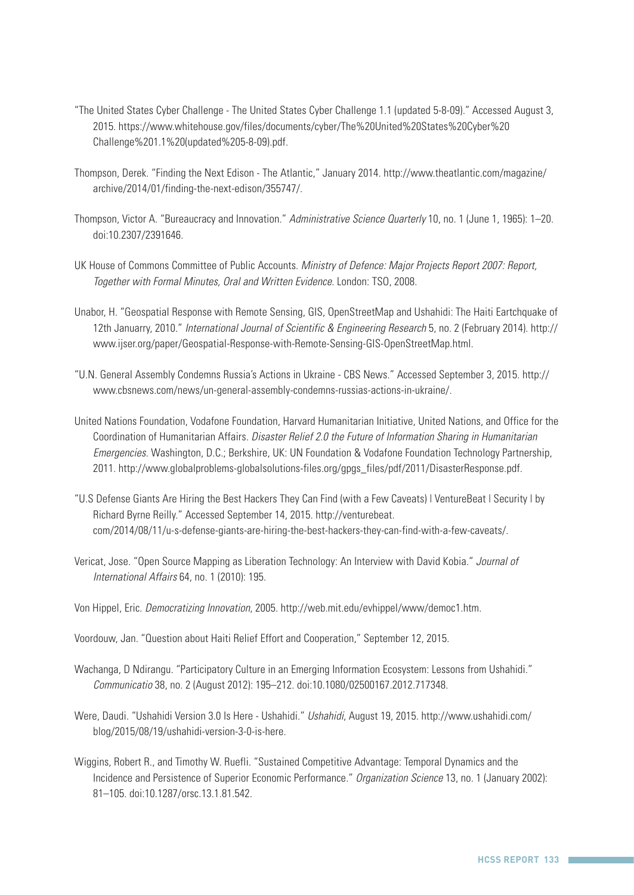"The United States Cyber Challenge - The United States Cyber Challenge 1.1 (updated 5-8-09)." Accessed August 3, 2015. https://www.whitehouse.gov/files/documents/cyber/The%20United%20States%20Cyber%20 Challenge%201.1%20(updated%205-8-09).pdf.

Thompson, Derek. "Finding the Next Edison - The Atlantic," January 2014. http://www.theatlantic.com/magazine/ archive/2014/01/finding-the-next-edison/355747/.

Thompson, Victor A. "Bureaucracy and Innovation." *Administrative Science Quarterly* 10, no. 1 (June 1, 1965): 1–20. doi:10.2307/2391646.

UK House of Commons Committee of Public Accounts. *Ministry of Defence: Major Projects Report 2007: Report, Together with Formal Minutes, Oral and Written Evidence.* London: TSO, 2008.

Unabor, H. "Geospatial Response with Remote Sensing, GIS, OpenStreetMap and Ushahidi: The Haiti Eartchquake of 12th Januarry, 2010." *International Journal of Scientific & Engineering Research* 5, no. 2 (February 2014). http:// www.ijser.org/paper/Geospatial-Response-with-Remote-Sensing-GIS-OpenStreetMap.html.

"U.N. General Assembly Condemns Russia's Actions in Ukraine - CBS News." Accessed September 3, 2015. http:// www.cbsnews.com/news/un-general-assembly-condemns-russias-actions-in-ukraine/.

United Nations Foundation, Vodafone Foundation, Harvard Humanitarian Initiative, United Nations, and Office for the Coordination of Humanitarian Affairs. *Disaster Relief 2.0 the Future of Information Sharing in Humanitarian Emergencies.* Washington, D.C.; Berkshire, UK: UN Foundation & Vodafone Foundation Technology Partnership, 2011. http://www.globalproblems-globalsolutions-files.org/gpgs_files/pdf/2011/DisasterResponse.pdf.

"U.S Defense Giants Are Hiring the Best Hackers They Can Find (with a Few Caveats) | VentureBeat | Security | by Richard Byrne Reilly." Accessed September 14, 2015. http://venturebeat. com/2014/08/11/u-s-defense-giants-are-hiring-the-best-hackers-they-can-find-with-a-few-caveats/.

Vericat, Jose. "Open Source Mapping as Liberation Technology: An Interview with David Kobia." *Journal of International Affairs* 64, no. 1 (2010): 195.

Von Hippel, Eric. *Democratizing Innovation*, 2005. http://web.mit.edu/evhippel/www/democ1.htm.

Voordouw, Jan. "Question about Haiti Relief Effort and Cooperation," September 12, 2015.

Wachanga, D Ndirangu. "Participatory Culture in an Emerging Information Ecosystem: Lessons from Ushahidi." *Communicatio* 38, no. 2 (August 2012): 195–212. doi:10.1080/02500167.2012.717348.

Were, Daudi. "Ushahidi Version 3.0 Is Here - Ushahidi." *Ushahidi*, August 19, 2015. http://www.ushahidi.com/ blog/2015/08/19/ushahidi-version-3-0-is-here.

Wiggins, Robert R., and Timothy W. Ruefli. "Sustained Competitive Advantage: Temporal Dynamics and the Incidence and Persistence of Superior Economic Performance." *Organization Science* 13, no. 1 (January 2002): 81–105. doi:10.1287/orsc.13.1.81.542.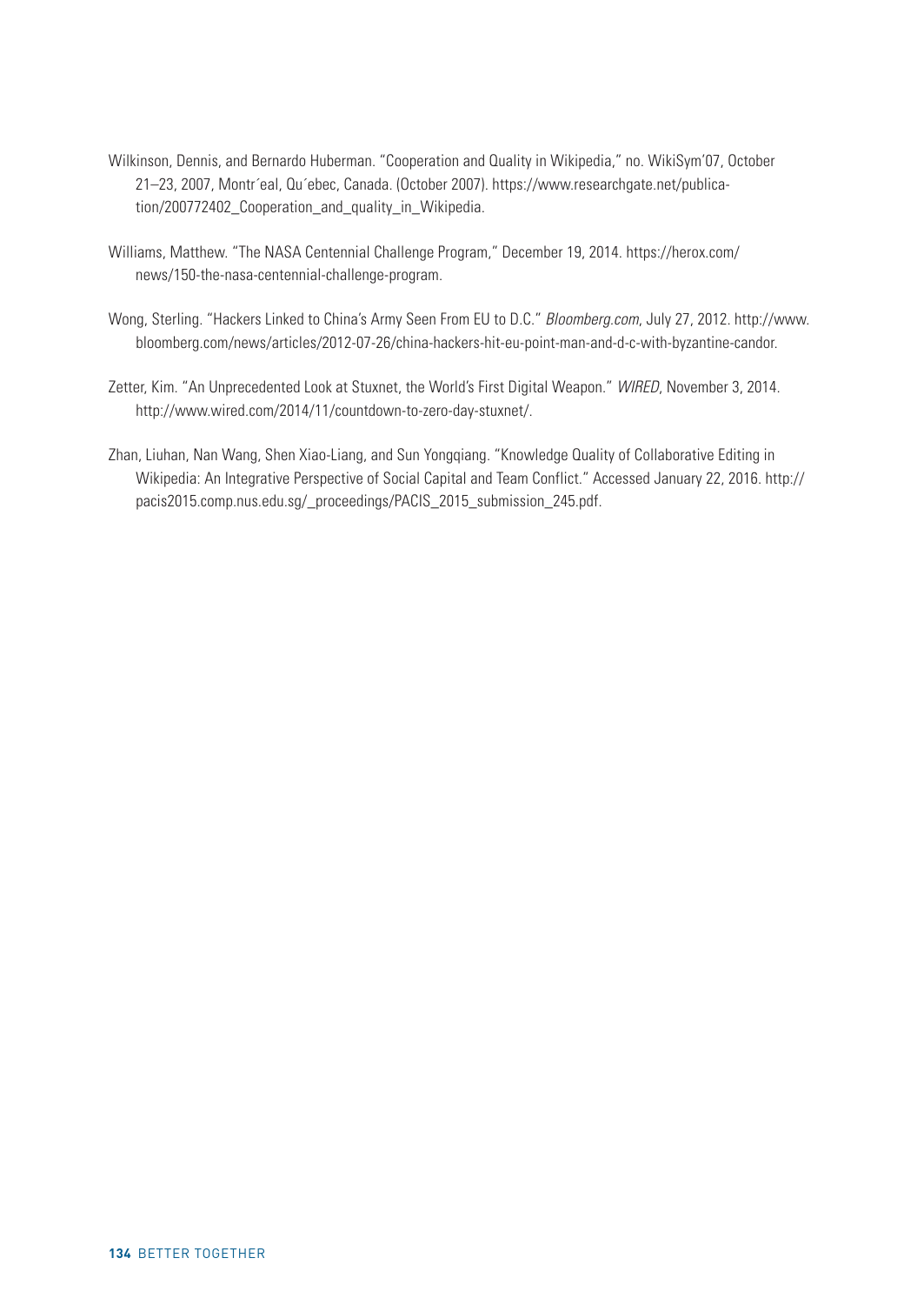Wilkinson, Dennis, and Bernardo Huberman. "Cooperation and Quality in Wikipedia," no. WikiSym'07, October 21–23, 2007, Montr´eal, Qu´ebec, Canada. (October 2007). https://www.researchgate.net/publication/200772402_Cooperation_and_quality_in_Wikipedia.

Williams, Matthew. "The NASA Centennial Challenge Program," December 19, 2014. https://herox.com/news/150-the-nasa-centennial-challenge-program.

Wong, Sterling. "Hackers Linked to China's Army Seen From EU to D.C." *Bloomberg.com*, July 27, 2012. http://www.bloomberg.com/news/articles/2012-07-26/china-hackers-hit-eu-point-man-and-d-c-with-byzantine-candor.

Zetter, Kim. "An Unprecedented Look at Stuxnet, the World's First Digital Weapon." *WIRED*, November 3, 2014. http://www.wired.com/2014/11/countdown-to-zero-day-stuxnet/.

Zhan, Liuhan, Nan Wang, Shen Xiao-Liang, and Sun Yongqiang. "Knowledge Quality of Collaborative Editing in Wikipedia: An Integrative Perspective of Social Capital and Team Conflict." Accessed January 22, 2016. http://pacis2015.comp.nus.edu.sg/_proceedings/PACIS_2015_submission_245.pdf.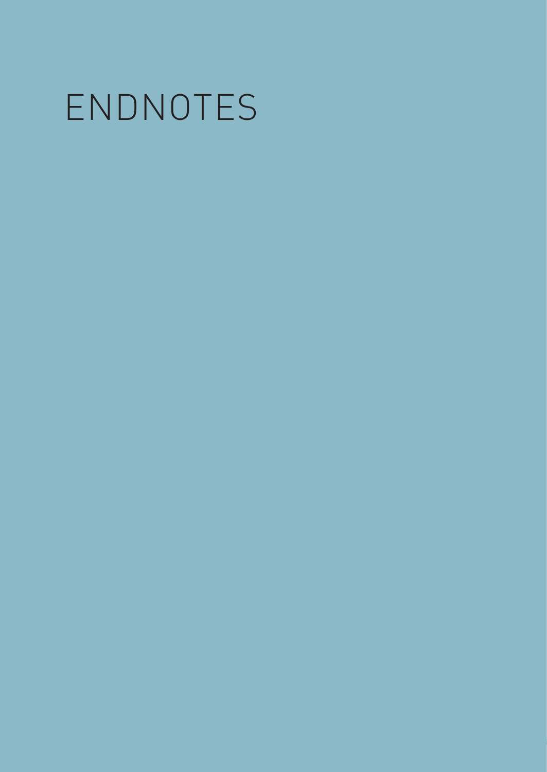# ENDNOTES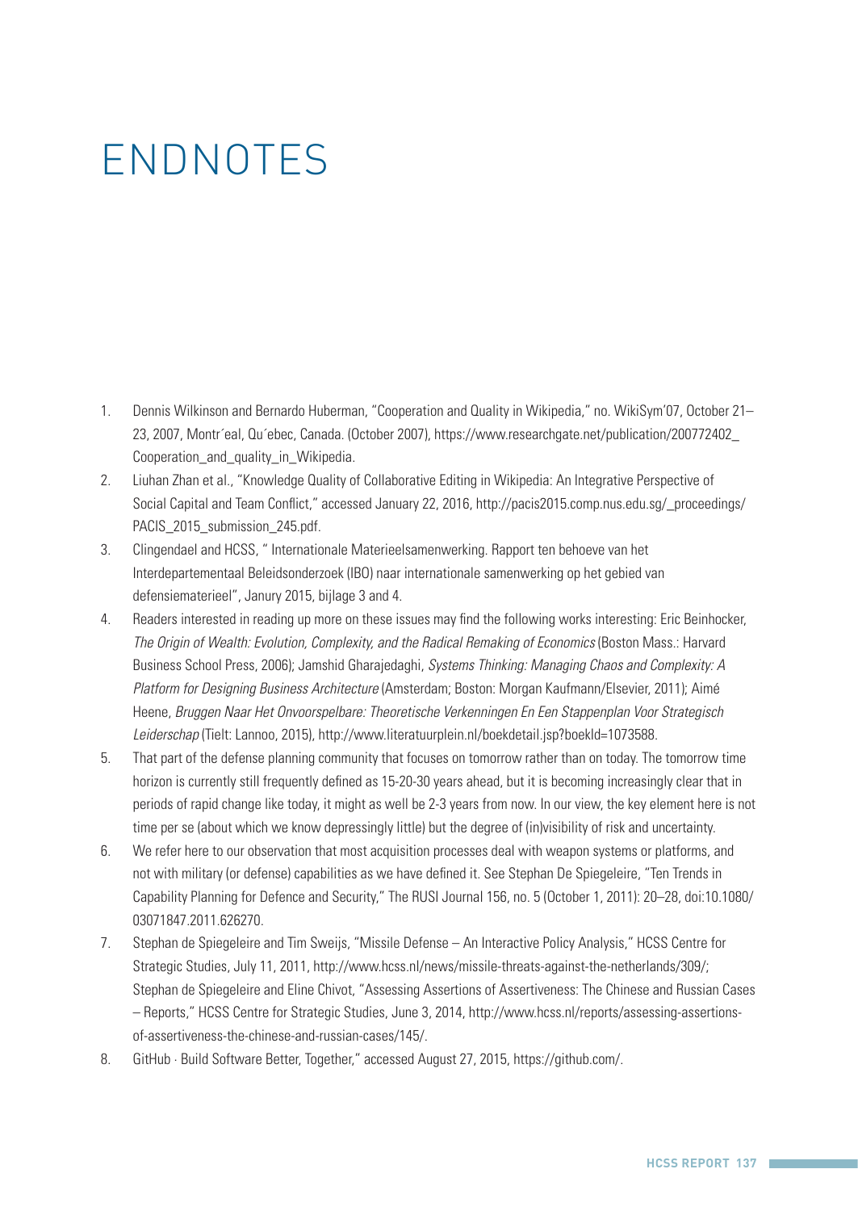# ENDNOTES

1. Dennis Wilkinson and Bernardo Huberman, "Cooperation and Quality in Wikipedia," no. WikiSym'07, October 21–23, 2007, Montr´eal, Qu´ebec, Canada. (October 2007), https://www.researchgate.net/publication/200772402_Cooperation_and_quality_in_Wikipedia.
2. Liuhan Zhan et al., "Knowledge Quality of Collaborative Editing in Wikipedia: An Integrative Perspective of Social Capital and Team Conflict," accessed January 22, 2016, http://pacis2015.comp.nus.edu.sg/_proceedings/PACIS_2015_submission_245.pdf.
3. Clingendael and HCSS, " Internationale Materieelsamenwerking. Rapport ten behoeve van het Interdepartementaal Beleidsonderzoek (IBO) naar internationale samenwerking op het gebied van defensiematerieel", Janury 2015, bijlage 3 and 4.
4. Readers interested in reading up more on these issues may find the following works interesting: Eric Beinhocker, *The Origin of Wealth: Evolution, Complexity, and the Radical Remaking of Economics* (Boston Mass.: Harvard Business School Press, 2006); Jamshid Gharajedaghi, *Systems Thinking: Managing Chaos and Complexity: A Platform for Designing Business Architecture* (Amsterdam; Boston: Morgan Kaufmann/Elsevier, 2011); Aimé Heene, *Bruggen Naar Het Onvoorspelbare: Theoretische Verkenningen En Een Stappenplan Voor Strategisch Leiderschap* (Tielt: Lannoo, 2015), http://www.literatuurplein.nl/boekdetail.jsp?boekId=1073588.
5. That part of the defense planning community that focuses on tomorrow rather than on today. The tomorrow time horizon is currently still frequently defined as 15-20-30 years ahead, but it is becoming increasingly clear that in periods of rapid change like today, it might as well be 2-3 years from now. In our view, the key element here is not time per se (about which we know depressingly little) but the degree of (in)visibility of risk and uncertainty.
6. We refer here to our observation that most acquisition processes deal with weapon systems or platforms, and not with military (or defense) capabilities as we have defined it. See Stephan De Spiegeleire, "Ten Trends in Capability Planning for Defence and Security," The RUSI Journal 156, no. 5 (October 1, 2011): 20–28, doi:10.1080/03071847.2011.626270.
7. Stephan de Spiegeleire and Tim Sweijs, "Missile Defense – An Interactive Policy Analysis," HCSS Centre for Strategic Studies, July 11, 2011, http://www.hcss.nl/news/missile-threats-against-the-netherlands/309/; Stephan de Spiegeleire and Eline Chivot, "Assessing Assertions of Assertiveness: The Chinese and Russian Cases – Reports," HCSS Centre for Strategic Studies, June 3, 2014, http://www.hcss.nl/reports/assessing-assertions-of-assertiveness-the-chinese-and-russian-cases/145/.
8. GitHub · Build Software Better, Together," accessed August 27, 2015, https://github.com/.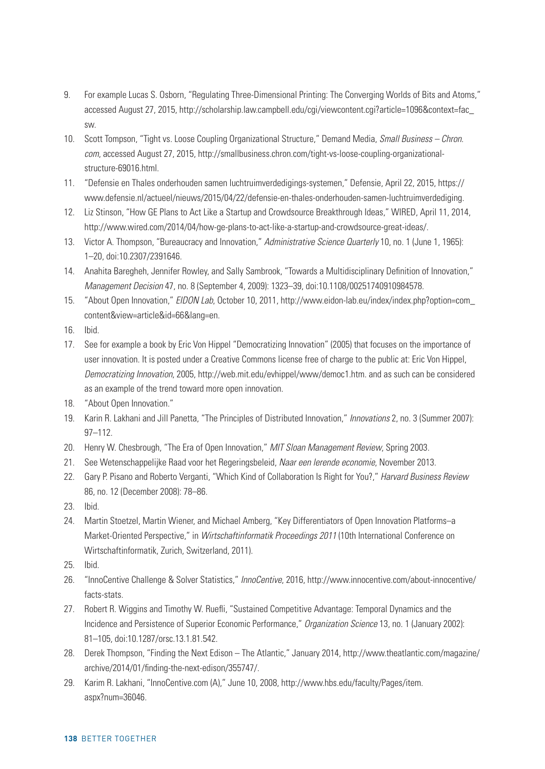9. For example Lucas S. Osborn, "Regulating Three-Dimensional Printing: The Converging Worlds of Bits and Atoms," accessed August 27, 2015, http://scholarship.law.campbell.edu/cgi/viewcontent.cgi?article=1096&context=fac_sw.
10. Scott Tompson, "Tight vs. Loose Coupling Organizational Structure," Demand Media, *Small Business – Chron.com*, accessed August 27, 2015, http://smallbusiness.chron.com/tight-vs-loose-coupling-organizational-structure-69016.html.
11. "Defensie en Thales onderhouden samen luchtruimverdedigings-systemen," Defensie, April 22, 2015, https://www.defensie.nl/actueel/nieuws/2015/04/22/defensie-en-thales-onderhouden-samen-luchtruimverdediging.
12. Liz Stinson, "How GE Plans to Act Like a Startup and Crowdsource Breakthrough Ideas," WIRED, April 11, 2014, http://www.wired.com/2014/04/how-ge-plans-to-act-like-a-startup-and-crowdsource-great-ideas/.
13. Victor A. Thompson, "Bureaucracy and Innovation," *Administrative Science Quarterly* 10, no. 1 (June 1, 1965): 1–20, doi:10.2307/2391646.
14. Anahita Baregheh, Jennifer Rowley, and Sally Sambrook, "Towards a Multidisciplinary Definition of Innovation," *Management Decision* 47, no. 8 (September 4, 2009): 1323–39, doi:10.1108/00251740910984578.
15. "About Open Innovation," *EIDON Lab*, October 10, 2011, http://www.eidon-lab.eu/index/index.php?option=com_content&view=article&id=66&lang=en.
16. Ibid.
17. See for example a book by Eric Von Hippel "Democratizing Innovation" (2005) that focuses on the importance of user innovation. It is posted under a Creative Commons license free of charge to the public at: Eric Von Hippel, *Democratizing Innovation*, 2005, http://web.mit.edu/evhippel/www/democ1.htm. and as such can be considered as an example of the trend toward more open innovation.
18. "About Open Innovation."
19. Karin R. Lakhani and Jill Panetta, "The Principles of Distributed Innovation," *Innovations* 2, no. 3 (Summer 2007): 97–112.
20. Henry W. Chesbrough, "The Era of Open Innovation," *MIT Sloan Management Review*, Spring 2003.
21. See Wetenschappelijke Raad voor het Regeringsbeleid, *Naar een lerende economie*, November 2013.
22. Gary P. Pisano and Roberto Verganti, "Which Kind of Collaboration Is Right for You?," *Harvard Business Review* 86, no. 12 (December 2008): 78–86.
23. Ibid.
24. Martin Stoetzel, Martin Wiener, and Michael Amberg, "Key Differentiators of Open Innovation Platforms–a Market-Oriented Perspective," in *Wirtschaftinformatik Proceedings 2011* (10th International Conference on Wirtschaftinformatik, Zurich, Switzerland, 2011).
25. Ibid.
26. "InnoCentive Challenge & Solver Statistics," *InnoCentive*, 2016, http://www.innocentive.com/about-innocentive/facts-stats.
27. Robert R. Wiggins and Timothy W. Ruefli, "Sustained Competitive Advantage: Temporal Dynamics and the Incidence and Persistence of Superior Economic Performance," *Organization Science* 13, no. 1 (January 2002): 81–105, doi:10.1287/orsc.13.1.81.542.
28. Derek Thompson, "Finding the Next Edison – The Atlantic," January 2014, http://www.theatlantic.com/magazine/archive/2014/01/finding-the-next-edison/355747/.
29. Karim R. Lakhani, "InnoCentive.com (A)," June 10, 2008, http://www.hbs.edu/faculty/Pages/item.aspx?num=36046.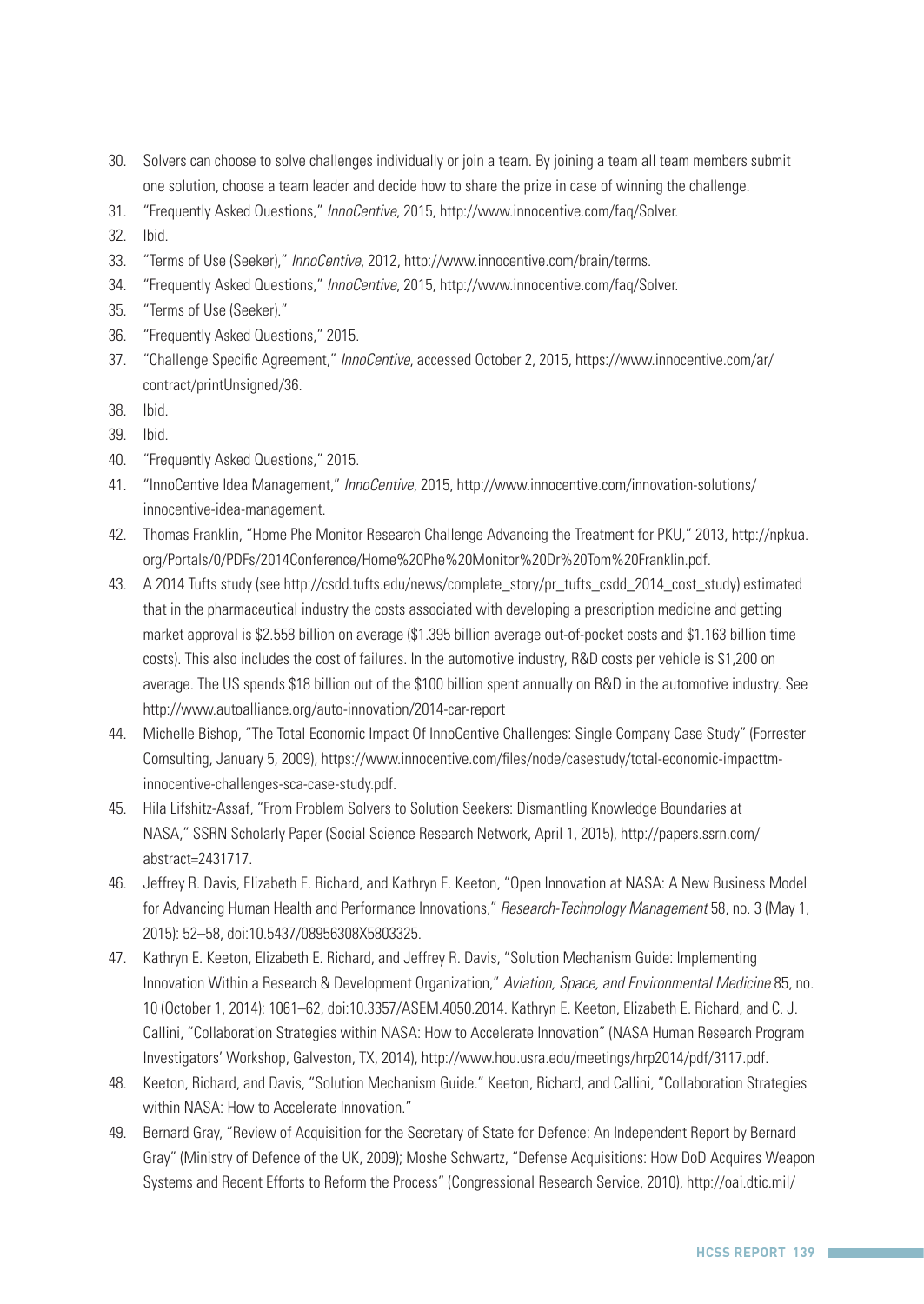30. Solvers can choose to solve challenges individually or join a team. By joining a team all team members submit one solution, choose a team leader and decide how to share the prize in case of winning the challenge.
31. "Frequently Asked Questions," *InnoCentive*, 2015, http://www.innocentive.com/faq/Solver.
32. Ibid.
33. "Terms of Use (Seeker)," *InnoCentive*, 2012, http://www.innocentive.com/brain/terms.
34. "Frequently Asked Questions," *InnoCentive*, 2015, http://www.innocentive.com/faq/Solver.
35. "Terms of Use (Seeker)."
36. "Frequently Asked Questions," 2015.
37. "Challenge Specific Agreement," *InnoCentive*, accessed October 2, 2015, https://www.innocentive.com/ar/contract/printUnsigned/36.
38. Ibid.
39. Ibid.
40. "Frequently Asked Questions," 2015.
41. "InnoCentive Idea Management," *InnoCentive*, 2015, http://www.innocentive.com/innovation-solutions/innocentive-idea-management.
42. Thomas Franklin, "Home Phe Monitor Research Challenge Advancing the Treatment for PKU," 2013, http://npkua.org/Portals/0/PDFs/2014Conference/Home%20Phe%20Monitor%20Dr%20Tom%20Franklin.pdf.
43. A 2014 Tufts study (see http://csdd.tufts.edu/news/complete_story/pr_tufts_csdd_2014_cost_study) estimated that in the pharmaceutical industry the costs associated with developing a prescription medicine and getting market approval is $2.558 billion on average ($1.395 billion average out-of-pocket costs and $1.163 billion time costs). This also includes the cost of failures. In the automotive industry, R&D costs per vehicle is $1,200 on average. The US spends $18 billion out of the $100 billion spent annually on R&D in the automotive industry. See http://www.autoalliance.org/auto-innovation/2014-car-report
44. Michelle Bishop, "The Total Economic Impact Of InnoCentive Challenges: Single Company Case Study" (Forrester Comsulting, January 5, 2009), https://www.innocentive.com/files/node/casestudy/total-economic-impacttm-innocentive-challenges-sca-case-study.pdf.
45. Hila Lifshitz-Assaf, "From Problem Solvers to Solution Seekers: Dismantling Knowledge Boundaries at NASA," SSRN Scholarly Paper (Social Science Research Network, April 1, 2015), http://papers.ssrn.com/abstract=2431717.
46. Jeffrey R. Davis, Elizabeth E. Richard, and Kathryn E. Keeton, "Open Innovation at NASA: A New Business Model for Advancing Human Health and Performance Innovations," *Research-Technology Management* 58, no. 3 (May 1, 2015): 52–58, doi:10.5437/08956308X5803325.
47. Kathryn E. Keeton, Elizabeth E. Richard, and Jeffrey R. Davis, "Solution Mechanism Guide: Implementing Innovation Within a Research & Development Organization," *Aviation, Space, and Environmental Medicine* 85, no. 10 (October 1, 2014): 1061–62, doi:10.3357/ASEM.4050.2014. Kathryn E. Keeton, Elizabeth E. Richard, and C. J. Callini, "Collaboration Strategies within NASA: How to Accelerate Innovation" (NASA Human Research Program Investigators' Workshop, Galveston, TX, 2014), http://www.hou.usra.edu/meetings/hrp2014/pdf/3117.pdf.
48. Keeton, Richard, and Davis, "Solution Mechanism Guide." Keeton, Richard, and Callini, "Collaboration Strategies within NASA: How to Accelerate Innovation."
49. Bernard Gray, "Review of Acquisition for the Secretary of State for Defence: An Independent Report by Bernard Gray" (Ministry of Defence of the UK, 2009); Moshe Schwartz, "Defense Acquisitions: How DoD Acquires Weapon Systems and Recent Efforts to Reform the Process" (Congressional Research Service, 2010), http://oai.dtic.mil/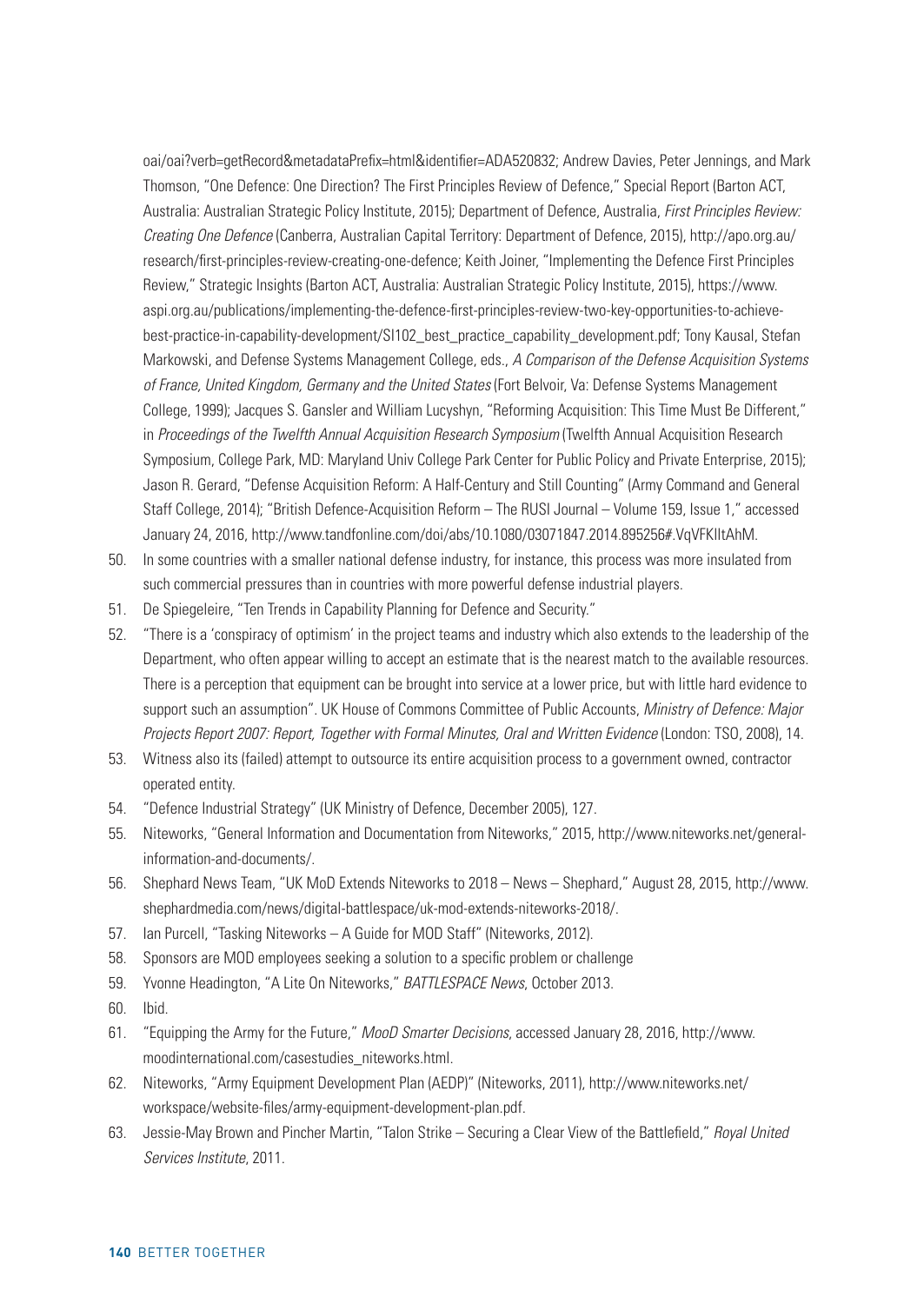oai/oai?verb=getRecord&metadataPrefix=html&identifier=ADA520832; Andrew Davies, Peter Jennings, and Mark Thomson, "One Defence: One Direction? The First Principles Review of Defence," Special Report (Barton ACT, Australia: Australian Strategic Policy Institute, 2015); Department of Defence, Australia, *First Principles Review: Creating One Defence* (Canberra, Australian Capital Territory: Department of Defence, 2015), http://apo.org.au/research/first-principles-review-creating-one-defence; Keith Joiner, "Implementing the Defence First Principles Review," Strategic Insights (Barton ACT, Australia: Australian Strategic Policy Institute, 2015), https://www.aspi.org.au/publications/implementing-the-defence-first-principles-review-two-key-opportunities-to-achieve-best-practice-in-capability-development/SI102_best_practice_capability_development.pdf; Tony Kausal, Stefan Markowski, and Defense Systems Management College, eds., *A Comparison of the Defense Acquisition Systems of France, United Kingdom, Germany and the United States* (Fort Belvoir, Va: Defense Systems Management College, 1999); Jacques S. Gansler and William Lucyshyn, "Reforming Acquisition: This Time Must Be Different," in *Proceedings of the Twelfth Annual Acquisition Research Symposium* (Twelfth Annual Acquisition Research Symposium, College Park, MD: Maryland Univ College Park Center for Public Policy and Private Enterprise, 2015); Jason R. Gerard, "Defense Acquisition Reform: A Half-Century and Still Counting" (Army Command and General Staff College, 2014); "British Defence-Acquisition Reform – The RUSI Journal – Volume 159, Issue 1," accessed January 24, 2016, http://www.tandfonline.com/doi/abs/10.1080/03071847.2014.895256#.VqVFKIltAhM.

50. In some countries with a smaller national defense industry, for instance, this process was more insulated from such commercial pressures than in countries with more powerful defense industrial players.
51. De Spiegeleire, "Ten Trends in Capability Planning for Defence and Security."
52. "There is a 'conspiracy of optimism' in the project teams and industry which also extends to the leadership of the Department, who often appear willing to accept an estimate that is the nearest match to the available resources. There is a perception that equipment can be brought into service at a lower price, but with little hard evidence to support such an assumption". UK House of Commons Committee of Public Accounts, *Ministry of Defence: Major Projects Report 2007: Report, Together with Formal Minutes, Oral and Written Evidence* (London: TSO, 2008), 14.
53. Witness also its (failed) attempt to outsource its entire acquisition process to a government owned, contractor operated entity.
54. "Defence Industrial Strategy" (UK Ministry of Defence, December 2005), 127.
55. Niteworks, "General Information and Documentation from Niteworks," 2015, http://www.niteworks.net/general-information-and-documents/.
56. Shephard News Team, "UK MoD Extends Niteworks to 2018 – News – Shephard," August 28, 2015, http://www.shephardmedia.com/news/digital-battlespace/uk-mod-extends-niteworks-2018/.
57. Ian Purcell, "Tasking Niteworks – A Guide for MOD Staff" (Niteworks, 2012).
58. Sponsors are MOD employees seeking a solution to a specific problem or challenge
59. Yvonne Headington, "A Lite On Niteworks," *BATTLESPACE News*, October 2013.
60. Ibid.
61. "Equipping the Army for the Future," *MooD Smarter Decisions*, accessed January 28, 2016, http://www.moodinternational.com/casestudies_niteworks.html.
62. Niteworks, "Army Equipment Development Plan (AEDP)" (Niteworks, 2011), http://www.niteworks.net/workspace/website-files/army-equipment-development-plan.pdf.
63. Jessie-May Brown and Pincher Martin, "Talon Strike – Securing a Clear View of the Battlefield," *Royal United Services Institute*, 2011.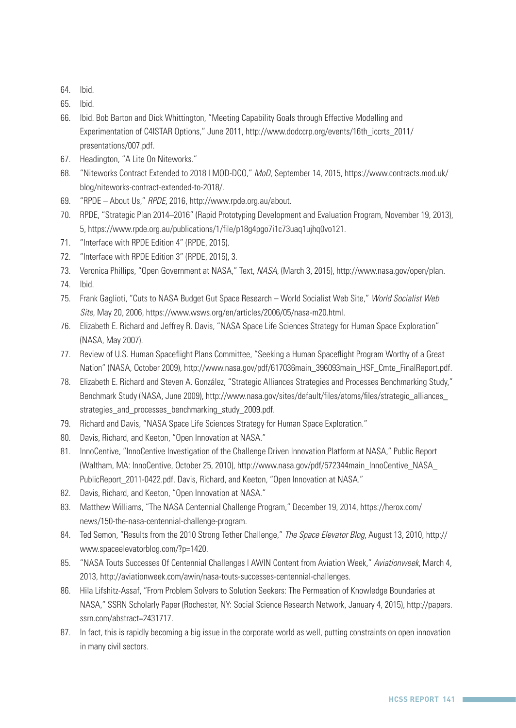64. Ibid.
65. Ibid.
66. Ibid. Bob Barton and Dick Whittington, "Meeting Capability Goals through Effective Modelling and Experimentation of C4ISTAR Options," June 2011, http://www.dodccrp.org/events/16th_iccrts_2011/presentations/007.pdf.
67. Headington, "A Lite On Niteworks."
68. "Niteworks Contract Extended to 2018 | MOD-DCO," *MoD*, September 14, 2015, https://www.contracts.mod.uk/blog/niteworks-contract-extended-to-2018/.
69. "RPDE – About Us," *RPDE*, 2016, http://www.rpde.org.au/about.
70. RPDE, "Strategic Plan 2014–2016" (Rapid Prototyping Development and Evaluation Program, November 19, 2013), 5, https://www.rpde.org.au/publications/1/file/p18g4pgo7i1c73uaq1ujhq0vo121.
71. "Interface with RPDE Edition 4" (RPDE, 2015).
72. "Interface with RPDE Edition 3" (RPDE, 2015), 3.
73. Veronica Phillips, "Open Government at NASA," Text, *NASA*, (March 3, 2015), http://www.nasa.gov/open/plan.
74. Ibid.
75. Frank Gaglioti, "Cuts to NASA Budget Gut Space Research – World Socialist Web Site," *World Socialist Web Site*, May 20, 2006, https://www.wsws.org/en/articles/2006/05/nasa-m20.html.
76. Elizabeth E. Richard and Jeffrey R. Davis, "NASA Space Life Sciences Strategy for Human Space Exploration" (NASA, May 2007).
77. Review of U.S. Human Spaceflight Plans Committee, "Seeking a Human Spaceflight Program Worthy of a Great Nation" (NASA, October 2009), http://www.nasa.gov/pdf/617036main_396093main_HSF_Cmte_FinalReport.pdf.
78. Elizabeth E. Richard and Steven A. González, "Strategic Alliances Strategies and Processes Benchmarking Study," Benchmark Study (NASA, June 2009), http://www.nasa.gov/sites/default/files/atoms/files/strategic_alliances_strategies_and_processes_benchmarking_study_2009.pdf.
79. Richard and Davis, "NASA Space Life Sciences Strategy for Human Space Exploration."
80. Davis, Richard, and Keeton, "Open Innovation at NASA."
81. InnoCentive, "InnoCentive Investigation of the Challenge Driven Innovation Platform at NASA," Public Report (Waltham, MA: InnoCentive, October 25, 2010), http://www.nasa.gov/pdf/572344main_InnoCentive_NASA_PublicReport_2011-0422.pdf. Davis, Richard, and Keeton, "Open Innovation at NASA."
82. Davis, Richard, and Keeton, "Open Innovation at NASA."
83. Matthew Williams, "The NASA Centennial Challenge Program," December 19, 2014, https://herox.com/news/150-the-nasa-centennial-challenge-program.
84. Ted Semon, "Results from the 2010 Strong Tether Challenge," *The Space Elevator Blog*, August 13, 2010, http://www.spaceelevatorblog.com/?p=1420.
85. "NASA Touts Successes Of Centennial Challenges | AWIN Content from Aviation Week," *Aviationweek*, March 4, 2013, http://aviationweek.com/awin/nasa-touts-successes-centennial-challenges.
86. Hila Lifshitz-Assaf, "From Problem Solvers to Solution Seekers: The Permeation of Knowledge Boundaries at NASA," SSRN Scholarly Paper (Rochester, NY: Social Science Research Network, January 4, 2015), http://papers.ssrn.com/abstract=2431717.
87. In fact, this is rapidly becoming a big issue in the corporate world as well, putting constraints on open innovation in many civil sectors.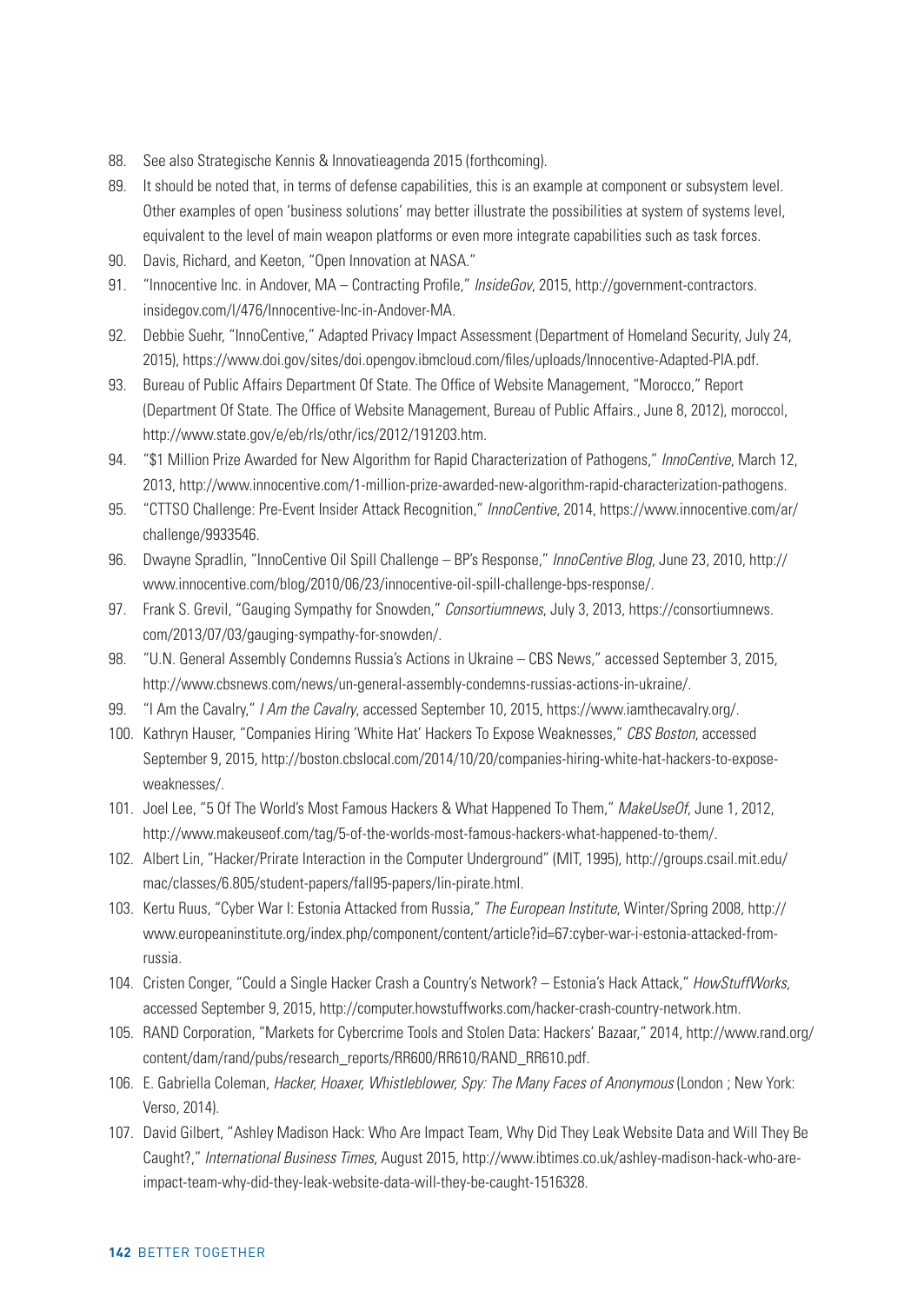88. See also Strategische Kennis & Innovatieagenda 2015 (forthcoming).
89. It should be noted that, in terms of defense capabilities, this is an example at component or subsystem level. Other examples of open 'business solutions' may better illustrate the possibilities at system of systems level, equivalent to the level of main weapon platforms or even more integrate capabilities such as task forces.
90. Davis, Richard, and Keeton, "Open Innovation at NASA."
91. "Innocentive Inc. in Andover, MA – Contracting Profile," *InsideGov*, 2015, http://government-contractors.insidegov.com/l/476/Innocentive-Inc-in-Andover-MA.
92. Debbie Suehr, "InnoCentive," Adapted Privacy Impact Assessment (Department of Homeland Security, July 24, 2015), https://www.doi.gov/sites/doi.opengov.ibmcloud.com/files/uploads/Innocentive-Adapted-PIA.pdf.
93. Bureau of Public Affairs Department Of State. The Office of Website Management, "Morocco," Report (Department Of State. The Office of Website Management, Bureau of Public Affairs., June 8, 2012), moroccoI, http://www.state.gov/e/eb/rls/othr/ics/2012/191203.htm.
94. "$1 Million Prize Awarded for New Algorithm for Rapid Characterization of Pathogens," *InnoCentive*, March 12, 2013, http://www.innocentive.com/1-million-prize-awarded-new-algorithm-rapid-characterization-pathogens.
95. "CTTSO Challenge: Pre-Event Insider Attack Recognition," *InnoCentive*, 2014, https://www.innocentive.com/ar/challenge/9933546.
96. Dwayne Spradlin, "InnoCentive Oil Spill Challenge – BP's Response," *InnoCentive Blog*, June 23, 2010, http://www.innocentive.com/blog/2010/06/23/innocentive-oil-spill-challenge-bps-response/.
97. Frank S. Grevil, "Gauging Sympathy for Snowden," *Consortiumnews*, July 3, 2013, https://consortiumnews.com/2013/07/03/gauging-sympathy-for-snowden/.
98. "U.N. General Assembly Condemns Russia's Actions in Ukraine – CBS News," accessed September 3, 2015, http://www.cbsnews.com/news/un-general-assembly-condemns-russias-actions-in-ukraine/.
99. "I Am the Cavalry," *I Am the Cavalry*, accessed September 10, 2015, https://www.iamthecavalry.org/.
100. Kathryn Hauser, "Companies Hiring 'White Hat' Hackers To Expose Weaknesses," *CBS Boston*, accessed September 9, 2015, http://boston.cbslocal.com/2014/10/20/companies-hiring-white-hat-hackers-to-expose-weaknesses/.
101. Joel Lee, "5 Of The World's Most Famous Hackers & What Happened To Them," *MakeUseOf*, June 1, 2012, http://www.makeuseof.com/tag/5-of-the-worlds-most-famous-hackers-what-happened-to-them/.
102. Albert Lin, "Hacker/Prirate Interaction in the Computer Underground" (MIT, 1995), http://groups.csail.mit.edu/mac/classes/6.805/student-papers/fall95-papers/lin-pirate.html.
103. Kertu Ruus, "Cyber War I: Estonia Attacked from Russia," *The European Institute*, Winter/Spring 2008, http://www.europeaninstitute.org/index.php/component/content/article?id=67:cyber-war-i-estonia-attacked-from-russia.
104. Cristen Conger, "Could a Single Hacker Crash a Country's Network? – Estonia's Hack Attack," *HowStuffWorks*, accessed September 9, 2015, http://computer.howstuffworks.com/hacker-crash-country-network.htm.
105. RAND Corporation, "Markets for Cybercrime Tools and Stolen Data: Hackers' Bazaar," 2014, http://www.rand.org/content/dam/rand/pubs/research_reports/RR600/RR610/RAND_RR610.pdf.
106. E. Gabriella Coleman, *Hacker, Hoaxer, Whistleblower, Spy: The Many Faces of Anonymous* (London ; New York: Verso, 2014).
107. David Gilbert, "Ashley Madison Hack: Who Are Impact Team, Why Did They Leak Website Data and Will They Be Caught?," *International Business Times*, August 2015, http://www.ibtimes.co.uk/ashley-madison-hack-who-are-impact-team-why-did-they-leak-website-data-will-they-be-caught-1516328.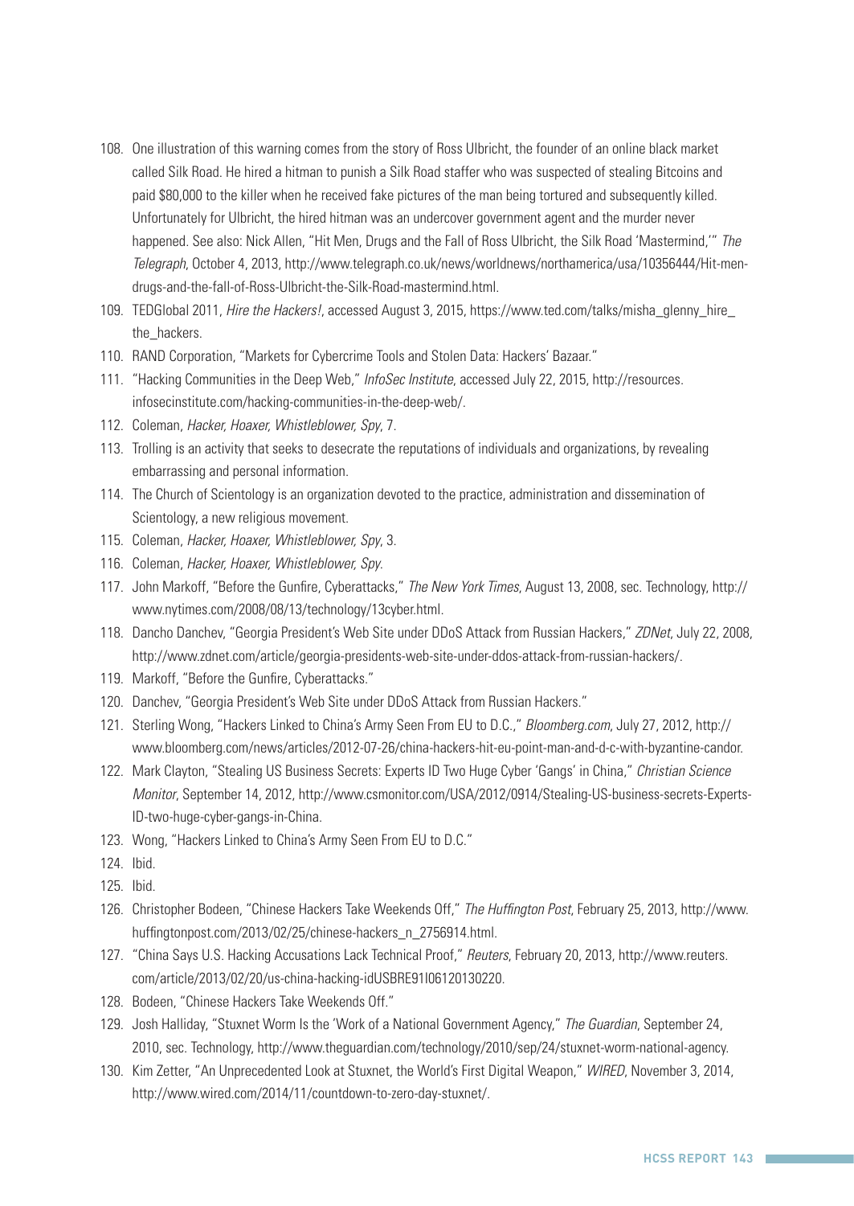108. One illustration of this warning comes from the story of Ross Ulbricht, the founder of an online black market called Silk Road. He hired a hitman to punish a Silk Road staffer who was suspected of stealing Bitcoins and paid $80,000 to the killer when he received fake pictures of the man being tortured and subsequently killed. Unfortunately for Ulbricht, the hired hitman was an undercover government agent and the murder never happened. See also: Nick Allen, "Hit Men, Drugs and the Fall of Ross Ulbricht, the Silk Road 'Mastermind,'" *The Telegraph*, October 4, 2013, http://www.telegraph.co.uk/news/worldnews/northamerica/usa/10356444/Hit-men-drugs-and-the-fall-of-Ross-Ulbricht-the-Silk-Road-mastermind.html.
109. TEDGlobal 2011, *Hire the Hackers!*, accessed August 3, 2015, https://www.ted.com/talks/misha_glenny_hire_the_hackers.
110. RAND Corporation, "Markets for Cybercrime Tools and Stolen Data: Hackers' Bazaar."
111. "Hacking Communities in the Deep Web," *InfoSec Institute*, accessed July 22, 2015, http://resources.infosecinstitute.com/hacking-communities-in-the-deep-web/.
112. Coleman, *Hacker, Hoaxer, Whistleblower, Spy*, 7.
113. Trolling is an activity that seeks to desecrate the reputations of individuals and organizations, by revealing embarrassing and personal information.
114. The Church of Scientology is an organization devoted to the practice, administration and dissemination of Scientology, a new religious movement.
115. Coleman, *Hacker, Hoaxer, Whistleblower, Spy*, 3.
116. Coleman, *Hacker, Hoaxer, Whistleblower, Spy*.
117. John Markoff, "Before the Gunfire, Cyberattacks," *The New York Times*, August 13, 2008, sec. Technology, http://www.nytimes.com/2008/08/13/technology/13cyber.html.
118. Dancho Danchev, "Georgia President's Web Site under DDoS Attack from Russian Hackers," *ZDNet*, July 22, 2008, http://www.zdnet.com/article/georgia-presidents-web-site-under-ddos-attack-from-russian-hackers/.
119. Markoff, "Before the Gunfire, Cyberattacks."
120. Danchev, "Georgia President's Web Site under DDoS Attack from Russian Hackers."
121. Sterling Wong, "Hackers Linked to China's Army Seen From EU to D.C.," *Bloomberg.com*, July 27, 2012, http://www.bloomberg.com/news/articles/2012-07-26/china-hackers-hit-eu-point-man-and-d-c-with-byzantine-candor.
122. Mark Clayton, "Stealing US Business Secrets: Experts ID Two Huge Cyber 'Gangs' in China," *Christian Science Monitor*, September 14, 2012, http://www.csmonitor.com/USA/2012/0914/Stealing-US-business-secrets-Experts-ID-two-huge-cyber-gangs-in-China.
123. Wong, "Hackers Linked to China's Army Seen From EU to D.C."
124. Ibid.
125. Ibid.
126. Christopher Bodeen, "Chinese Hackers Take Weekends Off," *The Huffington Post*, February 25, 2013, http://www.huffingtonpost.com/2013/02/25/chinese-hackers_n_2756914.html.
127. "China Says U.S. Hacking Accusations Lack Technical Proof," *Reuters*, February 20, 2013, http://www.reuters.com/article/2013/02/20/us-china-hacking-idUSBRE91I06120130220.
128. Bodeen, "Chinese Hackers Take Weekends Off."
129. Josh Halliday, "Stuxnet Worm Is the 'Work of a National Government Agency," *The Guardian*, September 24, 2010, sec. Technology, http://www.theguardian.com/technology/2010/sep/24/stuxnet-worm-national-agency.
130. Kim Zetter, "An Unprecedented Look at Stuxnet, the World's First Digital Weapon," *WIRED*, November 3, 2014, http://www.wired.com/2014/11/countdown-to-zero-day-stuxnet/.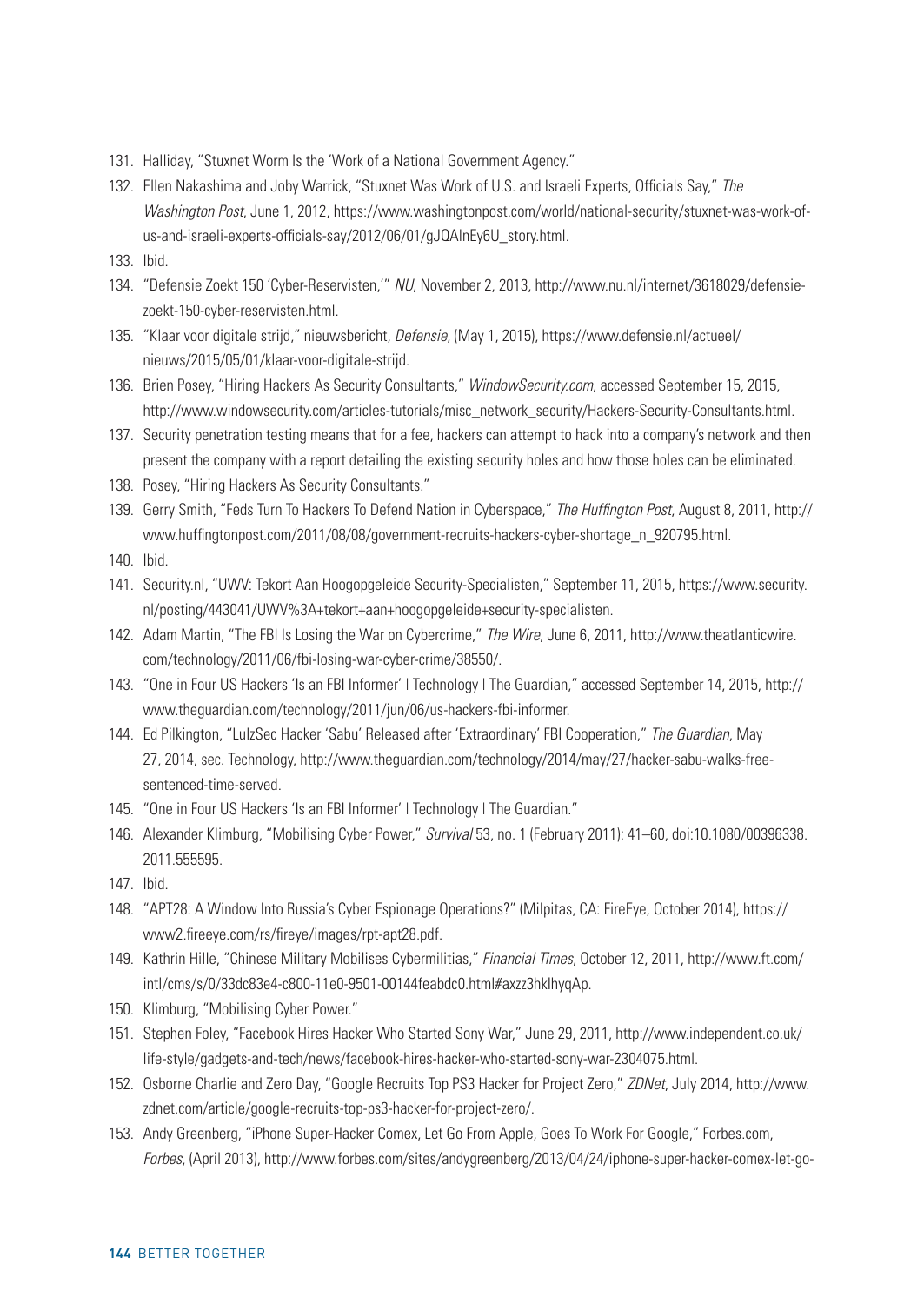131. Halliday, "Stuxnet Worm Is the 'Work of a National Government Agency."
132. Ellen Nakashima and Joby Warrick, "Stuxnet Was Work of U.S. and Israeli Experts, Officials Say," *The Washington Post*, June 1, 2012, https://www.washingtonpost.com/world/national-security/stuxnet-was-work-of-us-and-israeli-experts-officials-say/2012/06/01/gJQAlnEy6U_story.html.
133. Ibid.
134. "Defensie Zoekt 150 'Cyber-Reservisten,'" *NU*, November 2, 2013, http://www.nu.nl/internet/3618029/defensie-zoekt-150-cyber-reservisten.html.
135. "Klaar voor digitale strijd," nieuwsbericht, *Defensie*, (May 1, 2015), https://www.defensie.nl/actueel/nieuws/2015/05/01/klaar-voor-digitale-strijd.
136. Brien Posey, "Hiring Hackers As Security Consultants," *WindowSecurity.com*, accessed September 15, 2015, http://www.windowsecurity.com/articles-tutorials/misc_network_security/Hackers-Security-Consultants.html.
137. Security penetration testing means that for a fee, hackers can attempt to hack into a company's network and then present the company with a report detailing the existing security holes and how those holes can be eliminated.
138. Posey, "Hiring Hackers As Security Consultants."
139. Gerry Smith, "Feds Turn To Hackers To Defend Nation in Cyberspace," *The Huffington Post*, August 8, 2011, http://www.huffingtonpost.com/2011/08/08/government-recruits-hackers-cyber-shortage_n_920795.html.
140. Ibid.
141. Security.nl, "UWV: Tekort Aan Hoogopgeleide Security-Specialisten," September 11, 2015, https://www.security.nl/posting/443041/UWV%3A+tekort+aan+hoogopgeleide+security-specialisten.
142. Adam Martin, "The FBI Is Losing the War on Cybercrime," *The Wire*, June 6, 2011, http://www.theatlanticwire.com/technology/2011/06/fbi-losing-war-cyber-crime/38550/.
143. "One in Four US Hackers 'Is an FBI Informer' | Technology | The Guardian," accessed September 14, 2015, http://www.theguardian.com/technology/2011/jun/06/us-hackers-fbi-informer.
144. Ed Pilkington, "LulzSec Hacker 'Sabu' Released after 'Extraordinary' FBI Cooperation," *The Guardian*, May 27, 2014, sec. Technology, http://www.theguardian.com/technology/2014/may/27/hacker-sabu-walks-free-sentenced-time-served.
145. "One in Four US Hackers 'Is an FBI Informer' | Technology | The Guardian."
146. Alexander Klimburg, "Mobilising Cyber Power," *Survival* 53, no. 1 (February 2011): 41–60, doi:10.1080/00396338.2011.555595.
147. Ibid.
148. "APT28: A Window Into Russia's Cyber Espionage Operations?" (Milpitas, CA: FireEye, October 2014), https://www2.fireeye.com/rs/fireye/images/rpt-apt28.pdf.
149. Kathrin Hille, "Chinese Military Mobilises Cybermilitias," *Financial Times*, October 12, 2011, http://www.ft.com/intl/cms/s/0/33dc83e4-c800-11e0-9501-00144feabdc0.html#axzz3hklhyqAp.
150. Klimburg, "Mobilising Cyber Power."
151. Stephen Foley, "Facebook Hires Hacker Who Started Sony War," June 29, 2011, http://www.independent.co.uk/life-style/gadgets-and-tech/news/facebook-hires-hacker-who-started-sony-war-2304075.html.
152. Osborne Charlie and Zero Day, "Google Recruits Top PS3 Hacker for Project Zero," *ZDNet*, July 2014, http://www.zdnet.com/article/google-recruits-top-ps3-hacker-for-project-zero/.
153. Andy Greenberg, "iPhone Super-Hacker Comex, Let Go From Apple, Goes To Work For Google," Forbes.com, *Forbes*, (April 2013), http://www.forbes.com/sites/andygreenberg/2013/04/24/iphone-super-hacker-comex-let-go-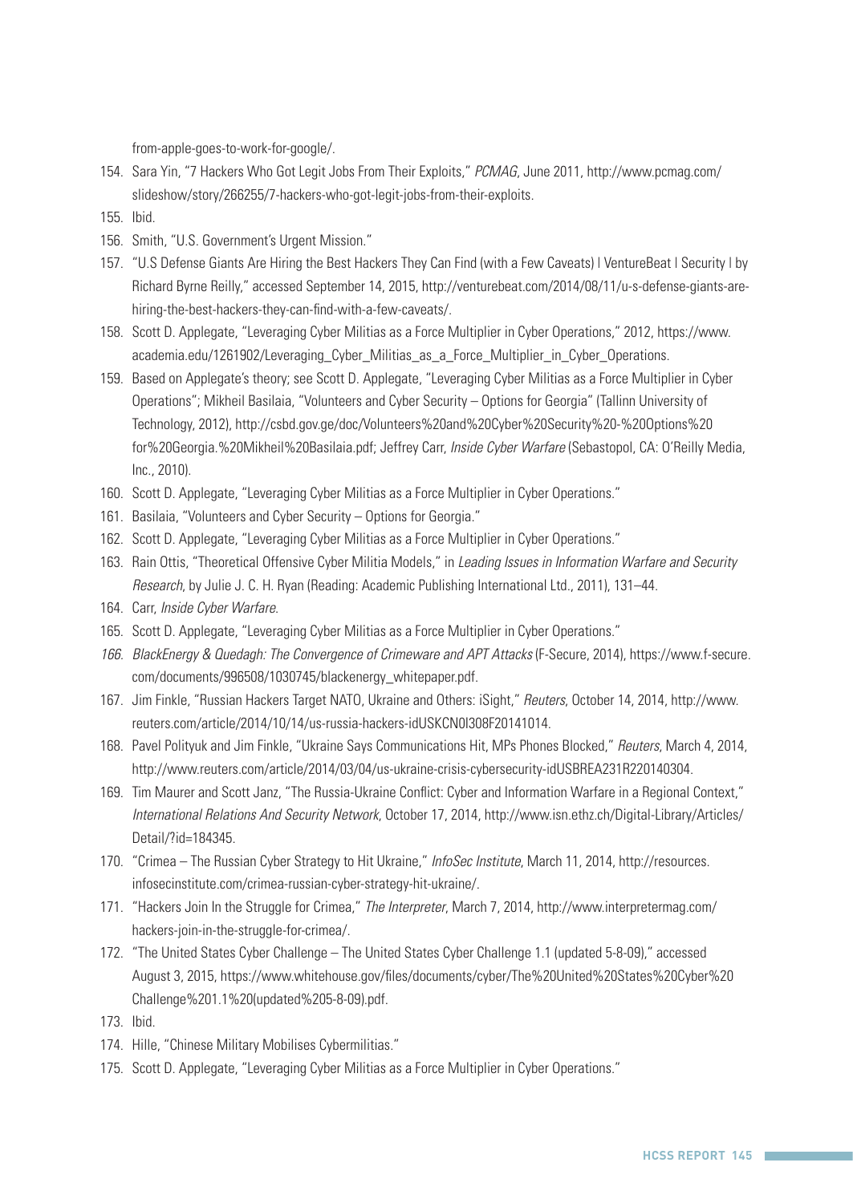from-apple-goes-to-work-for-google/.

154. Sara Yin, "7 Hackers Who Got Legit Jobs From Their Exploits," *PCMAG*, June 2011, http://www.pcmag.com/slideshow/story/266255/7-hackers-who-got-legit-jobs-from-their-exploits.
155. Ibid.
156. Smith, "U.S. Government's Urgent Mission."
157. "U.S Defense Giants Are Hiring the Best Hackers They Can Find (with a Few Caveats) | VentureBeat | Security | by Richard Byrne Reilly," accessed September 14, 2015, http://venturebeat.com/2014/08/11/u-s-defense-giants-are-hiring-the-best-hackers-they-can-find-with-a-few-caveats/.
158. Scott D. Applegate, "Leveraging Cyber Militias as a Force Multiplier in Cyber Operations," 2012, https://www.academia.edu/1261902/Leveraging_Cyber_Militias_as_a_Force_Multiplier_in_Cyber_Operations.
159. Based on Applegate's theory; see Scott D. Applegate, "Leveraging Cyber Militias as a Force Multiplier in Cyber Operations"; Mikheil Basilaia, "Volunteers and Cyber Security – Options for Georgia" (Tallinn University of Technology, 2012), http://csbd.gov.ge/doc/Volunteers%20and%20Cyber%20Security%20-%20Options%20for%20Georgia.%20Mikheil%20Basilaia.pdf; Jeffrey Carr, *Inside Cyber Warfare* (Sebastopol, CA: O'Reilly Media, Inc., 2010).
160. Scott D. Applegate, "Leveraging Cyber Militias as a Force Multiplier in Cyber Operations."
161. Basilaia, "Volunteers and Cyber Security – Options for Georgia."
162. Scott D. Applegate, "Leveraging Cyber Militias as a Force Multiplier in Cyber Operations."
163. Rain Ottis, "Theoretical Offensive Cyber Militia Models," in *Leading Issues in Information Warfare and Security Research*, by Julie J. C. H. Ryan (Reading: Academic Publishing International Ltd., 2011), 131–44.
164. Carr, *Inside Cyber Warfare*.
165. Scott D. Applegate, "Leveraging Cyber Militias as a Force Multiplier in Cyber Operations."
166. *BlackEnergy & Quedagh: The Convergence of Crimeware and APT Attacks* (F-Secure, 2014), https://www.f-secure.com/documents/996508/1030745/blackenergy_whitepaper.pdf.
167. Jim Finkle, "Russian Hackers Target NATO, Ukraine and Others: iSight," *Reuters*, October 14, 2014, http://www.reuters.com/article/2014/10/14/us-russia-hackers-idUSKCN0I308F20141014.
168. Pavel Polityuk and Jim Finkle, "Ukraine Says Communications Hit, MPs Phones Blocked," *Reuters*, March 4, 2014, http://www.reuters.com/article/2014/03/04/us-ukraine-crisis-cybersecurity-idUSBREA231R220140304.
169. Tim Maurer and Scott Janz, "The Russia-Ukraine Conflict: Cyber and Information Warfare in a Regional Context," *International Relations And Security Network*, October 17, 2014, http://www.isn.ethz.ch/Digital-Library/Articles/Detail/?id=184345.
170. "Crimea – The Russian Cyber Strategy to Hit Ukraine," *InfoSec Institute*, March 11, 2014, http://resources.infosecinstitute.com/crimea-russian-cyber-strategy-hit-ukraine/.
171. "Hackers Join In the Struggle for Crimea," *The Interpreter*, March 7, 2014, http://www.interpretermag.com/hackers-join-in-the-struggle-for-crimea/.
172. "The United States Cyber Challenge – The United States Cyber Challenge 1.1 (updated 5-8-09)," accessed August 3, 2015, https://www.whitehouse.gov/files/documents/cyber/The%20United%20States%20Cyber%20Challenge%201.1%20(updated%205-8-09).pdf.
173. Ibid.
174. Hille, "Chinese Military Mobilises Cybermilitias."
175. Scott D. Applegate, "Leveraging Cyber Militias as a Force Multiplier in Cyber Operations."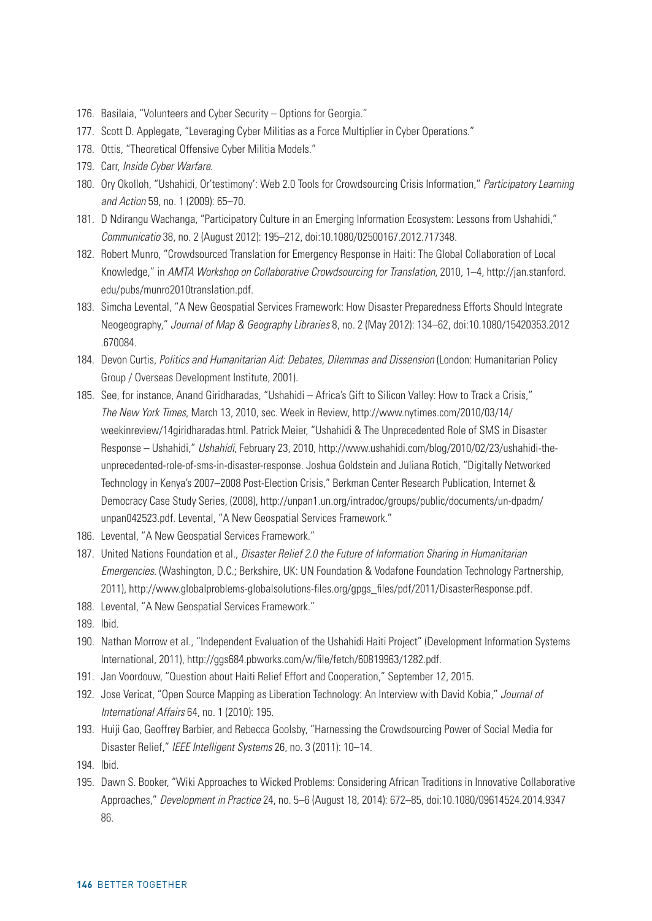176. Basilaia, "Volunteers and Cyber Security – Options for Georgia."
177. Scott D. Applegate, "Leveraging Cyber Militias as a Force Multiplier in Cyber Operations."
178. Ottis, "Theoretical Offensive Cyber Militia Models."
179. Carr, *Inside Cyber Warfare.*
180. Ory Okolloh, "Ushahidi, Or'testimony': Web 2.0 Tools for Crowdsourcing Crisis Information," *Participatory Learning and Action* 59, no. 1 (2009): 65–70.
181. D Ndirangu Wachanga, "Participatory Culture in an Emerging Information Ecosystem: Lessons from Ushahidi," *Communicatio* 38, no. 2 (August 2012): 195–212, doi:10.1080/02500167.2012.717348.
182. Robert Munro, "Crowdsourced Translation for Emergency Response in Haiti: The Global Collaboration of Local Knowledge," in *AMTA Workshop on Collaborative Crowdsourcing for Translation*, 2010, 1–4, http://jan.stanford.edu/pubs/munro2010translation.pdf.
183. Simcha Levental, "A New Geospatial Services Framework: How Disaster Preparedness Efforts Should Integrate Neogeography," *Journal of Map & Geography Libraries* 8, no. 2 (May 2012): 134–62, doi:10.1080/15420353.2012.670084.
184. Devon Curtis, *Politics and Humanitarian Aid: Debates, Dilemmas and Dissension* (London: Humanitarian Policy Group / Overseas Development Institute, 2001).
185. See, for instance, Anand Giridharadas, "Ushahidi – Africa's Gift to Silicon Valley: How to Track a Crisis," *The New York Times*, March 13, 2010, sec. Week in Review, http://www.nytimes.com/2010/03/14/weekinreview/14giridharadas.html. Patrick Meier, "Ushahidi & The Unprecedented Role of SMS in Disaster Response – Ushahidi," *Ushahidi*, February 23, 2010, http://www.ushahidi.com/blog/2010/02/23/ushahidi-the-unprecedented-role-of-sms-in-disaster-response. Joshua Goldstein and Juliana Rotich, "Digitally Networked Technology in Kenya's 2007–2008 Post-Election Crisis," Berkman Center Research Publication, Internet & Democracy Case Study Series, (2008), http://unpan1.un.org/intradoc/groups/public/documents/un-dpadm/unpan042523.pdf. Levental, "A New Geospatial Services Framework."
186. Levental, "A New Geospatial Services Framework."
187. United Nations Foundation et al., *Disaster Relief 2.0 the Future of Information Sharing in Humanitarian Emergencies.* (Washington, D.C.; Berkshire, UK: UN Foundation & Vodafone Foundation Technology Partnership, 2011), http://www.globalproblems-globalsolutions-files.org/gpgs_files/pdf/2011/DisasterResponse.pdf.
188. Levental, "A New Geospatial Services Framework."
189. Ibid.
190. Nathan Morrow et al., "Independent Evaluation of the Ushahidi Haiti Project" (Development Information Systems International, 2011), http://ggs684.pbworks.com/w/file/fetch/60819963/1282.pdf.
191. Jan Voordouw, "Question about Haiti Relief Effort and Cooperation," September 12, 2015.
192. Jose Vericat, "Open Source Mapping as Liberation Technology: An Interview with David Kobia," *Journal of International Affairs* 64, no. 1 (2010): 195.
193. Huiji Gao, Geoffrey Barbier, and Rebecca Goolsby, "Harnessing the Crowdsourcing Power of Social Media for Disaster Relief," *IEEE Intelligent Systems* 26, no. 3 (2011): 10–14.
194. Ibid.
195. Dawn S. Booker, "Wiki Approaches to Wicked Problems: Considering African Traditions in Innovative Collaborative Approaches," *Development in Practice* 24, no. 5–6 (August 18, 2014): 672–85, doi:10.1080/09614524.2014.934786.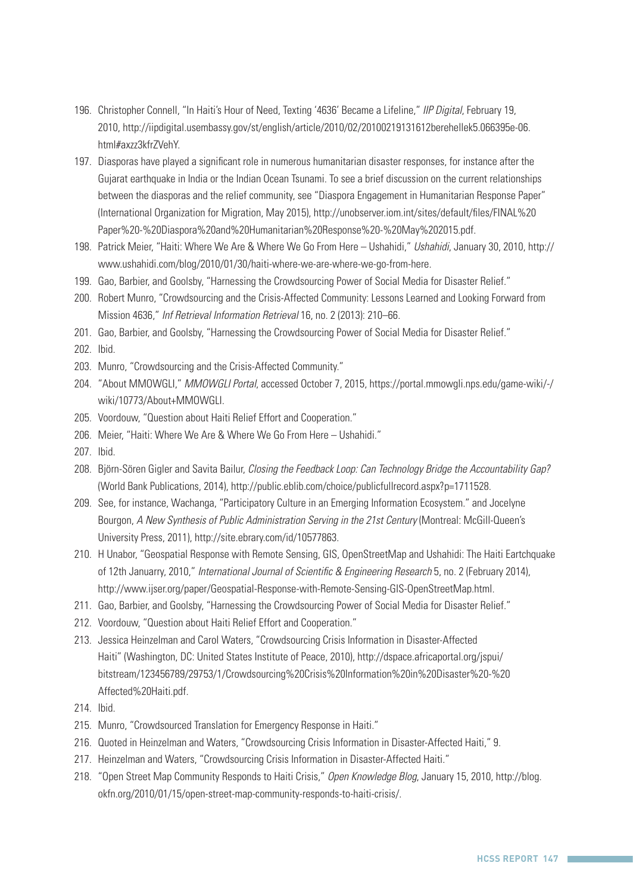196. Christopher Connell, "In Haiti's Hour of Need, Texting '4636' Became a Lifeline," *IIP Digital*, February 19, 2010, http://iipdigital.usembassy.gov/st/english/article/2010/02/20100219131612berehellek5.066395e-06.html#axzz3kfrZVehY.
197. Diasporas have played a significant role in numerous humanitarian disaster responses, for instance after the Gujarat earthquake in India or the Indian Ocean Tsunami. To see a brief discussion on the current relationships between the diasporas and the relief community, see "Diaspora Engagement in Humanitarian Response Paper" (International Organization for Migration, May 2015), http://unobserver.iom.int/sites/default/files/FINAL%20Paper%20-%20Diaspora%20and%20Humanitarian%20Response%20-%20May%202015.pdf.
198. Patrick Meier, "Haiti: Where We Are & Where We Go From Here – Ushahidi," *Ushahidi*, January 30, 2010, http://www.ushahidi.com/blog/2010/01/30/haiti-where-we-are-where-we-go-from-here.
199. Gao, Barbier, and Goolsby, "Harnessing the Crowdsourcing Power of Social Media for Disaster Relief."
200. Robert Munro, "Crowdsourcing and the Crisis-Affected Community: Lessons Learned and Looking Forward from Mission 4636," *Inf Retrieval Information Retrieval* 16, no. 2 (2013): 210–66.
201. Gao, Barbier, and Goolsby, "Harnessing the Crowdsourcing Power of Social Media for Disaster Relief."
202. Ibid.
203. Munro, "Crowdsourcing and the Crisis-Affected Community."
204. "About MMOWGLI," *MMOWGLI Portal*, accessed October 7, 2015, https://portal.mmowgli.nps.edu/game-wiki/-/wiki/10773/About+MMOWGLI.
205. Voordouw, "Question about Haiti Relief Effort and Cooperation."
206. Meier, "Haiti: Where We Are & Where We Go From Here – Ushahidi."
207. Ibid.
208. Björn-Sören Gigler and Savita Bailur, *Closing the Feedback Loop: Can Technology Bridge the Accountability Gap?* (World Bank Publications, 2014), http://public.eblib.com/choice/publicfullrecord.aspx?p=1711528.
209. See, for instance, Wachanga, "Participatory Culture in an Emerging Information Ecosystem." and Jocelyne Bourgon, *A New Synthesis of Public Administration Serving in the 21st Century* (Montreal: McGill-Queen's University Press, 2011), http://site.ebrary.com/id/10577863.
210. H Unabor, "Geospatial Response with Remote Sensing, GIS, OpenStreetMap and Ushahidi: The Haiti Eartchquake of 12th Januarry, 2010," *International Journal of Scientific & Engineering Research* 5, no. 2 (February 2014), http://www.ijser.org/paper/Geospatial-Response-with-Remote-Sensing-GIS-OpenStreetMap.html.
211. Gao, Barbier, and Goolsby, "Harnessing the Crowdsourcing Power of Social Media for Disaster Relief."
212. Voordouw, "Question about Haiti Relief Effort and Cooperation."
213. Jessica Heinzelman and Carol Waters, "Crowdsourcing Crisis Information in Disaster-Affected Haiti" (Washington, DC: United States Institute of Peace, 2010), http://dspace.africaportal.org/jspui/bitstream/123456789/29753/1/Crowdsourcing%20Crisis%20Information%20in%20Disaster%20-%20Affected%20Haiti.pdf.
214. Ibid.
215. Munro, "Crowdsourced Translation for Emergency Response in Haiti."
216. Quoted in Heinzelman and Waters, "Crowdsourcing Crisis Information in Disaster-Affected Haiti," 9.
217. Heinzelman and Waters, "Crowdsourcing Crisis Information in Disaster-Affected Haiti."
218. "Open Street Map Community Responds to Haiti Crisis," *Open Knowledge Blog*, January 15, 2010, http://blog.okfn.org/2010/01/15/open-street-map-community-responds-to-haiti-crisis/.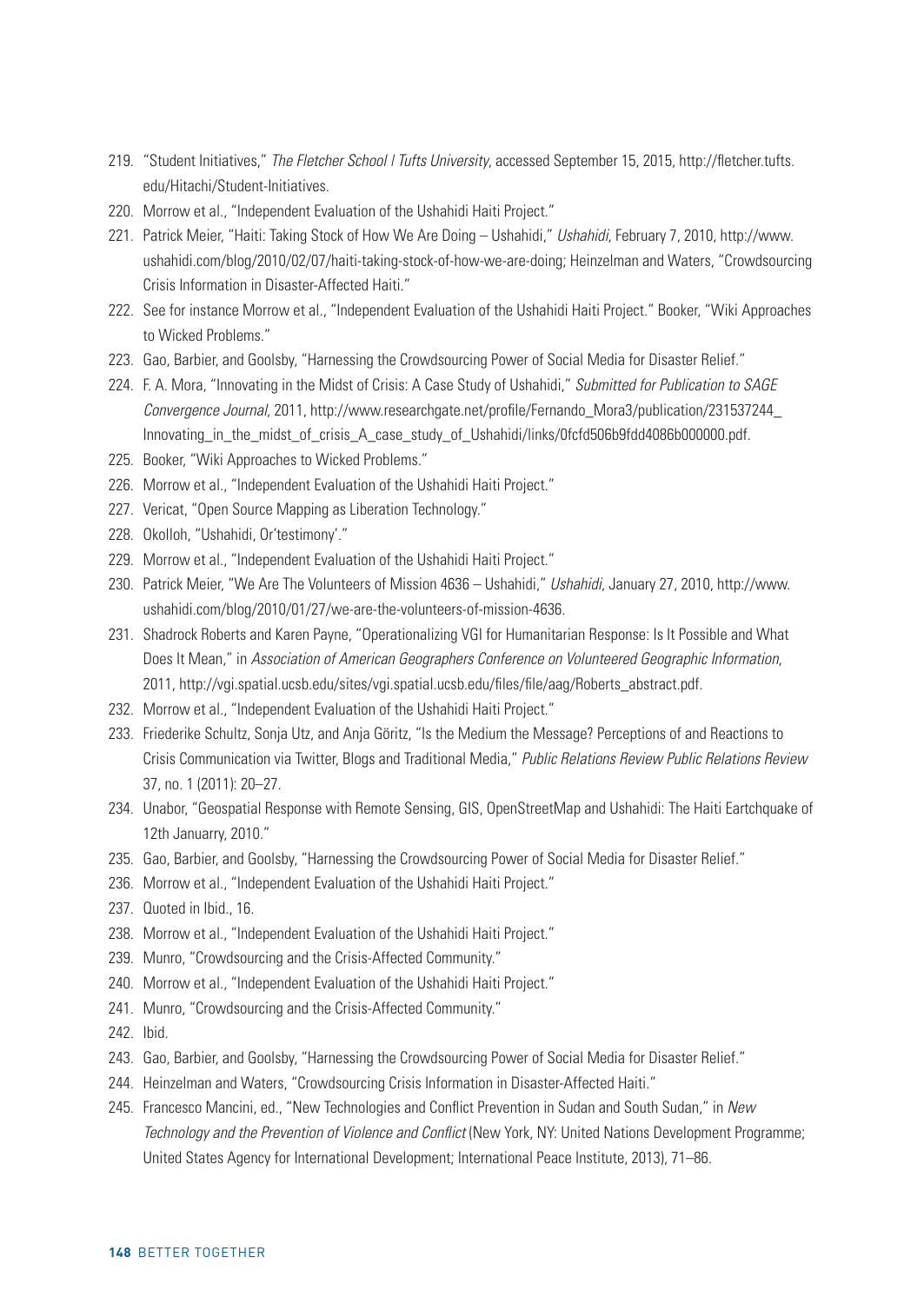219. "Student Initiatives," *The Fletcher School | Tufts University*, accessed September 15, 2015, http://fletcher.tufts.edu/Hitachi/Student-Initiatives.
220. Morrow et al., "Independent Evaluation of the Ushahidi Haiti Project."
221. Patrick Meier, "Haiti: Taking Stock of How We Are Doing – Ushahidi," *Ushahidi*, February 7, 2010, http://www.ushahidi.com/blog/2010/02/07/haiti-taking-stock-of-how-we-are-doing; Heinzelman and Waters, "Crowdsourcing Crisis Information in Disaster-Affected Haiti."
222. See for instance Morrow et al., "Independent Evaluation of the Ushahidi Haiti Project." Booker, "Wiki Approaches to Wicked Problems."
223. Gao, Barbier, and Goolsby, "Harnessing the Crowdsourcing Power of Social Media for Disaster Relief."
224. F. A. Mora, "Innovating in the Midst of Crisis: A Case Study of Ushahidi," *Submitted for Publication to SAGE Convergence Journal*, 2011, http://www.researchgate.net/profile/Fernando_Mora3/publication/231537244_Innovating_in_the_midst_of_crisis_A_case_study_of_Ushahidi/links/0fcfd506b9fdd4086b000000.pdf.
225. Booker, "Wiki Approaches to Wicked Problems."
226. Morrow et al., "Independent Evaluation of the Ushahidi Haiti Project."
227. Vericat, "Open Source Mapping as Liberation Technology."
228. Okolloh, "Ushahidi, Or'testimony'."
229. Morrow et al., "Independent Evaluation of the Ushahidi Haiti Project."
230. Patrick Meier, "We Are The Volunteers of Mission 4636 – Ushahidi," *Ushahidi*, January 27, 2010, http://www.ushahidi.com/blog/2010/01/27/we-are-the-volunteers-of-mission-4636.
231. Shadrock Roberts and Karen Payne, "Operationalizing VGI for Humanitarian Response: Is It Possible and What Does It Mean," in *Association of American Geographers Conference on Volunteered Geographic Information*, 2011, http://vgi.spatial.ucsb.edu/sites/vgi.spatial.ucsb.edu/files/file/aag/Roberts_abstract.pdf.
232. Morrow et al., "Independent Evaluation of the Ushahidi Haiti Project."
233. Friederike Schultz, Sonja Utz, and Anja Göritz, "Is the Medium the Message? Perceptions of and Reactions to Crisis Communication via Twitter, Blogs and Traditional Media," *Public Relations Review Public Relations Review* 37, no. 1 (2011): 20–27.
234. Unabor, "Geospatial Response with Remote Sensing, GIS, OpenStreetMap and Ushahidi: The Haiti Eartchquake of 12th Januarry, 2010."
235. Gao, Barbier, and Goolsby, "Harnessing the Crowdsourcing Power of Social Media for Disaster Relief."
236. Morrow et al., "Independent Evaluation of the Ushahidi Haiti Project."
237. Quoted in Ibid., 16.
238. Morrow et al., "Independent Evaluation of the Ushahidi Haiti Project."
239. Munro, "Crowdsourcing and the Crisis-Affected Community."
240. Morrow et al., "Independent Evaluation of the Ushahidi Haiti Project."
241. Munro, "Crowdsourcing and the Crisis-Affected Community."
242. Ibid.
243. Gao, Barbier, and Goolsby, "Harnessing the Crowdsourcing Power of Social Media for Disaster Relief."
244. Heinzelman and Waters, "Crowdsourcing Crisis Information in Disaster-Affected Haiti."
245. Francesco Mancini, ed., "New Technologies and Conflict Prevention in Sudan and South Sudan," in *New Technology and the Prevention of Violence and Conflict* (New York, NY: United Nations Development Programme; United States Agency for International Development; International Peace Institute, 2013), 71–86.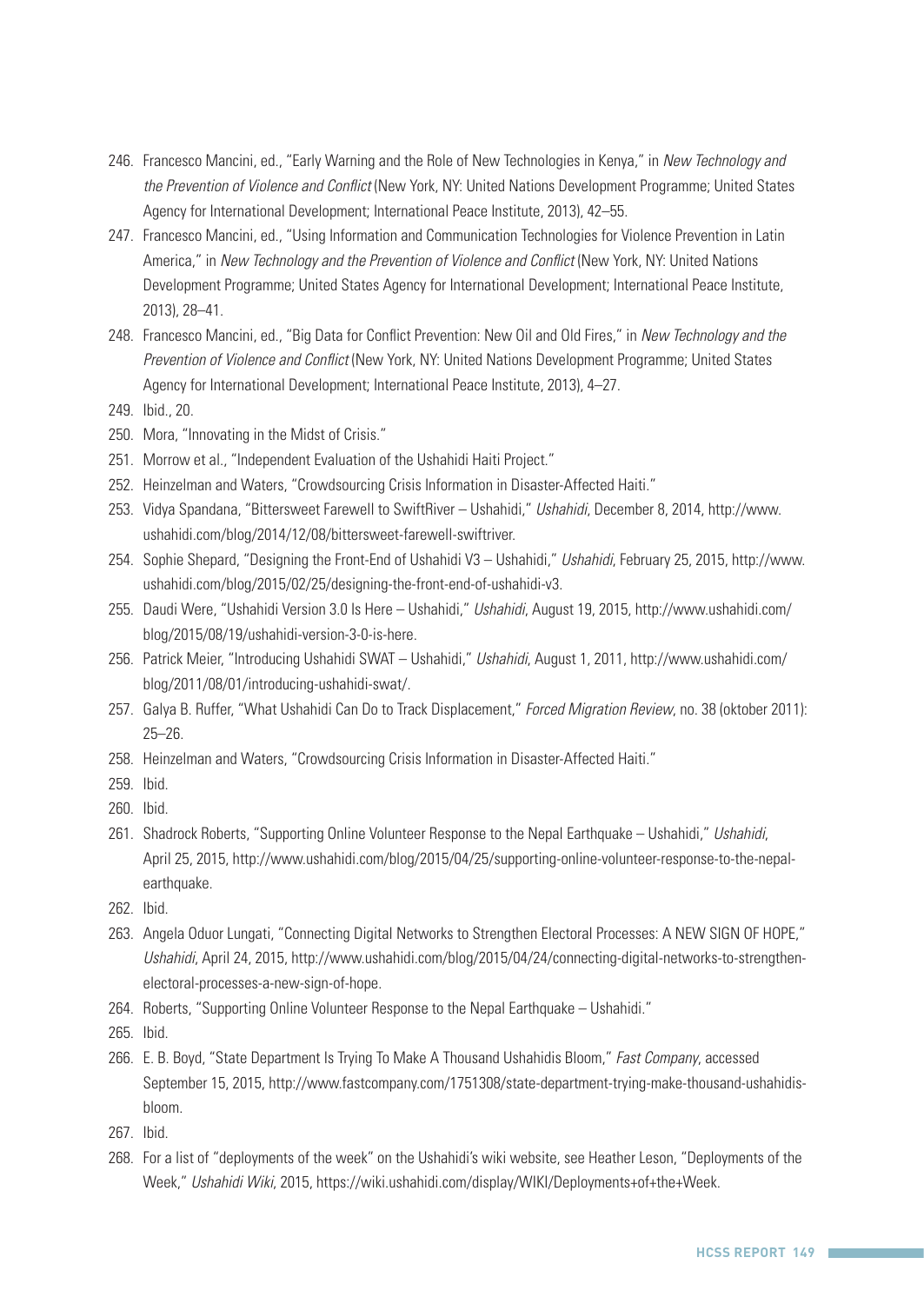246. Francesco Mancini, ed., "Early Warning and the Role of New Technologies in Kenya," in *New Technology and the Prevention of Violence and Conflict* (New York, NY: United Nations Development Programme; United States Agency for International Development; International Peace Institute, 2013), 42–55.
247. Francesco Mancini, ed., "Using Information and Communication Technologies for Violence Prevention in Latin America," in *New Technology and the Prevention of Violence and Conflict* (New York, NY: United Nations Development Programme; United States Agency for International Development; International Peace Institute, 2013), 28–41.
248. Francesco Mancini, ed., "Big Data for Conflict Prevention: New Oil and Old Fires," in *New Technology and the Prevention of Violence and Conflict* (New York, NY: United Nations Development Programme; United States Agency for International Development; International Peace Institute, 2013), 4–27.
249. Ibid., 20.
250. Mora, "Innovating in the Midst of Crisis."
251. Morrow et al., "Independent Evaluation of the Ushahidi Haiti Project."
252. Heinzelman and Waters, "Crowdsourcing Crisis Information in Disaster-Affected Haiti."
253. Vidya Spandana, "Bittersweet Farewell to SwiftRiver – Ushahidi," *Ushahidi*, December 8, 2014, http://www.ushahidi.com/blog/2014/12/08/bittersweet-farewell-swiftriver.
254. Sophie Shepard, "Designing the Front-End of Ushahidi V3 – Ushahidi," *Ushahidi*, February 25, 2015, http://www.ushahidi.com/blog/2015/02/25/designing-the-front-end-of-ushahidi-v3.
255. Daudi Were, "Ushahidi Version 3.0 Is Here – Ushahidi," *Ushahidi*, August 19, 2015, http://www.ushahidi.com/blog/2015/08/19/ushahidi-version-3-0-is-here.
256. Patrick Meier, "Introducing Ushahidi SWAT – Ushahidi," *Ushahidi*, August 1, 2011, http://www.ushahidi.com/blog/2011/08/01/introducing-ushahidi-swat/.
257. Galya B. Ruffer, "What Ushahidi Can Do to Track Displacement," *Forced Migration Review*, no. 38 (oktober 2011): 25–26.
258. Heinzelman and Waters, "Crowdsourcing Crisis Information in Disaster-Affected Haiti."
259. Ibid.
260. Ibid.
261. Shadrock Roberts, "Supporting Online Volunteer Response to the Nepal Earthquake – Ushahidi," *Ushahidi*, April 25, 2015, http://www.ushahidi.com/blog/2015/04/25/supporting-online-volunteer-response-to-the-nepal-earthquake.
262. Ibid.
263. Angela Oduor Lungati, "Connecting Digital Networks to Strengthen Electoral Processes: A NEW SIGN OF HOPE," *Ushahidi*, April 24, 2015, http://www.ushahidi.com/blog/2015/04/24/connecting-digital-networks-to-strengthen-electoral-processes-a-new-sign-of-hope.
264. Roberts, "Supporting Online Volunteer Response to the Nepal Earthquake – Ushahidi."
265. Ibid.
266. E. B. Boyd, "State Department Is Trying To Make A Thousand Ushahidis Bloom," *Fast Company*, accessed September 15, 2015, http://www.fastcompany.com/1751308/state-department-trying-make-thousand-ushahidis-bloom.
267. Ibid.
268. For a list of "deployments of the week" on the Ushahidi's wiki website, see Heather Leson, "Deployments of the Week," *Ushahidi Wiki*, 2015, https://wiki.ushahidi.com/display/WIKI/Deployments+of+the+Week.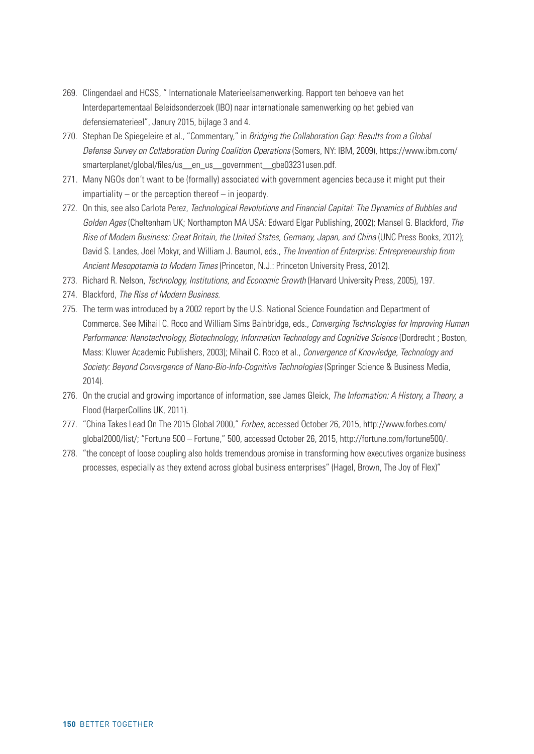269. Clingendael and HCSS, " Internationale Materieelsamenwerking. Rapport ten behoeve van het Interdepartementaal Beleidsonderzoek (IBO) naar internationale samenwerking op het gebied van defensiematerieel", Janury 2015, bijlage 3 and 4.
270. Stephan De Spiegeleire et al., "Commentary," in *Bridging the Collaboration Gap: Results from a Global Defense Survey on Collaboration During Coalition Operations* (Somers, NY: IBM, 2009), https://www.ibm.com/smarterplanet/global/files/us__en_us__government__gbe03231usen.pdf.
271. Many NGOs don't want to be (formally) associated with government agencies because it might put their impartiality – or the perception thereof – in jeopardy.
272. On this, see also Carlota Perez, *Technological Revolutions and Financial Capital: The Dynamics of Bubbles and Golden Ages* (Cheltenham UK; Northampton MA USA: Edward Elgar Publishing, 2002); Mansel G. Blackford, *The Rise of Modern Business: Great Britain, the United States, Germany, Japan, and China* (UNC Press Books, 2012); David S. Landes, Joel Mokyr, and William J. Baumol, eds., *The Invention of Enterprise: Entrepreneurship from Ancient Mesopotamia to Modern Times* (Princeton, N.J.: Princeton University Press, 2012).
273. Richard R. Nelson, *Technology, Institutions, and Economic Growth* (Harvard University Press, 2005), 197.
274. Blackford, *The Rise of Modern Business*.
275. The term was introduced by a 2002 report by the U.S. National Science Foundation and Department of Commerce. See Mihail C. Roco and William Sims Bainbridge, eds., *Converging Technologies for Improving Human Performance: Nanotechnology, Biotechnology, Information Technology and Cognitive Science* (Dordrecht ; Boston, Mass: Kluwer Academic Publishers, 2003); Mihail C. Roco et al., *Convergence of Knowledge, Technology and Society: Beyond Convergence of Nano-Bio-Info-Cognitive Technologies* (Springer Science & Business Media, 2014).
276. On the crucial and growing importance of information, see James Gleick, *The Information: A History, a Theory, a* Flood (HarperCollins UK, 2011).
277. "China Takes Lead On The 2015 Global 2000," *Forbes*, accessed October 26, 2015, http://www.forbes.com/global2000/list/; "Fortune 500 – Fortune," 500, accessed October 26, 2015, http://fortune.com/fortune500/.
278. "the concept of loose coupling also holds tremendous promise in transforming how executives organize business processes, especially as they extend across global business enterprises" (Hagel, Brown, The Joy of Flex)"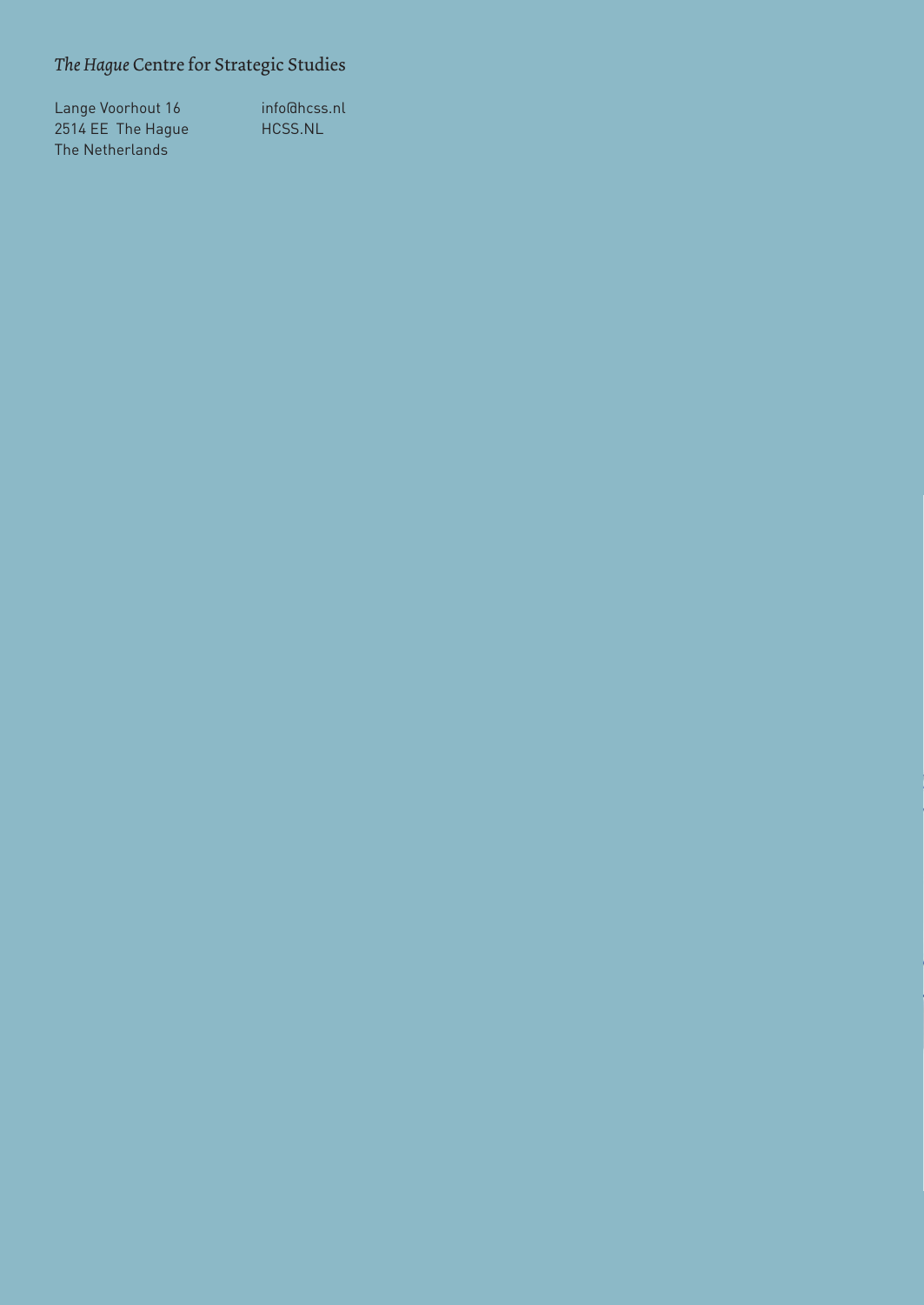*The Hague* Centre for Strategic Studies

Lange Voorhout 16
2514 EE The Hague
The Netherlands

info@hcss.nl
HCSS.NL